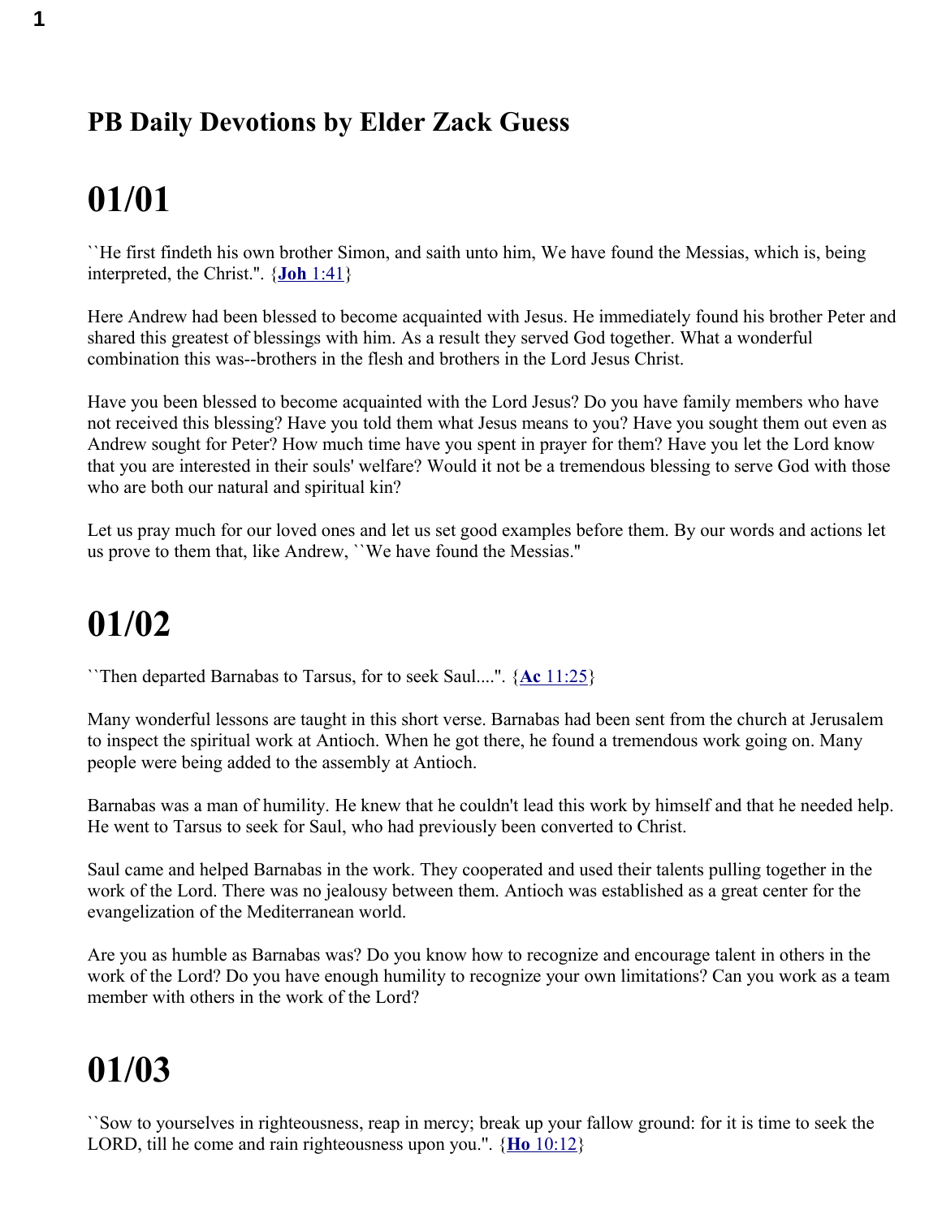## PB Daily Devotions by Elder Zack Guess

# 01/01

``He first findeth his own brother Simon, and saith unto him, We have found the Messias, which is, being interpreted, the Christ.". {**Joh** 1:41}

Here Andrew had been blessed to become acquainted with Jesus. He immediately found his brother Peter and shared this greatest of blessings with him. As a result they served God together. What a wonderful combination this was--brothers in the flesh and brothers in the Lord Jesus Christ.

Have you been blessed to become acquainted with the Lord Jesus? Do you have family members who have not received this blessing? Have you told them what Jesus means to you? Have you sought them out even as Andrew sought for Peter? How much time have you spent in prayer for them? Have you let the Lord know that you are interested in their souls' welfare? Would it not be a tremendous blessing to serve God with those who are both our natural and spiritual kin?

Let us pray much for our loved ones and let us set good examples before them. By our words and actions let us prove to them that, like Andrew, ``We have found the Messias."

# 01/02

``Then departed Barnabas to Tarsus, for to seek Saul....". {**Ac** 11:25}

Many wonderful lessons are taught in this short verse. Barnabas had been sent from the church at Jerusalem to inspect the spiritual work at Antioch. When he got there, he found a tremendous work going on. Many people were being added to the assembly at Antioch.

Barnabas was a man of humility. He knew that he couldn't lead this work by himself and that he needed help. He went to Tarsus to seek for Saul, who had previously been converted to Christ.

Saul came and helped Barnabas in the work. They cooperated and used their talents pulling together in the work of the Lord. There was no jealousy between them. Antioch was established as a great center for the evangelization of the Mediterranean world.

Are you as humble as Barnabas was? Do you know how to recognize and encourage talent in others in the work of the Lord? Do you have enough humility to recognize your own limitations? Can you work as a team member with others in the work of the Lord?

# 01/03

``Sow to yourselves in righteousness, reap in mercy; break up your fallow ground: for it is time to seek the LORD, till he come and rain righteousness upon you.". {**Ho** 10:12}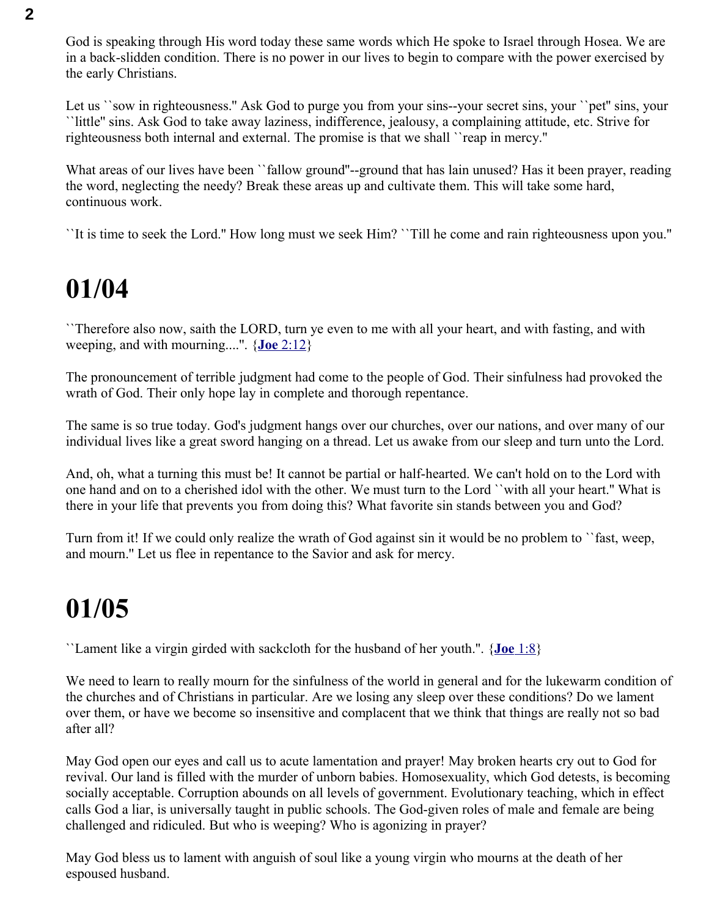God is speaking through His word today these same words which He spoke to Israel through Hosea. We are in a back-slidden condition. There is no power in our lives to begin to compare with the power exercised by the early Christians.

Let us ``sow in righteousness.'' Ask God to purge you from your sins--your secret sins, your ``pet'' sins, your ``little'' sins. Ask God to take away laziness, indifference, jealousy, a complaining attitude, etc. Strive for righteousness both internal and external. The promise is that we shall ``reap in mercy.''

What areas of our lives have been ``fallow ground''--ground that has lain unused? Has it been prayer, reading the word, neglecting the needy? Break these areas up and cultivate them. This will take some hard, continuous work.

``It is time to seek the Lord.'' How long must we seek Him? ``Till he come and rain righteousness upon you.''

# 01/04

``Therefore also now, saith the LORD, turn ye even to me with all your heart, and with fasting, and with weeping, and with mourning....''. {**Joe** 2:12}

The pronouncement of terrible judgment had come to the people of God. Their sinfulness had provoked the wrath of God. Their only hope lay in complete and thorough repentance.

The same is so true today. God's judgment hangs over our churches, over our nations, and over many of our individual lives like a great sword hanging on a thread. Let us awake from our sleep and turn unto the Lord.

And, oh, what a turning this must be! It cannot be partial or half-hearted. We can't hold on to the Lord with one hand and on to a cherished idol with the other. We must turn to the Lord ``with all your heart.'' What is there in your life that prevents you from doing this? What favorite sin stands between you and God?

Turn from it! If we could only realize the wrath of God against sin it would be no problem to ``fast, weep, and mourn.'' Let us flee in repentance to the Savior and ask for mercy.

# 01/05

``Lament like a virgin girded with sackcloth for the husband of her youth.''. {**Joe** 1:8}

We need to learn to really mourn for the sinfulness of the world in general and for the lukewarm condition of the churches and of Christians in particular. Are we losing any sleep over these conditions? Do we lament over them, or have we become so insensitive and complacent that we think that things are really not so bad after all?

May God open our eyes and call us to acute lamentation and prayer! May broken hearts cry out to God for revival. Our land is filled with the murder of unborn babies. Homosexuality, which God detests, is becoming socially acceptable. Corruption abounds on all levels of government. Evolutionary teaching, which in effect calls God a liar, is universally taught in public schools. The God-given roles of male and female are being challenged and ridiculed. But who is weeping? Who is agonizing in prayer?

May God bless us to lament with anguish of soul like a young virgin who mourns at the death of her espoused husband.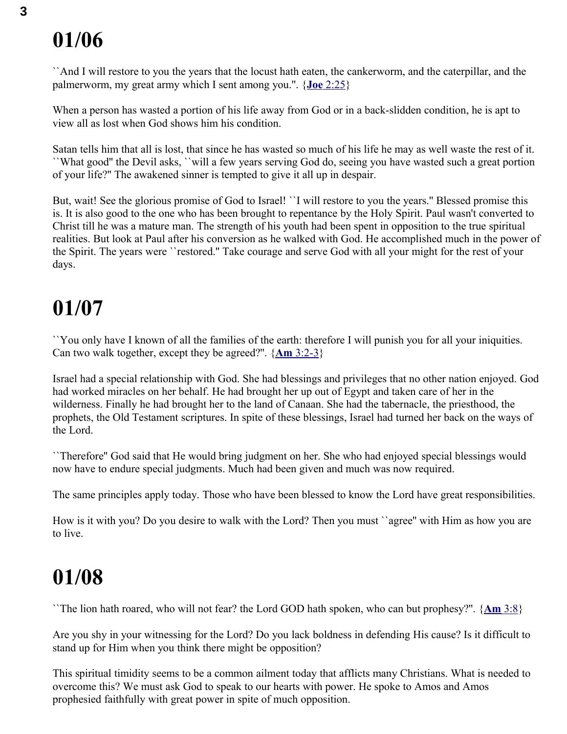# 01/06

``And I will restore to you the years that the locust hath eaten, the cankerworm, and the caterpillar, and the palmerworm, my great army which I sent among you.''. {**Joe** 2:25}

When a person has wasted a portion of his life away from God or in a back-slidden condition, he is apt to view all as lost when God shows him his condition.

Satan tells him that all is lost, that since he has wasted so much of his life he may as well waste the rest of it. ``What good'' the Devil asks, ``will a few years serving God do, seeing you have wasted such a great portion of your life?'' The awakened sinner is tempted to give it all up in despair.

But, wait! See the glorious promise of God to Israel! ``I will restore to you the years.'' Blessed promise this is. It is also good to the one who has been brought to repentance by the Holy Spirit. Paul wasn't converted to Christ till he was a mature man. The strength of his youth had been spent in opposition to the true spiritual realities. But look at Paul after his conversion as he walked with God. He accomplished much in the power of the Spirit. The years were ``restored.'' Take courage and serve God with all your might for the rest of your days.

# 01/07

``You only have I known of all the families of the earth: therefore I will punish you for all your iniquities. Can two walk together, except they be agreed?''. {**Am** 3:2-3}

Israel had a special relationship with God. She had blessings and privileges that no other nation enjoyed. God had worked miracles on her behalf. He had brought her up out of Egypt and taken care of her in the wilderness. Finally he had brought her to the land of Canaan. She had the tabernacle, the priesthood, the prophets, the Old Testament scriptures. In spite of these blessings, Israel had turned her back on the ways of the Lord.

``Therefore'' God said that He would bring judgment on her. She who had enjoyed special blessings would now have to endure special judgments. Much had been given and much was now required.

The same principles apply today. Those who have been blessed to know the Lord have great responsibilities.

How is it with you? Do you desire to walk with the Lord? Then you must ``agree'' with Him as how you are to live.

# 01/08

``The lion hath roared, who will not fear? the Lord GOD hath spoken, who can but prophesy?''. {**Am** 3:8}

Are you shy in your witnessing for the Lord? Do you lack boldness in defending His cause? Is it difficult to stand up for Him when you think there might be opposition?

This spiritual timidity seems to be a common ailment today that afflicts many Christians. What is needed to overcome this? We must ask God to speak to our hearts with power. He spoke to Amos and Amos prophesied faithfully with great power in spite of much opposition.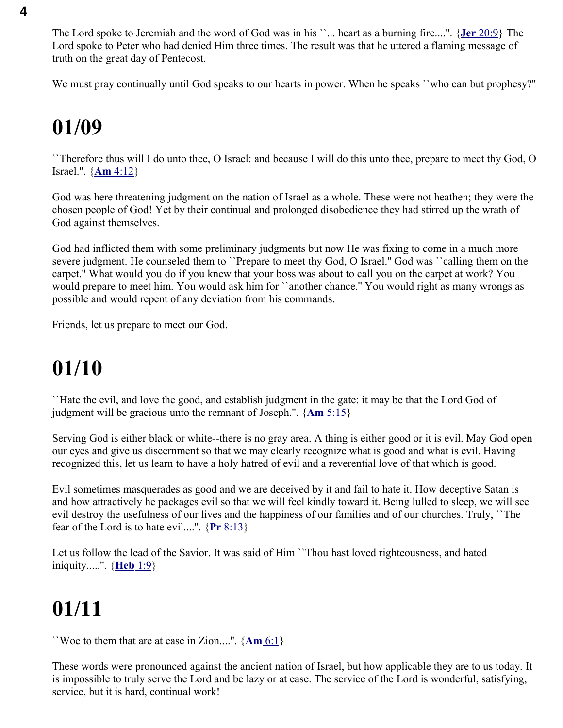The Lord spoke to Jeremiah and the word of God was in his ``... heart as a burning fire....". {**Jer** 20:9} The Lord spoke to Peter who had denied Him three times. The result was that he uttered a flaming message of truth on the great day of Pentecost.

We must pray continually until God speaks to our hearts in power. When he speaks ``who can but prophesy?''

# 01/09

``Therefore thus will I do unto thee, O Israel: and because I will do this unto thee, prepare to meet thy God, O Israel.''. {**Am** 4:12}

God was here threatening judgment on the nation of Israel as a whole. These were not heathen; they were the chosen people of God! Yet by their continual and prolonged disobedience they had stirred up the wrath of God against themselves.

God had inflicted them with some preliminary judgments but now He was fixing to come in a much more severe judgment. He counseled them to ``Prepare to meet thy God, O Israel.'' God was ``calling them on the carpet.'' What would you do if you knew that your boss was about to call you on the carpet at work? You would prepare to meet him. You would ask him for ``another chance.'' You would right as many wrongs as possible and would repent of any deviation from his commands.

Friends, let us prepare to meet our God.

# 01/10

``Hate the evil, and love the good, and establish judgment in the gate: it may be that the Lord God of judgment will be gracious unto the remnant of Joseph.''. {**Am** 5:15}

Serving God is either black or white--there is no gray area. A thing is either good or it is evil. May God open our eyes and give us discernment so that we may clearly recognize what is good and what is evil. Having recognized this, let us learn to have a holy hatred of evil and a reverential love of that which is good.

Evil sometimes masquerades as good and we are deceived by it and fail to hate it. How deceptive Satan is and how attractively he packages evil so that we will feel kindly toward it. Being lulled to sleep, we will see evil destroy the usefulness of our lives and the happiness of our families and of our churches. Truly, ``The fear of the Lord is to hate evil....". {**Pr** 8:13}

Let us follow the lead of the Savior. It was said of Him ``Thou hast loved righteousness, and hated iniquity.....". {**Heb** 1:9}

# 01/11

``Woe to them that are at ease in Zion....". {**Am** 6:1}

These words were pronounced against the ancient nation of Israel, but how applicable they are to us today. It is impossible to truly serve the Lord and be lazy or at ease. The service of the Lord is wonderful, satisfying, service, but it is hard, continual work!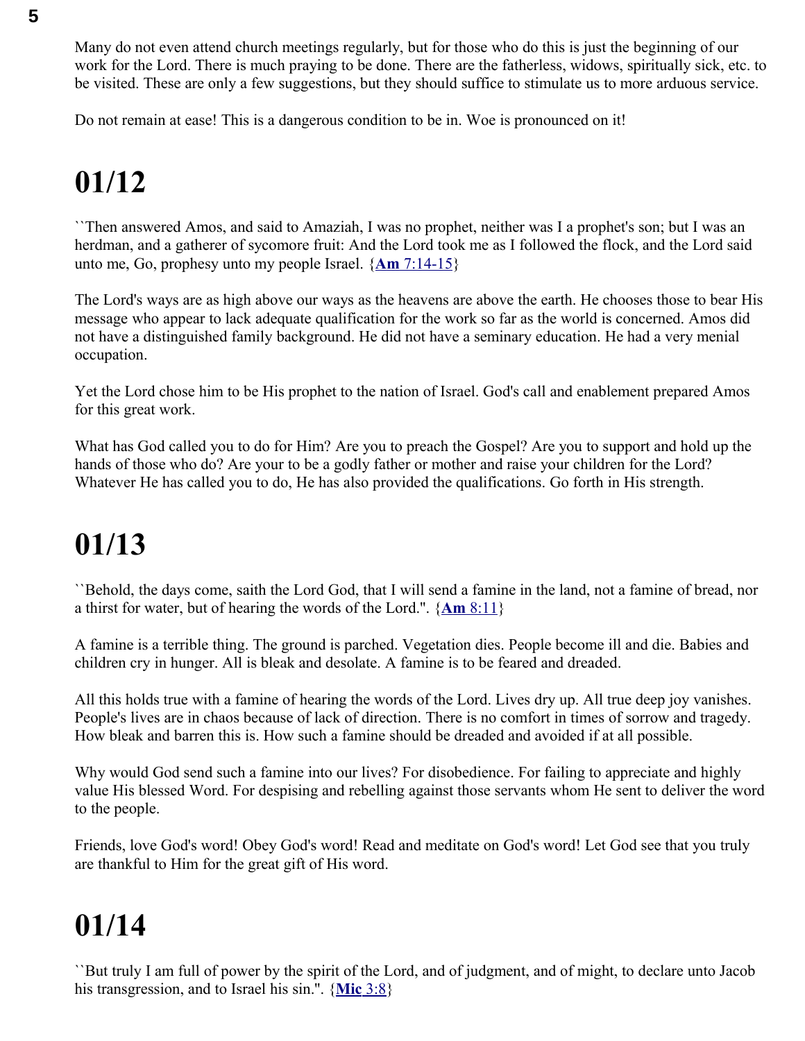Many do not even attend church meetings regularly, but for those who do this is just the beginning of our work for the Lord. There is much praying to be done. There are the fatherless, widows, spiritually sick, etc. to be visited. These are only a few suggestions, but they should suffice to stimulate us to more arduous service.

Do not remain at ease! This is a dangerous condition to be in. Woe is pronounced on it!

# 01/12

``Then answered Amos, and said to Amaziah, I was no prophet, neither was I a prophet's son; but I was an herdman, and a gatherer of sycomore fruit: And the Lord took me as I followed the flock, and the Lord said unto me, Go, prophesy unto my people Israel. {**Am** 7:14-15}

The Lord's ways are as high above our ways as the heavens are above the earth. He chooses those to bear His message who appear to lack adequate qualification for the work so far as the world is concerned. Amos did not have a distinguished family background. He did not have a seminary education. He had a very menial occupation.

Yet the Lord chose him to be His prophet to the nation of Israel. God's call and enablement prepared Amos for this great work.

What has God called you to do for Him? Are you to preach the Gospel? Are you to support and hold up the hands of those who do? Are your to be a godly father or mother and raise your children for the Lord? Whatever He has called you to do, He has also provided the qualifications. Go forth in His strength.

# 01/13

``Behold, the days come, saith the Lord God, that I will send a famine in the land, not a famine of bread, nor a thirst for water, but of hearing the words of the Lord.". {**Am** 8:11}

A famine is a terrible thing. The ground is parched. Vegetation dies. People become ill and die. Babies and children cry in hunger. All is bleak and desolate. A famine is to be feared and dreaded.

All this holds true with a famine of hearing the words of the Lord. Lives dry up. All true deep joy vanishes. People's lives are in chaos because of lack of direction. There is no comfort in times of sorrow and tragedy. How bleak and barren this is. How such a famine should be dreaded and avoided if at all possible.

Why would God send such a famine into our lives? For disobedience. For failing to appreciate and highly value His blessed Word. For despising and rebelling against those servants whom He sent to deliver the word to the people.

Friends, love God's word! Obey God's word! Read and meditate on God's word! Let God see that you truly are thankful to Him for the great gift of His word.

# 01/14

``But truly I am full of power by the spirit of the Lord, and of judgment, and of might, to declare unto Jacob his transgression, and to Israel his sin.". {**Mic** 3:8}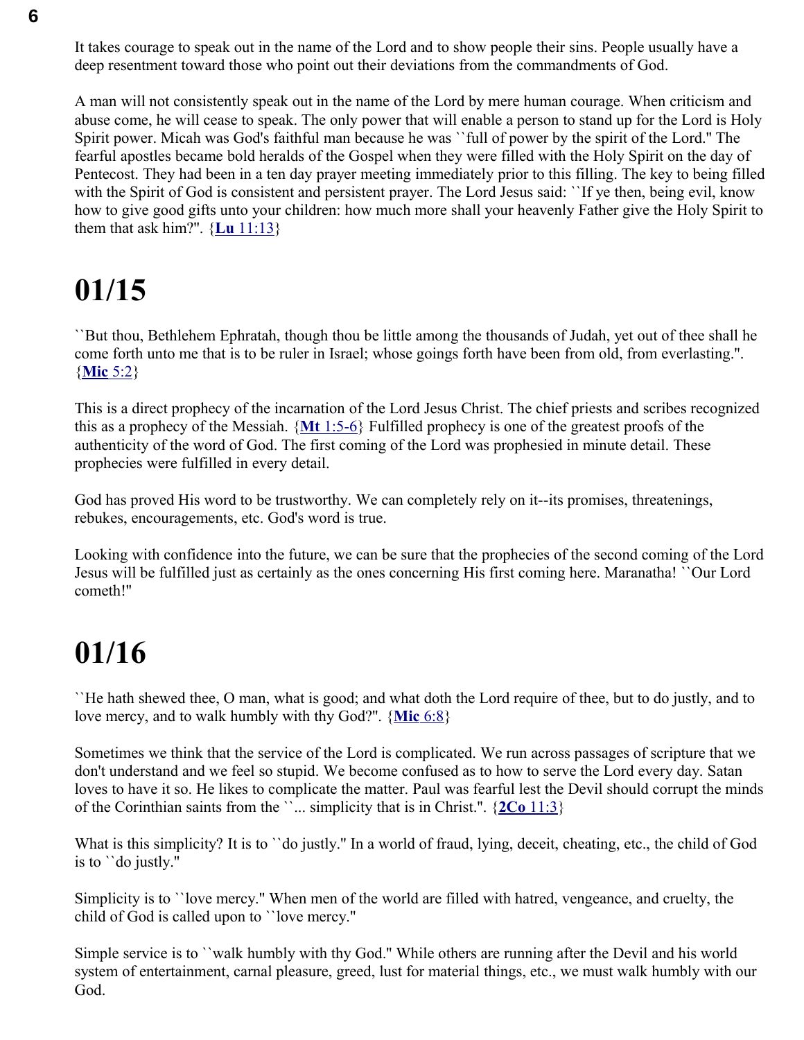It takes courage to speak out in the name of the Lord and to show people their sins. People usually have a deep resentment toward those who point out their deviations from the commandments of God.

A man will not consistently speak out in the name of the Lord by mere human courage. When criticism and abuse come, he will cease to speak. The only power that will enable a person to stand up for the Lord is Holy Spirit power. Micah was God's faithful man because he was ``full of power by the spirit of the Lord.'' The fearful apostles became bold heralds of the Gospel when they were filled with the Holy Spirit on the day of Pentecost. They had been in a ten day prayer meeting immediately prior to this filling. The key to being filled with the Spirit of God is consistent and persistent prayer. The Lord Jesus said: ``If ye then, being evil, know how to give good gifts unto your children: how much more shall your heavenly Father give the Holy Spirit to them that ask him?''. {**Lu** 11:13}

# 01/15

``But thou, Bethlehem Ephratah, though thou be little among the thousands of Judah, yet out of thee shall he come forth unto me that is to be ruler in Israel; whose goings forth have been from of old, from everlasting.''. {**Mic** 5:2}

This is a direct prophecy of the incarnation of the Lord Jesus Christ. The chief priests and scribes recognized this as a prophecy of the Messiah. {**Mt** 1:5-6} Fulfilled prophecy is one of the greatest proofs of the authenticity of the word of God. The first coming of the Lord was prophesied in minute detail. These prophecies were fulfilled in every detail.

God has proved His word to be trustworthy. We can completely rely on it--its promises, threatenings, rebukes, encouragements, etc. God's word is true.

Looking with confidence into the future, we can be sure that the prophecies of the second coming of the Lord Jesus will be fulfilled just as certainly as the ones concerning His first coming here. Maranatha! ``Our Lord cometh!''

# 01/16

``He hath shewed thee, O man, what is good; and what doth the Lord require of thee, but to do justly, and to love mercy, and to walk humbly with thy God?''. {**Mic** 6:8}

Sometimes we think that the service of the Lord is complicated. We run across passages of scripture that we don't understand and we feel so stupid. We become confused as to how to serve the Lord every day. Satan loves to have it so. He likes to complicate the matter. Paul was fearful lest the Devil should corrupt the minds of the Corinthian saints from the ``... simplicity that is in Christ.''. {**2Co** 11:3}

What is this simplicity? It is to ``do justly.'' In a world of fraud, lying, deceit, cheating, etc., the child of God is to ``do justly.''

Simplicity is to ``love mercy.'' When men of the world are filled with hatred, vengeance, and cruelty, the child of God is called upon to ``love mercy.''

Simple service is to ``walk humbly with thy God.'' While others are running after the Devil and his world system of entertainment, carnal pleasure, greed, lust for material things, etc., we must walk humbly with our God.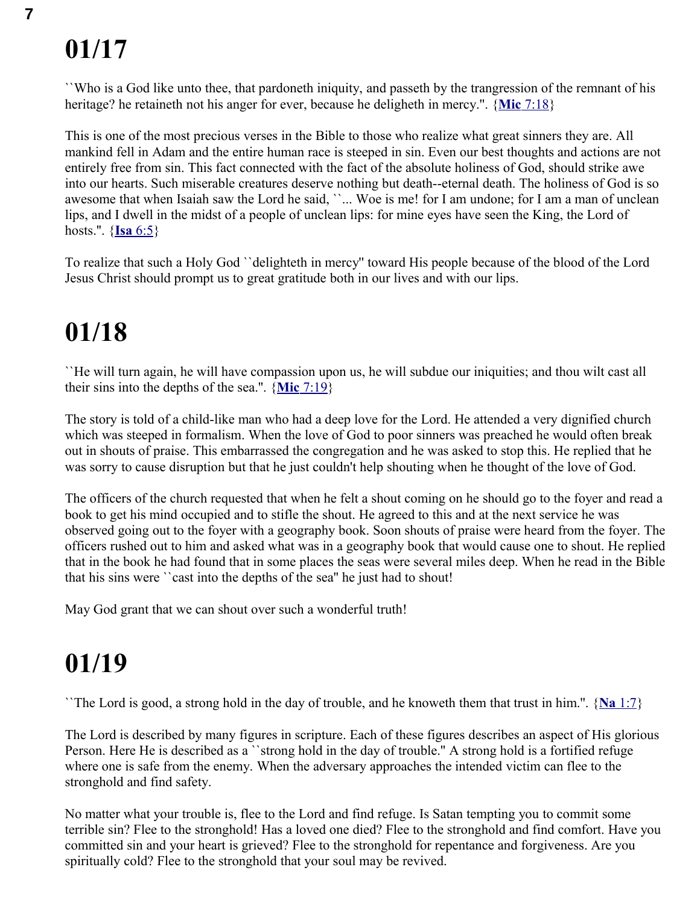# 01/17

``Who is a God like unto thee, that pardoneth iniquity, and passeth by the trangression of the remnant of his heritage? he retaineth not his anger for ever, because he deligheth in mercy.''. {**Mic** 7:18}

This is one of the most precious verses in the Bible to those who realize what great sinners they are. All mankind fell in Adam and the entire human race is steeped in sin. Even our best thoughts and actions are not entirely free from sin. This fact connected with the fact of the absolute holiness of God, should strike awe into our hearts. Such miserable creatures deserve nothing but death--eternal death. The holiness of God is so awesome that when Isaiah saw the Lord he said, ``... Woe is me! for I am undone; for I am a man of unclean lips, and I dwell in the midst of a people of unclean lips: for mine eyes have seen the King, the Lord of hosts.''. {**Isa** 6:5}

To realize that such a Holy God ``delighteth in mercy'' toward His people because of the blood of the Lord Jesus Christ should prompt us to great gratitude both in our lives and with our lips.

# 01/18

``He will turn again, he will have compassion upon us, he will subdue our iniquities; and thou wilt cast all their sins into the depths of the sea.''. {**Mic** 7:19}

The story is told of a child-like man who had a deep love for the Lord. He attended a very dignified church which was steeped in formalism. When the love of God to poor sinners was preached he would often break out in shouts of praise. This embarrassed the congregation and he was asked to stop this. He replied that he was sorry to cause disruption but that he just couldn't help shouting when he thought of the love of God.

The officers of the church requested that when he felt a shout coming on he should go to the foyer and read a book to get his mind occupied and to stifle the shout. He agreed to this and at the next service he was observed going out to the foyer with a geography book. Soon shouts of praise were heard from the foyer. The officers rushed out to him and asked what was in a geography book that would cause one to shout. He replied that in the book he had found that in some places the seas were several miles deep. When he read in the Bible that his sins were ``cast into the depths of the sea'' he just had to shout!

May God grant that we can shout over such a wonderful truth!

# 01/19

``The Lord is good, a strong hold in the day of trouble, and he knoweth them that trust in him.''. {**Na** 1:7}

The Lord is described by many figures in scripture. Each of these figures describes an aspect of His glorious Person. Here He is described as a ``strong hold in the day of trouble.'' A strong hold is a fortified refuge where one is safe from the enemy. When the adversary approaches the intended victim can flee to the stronghold and find safety.

No matter what your trouble is, flee to the Lord and find refuge. Is Satan tempting you to commit some terrible sin? Flee to the stronghold! Has a loved one died? Flee to the stronghold and find comfort. Have you committed sin and your heart is grieved? Flee to the stronghold for repentance and forgiveness. Are you spiritually cold? Flee to the stronghold that your soul may be revived.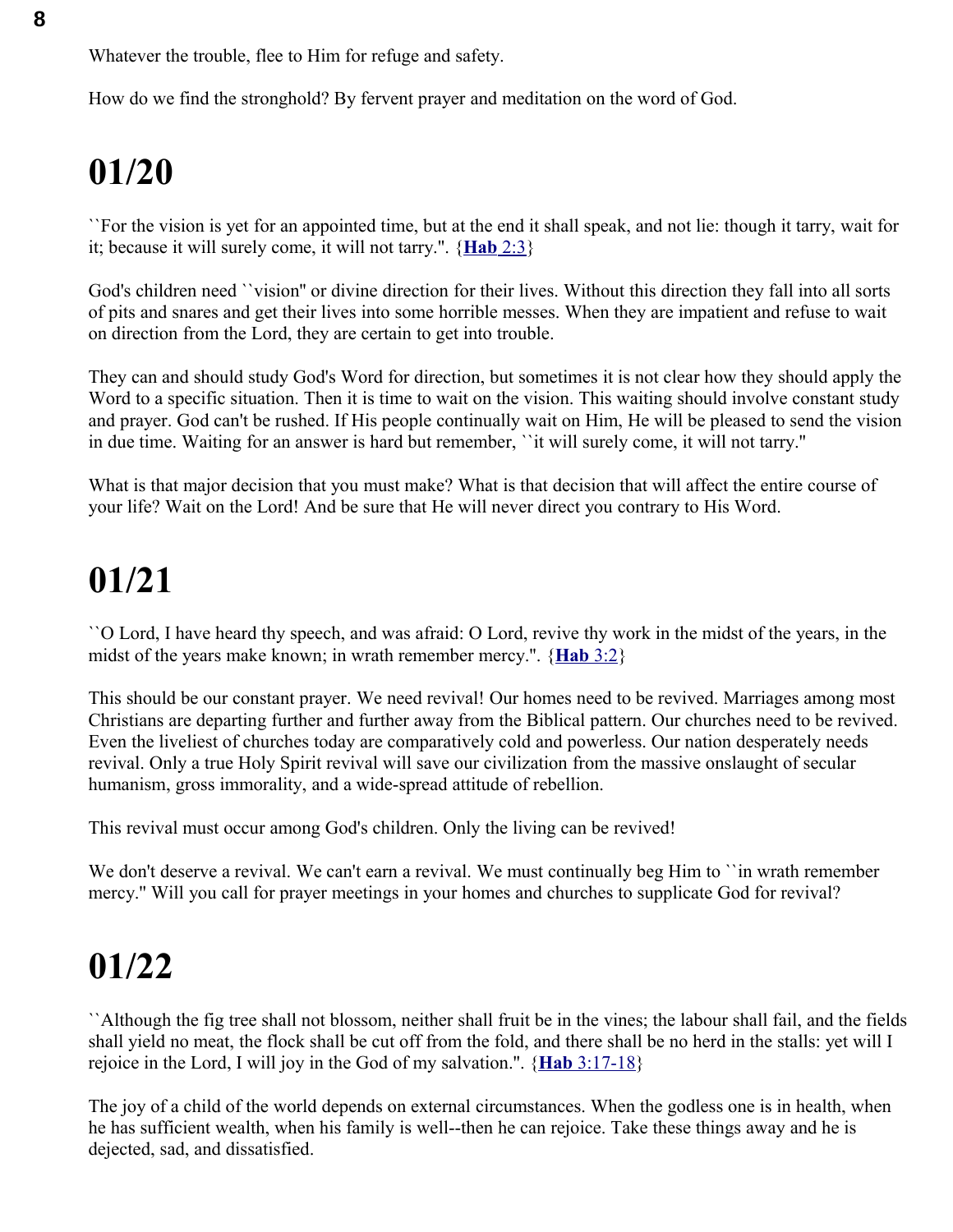Whatever the trouble, flee to Him for refuge and safety.

How do we find the stronghold? By fervent prayer and meditation on the word of God.

# 01/20

``For the vision is yet for an appointed time, but at the end it shall speak, and not lie: though it tarry, wait for it; because it will surely come, it will not tarry.''. {**Hab** 2:3}

God's children need ``vision'' or divine direction for their lives. Without this direction they fall into all sorts of pits and snares and get their lives into some horrible messes. When they are impatient and refuse to wait on direction from the Lord, they are certain to get into trouble.

They can and should study God's Word for direction, but sometimes it is not clear how they should apply the Word to a specific situation. Then it is time to wait on the vision. This waiting should involve constant study and prayer. God can't be rushed. If His people continually wait on Him, He will be pleased to send the vision in due time. Waiting for an answer is hard but remember, ``it will surely come, it will not tarry.''

What is that major decision that you must make? What is that decision that will affect the entire course of your life? Wait on the Lord! And be sure that He will never direct you contrary to His Word.

# 01/21

``O Lord, I have heard thy speech, and was afraid: O Lord, revive thy work in the midst of the years, in the midst of the years make known; in wrath remember mercy.''. {**Hab** 3:2}

This should be our constant prayer. We need revival! Our homes need to be revived. Marriages among most Christians are departing further and further away from the Biblical pattern. Our churches need to be revived. Even the liveliest of churches today are comparatively cold and powerless. Our nation desperately needs revival. Only a true Holy Spirit revival will save our civilization from the massive onslaught of secular humanism, gross immorality, and a wide-spread attitude of rebellion.

This revival must occur among God's children. Only the living can be revived!

We don't deserve a revival. We can't earn a revival. We must continually beg Him to ``in wrath remember mercy.'' Will you call for prayer meetings in your homes and churches to supplicate God for revival?

# 01/22

``Although the fig tree shall not blossom, neither shall fruit be in the vines; the labour shall fail, and the fields shall yield no meat, the flock shall be cut off from the fold, and there shall be no herd in the stalls: yet will I rejoice in the Lord, I will joy in the God of my salvation.''. {**Hab** 3:17-18}

The joy of a child of the world depends on external circumstances. When the godless one is in health, when he has sufficient wealth, when his family is well--then he can rejoice. Take these things away and he is dejected, sad, and dissatisfied.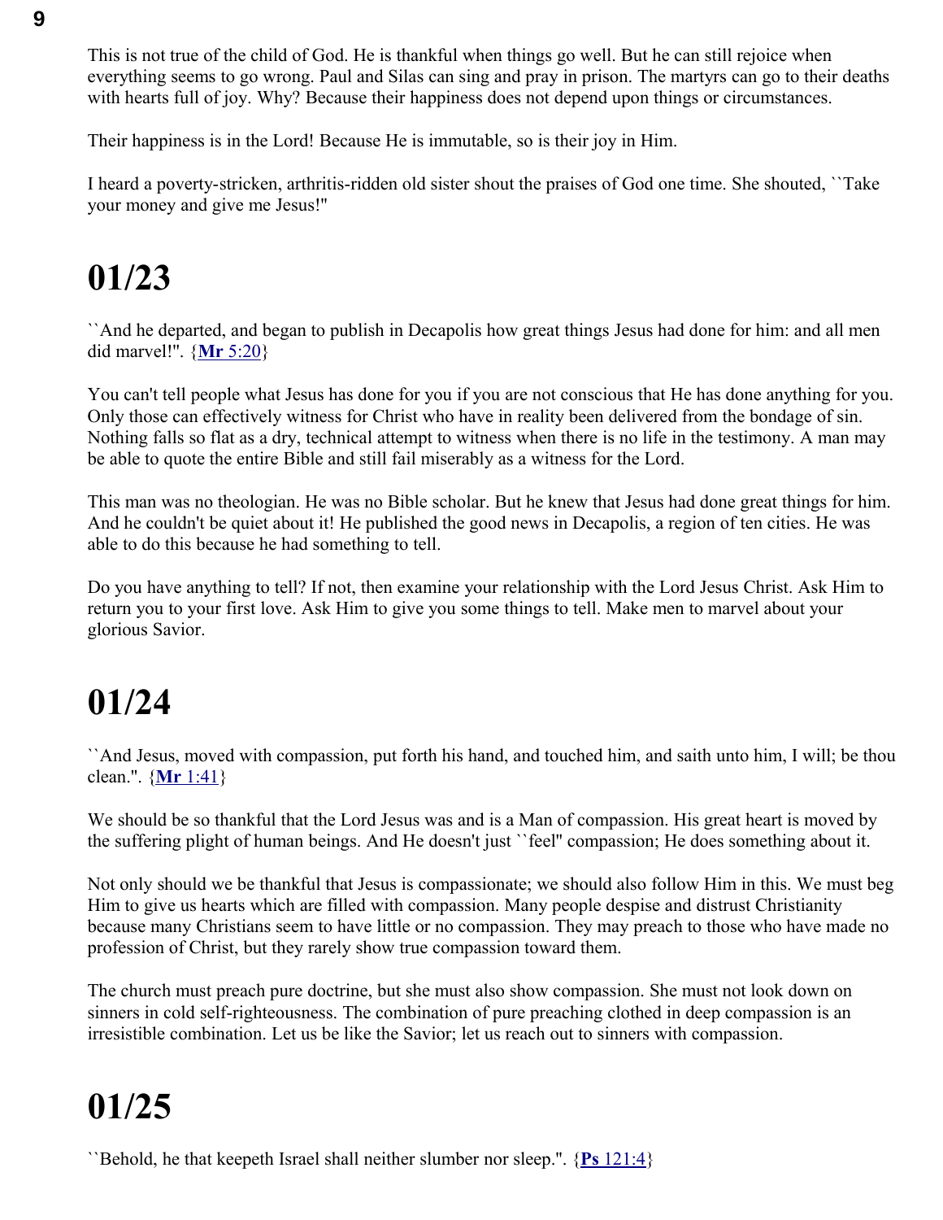This is not true of the child of God. He is thankful when things go well. But he can still rejoice when everything seems to go wrong. Paul and Silas can sing and pray in prison. The martyrs can go to their deaths with hearts full of joy. Why? Because their happiness does not depend upon things or circumstances.

Their happiness is in the Lord! Because He is immutable, so is their joy in Him.

I heard a poverty-stricken, arthritis-ridden old sister shout the praises of God one time. She shouted, ``Take your money and give me Jesus!''

# 01/23

``And he departed, and began to publish in Decapolis how great things Jesus had done for him: and all men did marvel!''. {**Mr** 5:20}

You can't tell people what Jesus has done for you if you are not conscious that He has done anything for you. Only those can effectively witness for Christ who have in reality been delivered from the bondage of sin. Nothing falls so flat as a dry, technical attempt to witness when there is no life in the testimony. A man may be able to quote the entire Bible and still fail miserably as a witness for the Lord.

This man was no theologian. He was no Bible scholar. But he knew that Jesus had done great things for him. And he couldn't be quiet about it! He published the good news in Decapolis, a region of ten cities. He was able to do this because he had something to tell.

Do you have anything to tell? If not, then examine your relationship with the Lord Jesus Christ. Ask Him to return you to your first love. Ask Him to give you some things to tell. Make men to marvel about your glorious Savior.

# 01/24

``And Jesus, moved with compassion, put forth his hand, and touched him, and saith unto him, I will; be thou clean.''. {**Mr** 1:41}

We should be so thankful that the Lord Jesus was and is a Man of compassion. His great heart is moved by the suffering plight of human beings. And He doesn't just ``feel'' compassion; He does something about it.

Not only should we be thankful that Jesus is compassionate; we should also follow Him in this. We must beg Him to give us hearts which are filled with compassion. Many people despise and distrust Christianity because many Christians seem to have little or no compassion. They may preach to those who have made no profession of Christ, but they rarely show true compassion toward them.

The church must preach pure doctrine, but she must also show compassion. She must not look down on sinners in cold self-righteousness. The combination of pure preaching clothed in deep compassion is an irresistible combination. Let us be like the Savior; let us reach out to sinners with compassion.

# 01/25

``Behold, he that keepeth Israel shall neither slumber nor sleep.''. {**Ps** 121:4}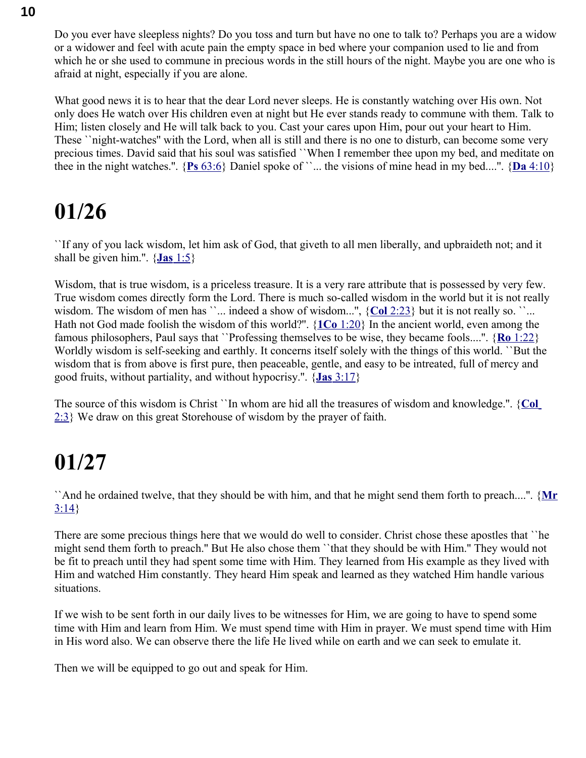Do you ever have sleepless nights? Do you toss and turn but have no one to talk to? Perhaps you are a widow or a widower and feel with acute pain the empty space in bed where your companion used to lie and from which he or she used to commune in precious words in the still hours of the night. Maybe you are one who is afraid at night, especially if you are alone.

What good news it is to hear that the dear Lord never sleeps. He is constantly watching over His own. Not only does He watch over His children even at night but He ever stands ready to commune with them. Talk to Him; listen closely and He will talk back to you. Cast your cares upon Him, pour out your heart to Him. These ``night-watches'' with the Lord, when all is still and there is no one to disturb, can become some very precious times. David said that his soul was satisfied ``When I remember thee upon my bed, and meditate on thee in the night watches.''. {**Ps** 63:6} Daniel spoke of ``... the visions of mine head in my bed....''. {**Da** 4:10}

# 01/26

``If any of you lack wisdom, let him ask of God, that giveth to all men liberally, and upbraideth not; and it shall be given him.''. {**Jas** 1:5}

Wisdom, that is true wisdom, is a priceless treasure. It is a very rare attribute that is possessed by very few. True wisdom comes directly form the Lord. There is much so-called wisdom in the world but it is not really wisdom. The wisdom of men has ``... indeed a show of wisdom...'', {**Col** 2:23} but it is not really so. ``... Hath not God made foolish the wisdom of this world?''. {**1Co** 1:20} In the ancient world, even among the famous philosophers, Paul says that ``Professing themselves to be wise, they became fools....''. {**Ro** 1:22} Worldly wisdom is self-seeking and earthly. It concerns itself solely with the things of this world. ``But the wisdom that is from above is first pure, then peaceable, gentle, and easy to be intreated, full of mercy and good fruits, without partiality, and without hypocrisy.''. {**Jas** 3:17}

The source of this wisdom is Christ ``In whom are hid all the treasures of wisdom and knowledge.''. {**Col** 2:3} We draw on this great Storehouse of wisdom by the prayer of faith.

# 01/27

``And he ordained twelve, that they should be with him, and that he might send them forth to preach....''. {**Mr** 3:14}

There are some precious things here that we would do well to consider. Christ chose these apostles that ``he might send them forth to preach.'' But He also chose them ``that they should be with Him.'' They would not be fit to preach until they had spent some time with Him. They learned from His example as they lived with Him and watched Him constantly. They heard Him speak and learned as they watched Him handle various situations.

If we wish to be sent forth in our daily lives to be witnesses for Him, we are going to have to spend some time with Him and learn from Him. We must spend time with Him in prayer. We must spend time with Him in His word also. We can observe there the life He lived while on earth and we can seek to emulate it.

Then we will be equipped to go out and speak for Him.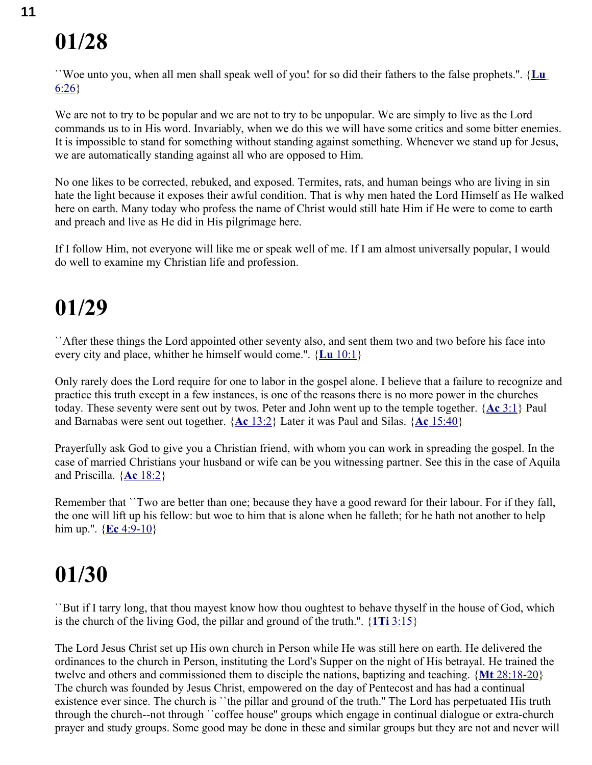# 01/28

``Woe unto you, when all men shall speak well of you! for so did their fathers to the false prophets.''. {**Lu** 6:26}

We are not to try to be popular and we are not to try to be unpopular. We are simply to live as the Lord commands us to in His word. Invariably, when we do this we will have some critics and some bitter enemies. It is impossible to stand for something without standing against something. Whenever we stand up for Jesus, we are automatically standing against all who are opposed to Him.

No one likes to be corrected, rebuked, and exposed. Termites, rats, and human beings who are living in sin hate the light because it exposes their awful condition. That is why men hated the Lord Himself as He walked here on earth. Many today who profess the name of Christ would still hate Him if He were to come to earth and preach and live as He did in His pilgrimage here.

If I follow Him, not everyone will like me or speak well of me. If I am almost universally popular, I would do well to examine my Christian life and profession.

# 01/29

``After these things the Lord appointed other seventy also, and sent them two and two before his face into every city and place, whither he himself would come.''. {**Lu** 10:1}

Only rarely does the Lord require for one to labor in the gospel alone. I believe that a failure to recognize and practice this truth except in a few instances, is one of the reasons there is no more power in the churches today. These seventy were sent out by twos. Peter and John went up to the temple together. {**Ac** 3:1} Paul and Barnabas were sent out together. {**Ac** 13:2} Later it was Paul and Silas. {**Ac** 15:40}

Prayerfully ask God to give you a Christian friend, with whom you can work in spreading the gospel. In the case of married Christians your husband or wife can be you witnessing partner. See this in the case of Aquila and Priscilla. {**Ac** 18:2}

Remember that ``Two are better than one; because they have a good reward for their labour. For if they fall, the one will lift up his fellow: but woe to him that is alone when he falleth; for he hath not another to help him up.''. {**Ec** 4:9-10}

# 01/30

``But if I tarry long, that thou mayest know how thou oughtest to behave thyself in the house of God, which is the church of the living God, the pillar and ground of the truth.''. {**1Ti** 3:15}

The Lord Jesus Christ set up His own church in Person while He was still here on earth. He delivered the ordinances to the church in Person, instituting the Lord's Supper on the night of His betrayal. He trained the twelve and others and commissioned them to disciple the nations, baptizing and teaching. {**Mt** 28:18-20} The church was founded by Jesus Christ, empowered on the day of Pentecost and has had a continual existence ever since. The church is ``the pillar and ground of the truth.'' The Lord has perpetuated His truth through the church--not through ``coffee house'' groups which engage in continual dialogue or extra-church prayer and study groups. Some good may be done in these and similar groups but they are not and never will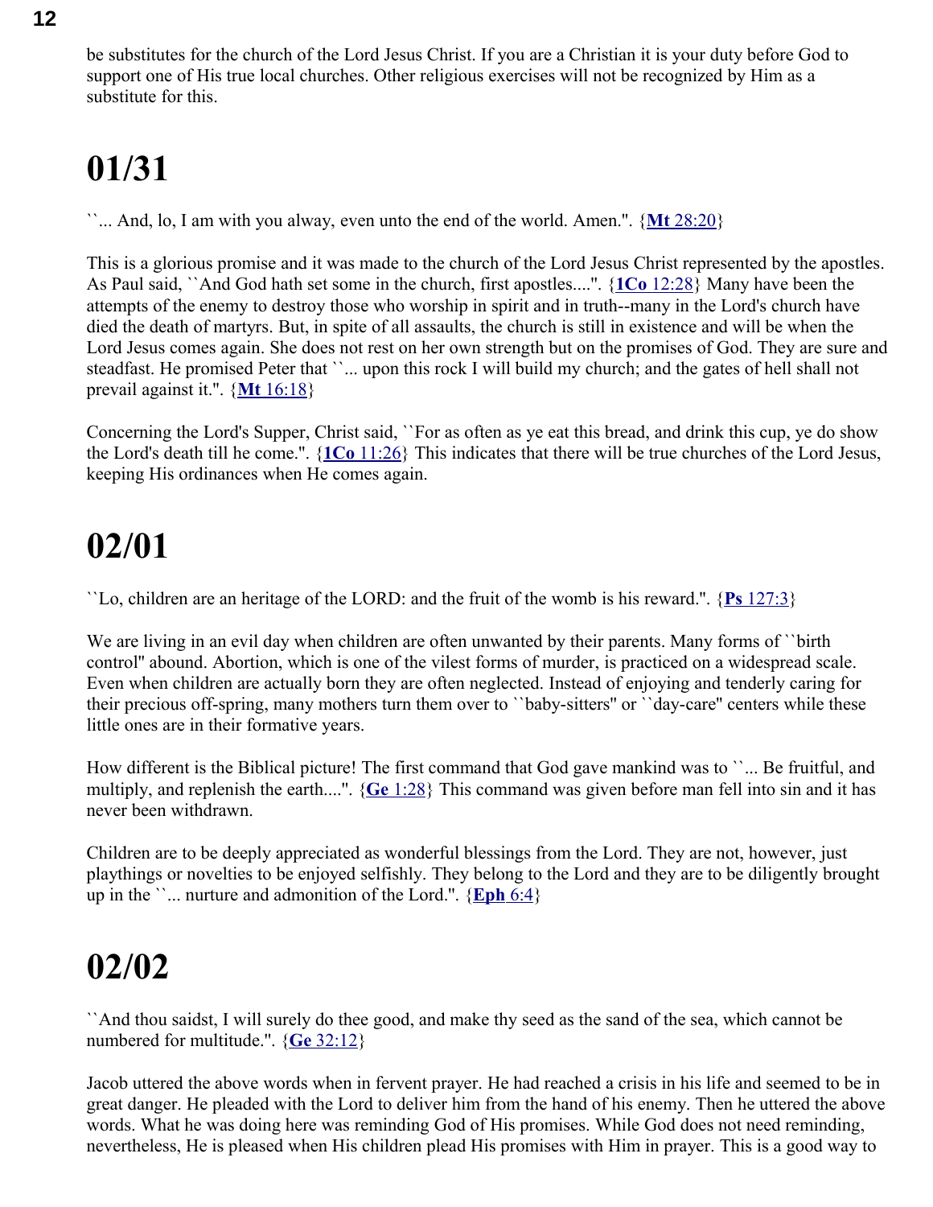be substitutes for the church of the Lord Jesus Christ. If you are a Christian it is your duty before God to support one of His true local churches. Other religious exercises will not be recognized by Him as a substitute for this.

# 01/31

``... And, lo, I am with you alway, even unto the end of the world. Amen.". {**Mt** 28:20}

This is a glorious promise and it was made to the church of the Lord Jesus Christ represented by the apostles. As Paul said, ``And God hath set some in the church, first apostles....". {**1Co** 12:28} Many have been the attempts of the enemy to destroy those who worship in spirit and in truth--many in the Lord's church have died the death of martyrs. But, in spite of all assaults, the church is still in existence and will be when the Lord Jesus comes again. She does not rest on her own strength but on the promises of God. They are sure and steadfast. He promised Peter that ``... upon this rock I will build my church; and the gates of hell shall not prevail against it.". {**Mt** 16:18}

Concerning the Lord's Supper, Christ said, ``For as often as ye eat this bread, and drink this cup, ye do show the Lord's death till he come.". {**1Co** 11:26} This indicates that there will be true churches of the Lord Jesus, keeping His ordinances when He comes again.

# 02/01

``Lo, children are an heritage of the LORD: and the fruit of the womb is his reward.". {**Ps** 127:3}

We are living in an evil day when children are often unwanted by their parents. Many forms of ``birth control'' abound. Abortion, which is one of the vilest forms of murder, is practiced on a widespread scale. Even when children are actually born they are often neglected. Instead of enjoying and tenderly caring for their precious off-spring, many mothers turn them over to ``baby-sitters'' or ``day-care'' centers while these little ones are in their formative years.

How different is the Biblical picture! The first command that God gave mankind was to ``... Be fruitful, and multiply, and replenish the earth....". {**Ge** 1:28} This command was given before man fell into sin and it has never been withdrawn.

Children are to be deeply appreciated as wonderful blessings from the Lord. They are not, however, just playthings or novelties to be enjoyed selfishly. They belong to the Lord and they are to be diligently brought up in the ``... nurture and admonition of the Lord.". {**Eph** 6:4}

# 02/02

``And thou saidst, I will surely do thee good, and make thy seed as the sand of the sea, which cannot be numbered for multitude.". {**Ge** 32:12}

Jacob uttered the above words when in fervent prayer. He had reached a crisis in his life and seemed to be in great danger. He pleaded with the Lord to deliver him from the hand of his enemy. Then he uttered the above words. What he was doing here was reminding God of His promises. While God does not need reminding, nevertheless, He is pleased when His children plead His promises with Him in prayer. This is a good way to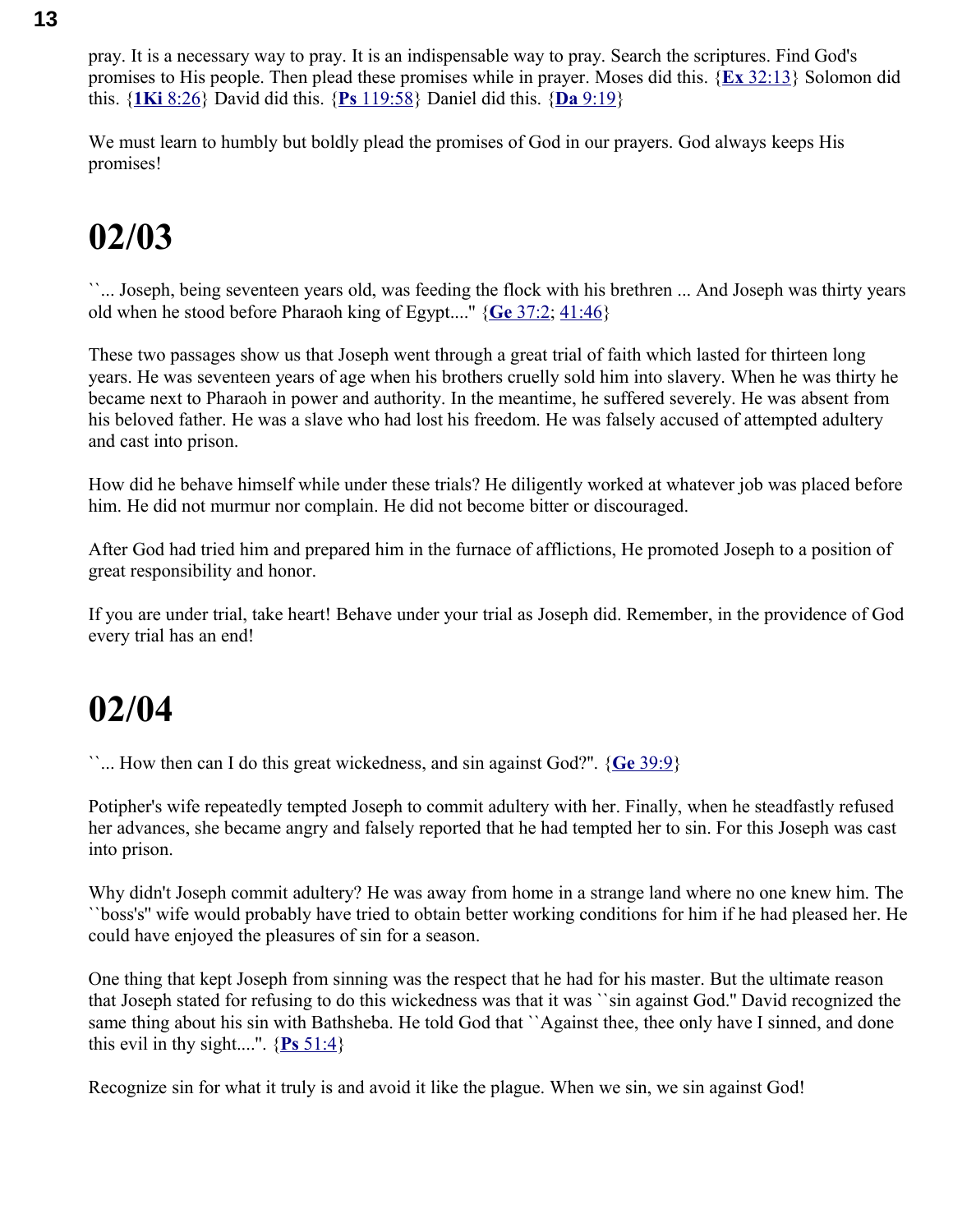pray. It is a necessary way to pray. It is an indispensable way to pray. Search the scriptures. Find God's promises to His people. Then plead these promises while in prayer. Moses did this. {**Ex** 32:13} Solomon did this. {**1Ki** 8:26} David did this. {**Ps** 119:58} Daniel did this. {**Da** 9:19}

We must learn to humbly but boldly plead the promises of God in our prayers. God always keeps His promises!

# 02/03

``... Joseph, being seventeen years old, was feeding the flock with his brethren ... And Joseph was thirty years old when he stood before Pharaoh king of Egypt...." {**Ge** 37:2; 41:46}

These two passages show us that Joseph went through a great trial of faith which lasted for thirteen long years. He was seventeen years of age when his brothers cruelly sold him into slavery. When he was thirty he became next to Pharaoh in power and authority. In the meantime, he suffered severely. He was absent from his beloved father. He was a slave who had lost his freedom. He was falsely accused of attempted adultery and cast into prison.

How did he behave himself while under these trials? He diligently worked at whatever job was placed before him. He did not murmur nor complain. He did not become bitter or discouraged.

After God had tried him and prepared him in the furnace of afflictions, He promoted Joseph to a position of great responsibility and honor.

If you are under trial, take heart! Behave under your trial as Joseph did. Remember, in the providence of God every trial has an end!

# 02/04

``... How then can I do this great wickedness, and sin against God?''. {**Ge** 39:9}

Potipher's wife repeatedly tempted Joseph to commit adultery with her. Finally, when he steadfastly refused her advances, she became angry and falsely reported that he had tempted her to sin. For this Joseph was cast into prison.

Why didn't Joseph commit adultery? He was away from home in a strange land where no one knew him. The ``boss's'' wife would probably have tried to obtain better working conditions for him if he had pleased her. He could have enjoyed the pleasures of sin for a season.

One thing that kept Joseph from sinning was the respect that he had for his master. But the ultimate reason that Joseph stated for refusing to do this wickedness was that it was ``sin against God.'' David recognized the same thing about his sin with Bathsheba. He told God that ``Against thee, thee only have I sinned, and done this evil in thy sight....''. {**Ps** 51:4}

Recognize sin for what it truly is and avoid it like the plague. When we sin, we sin against God!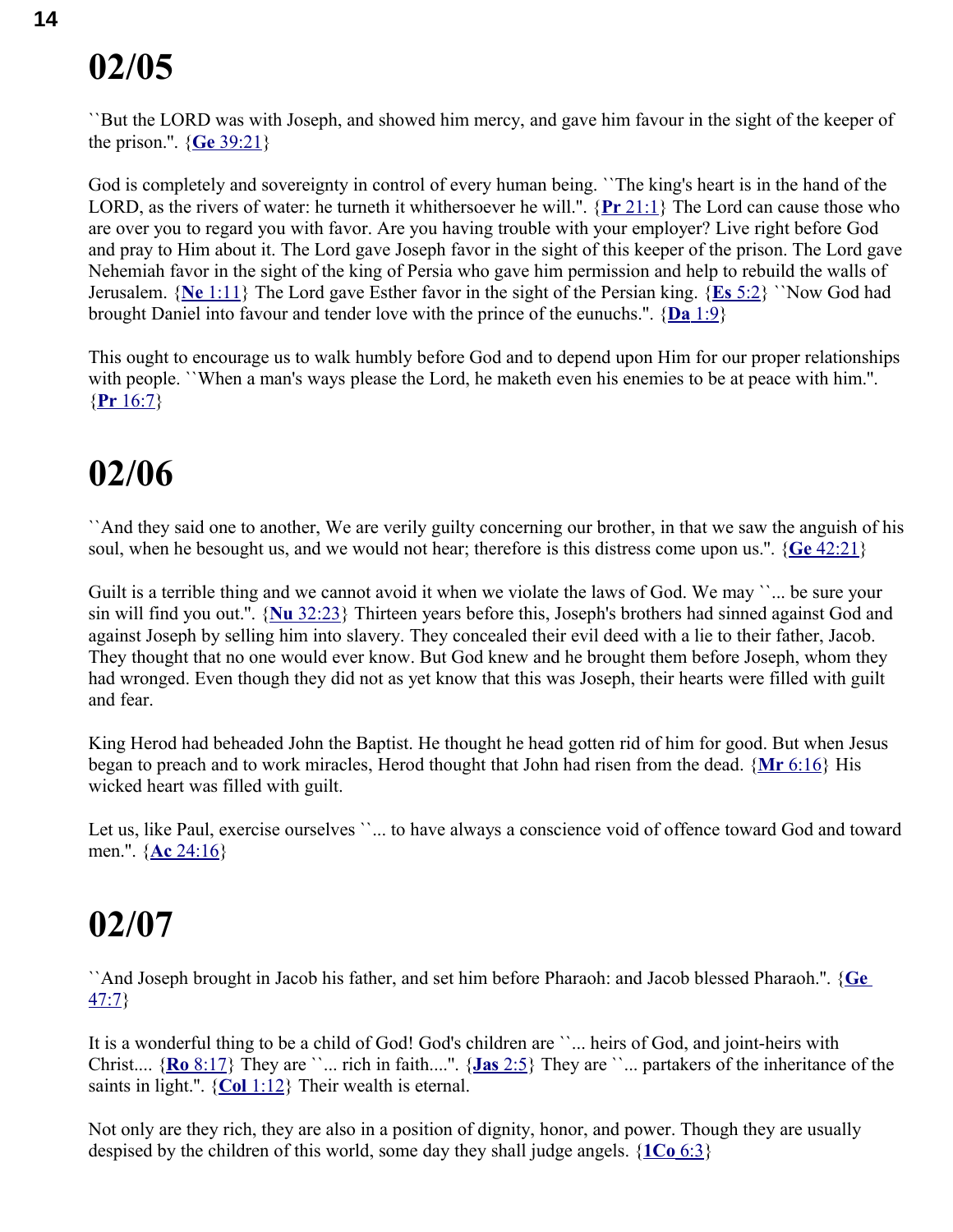# 02/05

``But the LORD was with Joseph, and showed him mercy, and gave him favour in the sight of the keeper of the prison.''. {**Ge** 39:21}

God is completely and sovereignty in control of every human being. ``The king's heart is in the hand of the LORD, as the rivers of water: he turneth it whithersoever he will.''. {**Pr** 21:1} The Lord can cause those who are over you to regard you with favor. Are you having trouble with your employer? Live right before God and pray to Him about it. The Lord gave Joseph favor in the sight of this keeper of the prison. The Lord gave Nehemiah favor in the sight of the king of Persia who gave him permission and help to rebuild the walls of Jerusalem. {**Ne** 1:11} The Lord gave Esther favor in the sight of the Persian king. {**Es** 5:2} ``Now God had brought Daniel into favour and tender love with the prince of the eunuchs.''. {**Da** 1:9}

This ought to encourage us to walk humbly before God and to depend upon Him for our proper relationships with people. ``When a man's ways please the Lord, he maketh even his enemies to be at peace with him.''. {**Pr** 16:7}

# 02/06

``And they said one to another, We are verily guilty concerning our brother, in that we saw the anguish of his soul, when he besought us, and we would not hear; therefore is this distress come upon us.''. {**Ge** 42:21}

Guilt is a terrible thing and we cannot avoid it when we violate the laws of God. We may ``... be sure your sin will find you out.''. {**Nu** 32:23} Thirteen years before this, Joseph's brothers had sinned against God and against Joseph by selling him into slavery. They concealed their evil deed with a lie to their father, Jacob. They thought that no one would ever know. But God knew and he brought them before Joseph, whom they had wronged. Even though they did not as yet know that this was Joseph, their hearts were filled with guilt and fear.

King Herod had beheaded John the Baptist. He thought he head gotten rid of him for good. But when Jesus began to preach and to work miracles, Herod thought that John had risen from the dead. {**Mr** 6:16} His wicked heart was filled with guilt.

Let us, like Paul, exercise ourselves ``... to have always a conscience void of offence toward God and toward men.''. {**Ac** 24:16}

# 02/07

``And Joseph brought in Jacob his father, and set him before Pharaoh: and Jacob blessed Pharaoh.''. {**Ge** 47:7}

It is a wonderful thing to be a child of God! God's children are ``... heirs of God, and joint-heirs with Christ.... {**Ro** 8:17} They are ``... rich in faith....''. {**Jas** 2:5} They are ``... partakers of the inheritance of the saints in light.''. {**Col** 1:12} Their wealth is eternal.

Not only are they rich, they are also in a position of dignity, honor, and power. Though they are usually despised by the children of this world, some day they shall judge angels. {**1Co** 6:3}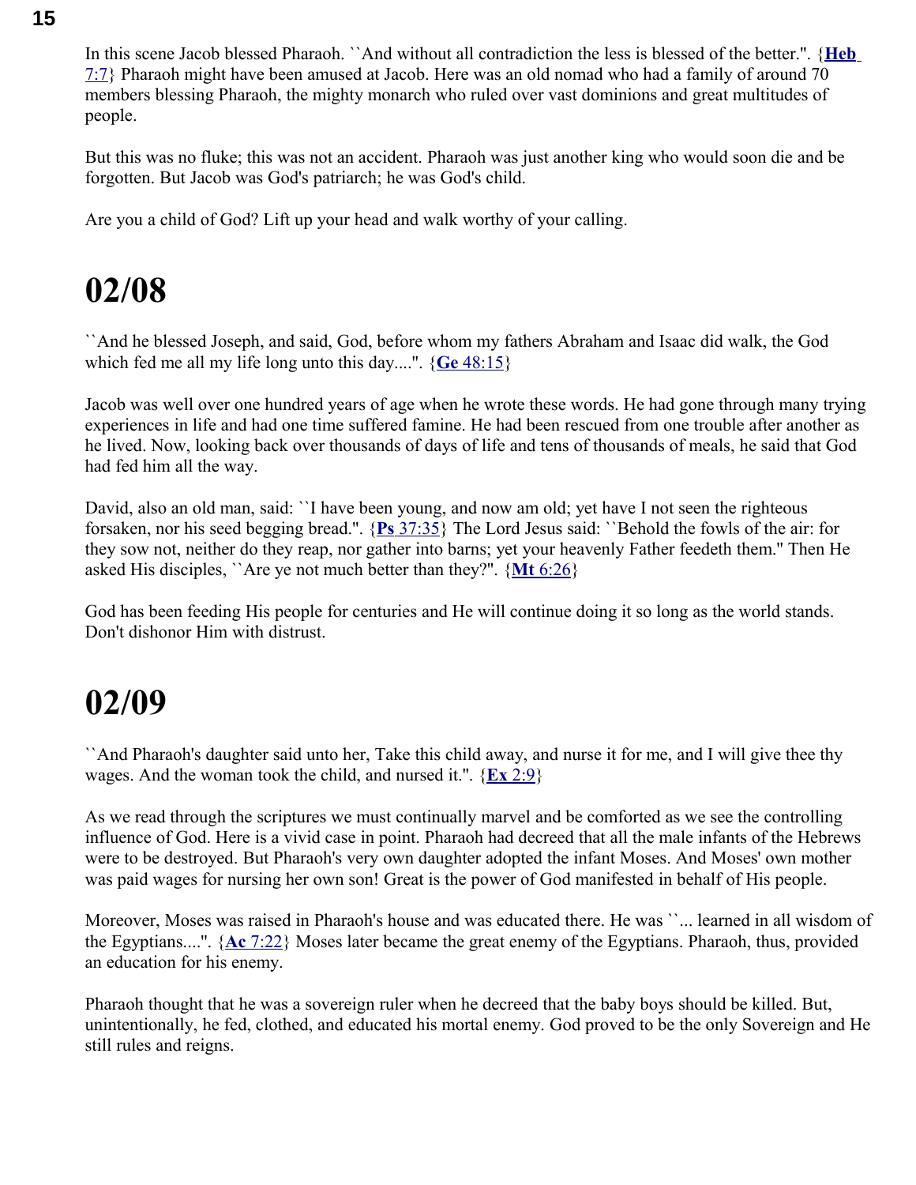In this scene Jacob blessed Pharaoh. ``And without all contradiction the less is blessed of the better.''. {**Heb** 7:7} Pharaoh might have been amused at Jacob. Here was an old nomad who had a family of around 70 members blessing Pharaoh, the mighty monarch who ruled over vast dominions and great multitudes of people.

But this was no fluke; this was not an accident. Pharaoh was just another king who would soon die and be forgotten. But Jacob was God's patriarch; he was God's child.

Are you a child of God? Lift up your head and walk worthy of your calling.

# 02/08

``And he blessed Joseph, and said, God, before whom my fathers Abraham and Isaac did walk, the God which fed me all my life long unto this day....''. {**Ge** 48:15}

Jacob was well over one hundred years of age when he wrote these words. He had gone through many trying experiences in life and had one time suffered famine. He had been rescued from one trouble after another as he lived. Now, looking back over thousands of days of life and tens of thousands of meals, he said that God had fed him all the way.

David, also an old man, said: ``I have been young, and now am old; yet have I not seen the righteous forsaken, nor his seed begging bread.''. {**Ps** 37:35} The Lord Jesus said: ``Behold the fowls of the air: for they sow not, neither do they reap, nor gather into barns; yet your heavenly Father feedeth them." Then He asked His disciples, ``Are ye not much better than they?''. {**Mt** 6:26}

God has been feeding His people for centuries and He will continue doing it so long as the world stands. Don't dishonor Him with distrust.

# 02/09

``And Pharaoh's daughter said unto her, Take this child away, and nurse it for me, and I will give thee thy wages. And the woman took the child, and nursed it.''. {**Ex** 2:9}

As we read through the scriptures we must continually marvel and be comforted as we see the controlling influence of God. Here is a vivid case in point. Pharaoh had decreed that all the male infants of the Hebrews were to be destroyed. But Pharaoh's very own daughter adopted the infant Moses. And Moses' own mother was paid wages for nursing her own son! Great is the power of God manifested in behalf of His people.

Moreover, Moses was raised in Pharaoh's house and was educated there. He was ``... learned in all wisdom of the Egyptians....''. {**Ac** 7:22} Moses later became the great enemy of the Egyptians. Pharaoh, thus, provided an education for his enemy.

Pharaoh thought that he was a sovereign ruler when he decreed that the baby boys should be killed. But, unintentionally, he fed, clothed, and educated his mortal enemy. God proved to be the only Sovereign and He still rules and reigns.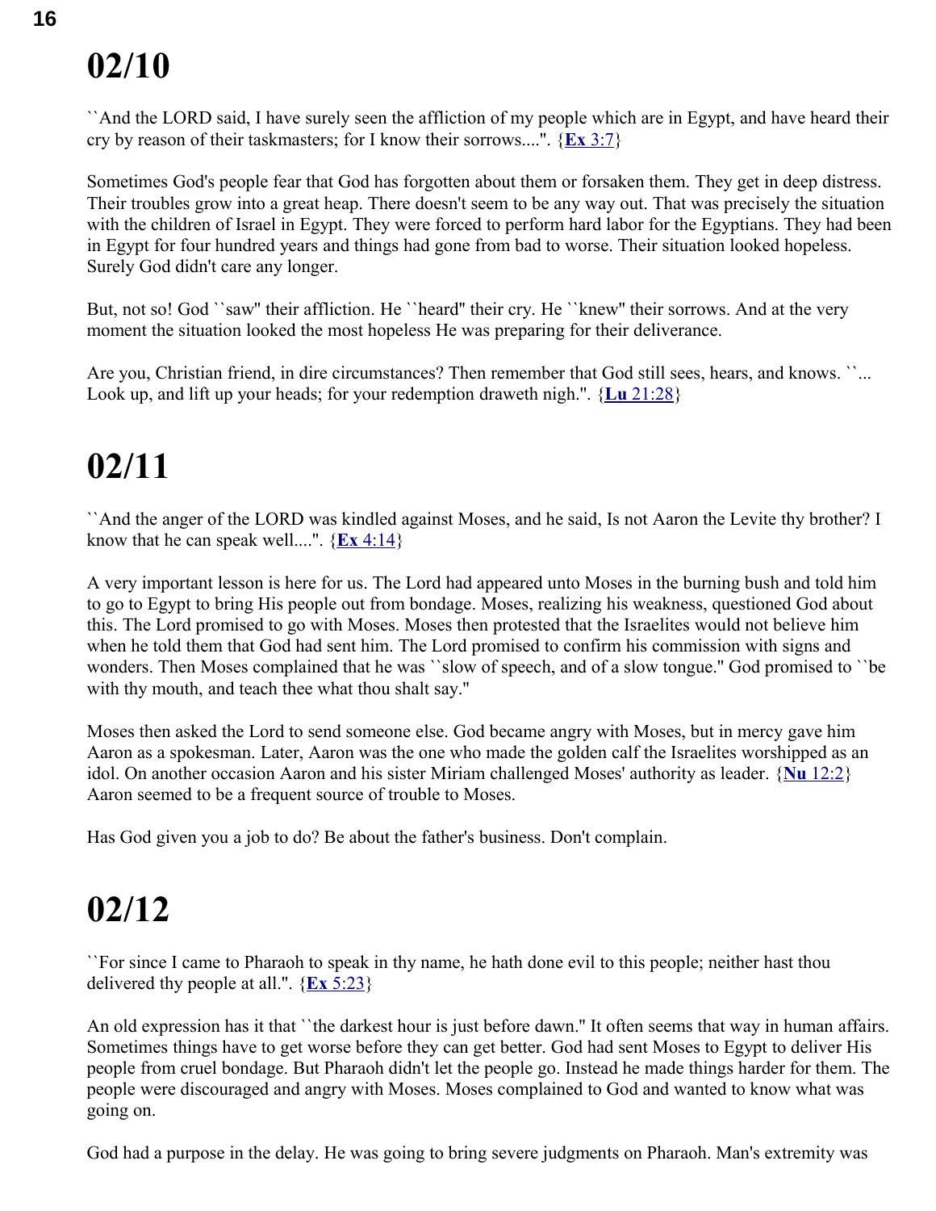# 02/10

``And the LORD said, I have surely seen the affliction of my people which are in Egypt, and have heard their cry by reason of their taskmasters; for I know their sorrows....''. {**Ex** 3:7}

Sometimes God's people fear that God has forgotten about them or forsaken them. They get in deep distress. Their troubles grow into a great heap. There doesn't seem to be any way out. That was precisely the situation with the children of Israel in Egypt. They were forced to perform hard labor for the Egyptians. They had been in Egypt for four hundred years and things had gone from bad to worse. Their situation looked hopeless. Surely God didn't care any longer.

But, not so! God ``saw'' their affliction. He ``heard'' their cry. He ``knew'' their sorrows. And at the very moment the situation looked the most hopeless He was preparing for their deliverance.

Are you, Christian friend, in dire circumstances? Then remember that God still sees, hears, and knows. ``... Look up, and lift up your heads; for your redemption draweth nigh.''. {**Lu** 21:28}

# 02/11

``And the anger of the LORD was kindled against Moses, and he said, Is not Aaron the Levite thy brother? I know that he can speak well....''. {**Ex** 4:14}

A very important lesson is here for us. The Lord had appeared unto Moses in the burning bush and told him to go to Egypt to bring His people out from bondage. Moses, realizing his weakness, questioned God about this. The Lord promised to go with Moses. Moses then protested that the Israelites would not believe him when he told them that God had sent him. The Lord promised to confirm his commission with signs and wonders. Then Moses complained that he was ``slow of speech, and of a slow tongue.'' God promised to ``be with thy mouth, and teach thee what thou shalt say.''

Moses then asked the Lord to send someone else. God became angry with Moses, but in mercy gave him Aaron as a spokesman. Later, Aaron was the one who made the golden calf the Israelites worshipped as an idol. On another occasion Aaron and his sister Miriam challenged Moses' authority as leader. {**Nu** 12:2} Aaron seemed to be a frequent source of trouble to Moses.

Has God given you a job to do? Be about the father's business. Don't complain.

# 02/12

``For since I came to Pharaoh to speak in thy name, he hath done evil to this people; neither hast thou delivered thy people at all.''. {**Ex** 5:23}

An old expression has it that ``the darkest hour is just before dawn.'' It often seems that way in human affairs. Sometimes things have to get worse before they can get better. God had sent Moses to Egypt to deliver His people from cruel bondage. But Pharaoh didn't let the people go. Instead he made things harder for them. The people were discouraged and angry with Moses. Moses complained to God and wanted to know what was going on.

God had a purpose in the delay. He was going to bring severe judgments on Pharaoh. Man's extremity was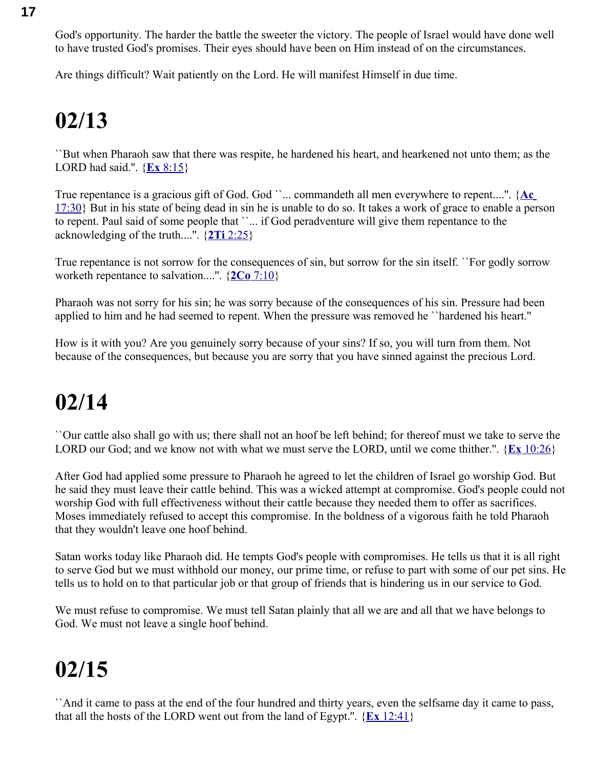God's opportunity. The harder the battle the sweeter the victory. The people of Israel would have done well to have trusted God's promises. Their eyes should have been on Him instead of on the circumstances.

Are things difficult? Wait patiently on the Lord. He will manifest Himself in due time.

# 02/13

``But when Pharaoh saw that there was respite, he hardened his heart, and hearkened not unto them; as the LORD had said.''. {**Ex** 8:15}

True repentance is a gracious gift of God. God ``... commandeth all men everywhere to repent....''. {**Ac** 17:30} But in his state of being dead in sin he is unable to do so. It takes a work of grace to enable a person to repent. Paul said of some people that ``... if God peradventure will give them repentance to the acknowledging of the truth....''. {**2Ti** 2:25}

True repentance is not sorrow for the consequences of sin, but sorrow for the sin itself. ``For godly sorrow worketh repentance to salvation....''. {**2Co** 7:10}

Pharaoh was not sorry for his sin; he was sorry because of the consequences of his sin. Pressure had been applied to him and he had seemed to repent. When the pressure was removed he ``hardened his heart.''

How is it with you? Are you genuinely sorry because of your sins? If so, you will turn from them. Not because of the consequences, but because you are sorry that you have sinned against the precious Lord.

# 02/14

``Our cattle also shall go with us; there shall not an hoof be left behind; for thereof must we take to serve the LORD our God; and we know not with what we must serve the LORD, until we come thither.''. {**Ex** 10:26}

After God had applied some pressure to Pharaoh he agreed to let the children of Israel go worship God. But he said they must leave their cattle behind. This was a wicked attempt at compromise. God's people could not worship God with full effectiveness without their cattle because they needed them to offer as sacrifices. Moses immediately refused to accept this compromise. In the boldness of a vigorous faith he told Pharaoh that they wouldn't leave one hoof behind.

Satan works today like Pharaoh did. He tempts God's people with compromises. He tells us that it is all right to serve God but we must withhold our money, our prime time, or refuse to part with some of our pet sins. He tells us to hold on to that particular job or that group of friends that is hindering us in our service to God.

We must refuse to compromise. We must tell Satan plainly that all we are and all that we have belongs to God. We must not leave a single hoof behind.

# 02/15

``And it came to pass at the end of the four hundred and thirty years, even the selfsame day it came to pass, that all the hosts of the LORD went out from the land of Egypt.''. {**Ex** 12:41}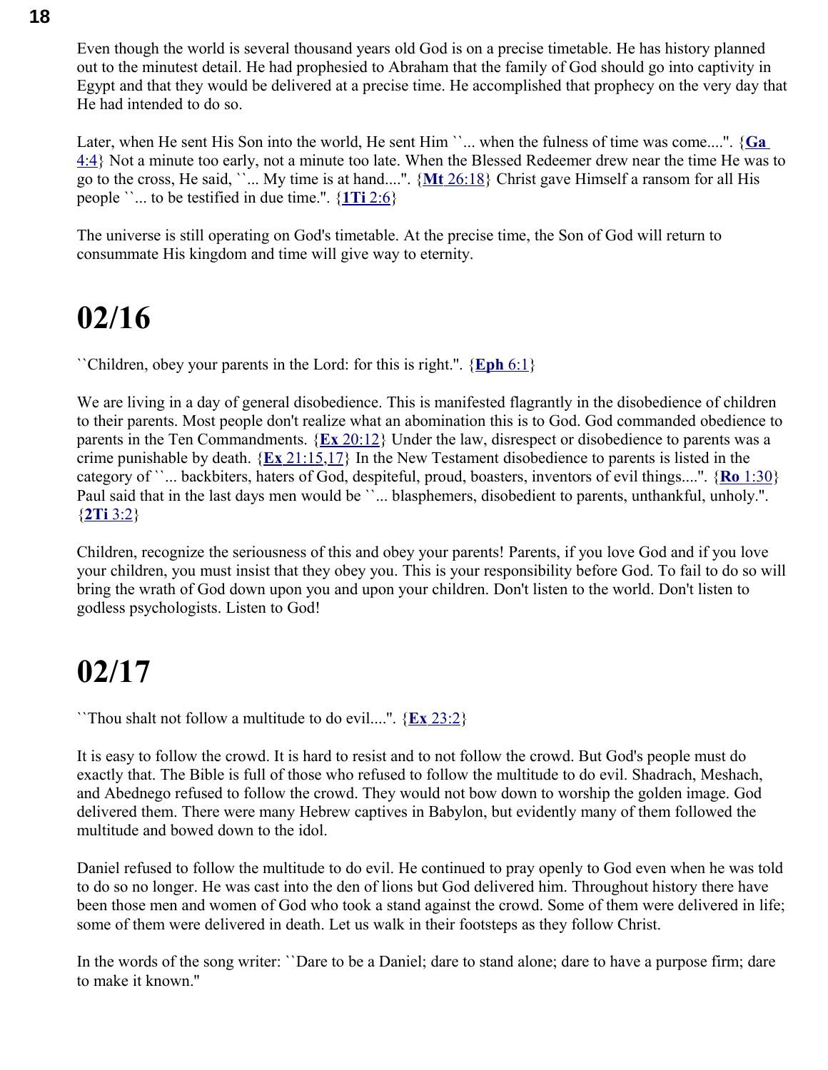Even though the world is several thousand years old God is on a precise timetable. He has history planned out to the minutest detail. He had prophesied to Abraham that the family of God should go into captivity in Egypt and that they would be delivered at a precise time. He accomplished that prophecy on the very day that He had intended to do so.

Later, when He sent His Son into the world, He sent Him ``... when the fulness of time was come....''. {**Ga** 4:4} Not a minute too early, not a minute too late. When the Blessed Redeemer drew near the time He was to go to the cross, He said, ``... My time is at hand....''. {**Mt** 26:18} Christ gave Himself a ransom for all His people ``... to be testified in due time.''. {**1Ti** 2:6}

The universe is still operating on God's timetable. At the precise time, the Son of God will return to consummate His kingdom and time will give way to eternity.

# 02/16

``Children, obey your parents in the Lord: for this is right.''. {**Eph** 6:1}

We are living in a day of general disobedience. This is manifested flagrantly in the disobedience of children to their parents. Most people don't realize what an abomination this is to God. God commanded obedience to parents in the Ten Commandments. {**Ex** 20:12} Under the law, disrespect or disobedience to parents was a crime punishable by death. {**Ex** 21:15,17} In the New Testament disobedience to parents is listed in the category of ``... backbiters, haters of God, despiteful, proud, boasters, inventors of evil things....''. {**Ro** 1:30} Paul said that in the last days men would be ``... blasphemers, disobedient to parents, unthankful, unholy.''. {**2Ti** 3:2}

Children, recognize the seriousness of this and obey your parents! Parents, if you love God and if you love your children, you must insist that they obey you. This is your responsibility before God. To fail to do so will bring the wrath of God down upon you and upon your children. Don't listen to the world. Don't listen to godless psychologists. Listen to God!

# 02/17

``Thou shalt not follow a multitude to do evil....''. {**Ex** 23:2}

It is easy to follow the crowd. It is hard to resist and to not follow the crowd. But God's people must do exactly that. The Bible is full of those who refused to follow the multitude to do evil. Shadrach, Meshach, and Abednego refused to follow the crowd. They would not bow down to worship the golden image. God delivered them. There were many Hebrew captives in Babylon, but evidently many of them followed the multitude and bowed down to the idol.

Daniel refused to follow the multitude to do evil. He continued to pray openly to God even when he was told to do so no longer. He was cast into the den of lions but God delivered him. Throughout history there have been those men and women of God who took a stand against the crowd. Some of them were delivered in life; some of them were delivered in death. Let us walk in their footsteps as they follow Christ.

In the words of the song writer: ``Dare to be a Daniel; dare to stand alone; dare to have a purpose firm; dare to make it known.''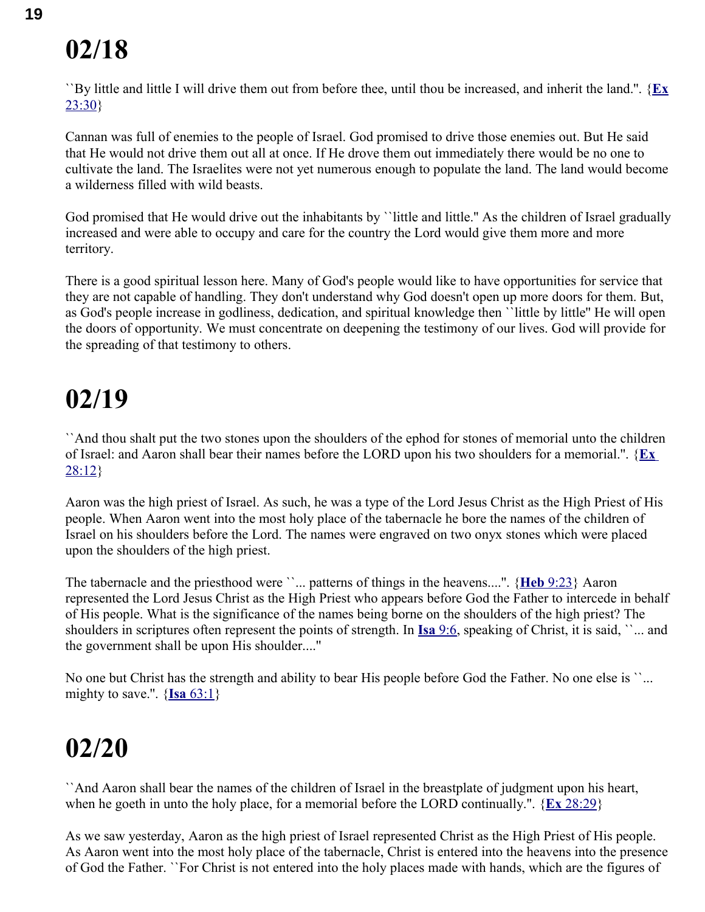# 02/18

``By little and little I will drive them out from before thee, until thou be increased, and inherit the land.''. {**Ex** 23:30}

Cannan was full of enemies to the people of Israel. God promised to drive those enemies out. But He said that He would not drive them out all at once. If He drove them out immediately there would be no one to cultivate the land. The Israelites were not yet numerous enough to populate the land. The land would become a wilderness filled with wild beasts.

God promised that He would drive out the inhabitants by ``little and little.'' As the children of Israel gradually increased and were able to occupy and care for the country the Lord would give them more and more territory.

There is a good spiritual lesson here. Many of God's people would like to have opportunities for service that they are not capable of handling. They don't understand why God doesn't open up more doors for them. But, as God's people increase in godliness, dedication, and spiritual knowledge then ``little by little'' He will open the doors of opportunity. We must concentrate on deepening the testimony of our lives. God will provide for the spreading of that testimony to others.

# 02/19

``And thou shalt put the two stones upon the shoulders of the ephod for stones of memorial unto the children of Israel: and Aaron shall bear their names before the LORD upon his two shoulders for a memorial.''. {**Ex** 28:12}

Aaron was the high priest of Israel. As such, he was a type of the Lord Jesus Christ as the High Priest of His people. When Aaron went into the most holy place of the tabernacle he bore the names of the children of Israel on his shoulders before the Lord. The names were engraved on two onyx stones which were placed upon the shoulders of the high priest.

The tabernacle and the priesthood were ``... patterns of things in the heavens....''. {**Heb** 9:23} Aaron represented the Lord Jesus Christ as the High Priest who appears before God the Father to intercede in behalf of His people. What is the significance of the names being borne on the shoulders of the high priest? The shoulders in scriptures often represent the points of strength. In **Isa** 9:6, speaking of Christ, it is said, ``... and the government shall be upon His shoulder....''

No one but Christ has the strength and ability to bear His people before God the Father. No one else is ``... mighty to save.''. {**Isa** 63:1}

# 02/20

``And Aaron shall bear the names of the children of Israel in the breastplate of judgment upon his heart, when he goeth in unto the holy place, for a memorial before the LORD continually.''. {**Ex** 28:29}

As we saw yesterday, Aaron as the high priest of Israel represented Christ as the High Priest of His people. As Aaron went into the most holy place of the tabernacle, Christ is entered into the heavens into the presence of God the Father. ``For Christ is not entered into the holy places made with hands, which are the figures of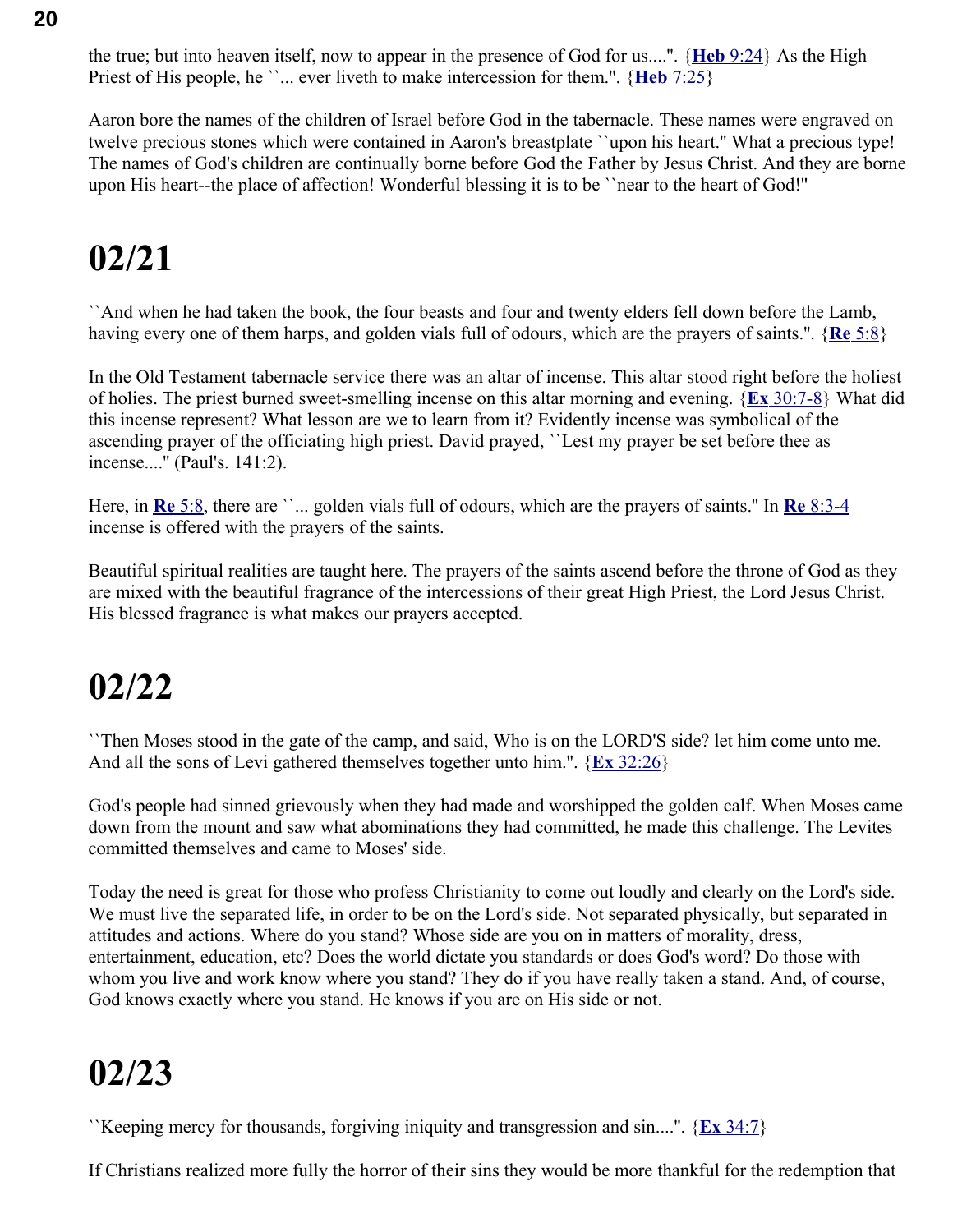the true; but into heaven itself, now to appear in the presence of God for us....". {**Heb** 9:24} As the High Priest of His people, he ``... ever liveth to make intercession for them.". {**Heb** 7:25}

Aaron bore the names of the children of Israel before God in the tabernacle. These names were engraved on twelve precious stones which were contained in Aaron's breastplate ``upon his heart." What a precious type! The names of God's children are continually borne before God the Father by Jesus Christ. And they are borne upon His heart--the place of affection! Wonderful blessing it is to be ``near to the heart of God!"

# 02/21

``And when he had taken the book, the four beasts and four and twenty elders fell down before the Lamb, having every one of them harps, and golden vials full of odours, which are the prayers of saints.". {**Re** 5:8}

In the Old Testament tabernacle service there was an altar of incense. This altar stood right before the holiest of holies. The priest burned sweet-smelling incense on this altar morning and evening. {**Ex** 30:7-8} What did this incense represent? What lesson are we to learn from it? Evidently incense was symbolical of the ascending prayer of the officiating high priest. David prayed, ``Lest my prayer be set before thee as incense...." (Paul's. 141:2).

Here, in **Re** 5:8, there are ``... golden vials full of odours, which are the prayers of saints." In **Re** 8:3-4 incense is offered with the prayers of the saints.

Beautiful spiritual realities are taught here. The prayers of the saints ascend before the throne of God as they are mixed with the beautiful fragrance of the intercessions of their great High Priest, the Lord Jesus Christ. His blessed fragrance is what makes our prayers accepted.

# 02/22

``Then Moses stood in the gate of the camp, and said, Who is on the LORD'S side? let him come unto me. And all the sons of Levi gathered themselves together unto him.". {**Ex** 32:26}

God's people had sinned grievously when they had made and worshipped the golden calf. When Moses came down from the mount and saw what abominations they had committed, he made this challenge. The Levites committed themselves and came to Moses' side.

Today the need is great for those who profess Christianity to come out loudly and clearly on the Lord's side. We must live the separated life, in order to be on the Lord's side. Not separated physically, but separated in attitudes and actions. Where do you stand? Whose side are you on in matters of morality, dress, entertainment, education, etc? Does the world dictate you standards or does God's word? Do those with whom you live and work know where you stand? They do if you have really taken a stand. And, of course, God knows exactly where you stand. He knows if you are on His side or not.

# 02/23

``Keeping mercy for thousands, forgiving iniquity and transgression and sin....". {**Ex** 34:7}

If Christians realized more fully the horror of their sins they would be more thankful for the redemption that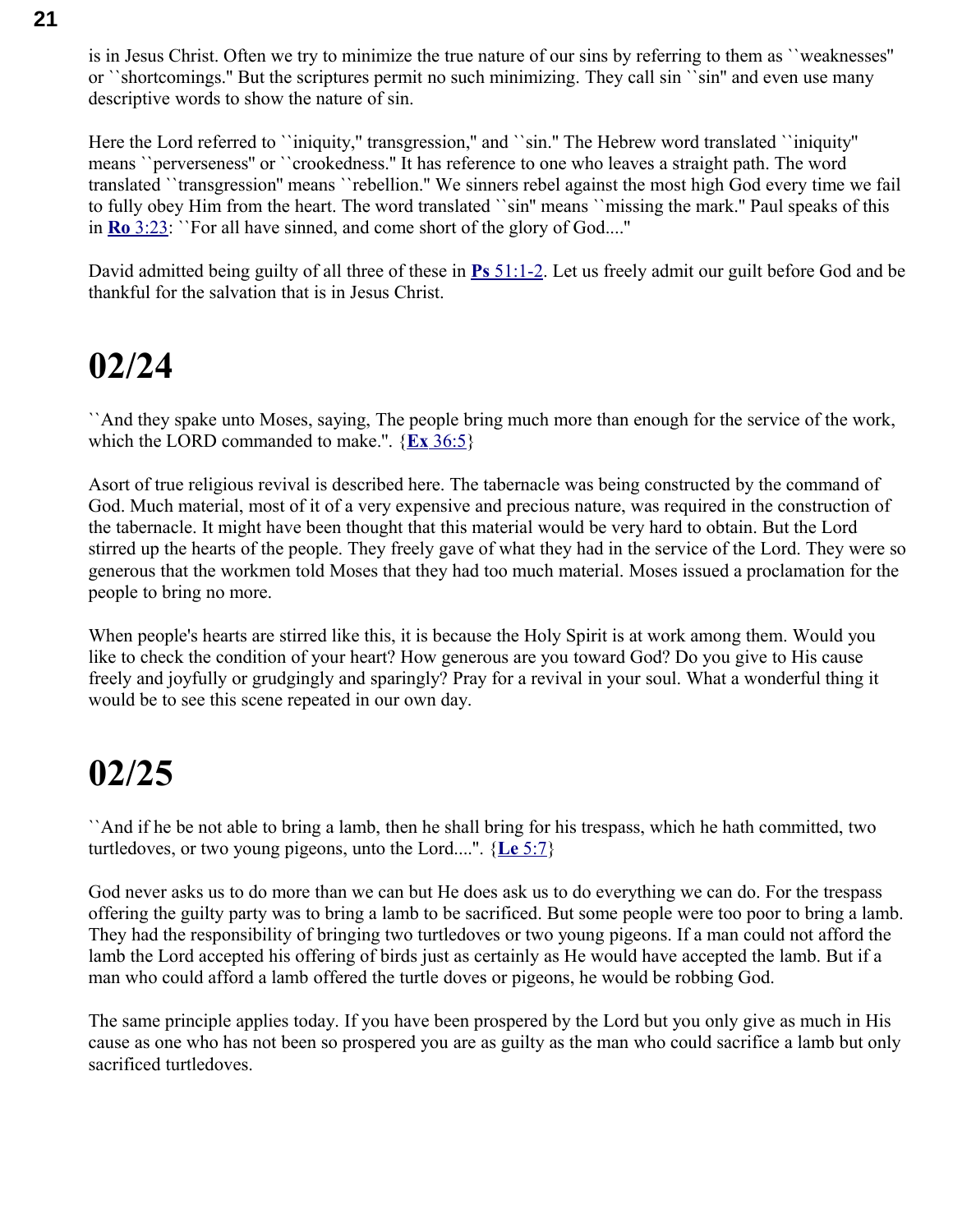is in Jesus Christ. Often we try to minimize the true nature of our sins by referring to them as ``weaknesses'' or ``shortcomings.'' But the scriptures permit no such minimizing. They call sin ``sin'' and even use many descriptive words to show the nature of sin.

Here the Lord referred to ``iniquity,'' transgression,'' and ``sin.'' The Hebrew word translated ``iniquity'' means ``perverseness'' or ``crookedness.'' It has reference to one who leaves a straight path. The word translated ``transgression'' means ``rebellion.'' We sinners rebel against the most high God every time we fail to fully obey Him from the heart. The word translated ``sin'' means ``missing the mark.'' Paul speaks of this in **Ro** 3:23: ``For all have sinned, and come short of the glory of God....''

David admitted being guilty of all three of these in **Ps** 51:1-2. Let us freely admit our guilt before God and be thankful for the salvation that is in Jesus Christ.

# 02/24

``And they spake unto Moses, saying, The people bring much more than enough for the service of the work, which the LORD commanded to make.''. {**Ex** 36:5}

Asort of true religious revival is described here. The tabernacle was being constructed by the command of God. Much material, most of it of a very expensive and precious nature, was required in the construction of the tabernacle. It might have been thought that this material would be very hard to obtain. But the Lord stirred up the hearts of the people. They freely gave of what they had in the service of the Lord. They were so generous that the workmen told Moses that they had too much material. Moses issued a proclamation for the people to bring no more.

When people's hearts are stirred like this, it is because the Holy Spirit is at work among them. Would you like to check the condition of your heart? How generous are you toward God? Do you give to His cause freely and joyfully or grudgingly and sparingly? Pray for a revival in your soul. What a wonderful thing it would be to see this scene repeated in our own day.

# 02/25

``And if he be not able to bring a lamb, then he shall bring for his trespass, which he hath committed, two turtledoves, or two young pigeons, unto the Lord....''. {**Le** 5:7}

God never asks us to do more than we can but He does ask us to do everything we can do. For the trespass offering the guilty party was to bring a lamb to be sacrificed. But some people were too poor to bring a lamb. They had the responsibility of bringing two turtledoves or two young pigeons. If a man could not afford the lamb the Lord accepted his offering of birds just as certainly as He would have accepted the lamb. But if a man who could afford a lamb offered the turtle doves or pigeons, he would be robbing God.

The same principle applies today. If you have been prospered by the Lord but you only give as much in His cause as one who has not been so prospered you are as guilty as the man who could sacrifice a lamb but only sacrificed turtledoves.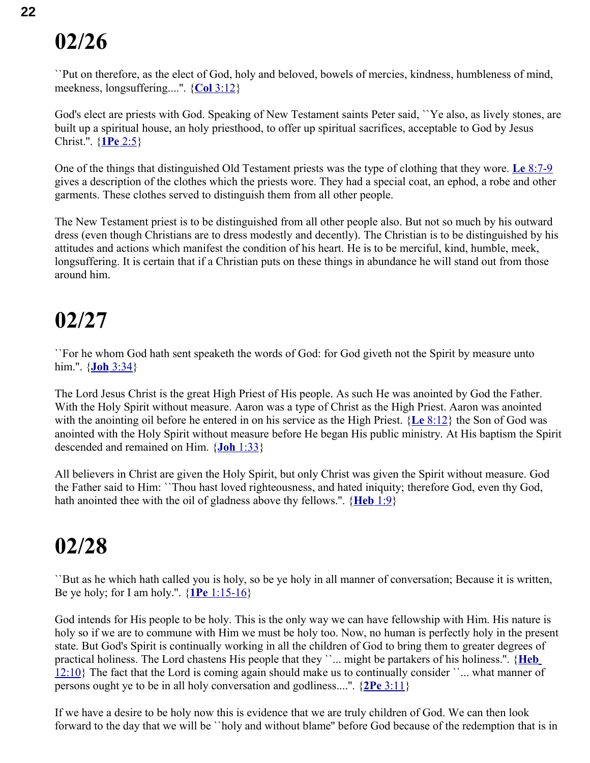# 02/26

``Put on therefore, as the elect of God, holy and beloved, bowels of mercies, kindness, humbleness of mind, meekness, longsuffering....". {**Col** 3:12}

God's elect are priests with God. Speaking of New Testament saints Peter said, ``Ye also, as lively stones, are built up a spiritual house, an holy priesthood, to offer up spiritual sacrifices, acceptable to God by Jesus Christ.". {**1Pe** 2:5}

One of the things that distinguished Old Testament priests was the type of clothing that they wore. **Le** 8:7-9 gives a description of the clothes which the priests wore. They had a special coat, an ephod, a robe and other garments. These clothes served to distinguish them from all other people.

The New Testament priest is to be distinguished from all other people also. But not so much by his outward dress (even though Christians are to dress modestly and decently). The Christian is to be distinguished by his attitudes and actions which manifest the condition of his heart. He is to be merciful, kind, humble, meek, longsuffering. It is certain that if a Christian puts on these things in abundance he will stand out from those around him.

# 02/27

``For he whom God hath sent speaketh the words of God: for God giveth not the Spirit by measure unto him.". {**Joh** 3:34}

The Lord Jesus Christ is the great High Priest of His people. As such He was anointed by God the Father. With the Holy Spirit without measure. Aaron was a type of Christ as the High Priest. Aaron was anointed with the anointing oil before he entered in on his service as the High Priest. {**Le** 8:12} the Son of God was anointed with the Holy Spirit without measure before He began His public ministry. At His baptism the Spirit descended and remained on Him. {**Joh** 1:33}

All believers in Christ are given the Holy Spirit, but only Christ was given the Spirit without measure. God the Father said to Him: ``Thou hast loved righteousness, and hated iniquity; therefore God, even thy God, hath anointed thee with the oil of gladness above thy fellows.". {**Heb** 1:9}

# 02/28

``But as he which hath called you is holy, so be ye holy in all manner of conversation; Because it is written, Be ye holy; for I am holy.". {**1Pe** 1:15-16}

God intends for His people to be holy. This is the only way we can have fellowship with Him. His nature is holy so if we are to commune with Him we must be holy too. Now, no human is perfectly holy in the present state. But God's Spirit is continually working in all the children of God to bring them to greater degrees of practical holiness. The Lord chastens His people that they ``... might be partakers of his holiness.". {**Heb** 12:10} The fact that the Lord is coming again should make us to continually consider ``... what manner of persons ought ye to be in all holy conversation and godliness....". {**2Pe** 3:11}

If we have a desire to be holy now this is evidence that we are truly children of God. We can then look forward to the day that we will be ``holy and without blame" before God because of the redemption that is in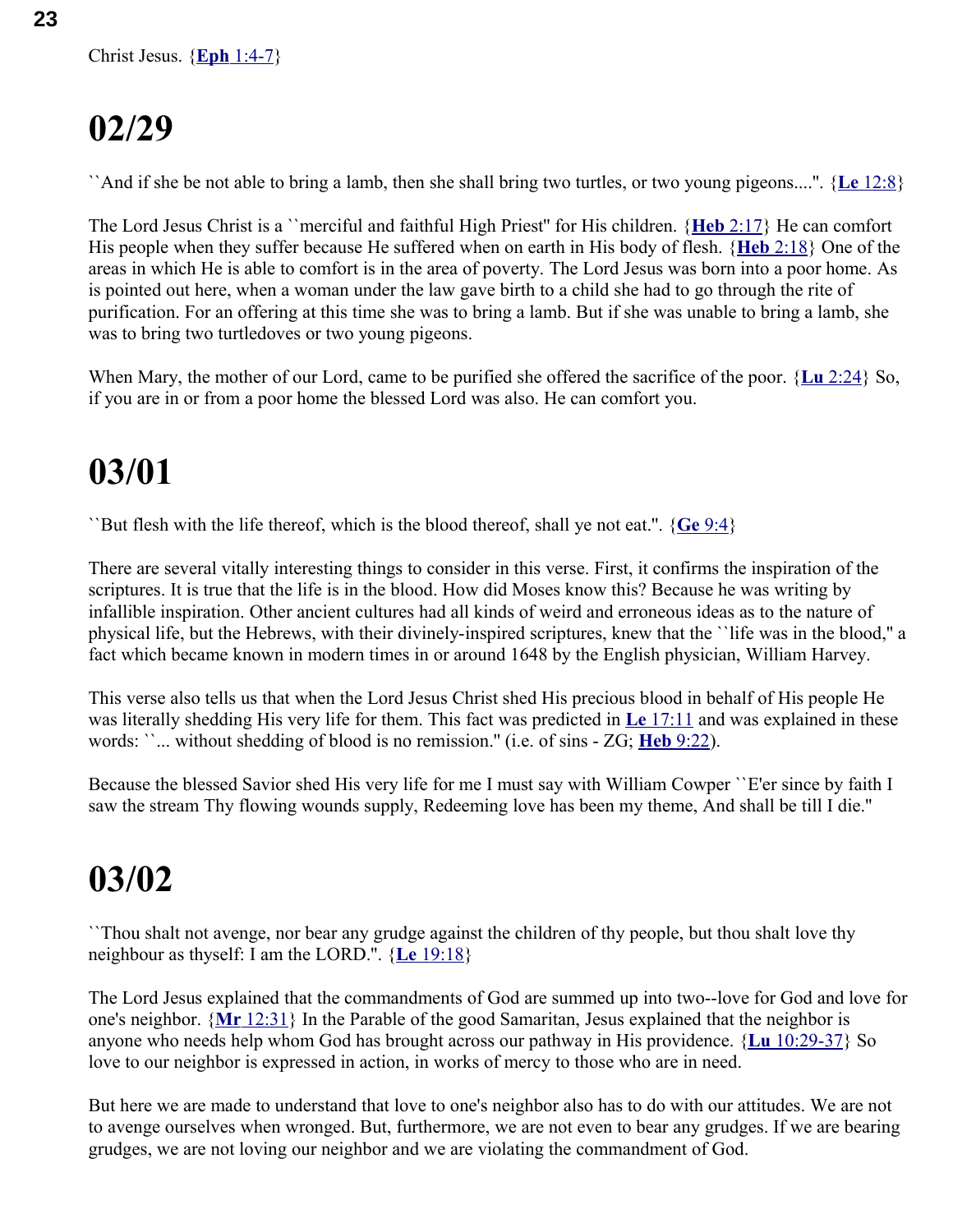Christ Jesus. {**Eph** 1:4-7}

# 02/29

``And if she be not able to bring a lamb, then she shall bring two turtles, or two young pigeons....''. {**Le** 12:8}

The Lord Jesus Christ is a ``merciful and faithful High Priest'' for His children. {**Heb** 2:17} He can comfort His people when they suffer because He suffered when on earth in His body of flesh. {**Heb** 2:18} One of the areas in which He is able to comfort is in the area of poverty. The Lord Jesus was born into a poor home. As is pointed out here, when a woman under the law gave birth to a child she had to go through the rite of purification. For an offering at this time she was to bring a lamb. But if she was unable to bring a lamb, she was to bring two turtledoves or two young pigeons.

When Mary, the mother of our Lord, came to be purified she offered the sacrifice of the poor. {**Lu** 2:24} So, if you are in or from a poor home the blessed Lord was also. He can comfort you.

# 03/01

``But flesh with the life thereof, which is the blood thereof, shall ye not eat.''. {**Ge** 9:4}

There are several vitally interesting things to consider in this verse. First, it confirms the inspiration of the scriptures. It is true that the life is in the blood. How did Moses know this? Because he was writing by infallible inspiration. Other ancient cultures had all kinds of weird and erroneous ideas as to the nature of physical life, but the Hebrews, with their divinely-inspired scriptures, knew that the ``life was in the blood,'' a fact which became known in modern times in or around 1648 by the English physician, William Harvey.

This verse also tells us that when the Lord Jesus Christ shed His precious blood in behalf of His people He was literally shedding His very life for them. This fact was predicted in **Le** 17:11 and was explained in these words: ``... without shedding of blood is no remission.'' (i.e. of sins - ZG; **Heb** 9:22).

Because the blessed Savior shed His very life for me I must say with William Cowper ``E'er since by faith I saw the stream Thy flowing wounds supply, Redeeming love has been my theme, And shall be till I die.''

# 03/02

``Thou shalt not avenge, nor bear any grudge against the children of thy people, but thou shalt love thy neighbour as thyself: I am the LORD.''. {**Le** 19:18}

The Lord Jesus explained that the commandments of God are summed up into two--love for God and love for one's neighbor. {**Mr** 12:31} In the Parable of the good Samaritan, Jesus explained that the neighbor is anyone who needs help whom God has brought across our pathway in His providence. {**Lu** 10:29-37} So love to our neighbor is expressed in action, in works of mercy to those who are in need.

But here we are made to understand that love to one's neighbor also has to do with our attitudes. We are not to avenge ourselves when wronged. But, furthermore, we are not even to bear any grudges. If we are bearing grudges, we are not loving our neighbor and we are violating the commandment of God.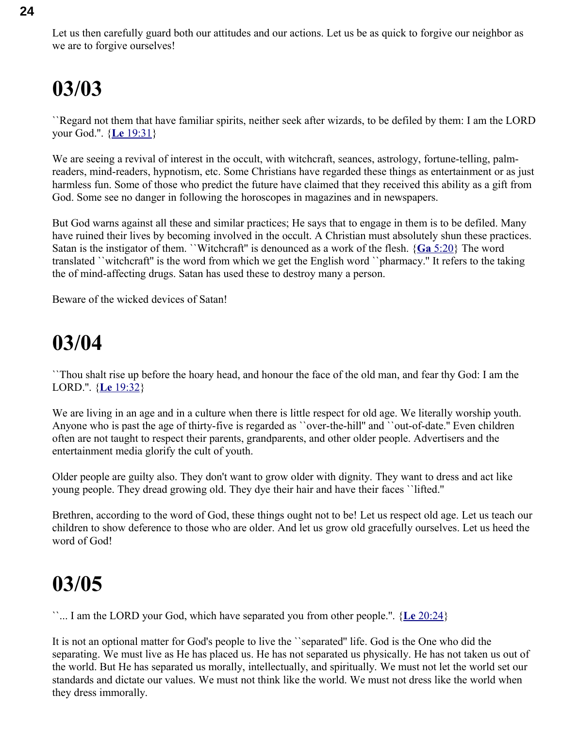Let us then carefully guard both our attitudes and our actions. Let us be as quick to forgive our neighbor as we are to forgive ourselves!

# 03/03

``Regard not them that have familiar spirits, neither seek after wizards, to be defiled by them: I am the LORD your God.''. {**Le** 19:31}

We are seeing a revival of interest in the occult, with witchcraft, seances, astrology, fortune-telling, palm-readers, mind-readers, hypnotism, etc. Some Christians have regarded these things as entertainment or as just harmless fun. Some of those who predict the future have claimed that they received this ability as a gift from God. Some see no danger in following the horoscopes in magazines and in newspapers.

But God warns against all these and similar practices; He says that to engage in them is to be defiled. Many have ruined their lives by becoming involved in the occult. A Christian must absolutely shun these practices. Satan is the instigator of them. ``Witchcraft'' is denounced as a work of the flesh. {**Ga** 5:20} The word translated ``witchcraft'' is the word from which we get the English word ``pharmacy.'' It refers to the taking the of mind-affecting drugs. Satan has used these to destroy many a person.

Beware of the wicked devices of Satan!

# 03/04

``Thou shalt rise up before the hoary head, and honour the face of the old man, and fear thy God: I am the LORD.''. {**Le** 19:32}

We are living in an age and in a culture when there is little respect for old age. We literally worship youth. Anyone who is past the age of thirty-five is regarded as ``over-the-hill'' and ``out-of-date.'' Even children often are not taught to respect their parents, grandparents, and other older people. Advertisers and the entertainment media glorify the cult of youth.

Older people are guilty also. They don't want to grow older with dignity. They want to dress and act like young people. They dread growing old. They dye their hair and have their faces ``lifted.''

Brethren, according to the word of God, these things ought not to be! Let us respect old age. Let us teach our children to show deference to those who are older. And let us grow old gracefully ourselves. Let us heed the word of God!

# 03/05

``... I am the LORD your God, which have separated you from other people.''. {**Le** 20:24}

It is not an optional matter for God's people to live the ``separated'' life. God is the One who did the separating. We must live as He has placed us. He has not separated us physically. He has not taken us out of the world. But He has separated us morally, intellectually, and spiritually. We must not let the world set our standards and dictate our values. We must not think like the world. We must not dress like the world when they dress immorally.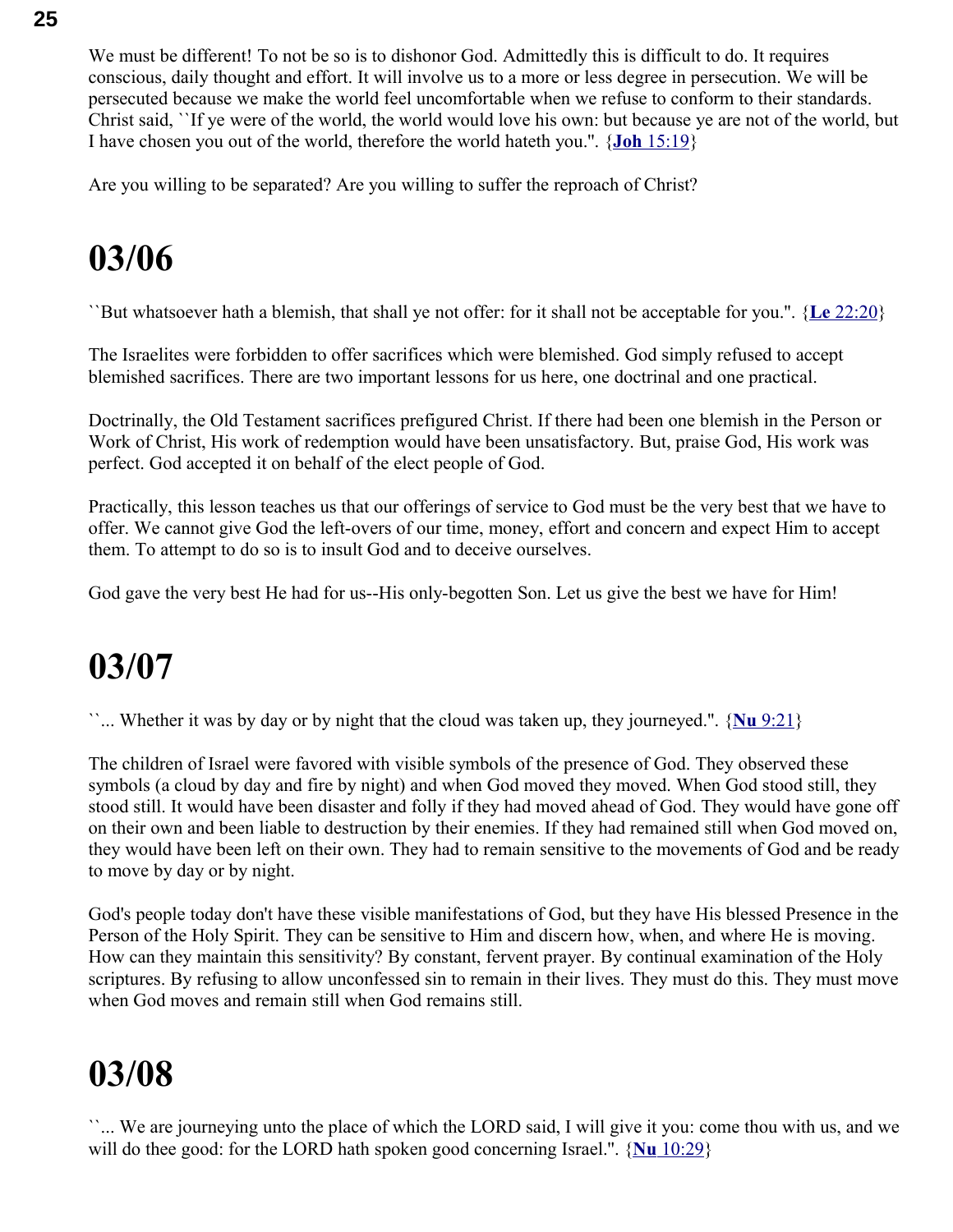We must be different! To not be so is to dishonor God. Admittedly this is difficult to do. It requires conscious, daily thought and effort. It will involve us to a more or less degree in persecution. We will be persecuted because we make the world feel uncomfortable when we refuse to conform to their standards. Christ said, ``If ye were of the world, the world would love his own: but because ye are not of the world, but I have chosen you out of the world, therefore the world hateth you.". {**Joh** 15:19}

Are you willing to be separated? Are you willing to suffer the reproach of Christ?

# 03/06

``But whatsoever hath a blemish, that shall ye not offer: for it shall not be acceptable for you.". {**Le** 22:20}

The Israelites were forbidden to offer sacrifices which were blemished. God simply refused to accept blemished sacrifices. There are two important lessons for us here, one doctrinal and one practical.

Doctrinally, the Old Testament sacrifices prefigured Christ. If there had been one blemish in the Person or Work of Christ, His work of redemption would have been unsatisfactory. But, praise God, His work was perfect. God accepted it on behalf of the elect people of God.

Practically, this lesson teaches us that our offerings of service to God must be the very best that we have to offer. We cannot give God the left-overs of our time, money, effort and concern and expect Him to accept them. To attempt to do so is to insult God and to deceive ourselves.

God gave the very best He had for us--His only-begotten Son. Let us give the best we have for Him!

# 03/07

``... Whether it was by day or by night that the cloud was taken up, they journeyed.". {**Nu** 9:21}

The children of Israel were favored with visible symbols of the presence of God. They observed these symbols (a cloud by day and fire by night) and when God moved they moved. When God stood still, they stood still. It would have been disaster and folly if they had moved ahead of God. They would have gone off on their own and been liable to destruction by their enemies. If they had remained still when God moved on, they would have been left on their own. They had to remain sensitive to the movements of God and be ready to move by day or by night.

God's people today don't have these visible manifestations of God, but they have His blessed Presence in the Person of the Holy Spirit. They can be sensitive to Him and discern how, when, and where He is moving. How can they maintain this sensitivity? By constant, fervent prayer. By continual examination of the Holy scriptures. By refusing to allow unconfessed sin to remain in their lives. They must do this. They must move when God moves and remain still when God remains still.

# 03/08

``... We are journeying unto the place of which the LORD said, I will give it you: come thou with us, and we will do thee good: for the LORD hath spoken good concerning Israel.". {**Nu** 10:29}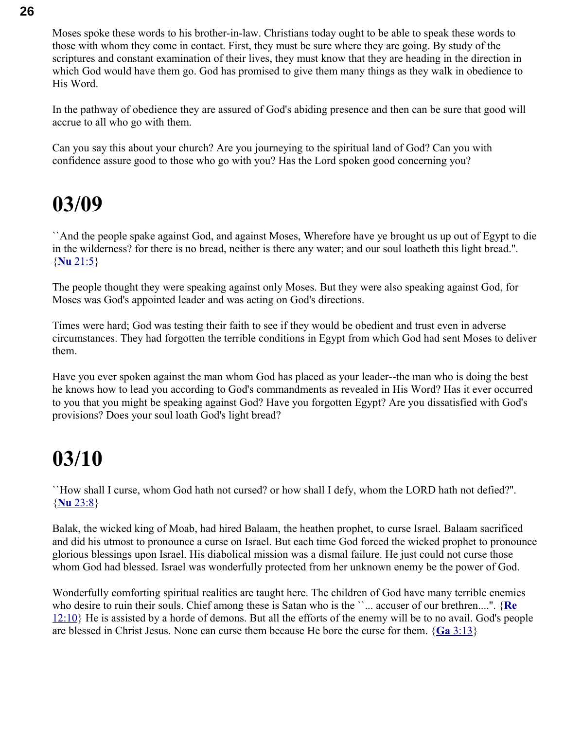Moses spoke these words to his brother-in-law. Christians today ought to be able to speak these words to those with whom they come in contact. First, they must be sure where they are going. By study of the scriptures and constant examination of their lives, they must know that they are heading in the direction in which God would have them go. God has promised to give them many things as they walk in obedience to His Word.

In the pathway of obedience they are assured of God's abiding presence and then can be sure that good will accrue to all who go with them.

Can you say this about your church? Are you journeying to the spiritual land of God? Can you with confidence assure good to those who go with you? Has the Lord spoken good concerning you?

# 03/09

``And the people spake against God, and against Moses, Wherefore have ye brought us up out of Egypt to die in the wilderness? for there is no bread, neither is there any water; and our soul loatheth this light bread.". {**Nu** 21:5}

The people thought they were speaking against only Moses. But they were also speaking against God, for Moses was God's appointed leader and was acting on God's directions.

Times were hard; God was testing their faith to see if they would be obedient and trust even in adverse circumstances. They had forgotten the terrible conditions in Egypt from which God had sent Moses to deliver them.

Have you ever spoken against the man whom God has placed as your leader--the man who is doing the best he knows how to lead you according to God's commandments as revealed in His Word? Has it ever occurred to you that you might be speaking against God? Have you forgotten Egypt? Are you dissatisfied with God's provisions? Does your soul loath God's light bread?

# 03/10

``How shall I curse, whom God hath not cursed? or how shall I defy, whom the LORD hath not defied?". {**Nu** 23:8}

Balak, the wicked king of Moab, had hired Balaam, the heathen prophet, to curse Israel. Balaam sacrificed and did his utmost to pronounce a curse on Israel. But each time God forced the wicked prophet to pronounce glorious blessings upon Israel. His diabolical mission was a dismal failure. He just could not curse those whom God had blessed. Israel was wonderfully protected from her unknown enemy be the power of God.

Wonderfully comforting spiritual realities are taught here. The children of God have many terrible enemies who desire to ruin their souls. Chief among these is Satan who is the ``... accuser of our brethren....". {**Re** 12:10} He is assisted by a horde of demons. But all the efforts of the enemy will be to no avail. God's people are blessed in Christ Jesus. None can curse them because He bore the curse for them. {**Ga** 3:13}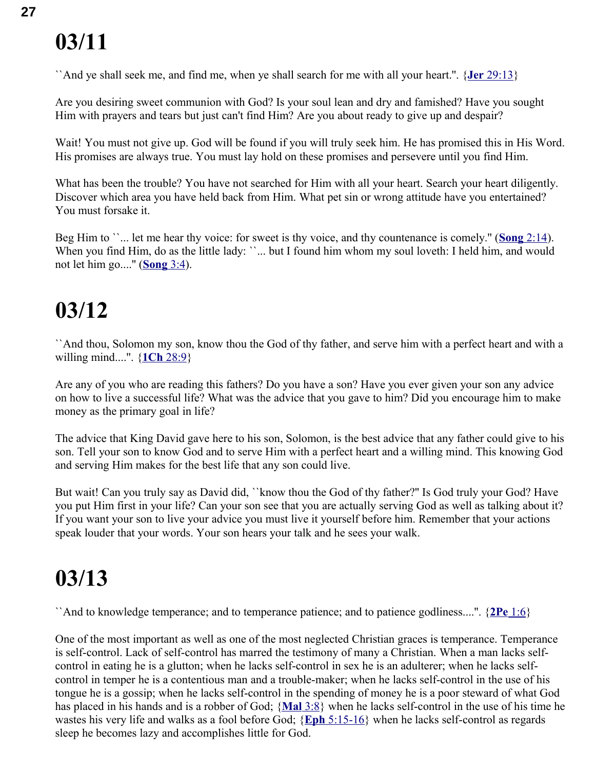# 03/11

``And ye shall seek me, and find me, when ye shall search for me with all your heart.". {**Jer** 29:13}

Are you desiring sweet communion with God? Is your soul lean and dry and famished? Have you sought Him with prayers and tears but just can't find Him? Are you about ready to give up and despair?

Wait! You must not give up. God will be found if you will truly seek him. He has promised this in His Word. His promises are always true. You must lay hold on these promises and persevere until you find Him.

What has been the trouble? You have not searched for Him with all your heart. Search your heart diligently. Discover which area you have held back from Him. What pet sin or wrong attitude have you entertained? You must forsake it.

Beg Him to ``... let me hear thy voice: for sweet is thy voice, and thy countenance is comely." (**Song** 2:14). When you find Him, do as the little lady: ``... but I found him whom my soul loveth: I held him, and would not let him go...." (**Song** 3:4).

# 03/12

``And thou, Solomon my son, know thou the God of thy father, and serve him with a perfect heart and with a willing mind....". {**1Ch** 28:9}

Are any of you who are reading this fathers? Do you have a son? Have you ever given your son any advice on how to live a successful life? What was the advice that you gave to him? Did you encourage him to make money as the primary goal in life?

The advice that King David gave here to his son, Solomon, is the best advice that any father could give to his son. Tell your son to know God and to serve Him with a perfect heart and a willing mind. This knowing God and serving Him makes for the best life that any son could live.

But wait! Can you truly say as David did, ``know thou the God of thy father?" Is God truly your God? Have you put Him first in your life? Can your son see that you are actually serving God as well as talking about it? If you want your son to live your advice you must live it yourself before him. Remember that your actions speak louder that your words. Your son hears your talk and he sees your walk.

# 03/13

``And to knowledge temperance; and to temperance patience; and to patience godliness....". {**2Pe** 1:6}

One of the most important as well as one of the most neglected Christian graces is temperance. Temperance is self-control. Lack of self-control has marred the testimony of many a Christian. When a man lacks self-control in eating he is a glutton; when he lacks self-control in sex he is an adulterer; when he lacks self-control in temper he is a contentious man and a trouble-maker; when he lacks self-control in the use of his tongue he is a gossip; when he lacks self-control in the spending of money he is a poor steward of what God has placed in his hands and is a robber of God; {**Mal** 3:8} when he lacks self-control in the use of his time he wastes his very life and walks as a fool before God; {**Eph** 5:15-16} when he lacks self-control as regards sleep he becomes lazy and accomplishes little for God.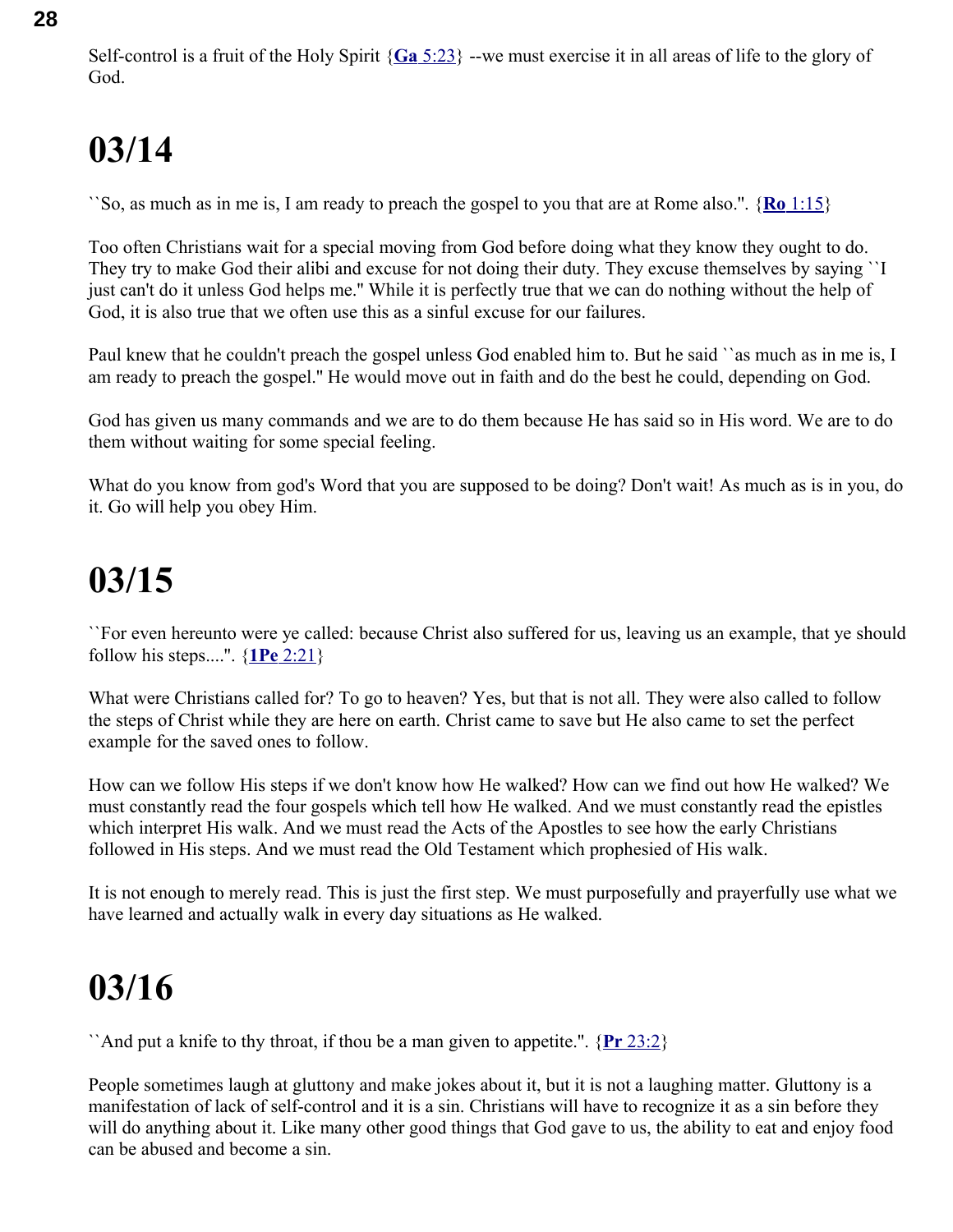Self-control is a fruit of the Holy Spirit {**Ga** 5:23} --we must exercise it in all areas of life to the glory of God.

# 03/14

``So, as much as in me is, I am ready to preach the gospel to you that are at Rome also.''. {**Ro** 1:15}

Too often Christians wait for a special moving from God before doing what they know they ought to do. They try to make God their alibi and excuse for not doing their duty. They excuse themselves by saying ``I just can't do it unless God helps me.'' While it is perfectly true that we can do nothing without the help of God, it is also true that we often use this as a sinful excuse for our failures.

Paul knew that he couldn't preach the gospel unless God enabled him to. But he said ``as much as in me is, I am ready to preach the gospel.'' He would move out in faith and do the best he could, depending on God.

God has given us many commands and we are to do them because He has said so in His word. We are to do them without waiting for some special feeling.

What do you know from god's Word that you are supposed to be doing? Don't wait! As much as is in you, do it. Go will help you obey Him.

# 03/15

``For even hereunto were ye called: because Christ also suffered for us, leaving us an example, that ye should follow his steps....''. {**1Pe** 2:21}

What were Christians called for? To go to heaven? Yes, but that is not all. They were also called to follow the steps of Christ while they are here on earth. Christ came to save but He also came to set the perfect example for the saved ones to follow.

How can we follow His steps if we don't know how He walked? How can we find out how He walked? We must constantly read the four gospels which tell how He walked. And we must constantly read the epistles which interpret His walk. And we must read the Acts of the Apostles to see how the early Christians followed in His steps. And we must read the Old Testament which prophesied of His walk.

It is not enough to merely read. This is just the first step. We must purposefully and prayerfully use what we have learned and actually walk in every day situations as He walked.

# 03/16

``And put a knife to thy throat, if thou be a man given to appetite.''. {**Pr** 23:2}

People sometimes laugh at gluttony and make jokes about it, but it is not a laughing matter. Gluttony is a manifestation of lack of self-control and it is a sin. Christians will have to recognize it as a sin before they will do anything about it. Like many other good things that God gave to us, the ability to eat and enjoy food can be abused and become a sin.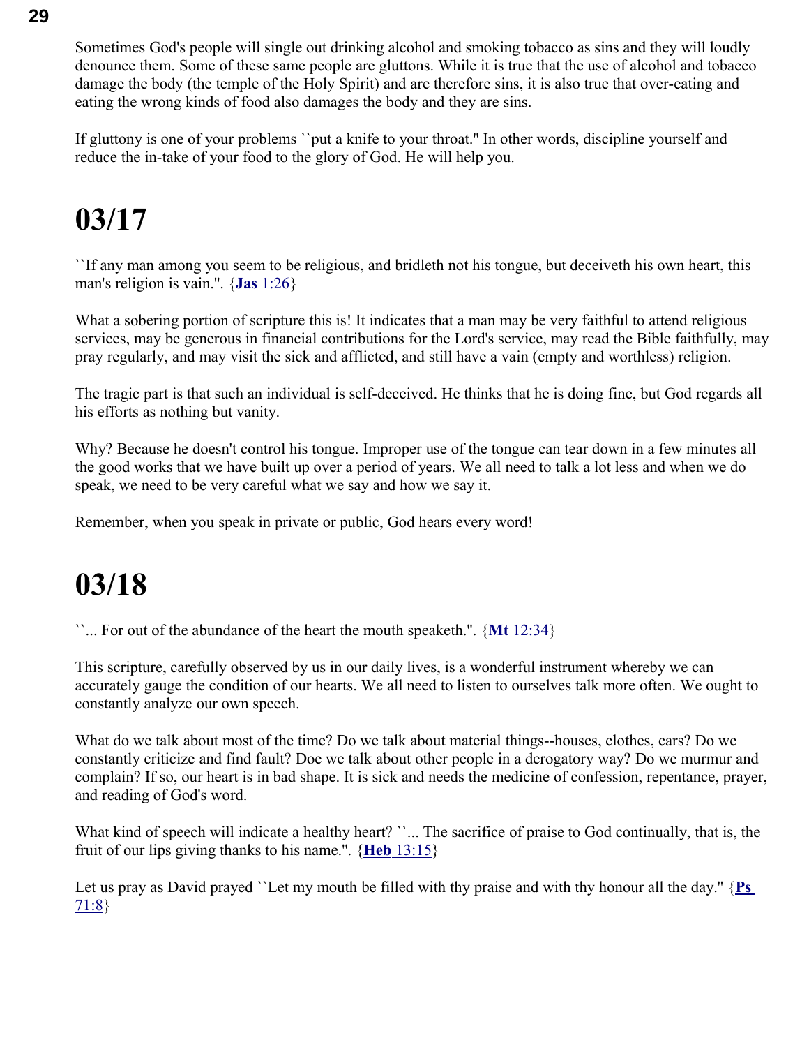Sometimes God's people will single out drinking alcohol and smoking tobacco as sins and they will loudly denounce them. Some of these same people are gluttons. While it is true that the use of alcohol and tobacco damage the body (the temple of the Holy Spirit) and are therefore sins, it is also true that over-eating and eating the wrong kinds of food also damages the body and they are sins.

If gluttony is one of your problems ``put a knife to your throat." In other words, discipline yourself and reduce the in-take of your food to the glory of God. He will help you.

# 03/17

``If any man among you seem to be religious, and bridleth not his tongue, but deceiveth his own heart, this man's religion is vain.". {**Jas** 1:26}

What a sobering portion of scripture this is! It indicates that a man may be very faithful to attend religious services, may be generous in financial contributions for the Lord's service, may read the Bible faithfully, may pray regularly, and may visit the sick and afflicted, and still have a vain (empty and worthless) religion.

The tragic part is that such an individual is self-deceived. He thinks that he is doing fine, but God regards all his efforts as nothing but vanity.

Why? Because he doesn't control his tongue. Improper use of the tongue can tear down in a few minutes all the good works that we have built up over a period of years. We all need to talk a lot less and when we do speak, we need to be very careful what we say and how we say it.

Remember, when you speak in private or public, God hears every word!

# 03/18

``... For out of the abundance of the heart the mouth speaketh.". {**Mt** 12:34}

This scripture, carefully observed by us in our daily lives, is a wonderful instrument whereby we can accurately gauge the condition of our hearts. We all need to listen to ourselves talk more often. We ought to constantly analyze our own speech.

What do we talk about most of the time? Do we talk about material things--houses, clothes, cars? Do we constantly criticize and find fault? Doe we talk about other people in a derogatory way? Do we murmur and complain? If so, our heart is in bad shape. It is sick and needs the medicine of confession, repentance, prayer, and reading of God's word.

What kind of speech will indicate a healthy heart? ``... The sacrifice of praise to God continually, that is, the fruit of our lips giving thanks to his name.". {**Heb** 13:15}

Let us pray as David prayed ``Let my mouth be filled with thy praise and with thy honour all the day." {**Ps** 71:8}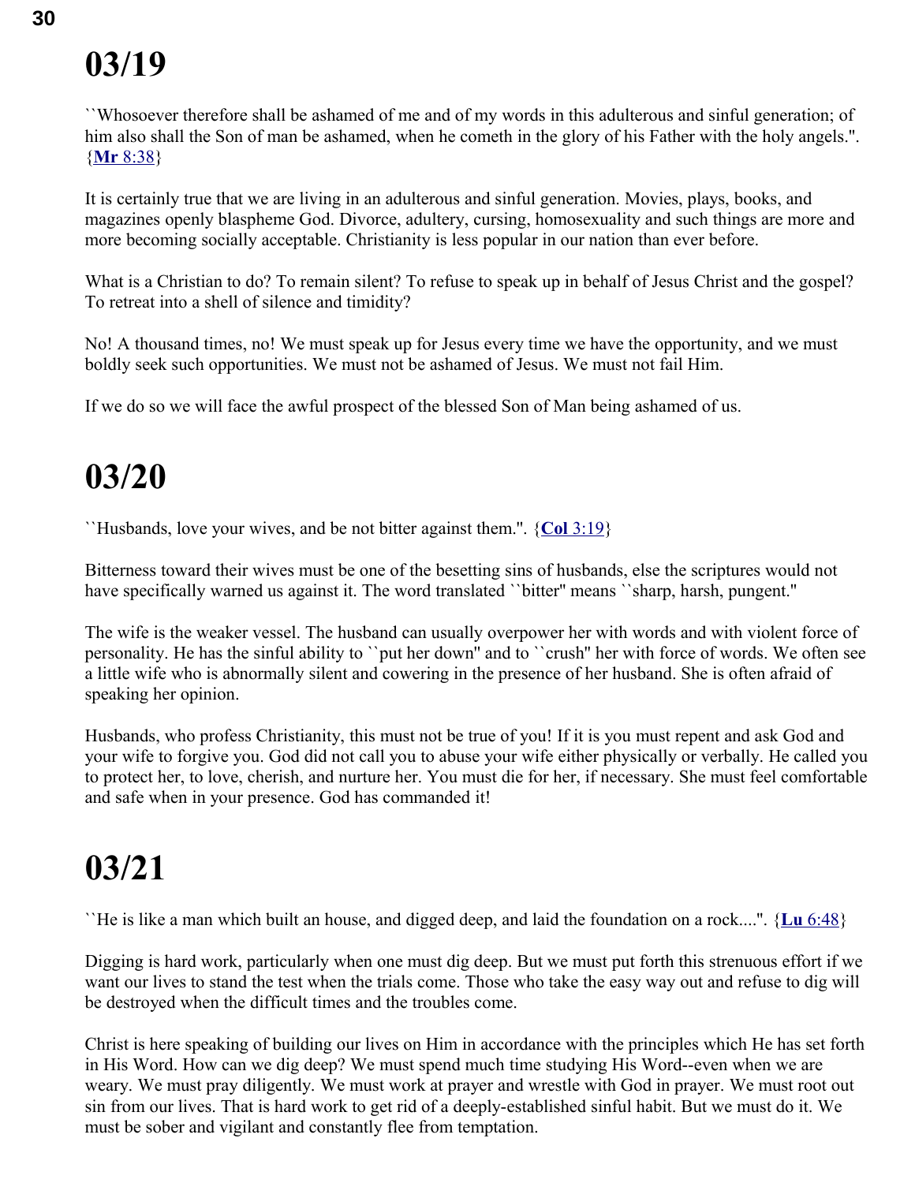# 03/19

``Whosoever therefore shall be ashamed of me and of my words in this adulterous and sinful generation; of him also shall the Son of man be ashamed, when he cometh in the glory of his Father with the holy angels.''. {**Mr** 8:38}

It is certainly true that we are living in an adulterous and sinful generation. Movies, plays, books, and magazines openly blaspheme God. Divorce, adultery, cursing, homosexuality and such things are more and more becoming socially acceptable. Christianity is less popular in our nation than ever before.

What is a Christian to do? To remain silent? To refuse to speak up in behalf of Jesus Christ and the gospel? To retreat into a shell of silence and timidity?

No! A thousand times, no! We must speak up for Jesus every time we have the opportunity, and we must boldly seek such opportunities. We must not be ashamed of Jesus. We must not fail Him.

If we do so we will face the awful prospect of the blessed Son of Man being ashamed of us.

# 03/20

``Husbands, love your wives, and be not bitter against them.''. {**Col** 3:19}

Bitterness toward their wives must be one of the besetting sins of husbands, else the scriptures would not have specifically warned us against it. The word translated ``bitter'' means ``sharp, harsh, pungent.''

The wife is the weaker vessel. The husband can usually overpower her with words and with violent force of personality. He has the sinful ability to ``put her down'' and to ``crush'' her with force of words. We often see a little wife who is abnormally silent and cowering in the presence of her husband. She is often afraid of speaking her opinion.

Husbands, who profess Christianity, this must not be true of you! If it is you must repent and ask God and your wife to forgive you. God did not call you to abuse your wife either physically or verbally. He called you to protect her, to love, cherish, and nurture her. You must die for her, if necessary. She must feel comfortable and safe when in your presence. God has commanded it!

# 03/21

``He is like a man which built an house, and digged deep, and laid the foundation on a rock....''. {**Lu** 6:48}

Digging is hard work, particularly when one must dig deep. But we must put forth this strenuous effort if we want our lives to stand the test when the trials come. Those who take the easy way out and refuse to dig will be destroyed when the difficult times and the troubles come.

Christ is here speaking of building our lives on Him in accordance with the principles which He has set forth in His Word. How can we dig deep? We must spend much time studying His Word--even when we are weary. We must pray diligently. We must work at prayer and wrestle with God in prayer. We must root out sin from our lives. That is hard work to get rid of a deeply-established sinful habit. But we must do it. We must be sober and vigilant and constantly flee from temptation.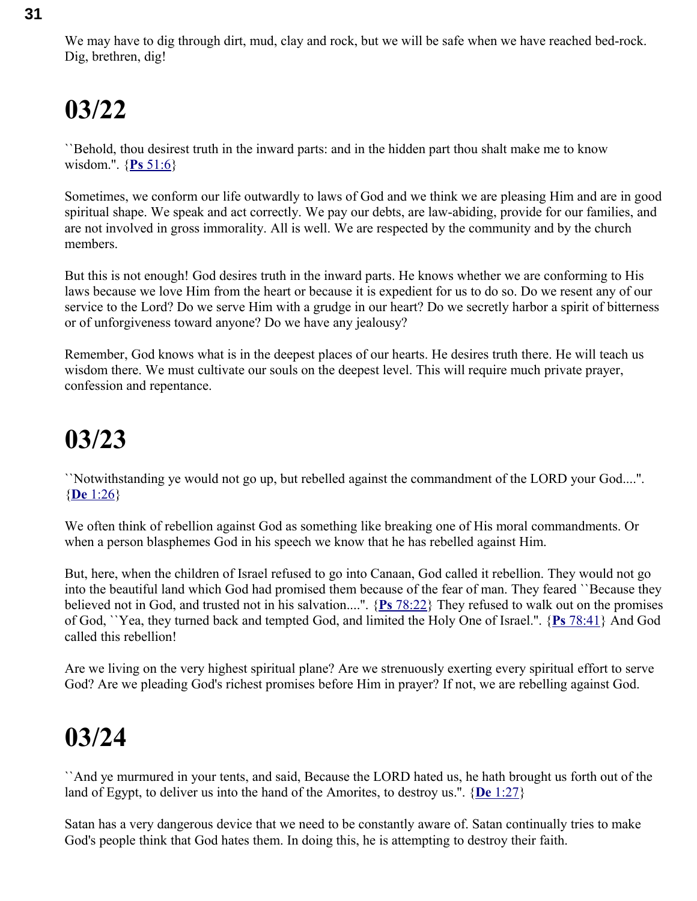We may have to dig through dirt, mud, clay and rock, but we will be safe when we have reached bed-rock. Dig, brethren, dig!

# 03/22

``Behold, thou desirest truth in the inward parts: and in the hidden part thou shalt make me to know wisdom.''. {**Ps** 51:6}

Sometimes, we conform our life outwardly to laws of God and we think we are pleasing Him and are in good spiritual shape. We speak and act correctly. We pay our debts, are law-abiding, provide for our families, and are not involved in gross immorality. All is well. We are respected by the community and by the church members.

But this is not enough! God desires truth in the inward parts. He knows whether we are conforming to His laws because we love Him from the heart or because it is expedient for us to do so. Do we resent any of our service to the Lord? Do we serve Him with a grudge in our heart? Do we secretly harbor a spirit of bitterness or of unforgiveness toward anyone? Do we have any jealousy?

Remember, God knows what is in the deepest places of our hearts. He desires truth there. He will teach us wisdom there. We must cultivate our souls on the deepest level. This will require much private prayer, confession and repentance.

# 03/23

``Notwithstanding ye would not go up, but rebelled against the commandment of the LORD your God....''. {**De** 1:26}

We often think of rebellion against God as something like breaking one of His moral commandments. Or when a person blasphemes God in his speech we know that he has rebelled against Him.

But, here, when the children of Israel refused to go into Canaan, God called it rebellion. They would not go into the beautiful land which God had promised them because of the fear of man. They feared ``Because they believed not in God, and trusted not in his salvation....''. {**Ps** 78:22} They refused to walk out on the promises of God, ``Yea, they turned back and tempted God, and limited the Holy One of Israel.''. {**Ps** 78:41} And God called this rebellion!

Are we living on the very highest spiritual plane? Are we strenuously exerting every spiritual effort to serve God? Are we pleading God's richest promises before Him in prayer? If not, we are rebelling against God.

# 03/24

``And ye murmured in your tents, and said, Because the LORD hated us, he hath brought us forth out of the land of Egypt, to deliver us into the hand of the Amorites, to destroy us.''. {**De** 1:27}

Satan has a very dangerous device that we need to be constantly aware of. Satan continually tries to make God's people think that God hates them. In doing this, he is attempting to destroy their faith.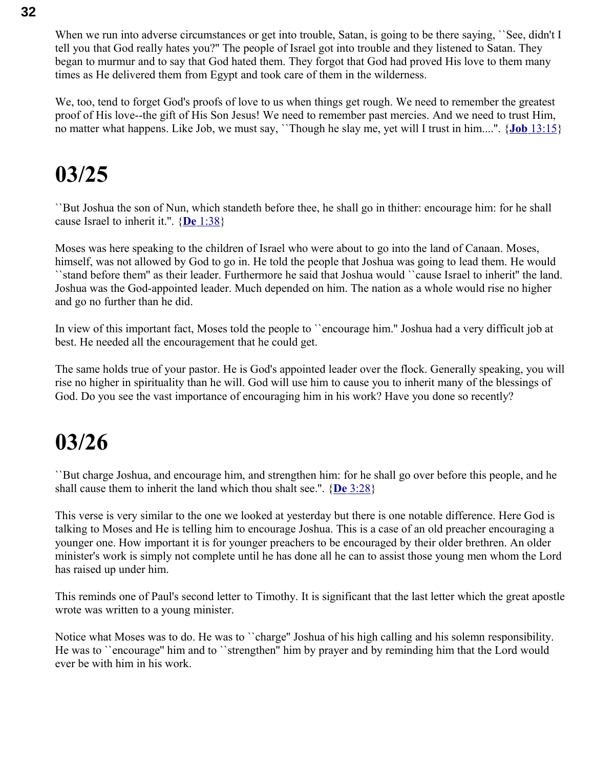When we run into adverse circumstances or get into trouble, Satan, is going to be there saying, ``See, didn't I tell you that God really hates you?'' The people of Israel got into trouble and they listened to Satan. They began to murmur and to say that God hated them. They forgot that God had proved His love to them many times as He delivered them from Egypt and took care of them in the wilderness.

We, too, tend to forget God's proofs of love to us when things get rough. We need to remember the greatest proof of His love--the gift of His Son Jesus! We need to remember past mercies. And we need to trust Him, no matter what happens. Like Job, we must say, ``Though he slay me, yet will I trust in him....''. {**Job** 13:15}

# 03/25

``But Joshua the son of Nun, which standeth before thee, he shall go in thither: encourage him: for he shall cause Israel to inherit it.''. {**De** 1:38}

Moses was here speaking to the children of Israel who were about to go into the land of Canaan. Moses, himself, was not allowed by God to go in. He told the people that Joshua was going to lead them. He would ``stand before them'' as their leader. Furthermore he said that Joshua would ``cause Israel to inherit'' the land. Joshua was the God-appointed leader. Much depended on him. The nation as a whole would rise no higher and go no further than he did.

In view of this important fact, Moses told the people to ``encourage him.'' Joshua had a very difficult job at best. He needed all the encouragement that he could get.

The same holds true of your pastor. He is God's appointed leader over the flock. Generally speaking, you will rise no higher in spirituality than he will. God will use him to cause you to inherit many of the blessings of God. Do you see the vast importance of encouraging him in his work? Have you done so recently?

# 03/26

``But charge Joshua, and encourage him, and strengthen him: for he shall go over before this people, and he shall cause them to inherit the land which thou shalt see.''. {**De** 3:28}

This verse is very similar to the one we looked at yesterday but there is one notable difference. Here God is talking to Moses and He is telling him to encourage Joshua. This is a case of an old preacher encouraging a younger one. How important it is for younger preachers to be encouraged by their older brethren. An older minister's work is simply not complete until he has done all he can to assist those young men whom the Lord has raised up under him.

This reminds one of Paul's second letter to Timothy. It is significant that the last letter which the great apostle wrote was written to a young minister.

Notice what Moses was to do. He was to ``charge'' Joshua of his high calling and his solemn responsibility. He was to ``encourage'' him and to ``strengthen'' him by prayer and by reminding him that the Lord would ever be with him in his work.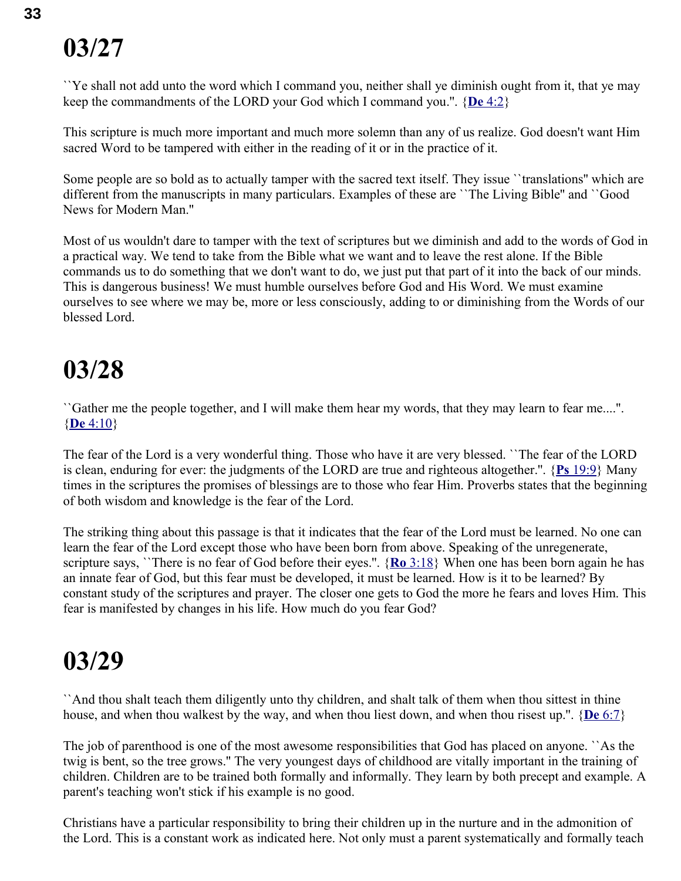# 03/27

``Ye shall not add unto the word which I command you, neither shall ye diminish ought from it, that ye may keep the commandments of the LORD your God which I command you.''. {**De** 4:2}

This scripture is much more important and much more solemn than any of us realize. God doesn't want Him sacred Word to be tampered with either in the reading of it or in the practice of it.

Some people are so bold as to actually tamper with the sacred text itself. They issue ``translations'' which are different from the manuscripts in many particulars. Examples of these are ``The Living Bible'' and ``Good News for Modern Man.''

Most of us wouldn't dare to tamper with the text of scriptures but we diminish and add to the words of God in a practical way. We tend to take from the Bible what we want and to leave the rest alone. If the Bible commands us to do something that we don't want to do, we just put that part of it into the back of our minds. This is dangerous business! We must humble ourselves before God and His Word. We must examine ourselves to see where we may be, more or less consciously, adding to or diminishing from the Words of our blessed Lord.

# 03/28

``Gather me the people together, and I will make them hear my words, that they may learn to fear me....''. {**De** 4:10}

The fear of the Lord is a very wonderful thing. Those who have it are very blessed. ``The fear of the LORD is clean, enduring for ever: the judgments of the LORD are true and righteous altogether.''. {**Ps** 19:9} Many times in the scriptures the promises of blessings are to those who fear Him. Proverbs states that the beginning of both wisdom and knowledge is the fear of the Lord.

The striking thing about this passage is that it indicates that the fear of the Lord must be learned. No one can learn the fear of the Lord except those who have been born from above. Speaking of the unregenerate, scripture says, ``There is no fear of God before their eyes.''. {**Ro** 3:18} When one has been born again he has an innate fear of God, but this fear must be developed, it must be learned. How is it to be learned? By constant study of the scriptures and prayer. The closer one gets to God the more he fears and loves Him. This fear is manifested by changes in his life. How much do you fear God?

# 03/29

``And thou shalt teach them diligently unto thy children, and shalt talk of them when thou sittest in thine house, and when thou walkest by the way, and when thou liest down, and when thou risest up.''. {**De** 6:7}

The job of parenthood is one of the most awesome responsibilities that God has placed on anyone. ``As the twig is bent, so the tree grows.'' The very youngest days of childhood are vitally important in the training of children. Children are to be trained both formally and informally. They learn by both precept and example. A parent's teaching won't stick if his example is no good.

Christians have a particular responsibility to bring their children up in the nurture and in the admonition of the Lord. This is a constant work as indicated here. Not only must a parent systematically and formally teach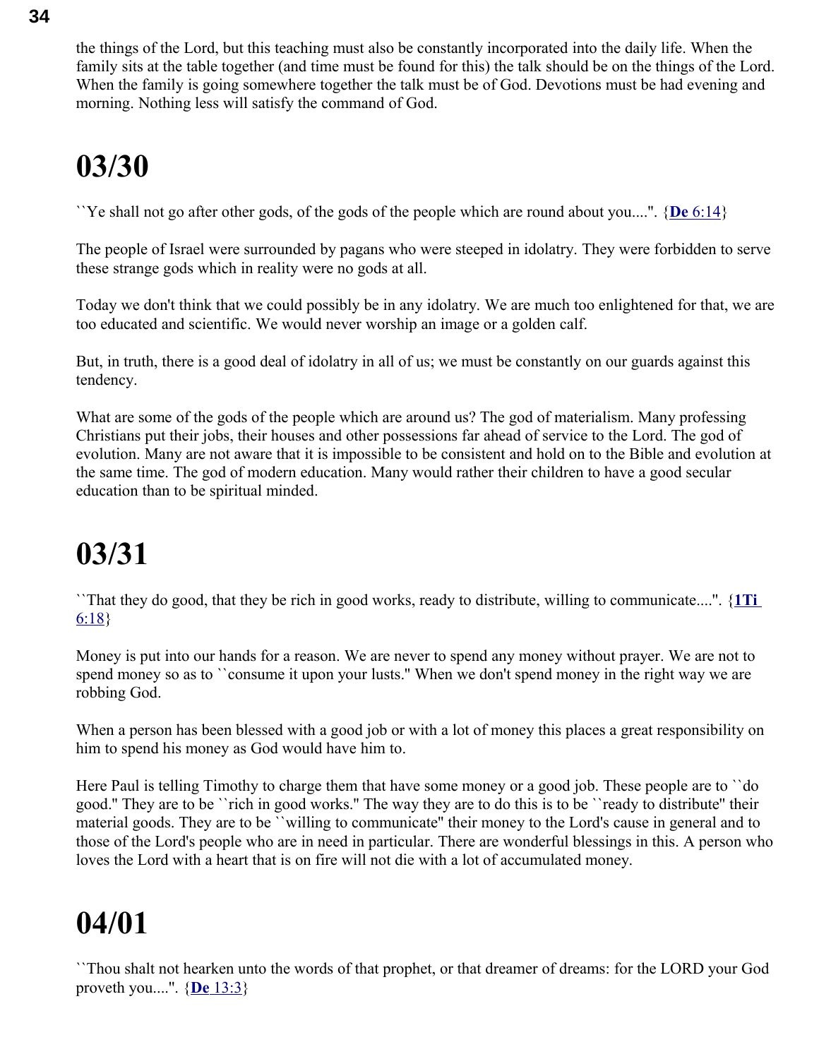the things of the Lord, but this teaching must also be constantly incorporated into the daily life. When the family sits at the table together (and time must be found for this) the talk should be on the things of the Lord. When the family is going somewhere together the talk must be of God. Devotions must be had evening and morning. Nothing less will satisfy the command of God.

# 03/30

``Ye shall not go after other gods, of the gods of the people which are round about you....". {**De** 6:14}

The people of Israel were surrounded by pagans who were steeped in idolatry. They were forbidden to serve these strange gods which in reality were no gods at all.

Today we don't think that we could possibly be in any idolatry. We are much too enlightened for that, we are too educated and scientific. We would never worship an image or a golden calf.

But, in truth, there is a good deal of idolatry in all of us; we must be constantly on our guards against this tendency.

What are some of the gods of the people which are around us? The god of materialism. Many professing Christians put their jobs, their houses and other possessions far ahead of service to the Lord. The god of evolution. Many are not aware that it is impossible to be consistent and hold on to the Bible and evolution at the same time. The god of modern education. Many would rather their children to have a good secular education than to be spiritual minded.

# 03/31

``That they do good, that they be rich in good works, ready to distribute, willing to communicate....". {**1Ti** 6:18}

Money is put into our hands for a reason. We are never to spend any money without prayer. We are not to spend money so as to ``consume it upon your lusts." When we don't spend money in the right way we are robbing God.

When a person has been blessed with a good job or with a lot of money this places a great responsibility on him to spend his money as God would have him to.

Here Paul is telling Timothy to charge them that have some money or a good job. These people are to ``do good." They are to be ``rich in good works." The way they are to do this is to be ``ready to distribute" their material goods. They are to be ``willing to communicate" their money to the Lord's cause in general and to those of the Lord's people who are in need in particular. There are wonderful blessings in this. A person who loves the Lord with a heart that is on fire will not die with a lot of accumulated money.

# 04/01

``Thou shalt not hearken unto the words of that prophet, or that dreamer of dreams: for the LORD your God proveth you....". {**De** 13:3}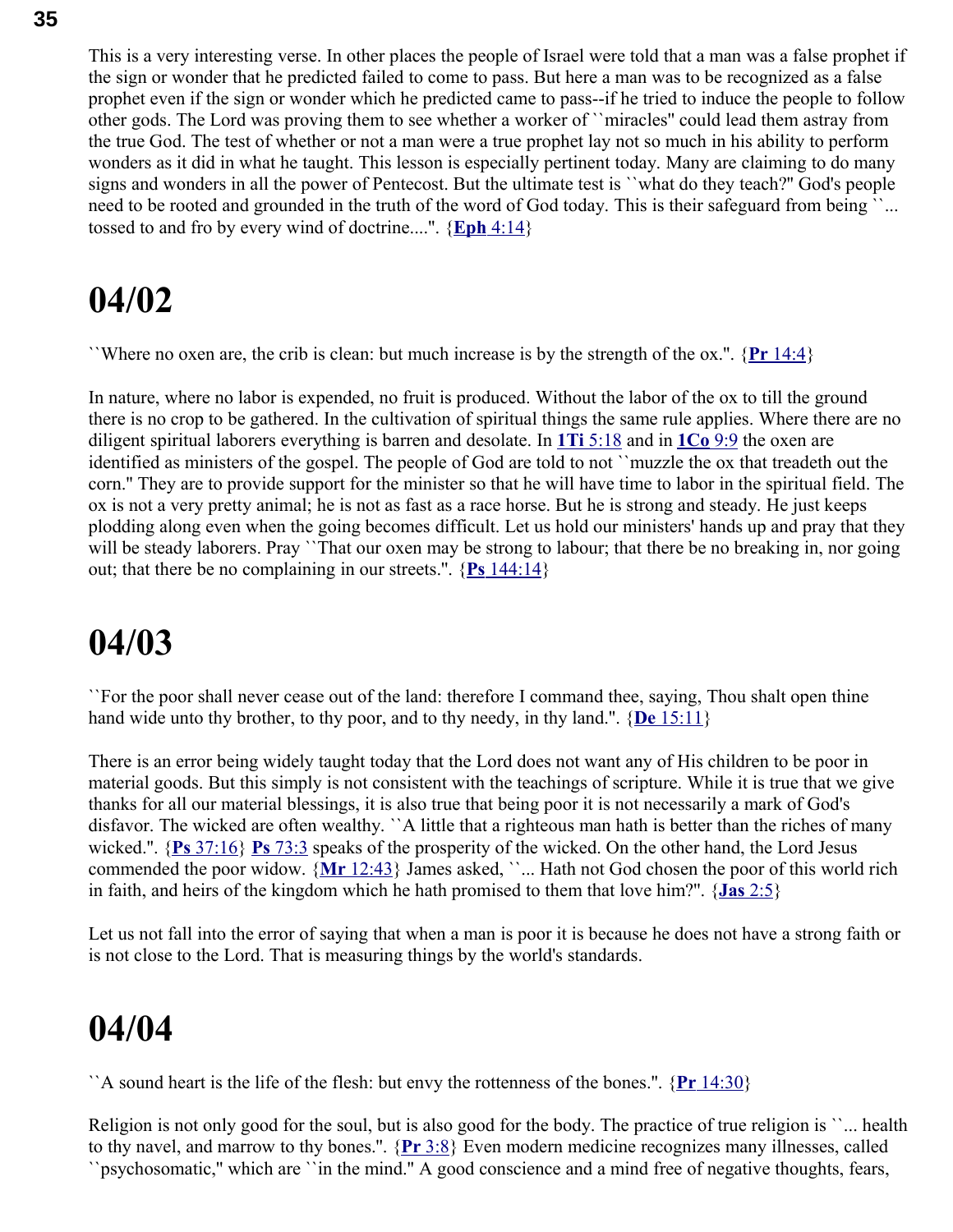This is a very interesting verse. In other places the people of Israel were told that a man was a false prophet if the sign or wonder that he predicted failed to come to pass. But here a man was to be recognized as a false prophet even if the sign or wonder which he predicted came to pass--if he tried to induce the people to follow other gods. The Lord was proving them to see whether a worker of ``miracles'' could lead them astray from the true God. The test of whether or not a man were a true prophet lay not so much in his ability to perform wonders as it did in what he taught. This lesson is especially pertinent today. Many are claiming to do many signs and wonders in all the power of Pentecost. But the ultimate test is ``what do they teach?'' God's people need to be rooted and grounded in the truth of the word of God today. This is their safeguard from being ``... tossed to and fro by every wind of doctrine....''. {**Eph** 4:14}

# 04/02

``Where no oxen are, the crib is clean: but much increase is by the strength of the ox.''. {**Pr** 14:4}

In nature, where no labor is expended, no fruit is produced. Without the labor of the ox to till the ground there is no crop to be gathered. In the cultivation of spiritual things the same rule applies. Where there are no diligent spiritual laborers everything is barren and desolate. In **1Ti** 5:18 and in **1Co** 9:9 the oxen are identified as ministers of the gospel. The people of God are told to not ``muzzle the ox that treadeth out the corn.'' They are to provide support for the minister so that he will have time to labor in the spiritual field. The ox is not a very pretty animal; he is not as fast as a race horse. But he is strong and steady. He just keeps plodding along even when the going becomes difficult. Let us hold our ministers' hands up and pray that they will be steady laborers. Pray ``That our oxen may be strong to labour; that there be no breaking in, nor going out; that there be no complaining in our streets.''. {**Ps** 144:14}

# 04/03

``For the poor shall never cease out of the land: therefore I command thee, saying, Thou shalt open thine hand wide unto thy brother, to thy poor, and to thy needy, in thy land.''. {**De** 15:11}

There is an error being widely taught today that the Lord does not want any of His children to be poor in material goods. But this simply is not consistent with the teachings of scripture. While it is true that we give thanks for all our material blessings, it is also true that being poor it is not necessarily a mark of God's disfavor. The wicked are often wealthy. ``A little that a righteous man hath is better than the riches of many wicked.''. {**Ps** 37:16} **Ps** 73:3 speaks of the prosperity of the wicked. On the other hand, the Lord Jesus commended the poor widow. {**Mr** 12:43} James asked, ``... Hath not God chosen the poor of this world rich in faith, and heirs of the kingdom which he hath promised to them that love him?''. {**Jas** 2:5}

Let us not fall into the error of saying that when a man is poor it is because he does not have a strong faith or is not close to the Lord. That is measuring things by the world's standards.

# 04/04

``A sound heart is the life of the flesh: but envy the rottenness of the bones.''. {**Pr** 14:30}

Religion is not only good for the soul, but is also good for the body. The practice of true religion is ``... health to thy navel, and marrow to thy bones.''. {**Pr** 3:8} Even modern medicine recognizes many illnesses, called ``psychosomatic,'' which are ``in the mind.'' A good conscience and a mind free of negative thoughts, fears,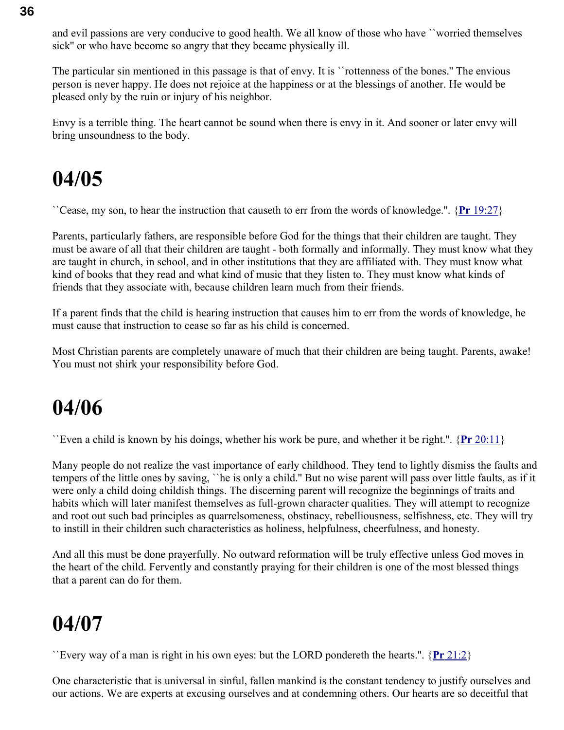and evil passions are very conducive to good health. We all know of those who have ``worried themselves sick'' or who have become so angry that they became physically ill.

The particular sin mentioned in this passage is that of envy. It is ``rottenness of the bones.'' The envious person is never happy. He does not rejoice at the happiness or at the blessings of another. He would be pleased only by the ruin or injury of his neighbor.

Envy is a terrible thing. The heart cannot be sound when there is envy in it. And sooner or later envy will bring unsoundness to the body.

# 04/05

``Cease, my son, to hear the instruction that causeth to err from the words of knowledge.''. {**Pr** 19:27}

Parents, particularly fathers, are responsible before God for the things that their children are taught. They must be aware of all that their children are taught - both formally and informally. They must know what they are taught in church, in school, and in other institutions that they are affiliated with. They must know what kind of books that they read and what kind of music that they listen to. They must know what kinds of friends that they associate with, because children learn much from their friends.

If a parent finds that the child is hearing instruction that causes him to err from the words of knowledge, he must cause that instruction to cease so far as his child is concerned.

Most Christian parents are completely unaware of much that their children are being taught. Parents, awake! You must not shirk your responsibility before God.

# 04/06

``Even a child is known by his doings, whether his work be pure, and whether it be right.''. {**Pr** 20:11}

Many people do not realize the vast importance of early childhood. They tend to lightly dismiss the faults and tempers of the little ones by saying, ``he is only a child.'' But no wise parent will pass over little faults, as if it were only a child doing childish things. The discerning parent will recognize the beginnings of traits and habits which will later manifest themselves as full-grown character qualities. They will attempt to recognize and root out such bad principles as quarrelsomeness, obstinacy, rebelliousness, selfishness, etc. They will try to instill in their children such characteristics as holiness, helpfulness, cheerfulness, and honesty.

And all this must be done prayerfully. No outward reformation will be truly effective unless God moves in the heart of the child. Fervently and constantly praying for their children is one of the most blessed things that a parent can do for them.

# 04/07

``Every way of a man is right in his own eyes: but the LORD pondereth the hearts.''. {**Pr** 21:2}

One characteristic that is universal in sinful, fallen mankind is the constant tendency to justify ourselves and our actions. We are experts at excusing ourselves and at condemning others. Our hearts are so deceitful that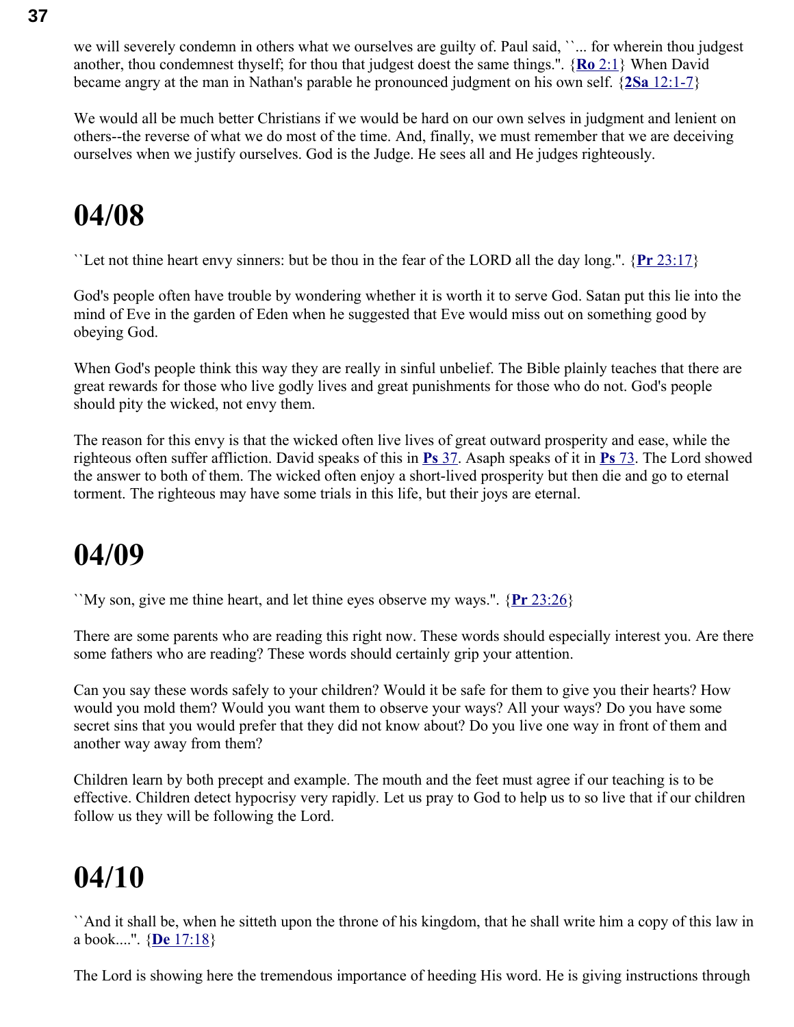we will severely condemn in others what we ourselves are guilty of. Paul said, ``... for wherein thou judgest another, thou condemnest thyself; for thou that judgest doest the same things.''. {**Ro** 2:1} When David became angry at the man in Nathan's parable he pronounced judgment on his own self. {**2Sa** 12:1-7}

We would all be much better Christians if we would be hard on our own selves in judgment and lenient on others--the reverse of what we do most of the time. And, finally, we must remember that we are deceiving ourselves when we justify ourselves. God is the Judge. He sees all and He judges righteously.

# 04/08

``Let not thine heart envy sinners: but be thou in the fear of the LORD all the day long.''. {**Pr** 23:17}

God's people often have trouble by wondering whether it is worth it to serve God. Satan put this lie into the mind of Eve in the garden of Eden when he suggested that Eve would miss out on something good by obeying God.

When God's people think this way they are really in sinful unbelief. The Bible plainly teaches that there are great rewards for those who live godly lives and great punishments for those who do not. God's people should pity the wicked, not envy them.

The reason for this envy is that the wicked often live lives of great outward prosperity and ease, while the righteous often suffer affliction. David speaks of this in **Ps** 37. Asaph speaks of it in **Ps** 73. The Lord showed the answer to both of them. The wicked often enjoy a short-lived prosperity but then die and go to eternal torment. The righteous may have some trials in this life, but their joys are eternal.

# 04/09

``My son, give me thine heart, and let thine eyes observe my ways.''. {**Pr** 23:26}

There are some parents who are reading this right now. These words should especially interest you. Are there some fathers who are reading? These words should certainly grip your attention.

Can you say these words safely to your children? Would it be safe for them to give you their hearts? How would you mold them? Would you want them to observe your ways? All your ways? Do you have some secret sins that you would prefer that they did not know about? Do you live one way in front of them and another way away from them?

Children learn by both precept and example. The mouth and the feet must agree if our teaching is to be effective. Children detect hypocrisy very rapidly. Let us pray to God to help us to so live that if our children follow us they will be following the Lord.

# 04/10

``And it shall be, when he sitteth upon the throne of his kingdom, that he shall write him a copy of this law in a book....''. {**De** 17:18}

The Lord is showing here the tremendous importance of heeding His word. He is giving instructions through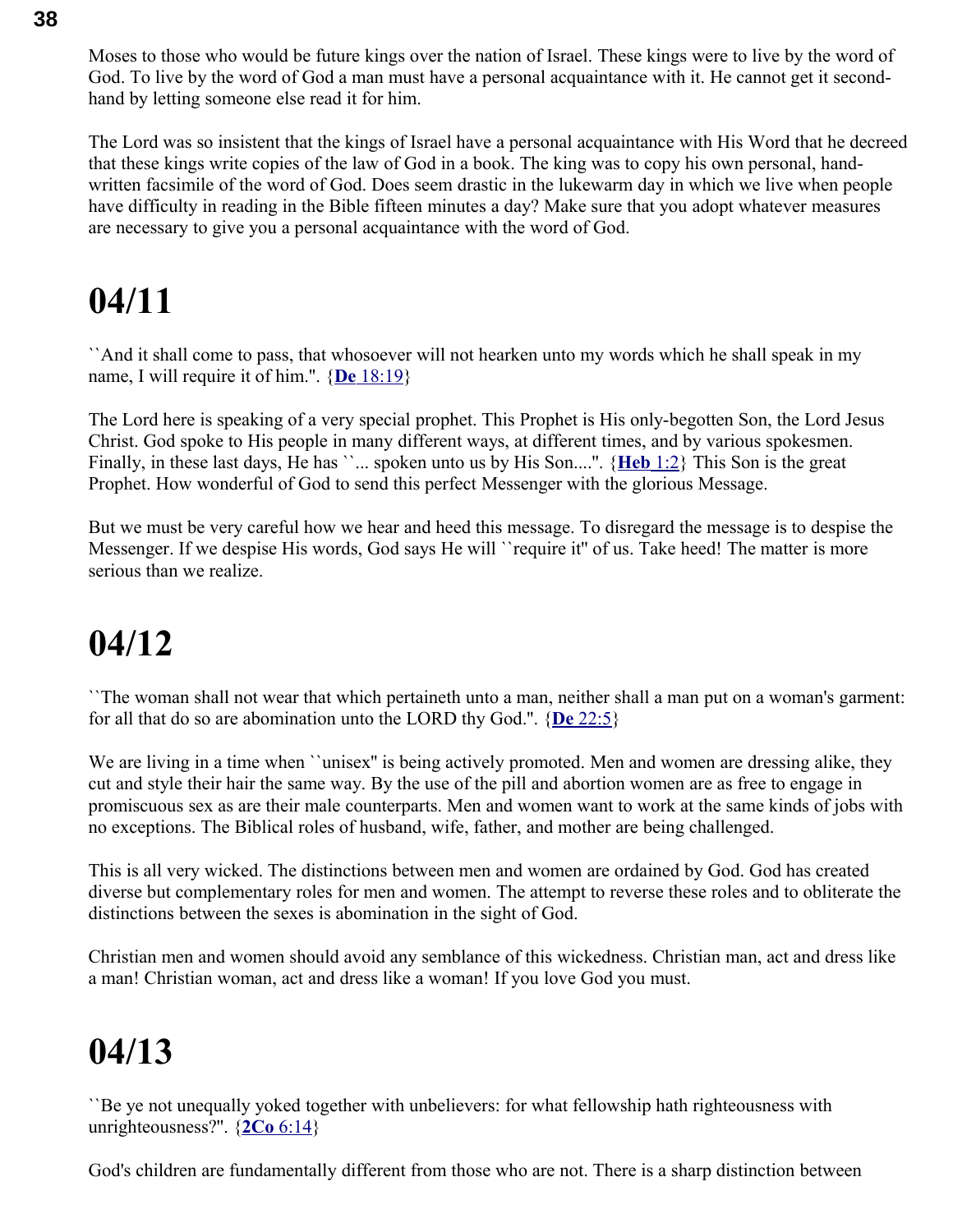Moses to those who would be future kings over the nation of Israel. These kings were to live by the word of God. To live by the word of God a man must have a personal acquaintance with it. He cannot get it second-hand by letting someone else read it for him.

The Lord was so insistent that the kings of Israel have a personal acquaintance with His Word that he decreed that these kings write copies of the law of God in a book. The king was to copy his own personal, hand-written facsimile of the word of God. Does seem drastic in the lukewarm day in which we live when people have difficulty in reading in the Bible fifteen minutes a day? Make sure that you adopt whatever measures are necessary to give you a personal acquaintance with the word of God.

# 04/11

``And it shall come to pass, that whosoever will not hearken unto my words which he shall speak in my name, I will require it of him.''. {**De** 18:19}

The Lord here is speaking of a very special prophet. This Prophet is His only-begotten Son, the Lord Jesus Christ. God spoke to His people in many different ways, at different times, and by various spokesmen. Finally, in these last days, He has ``... spoken unto us by His Son....''. {**Heb** 1:2} This Son is the great Prophet. How wonderful of God to send this perfect Messenger with the glorious Message.

But we must be very careful how we hear and heed this message. To disregard the message is to despise the Messenger. If we despise His words, God says He will ``require it'' of us. Take heed! The matter is more serious than we realize.

# 04/12

``The woman shall not wear that which pertaineth unto a man, neither shall a man put on a woman's garment: for all that do so are abomination unto the LORD thy God.''. {**De** 22:5}

We are living in a time when ``unisex'' is being actively promoted. Men and women are dressing alike, they cut and style their hair the same way. By the use of the pill and abortion women are as free to engage in promiscuous sex as are their male counterparts. Men and women want to work at the same kinds of jobs with no exceptions. The Biblical roles of husband, wife, father, and mother are being challenged.

This is all very wicked. The distinctions between men and women are ordained by God. God has created diverse but complementary roles for men and women. The attempt to reverse these roles and to obliterate the distinctions between the sexes is abomination in the sight of God.

Christian men and women should avoid any semblance of this wickedness. Christian man, act and dress like a man! Christian woman, act and dress like a woman! If you love God you must.

# 04/13

``Be ye not unequally yoked together with unbelievers: for what fellowship hath righteousness with unrighteousness?''. {**2Co** 6:14}

God's children are fundamentally different from those who are not. There is a sharp distinction between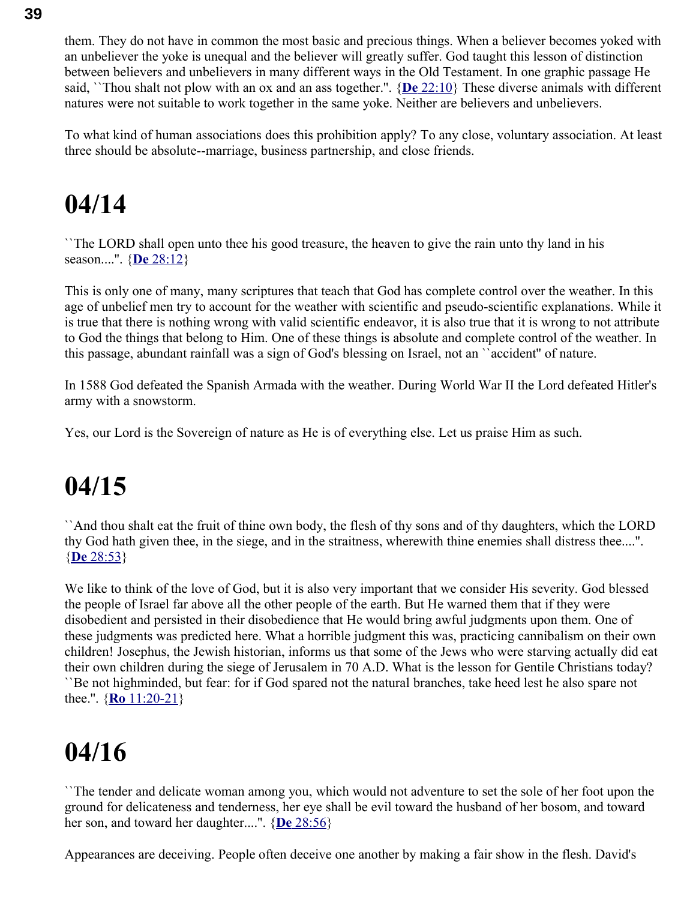them. They do not have in common the most basic and precious things. When a believer becomes yoked with an unbeliever the yoke is unequal and the believer will greatly suffer. God taught this lesson of distinction between believers and unbelievers in many different ways in the Old Testament. In one graphic passage He said, ``Thou shalt not plow with an ox and an ass together.''. {**De** 22:10} These diverse animals with different natures were not suitable to work together in the same yoke. Neither are believers and unbelievers.

To what kind of human associations does this prohibition apply? To any close, voluntary association. At least three should be absolute--marriage, business partnership, and close friends.

# 04/14

``The LORD shall open unto thee his good treasure, the heaven to give the rain unto thy land in his season....''. {**De** 28:12}

This is only one of many, many scriptures that teach that God has complete control over the weather. In this age of unbelief men try to account for the weather with scientific and pseudo-scientific explanations. While it is true that there is nothing wrong with valid scientific endeavor, it is also true that it is wrong to not attribute to God the things that belong to Him. One of these things is absolute and complete control of the weather. In this passage, abundant rainfall was a sign of God's blessing on Israel, not an ``accident'' of nature.

In 1588 God defeated the Spanish Armada with the weather. During World War II the Lord defeated Hitler's army with a snowstorm.

Yes, our Lord is the Sovereign of nature as He is of everything else. Let us praise Him as such.

# 04/15

``And thou shalt eat the fruit of thine own body, the flesh of thy sons and of thy daughters, which the LORD thy God hath given thee, in the siege, and in the straitness, wherewith thine enemies shall distress thee....''. {**De** 28:53}

We like to think of the love of God, but it is also very important that we consider His severity. God blessed the people of Israel far above all the other people of the earth. But He warned them that if they were disobedient and persisted in their disobedience that He would bring awful judgments upon them. One of these judgments was predicted here. What a horrible judgment this was, practicing cannibalism on their own children! Josephus, the Jewish historian, informs us that some of the Jews who were starving actually did eat their own children during the siege of Jerusalem in 70 A.D. What is the lesson for Gentile Christians today? ``Be not highminded, but fear: for if God spared not the natural branches, take heed lest he also spare not thee.''. {**Ro** 11:20-21}

# 04/16

``The tender and delicate woman among you, which would not adventure to set the sole of her foot upon the ground for delicateness and tenderness, her eye shall be evil toward the husband of her bosom, and toward her son, and toward her daughter....''. {**De** 28:56}

Appearances are deceiving. People often deceive one another by making a fair show in the flesh. David's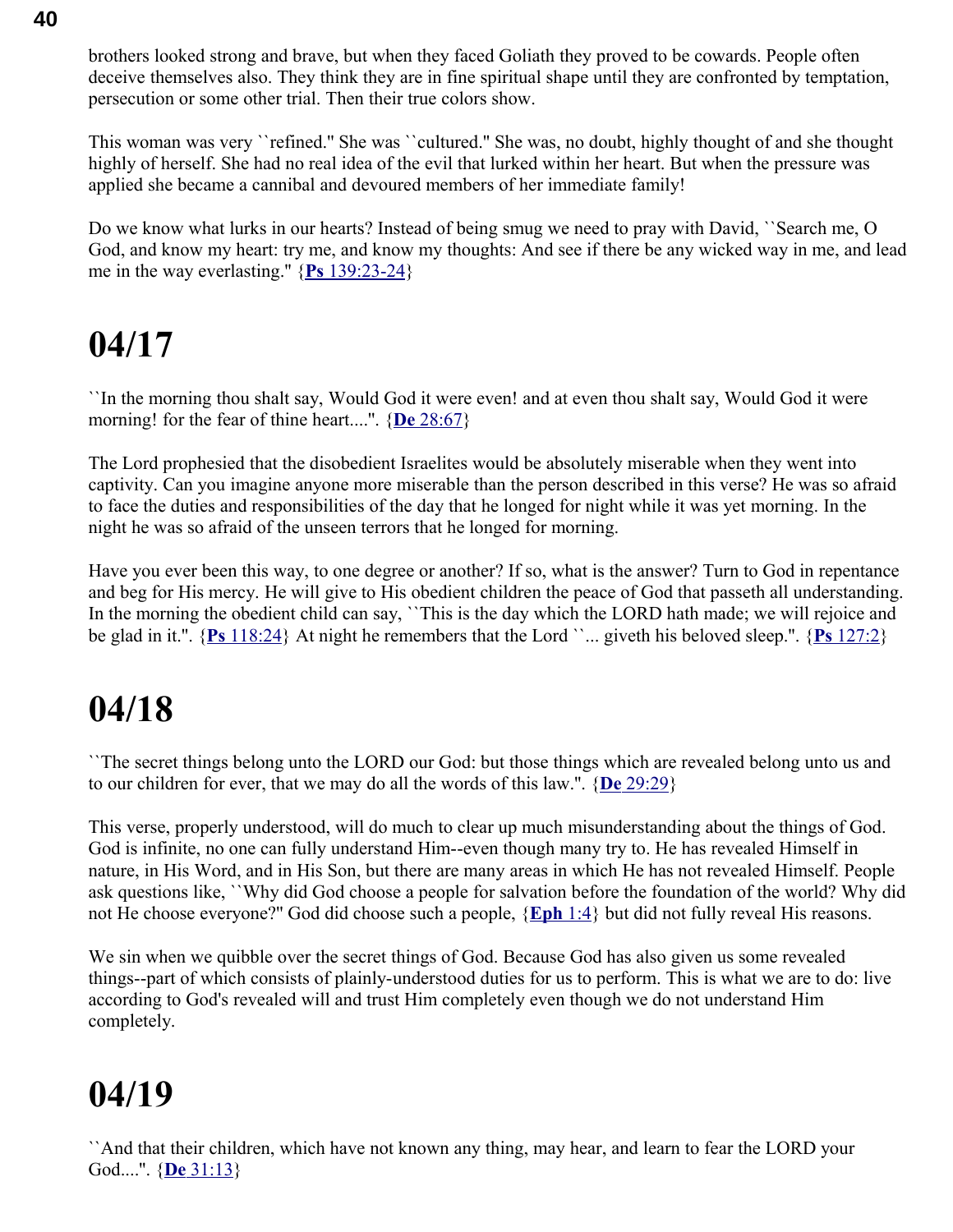brothers looked strong and brave, but when they faced Goliath they proved to be cowards. People often deceive themselves also. They think they are in fine spiritual shape until they are confronted by temptation, persecution or some other trial. Then their true colors show.

This woman was very ``refined.'' She was ``cultured.'' She was, no doubt, highly thought of and she thought highly of herself. She had no real idea of the evil that lurked within her heart. But when the pressure was applied she became a cannibal and devoured members of her immediate family!

Do we know what lurks in our hearts? Instead of being smug we need to pray with David, ``Search me, O God, and know my heart: try me, and know my thoughts: And see if there be any wicked way in me, and lead me in the way everlasting.'' {**Ps** 139:23-24}

# 04/17

``In the morning thou shalt say, Would God it were even! and at even thou shalt say, Would God it were morning! for the fear of thine heart....''. {**De** 28:67}

The Lord prophesied that the disobedient Israelites would be absolutely miserable when they went into captivity. Can you imagine anyone more miserable than the person described in this verse? He was so afraid to face the duties and responsibilities of the day that he longed for night while it was yet morning. In the night he was so afraid of the unseen terrors that he longed for morning.

Have you ever been this way, to one degree or another? If so, what is the answer? Turn to God in repentance and beg for His mercy. He will give to His obedient children the peace of God that passeth all understanding. In the morning the obedient child can say, ``This is the day which the LORD hath made; we will rejoice and be glad in it.''. {**Ps** 118:24} At night he remembers that the Lord ``... giveth his beloved sleep.''. {**Ps** 127:2}

# 04/18

``The secret things belong unto the LORD our God: but those things which are revealed belong unto us and to our children for ever, that we may do all the words of this law.''. {**De** 29:29}

This verse, properly understood, will do much to clear up much misunderstanding about the things of God. God is infinite, no one can fully understand Him--even though many try to. He has revealed Himself in nature, in His Word, and in His Son, but there are many areas in which He has not revealed Himself. People ask questions like, ``Why did God choose a people for salvation before the foundation of the world? Why did not He choose everyone?'' God did choose such a people, {**Eph** 1:4} but did not fully reveal His reasons.

We sin when we quibble over the secret things of God. Because God has also given us some revealed things--part of which consists of plainly-understood duties for us to perform. This is what we are to do: live according to God's revealed will and trust Him completely even though we do not understand Him completely.

# 04/19

``And that their children, which have not known any thing, may hear, and learn to fear the LORD your God....''. {**De** 31:13}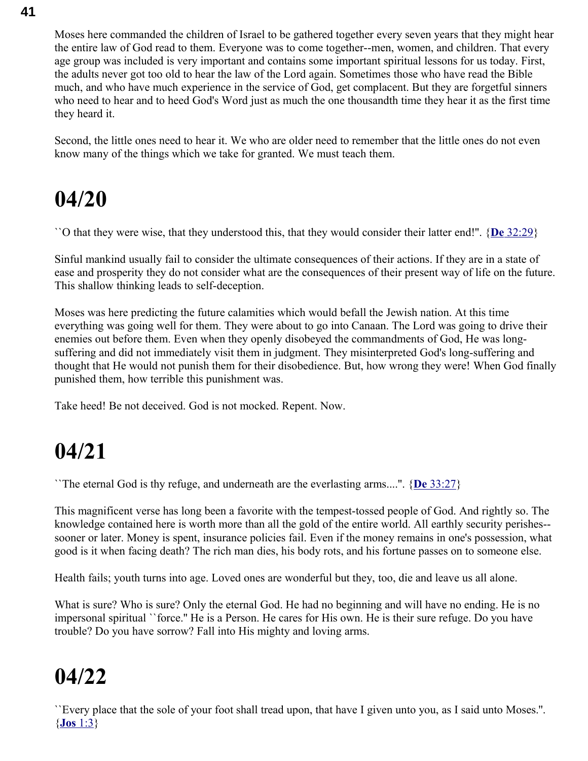Moses here commanded the children of Israel to be gathered together every seven years that they might hear the entire law of God read to them. Everyone was to come together--men, women, and children. That every age group was included is very important and contains some important spiritual lessons for us today. First, the adults never got too old to hear the law of the Lord again. Sometimes those who have read the Bible much, and who have much experience in the service of God, get complacent. But they are forgetful sinners who need to hear and to heed God's Word just as much the one thousandth time they hear it as the first time they heard it.

Second, the little ones need to hear it. We who are older need to remember that the little ones do not even know many of the things which we take for granted. We must teach them.

# 04/20

``O that they were wise, that they understood this, that they would consider their latter end!''. {**De** 32:29}

Sinful mankind usually fail to consider the ultimate consequences of their actions. If they are in a state of ease and prosperity they do not consider what are the consequences of their present way of life on the future. This shallow thinking leads to self-deception.

Moses was here predicting the future calamities which would befall the Jewish nation. At this time everything was going well for them. They were about to go into Canaan. The Lord was going to drive their enemies out before them. Even when they openly disobeyed the commandments of God, He was long-suffering and did not immediately visit them in judgment. They misinterpreted God's long-suffering and thought that He would not punish them for their disobedience. But, how wrong they were! When God finally punished them, how terrible this punishment was.

Take heed! Be not deceived. God is not mocked. Repent. Now.

# 04/21

``The eternal God is thy refuge, and underneath are the everlasting arms....''. {**De** 33:27}

This magnificent verse has long been a favorite with the tempest-tossed people of God. And rightly so. The knowledge contained here is worth more than all the gold of the entire world. All earthly security perishes--sooner or later. Money is spent, insurance policies fail. Even if the money remains in one's possession, what good is it when facing death? The rich man dies, his body rots, and his fortune passes on to someone else.

Health fails; youth turns into age. Loved ones are wonderful but they, too, die and leave us all alone.

What is sure? Who is sure? Only the eternal God. He had no beginning and will have no ending. He is no impersonal spiritual ``force.'' He is a Person. He cares for His own. He is their sure refuge. Do you have trouble? Do you have sorrow? Fall into His mighty and loving arms.

# 04/22

``Every place that the sole of your foot shall tread upon, that have I given unto you, as I said unto Moses.''. {**Jos** 1:3}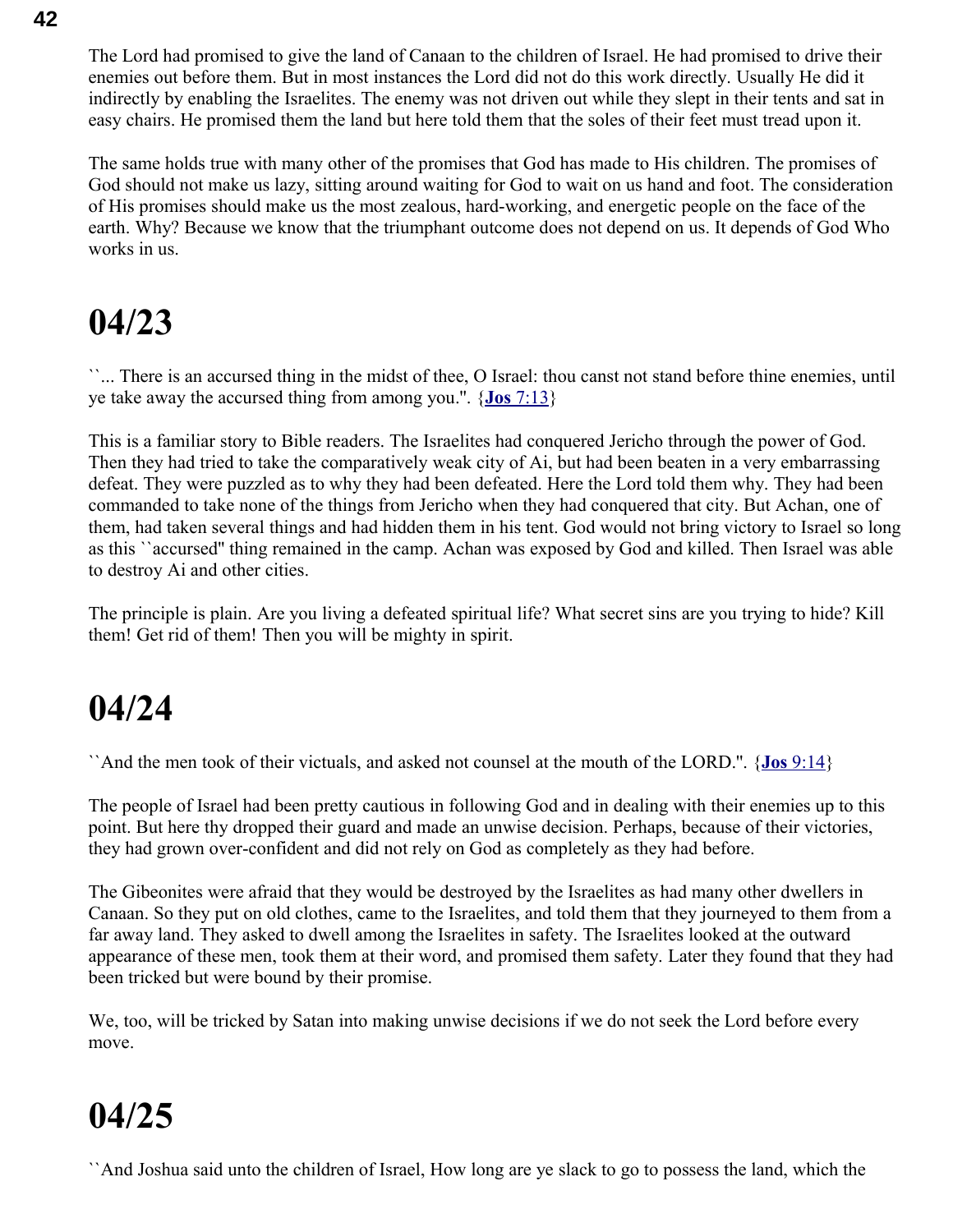The Lord had promised to give the land of Canaan to the children of Israel. He had promised to drive their enemies out before them. But in most instances the Lord did not do this work directly. Usually He did it indirectly by enabling the Israelites. The enemy was not driven out while they slept in their tents and sat in easy chairs. He promised them the land but here told them that the soles of their feet must tread upon it.

The same holds true with many other of the promises that God has made to His children. The promises of God should not make us lazy, sitting around waiting for God to wait on us hand and foot. The consideration of His promises should make us the most zealous, hard-working, and energetic people on the face of the earth. Why? Because we know that the triumphant outcome does not depend on us. It depends of God Who works in us.

# 04/23

``... There is an accursed thing in the midst of thee, O Israel: thou canst not stand before thine enemies, until ye take away the accursed thing from among you.''. {**Jos** 7:13}

This is a familiar story to Bible readers. The Israelites had conquered Jericho through the power of God. Then they had tried to take the comparatively weak city of Ai, but had been beaten in a very embarrassing defeat. They were puzzled as to why they had been defeated. Here the Lord told them why. They had been commanded to take none of the things from Jericho when they had conquered that city. But Achan, one of them, had taken several things and had hidden them in his tent. God would not bring victory to Israel so long as this ``accursed'' thing remained in the camp. Achan was exposed by God and killed. Then Israel was able to destroy Ai and other cities.

The principle is plain. Are you living a defeated spiritual life? What secret sins are you trying to hide? Kill them! Get rid of them! Then you will be mighty in spirit.

# 04/24

``And the men took of their victuals, and asked not counsel at the mouth of the LORD.''. {**Jos** 9:14}

The people of Israel had been pretty cautious in following God and in dealing with their enemies up to this point. But here thy dropped their guard and made an unwise decision. Perhaps, because of their victories, they had grown over-confident and did not rely on God as completely as they had before.

The Gibeonites were afraid that they would be destroyed by the Israelites as had many other dwellers in Canaan. So they put on old clothes, came to the Israelites, and told them that they journeyed to them from a far away land. They asked to dwell among the Israelites in safety. The Israelites looked at the outward appearance of these men, took them at their word, and promised them safety. Later they found that they had been tricked but were bound by their promise.

We, too, will be tricked by Satan into making unwise decisions if we do not seek the Lord before every move.

# 04/25

``And Joshua said unto the children of Israel, How long are ye slack to go to possess the land, which the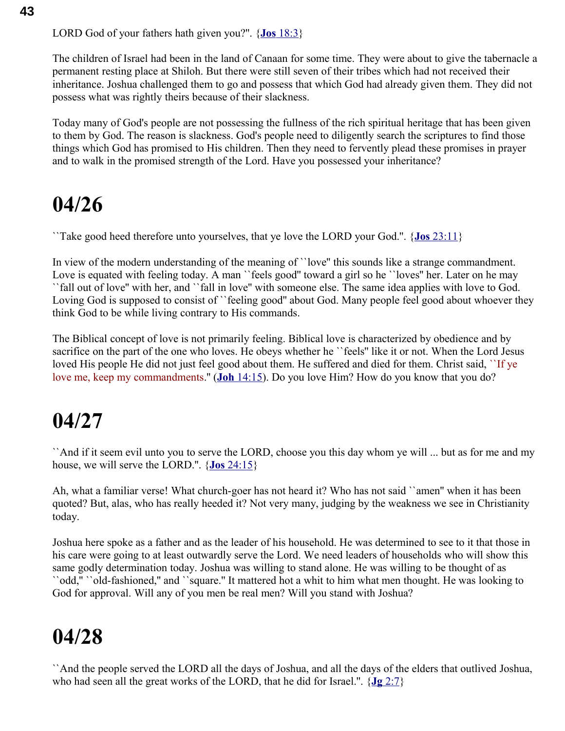LORD God of your fathers hath given you?". {**Jos** 18:3}

The children of Israel had been in the land of Canaan for some time. They were about to give the tabernacle a permanent resting place at Shiloh. But there were still seven of their tribes which had not received their inheritance. Joshua challenged them to go and possess that which God had already given them. They did not possess what was rightly theirs because of their slackness.

Today many of God's people are not possessing the fullness of the rich spiritual heritage that has been given to them by God. The reason is slackness. God's people need to diligently search the scriptures to find those things which God has promised to His children. Then they need to fervently plead these promises in prayer and to walk in the promised strength of the Lord. Have you possessed your inheritance?

# 04/26

``Take good heed therefore unto yourselves, that ye love the LORD your God.". {**Jos** 23:11}

In view of the modern understanding of the meaning of ``love'' this sounds like a strange commandment. Love is equated with feeling today. A man ``feels good'' toward a girl so he ``loves'' her. Later on he may ``fall out of love'' with her, and ``fall in love'' with someone else. The same idea applies with love to God. Loving God is supposed to consist of ``feeling good'' about God. Many people feel good about whoever they think God to be while living contrary to His commands.

The Biblical concept of love is not primarily feeling. Biblical love is characterized by obedience and by sacrifice on the part of the one who loves. He obeys whether he ``feels'' like it or not. When the Lord Jesus loved His people He did not just feel good about them. He suffered and died for them. Christ said, ``If ye love me, keep my commandments.'' (**Joh** 14:15). Do you love Him? How do you know that you do?

# 04/27

``And if it seem evil unto you to serve the LORD, choose you this day whom ye will ... but as for me and my house, we will serve the LORD.". {**Jos** 24:15}

Ah, what a familiar verse! What church-goer has not heard it? Who has not said ``amen'' when it has been quoted? But, alas, who has really heeded it? Not very many, judging by the weakness we see in Christianity today.

Joshua here spoke as a father and as the leader of his household. He was determined to see to it that those in his care were going to at least outwardly serve the Lord. We need leaders of households who will show this same godly determination today. Joshua was willing to stand alone. He was willing to be thought of as ``odd,'' ``old-fashioned,'' and ``square.'' It mattered hot a whit to him what men thought. He was looking to God for approval. Will any of you men be real men? Will you stand with Joshua?

# 04/28

``And the people served the LORD all the days of Joshua, and all the days of the elders that outlived Joshua, who had seen all the great works of the LORD, that he did for Israel.". {**Jg** 2:7}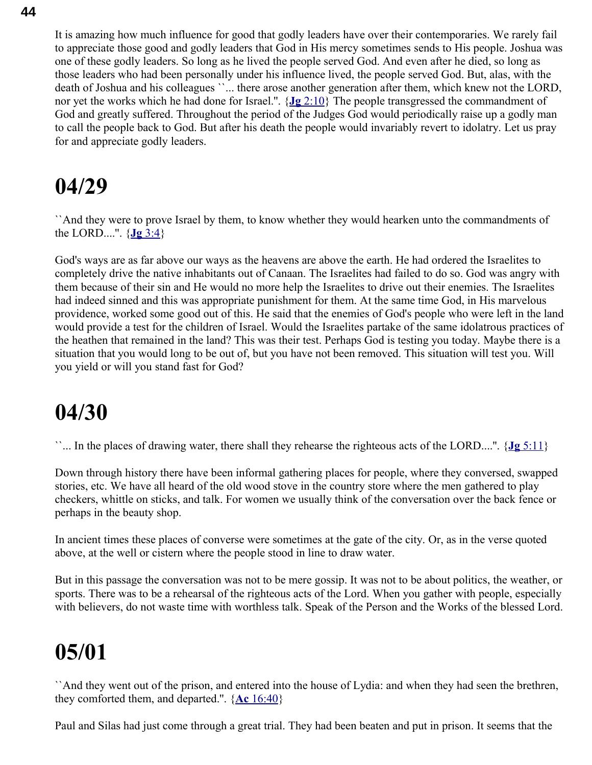It is amazing how much influence for good that godly leaders have over their contemporaries. We rarely fail to appreciate those good and godly leaders that God in His mercy sometimes sends to His people. Joshua was one of these godly leaders. So long as he lived the people served God. And even after he died, so long as those leaders who had been personally under his influence lived, the people served God. But, alas, with the death of Joshua and his colleagues ``... there arose another generation after them, which knew not the LORD, nor yet the works which he had done for Israel.". {**Jg** 2:10} The people transgressed the commandment of God and greatly suffered. Throughout the period of the Judges God would periodically raise up a godly man to call the people back to God. But after his death the people would invariably revert to idolatry. Let us pray for and appreciate godly leaders.

# 04/29

``And they were to prove Israel by them, to know whether they would hearken unto the commandments of the LORD....". {**Jg** 3:4}

God's ways are as far above our ways as the heavens are above the earth. He had ordered the Israelites to completely drive the native inhabitants out of Canaan. The Israelites had failed to do so. God was angry with them because of their sin and He would no more help the Israelites to drive out their enemies. The Israelites had indeed sinned and this was appropriate punishment for them. At the same time God, in His marvelous providence, worked some good out of this. He said that the enemies of God's people who were left in the land would provide a test for the children of Israel. Would the Israelites partake of the same idolatrous practices of the heathen that remained in the land? This was their test. Perhaps God is testing you today. Maybe there is a situation that you would long to be out of, but you have not been removed. This situation will test you. Will you yield or will you stand fast for God?

# 04/30

``... In the places of drawing water, there shall they rehearse the righteous acts of the LORD....". {**Jg** 5:11}

Down through history there have been informal gathering places for people, where they conversed, swapped stories, etc. We have all heard of the old wood stove in the country store where the men gathered to play checkers, whittle on sticks, and talk. For women we usually think of the conversation over the back fence or perhaps in the beauty shop.

In ancient times these places of converse were sometimes at the gate of the city. Or, as in the verse quoted above, at the well or cistern where the people stood in line to draw water.

But in this passage the conversation was not to be mere gossip. It was not to be about politics, the weather, or sports. There was to be a rehearsal of the righteous acts of the Lord. When you gather with people, especially with believers, do not waste time with worthless talk. Speak of the Person and the Works of the blessed Lord.

# 05/01

``And they went out of the prison, and entered into the house of Lydia: and when they had seen the brethren, they comforted them, and departed.". {**Ac** 16:40}

Paul and Silas had just come through a great trial. They had been beaten and put in prison. It seems that the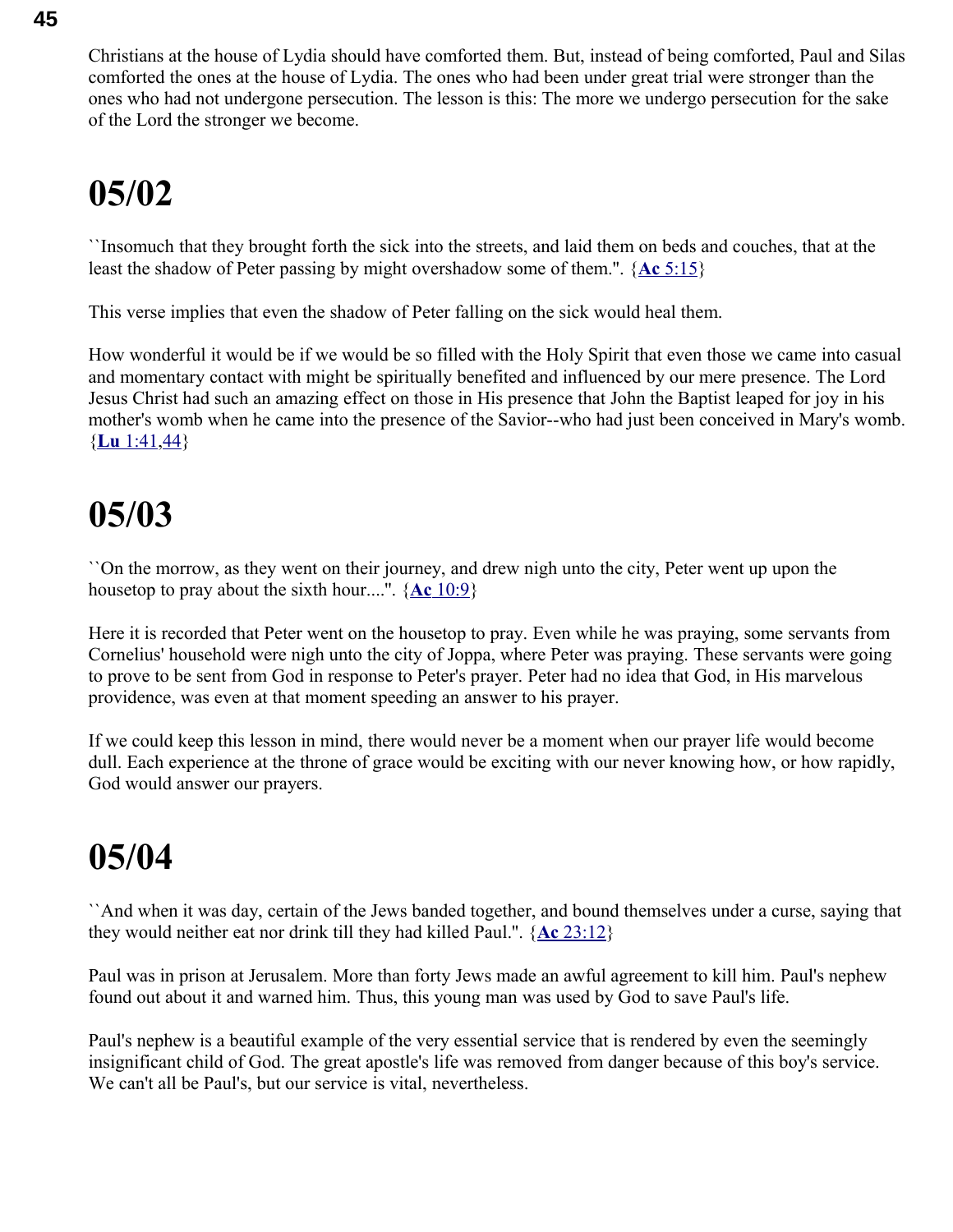Christians at the house of Lydia should have comforted them. But, instead of being comforted, Paul and Silas comforted the ones at the house of Lydia. The ones who had been under great trial were stronger than the ones who had not undergone persecution. The lesson is this: The more we undergo persecution for the sake of the Lord the stronger we become.

# 05/02

``Insomuch that they brought forth the sick into the streets, and laid them on beds and couches, that at the least the shadow of Peter passing by might overshadow some of them.''. {**Ac** 5:15}

This verse implies that even the shadow of Peter falling on the sick would heal them.

How wonderful it would be if we would be so filled with the Holy Spirit that even those we came into casual and momentary contact with might be spiritually benefited and influenced by our mere presence. The Lord Jesus Christ had such an amazing effect on those in His presence that John the Baptist leaped for joy in his mother's womb when he came into the presence of the Savior--who had just been conceived in Mary's womb. {**Lu** 1:41,44}

# 05/03

``On the morrow, as they went on their journey, and drew nigh unto the city, Peter went up upon the housetop to pray about the sixth hour....''. {**Ac** 10:9}

Here it is recorded that Peter went on the housetop to pray. Even while he was praying, some servants from Cornelius' household were nigh unto the city of Joppa, where Peter was praying. These servants were going to prove to be sent from God in response to Peter's prayer. Peter had no idea that God, in His marvelous providence, was even at that moment speeding an answer to his prayer.

If we could keep this lesson in mind, there would never be a moment when our prayer life would become dull. Each experience at the throne of grace would be exciting with our never knowing how, or how rapidly, God would answer our prayers.

# 05/04

``And when it was day, certain of the Jews banded together, and bound themselves under a curse, saying that they would neither eat nor drink till they had killed Paul.''. {**Ac** 23:12}

Paul was in prison at Jerusalem. More than forty Jews made an awful agreement to kill him. Paul's nephew found out about it and warned him. Thus, this young man was used by God to save Paul's life.

Paul's nephew is a beautiful example of the very essential service that is rendered by even the seemingly insignificant child of God. The great apostle's life was removed from danger because of this boy's service. We can't all be Paul's, but our service is vital, nevertheless.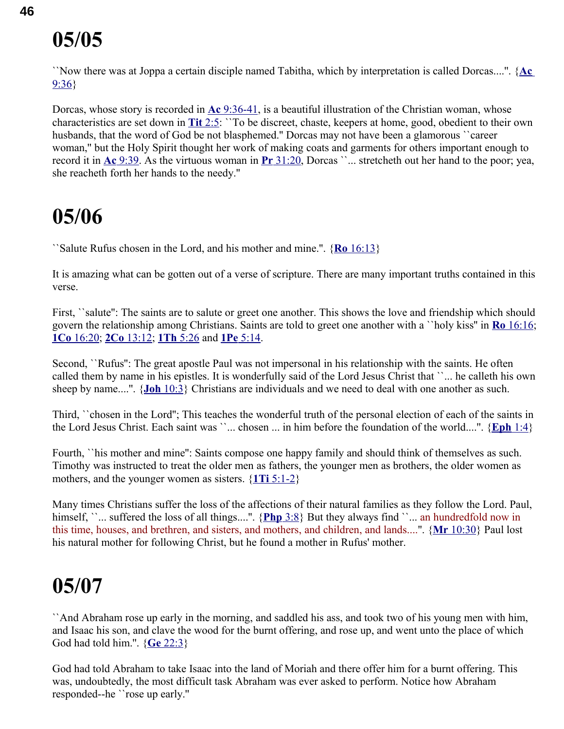# 05/05

``Now there was at Joppa a certain disciple named Tabitha, which by interpretation is called Dorcas....". {**Ac** 9:36}

Dorcas, whose story is recorded in **Ac** 9:36-41, is a beautiful illustration of the Christian woman, whose characteristics are set down in **Tit** 2:5: ``To be discreet, chaste, keepers at home, good, obedient to their own husbands, that the word of God be not blasphemed." Dorcas may not have been a glamorous ``career woman," but the Holy Spirit thought her work of making coats and garments for others important enough to record it in **Ac** 9:39. As the virtuous woman in **Pr** 31:20, Dorcas ``... stretcheth out her hand to the poor; yea, she reacheth forth her hands to the needy."

# 05/06

``Salute Rufus chosen in the Lord, and his mother and mine.". {**Ro** 16:13}

It is amazing what can be gotten out of a verse of scripture. There are many important truths contained in this verse.

First, ``salute": The saints are to salute or greet one another. This shows the love and friendship which should govern the relationship among Christians. Saints are told to greet one another with a ``holy kiss" in **Ro** 16:16; **1Co** 16:20; **2Co** 13:12; **1Th** 5:26 and **1Pe** 5:14.

Second, ``Rufus": The great apostle Paul was not impersonal in his relationship with the saints. He often called them by name in his epistles. It is wonderfully said of the Lord Jesus Christ that ``... he calleth his own sheep by name....". {**Joh** 10:3} Christians are individuals and we need to deal with one another as such.

Third, ``chosen in the Lord"; This teaches the wonderful truth of the personal election of each of the saints in the Lord Jesus Christ. Each saint was ``... chosen ... in him before the foundation of the world....". {**Eph** 1:4}

Fourth, ``his mother and mine": Saints compose one happy family and should think of themselves as such. Timothy was instructed to treat the older men as fathers, the younger men as brothers, the older women as mothers, and the younger women as sisters. {**1Ti** 5:1-2}

Many times Christians suffer the loss of the affections of their natural families as they follow the Lord. Paul, himself, ``... suffered the loss of all things....". {**Php** 3:8} But they always find ``... an hundredfold now in this time, houses, and brethren, and sisters, and mothers, and children, and lands....". {**Mr** 10:30} Paul lost his natural mother for following Christ, but he found a mother in Rufus' mother.

# 05/07

``And Abraham rose up early in the morning, and saddled his ass, and took two of his young men with him, and Isaac his son, and clave the wood for the burnt offering, and rose up, and went unto the place of which God had told him.". {**Ge** 22:3}

God had told Abraham to take Isaac into the land of Moriah and there offer him for a burnt offering. This was, undoubtedly, the most difficult task Abraham was ever asked to perform. Notice how Abraham responded--he ``rose up early."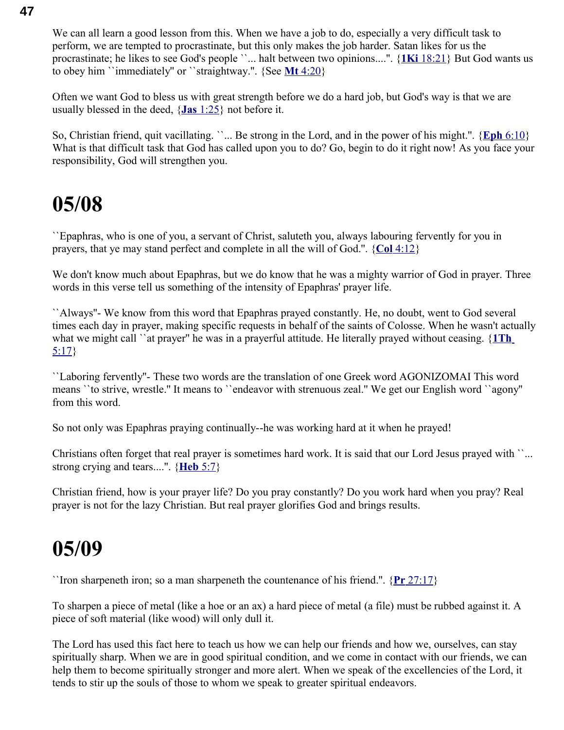We can all learn a good lesson from this. When we have a job to do, especially a very difficult task to perform, we are tempted to procrastinate, but this only makes the job harder. Satan likes for us the procrastinate; he likes to see God's people ``... halt between two opinions....''. {**1Ki** 18:21} But God wants us to obey him ``immediately'' or ``straightway.''. {See **Mt** 4:20}

Often we want God to bless us with great strength before we do a hard job, but God's way is that we are usually blessed in the deed, {**Jas** 1:25} not before it.

So, Christian friend, quit vacillating. ``... Be strong in the Lord, and in the power of his might.''. {**Eph** 6:10} What is that difficult task that God has called upon you to do? Go, begin to do it right now! As you face your responsibility, God will strengthen you.

# 05/08

``Epaphras, who is one of you, a servant of Christ, saluteth you, always labouring fervently for you in prayers, that ye may stand perfect and complete in all the will of God.''. {**Col** 4:12}

We don't know much about Epaphras, but we do know that he was a mighty warrior of God in prayer. Three words in this verse tell us something of the intensity of Epaphras' prayer life.

``Always''- We know from this word that Epaphras prayed constantly. He, no doubt, went to God several times each day in prayer, making specific requests in behalf of the saints of Colosse. When he wasn't actually what we might call ``at prayer'' he was in a prayerful attitude. He literally prayed without ceasing. {**1Th** 5:17}

``Laboring fervently''- These two words are the translation of one Greek word AGONIZOMAI This word means ``to strive, wrestle.'' It means to ``endeavor with strenuous zeal.'' We get our English word ``agony'' from this word.

So not only was Epaphras praying continually--he was working hard at it when he prayed!

Christians often forget that real prayer is sometimes hard work. It is said that our Lord Jesus prayed with ``... strong crying and tears....''. {**Heb** 5:7}

Christian friend, how is your prayer life? Do you pray constantly? Do you work hard when you pray? Real prayer is not for the lazy Christian. But real prayer glorifies God and brings results.

# 05/09

``Iron sharpeneth iron; so a man sharpeneth the countenance of his friend.''. {**Pr** 27:17}

To sharpen a piece of metal (like a hoe or an ax) a hard piece of metal (a file) must be rubbed against it. A piece of soft material (like wood) will only dull it.

The Lord has used this fact here to teach us how we can help our friends and how we, ourselves, can stay spiritually sharp. When we are in good spiritual condition, and we come in contact with our friends, we can help them to become spiritually stronger and more alert. When we speak of the excellencies of the Lord, it tends to stir up the souls of those to whom we speak to greater spiritual endeavors.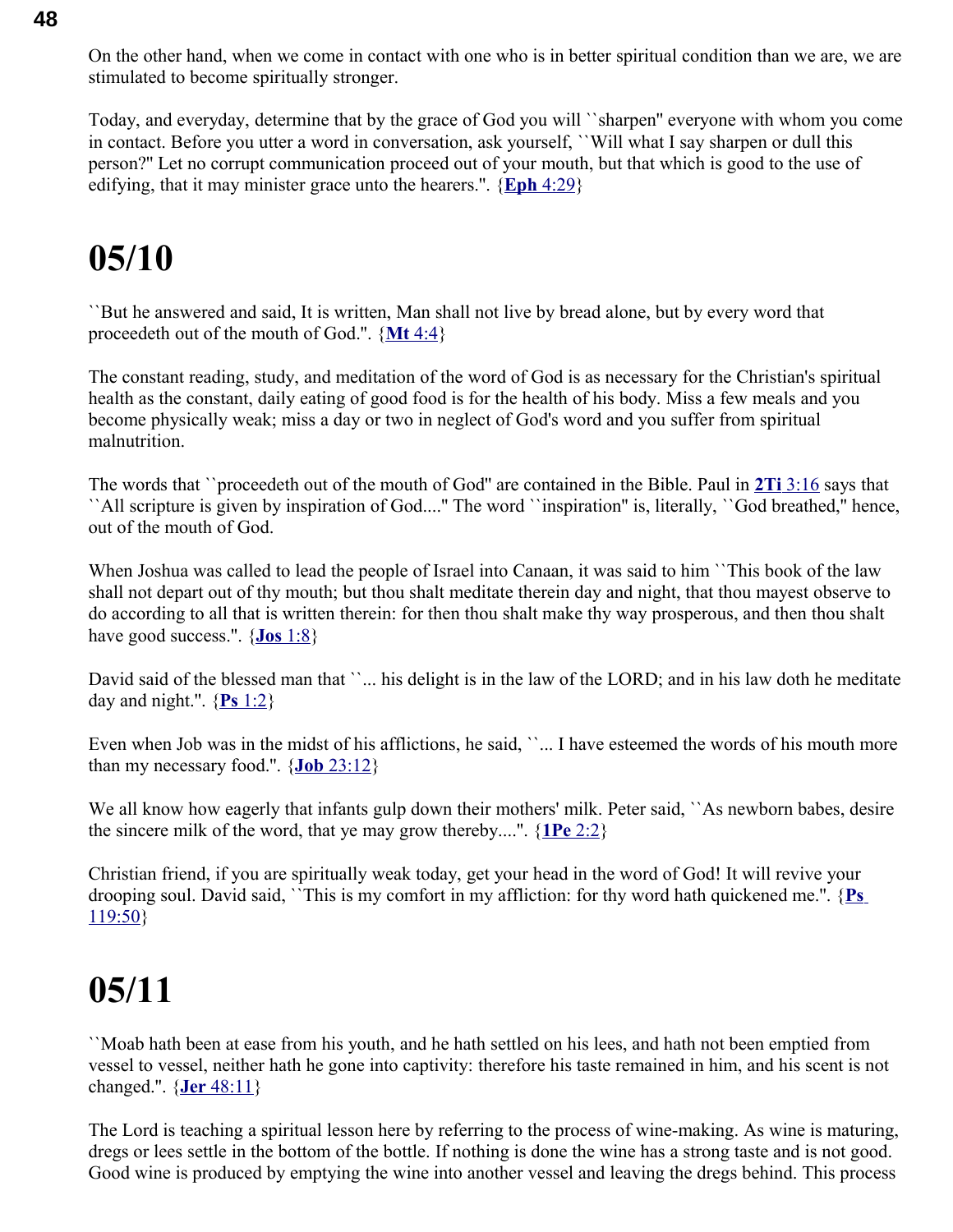On the other hand, when we come in contact with one who is in better spiritual condition than we are, we are stimulated to become spiritually stronger.

Today, and everyday, determine that by the grace of God you will ``sharpen'' everyone with whom you come in contact. Before you utter a word in conversation, ask yourself, ``Will what I say sharpen or dull this person?'' Let no corrupt communication proceed out of your mouth, but that which is good to the use of edifying, that it may minister grace unto the hearers.''. {**Eph** 4:29}

# 05/10

``But he answered and said, It is written, Man shall not live by bread alone, but by every word that proceedeth out of the mouth of God.''. {**Mt** 4:4}

The constant reading, study, and meditation of the word of God is as necessary for the Christian's spiritual health as the constant, daily eating of good food is for the health of his body. Miss a few meals and you become physically weak; miss a day or two in neglect of God's word and you suffer from spiritual malnutrition.

The words that ``proceedeth out of the mouth of God'' are contained in the Bible. Paul in **2Ti** 3:16 says that ``All scripture is given by inspiration of God....'' The word ``inspiration'' is, literally, ``God breathed,'' hence, out of the mouth of God.

When Joshua was called to lead the people of Israel into Canaan, it was said to him ``This book of the law shall not depart out of thy mouth; but thou shalt meditate therein day and night, that thou mayest observe to do according to all that is written therein: for then thou shalt make thy way prosperous, and then thou shalt have good success.''. {**Jos** 1:8}

David said of the blessed man that ``... his delight is in the law of the LORD; and in his law doth he meditate day and night.''. {**Ps** 1:2}

Even when Job was in the midst of his afflictions, he said, ``... I have esteemed the words of his mouth more than my necessary food.''. {**Job** 23:12}

We all know how eagerly that infants gulp down their mothers' milk. Peter said, ``As newborn babes, desire the sincere milk of the word, that ye may grow thereby....''. {**1Pe** 2:2}

Christian friend, if you are spiritually weak today, get your head in the word of God! It will revive your drooping soul. David said, ``This is my comfort in my affliction: for thy word hath quickened me.''. {**Ps** 119:50}

# 05/11

``Moab hath been at ease from his youth, and he hath settled on his lees, and hath not been emptied from vessel to vessel, neither hath he gone into captivity: therefore his taste remained in him, and his scent is not changed.''. {**Jer** 48:11}

The Lord is teaching a spiritual lesson here by referring to the process of wine-making. As wine is maturing, dregs or lees settle in the bottom of the bottle. If nothing is done the wine has a strong taste and is not good. Good wine is produced by emptying the wine into another vessel and leaving the dregs behind. This process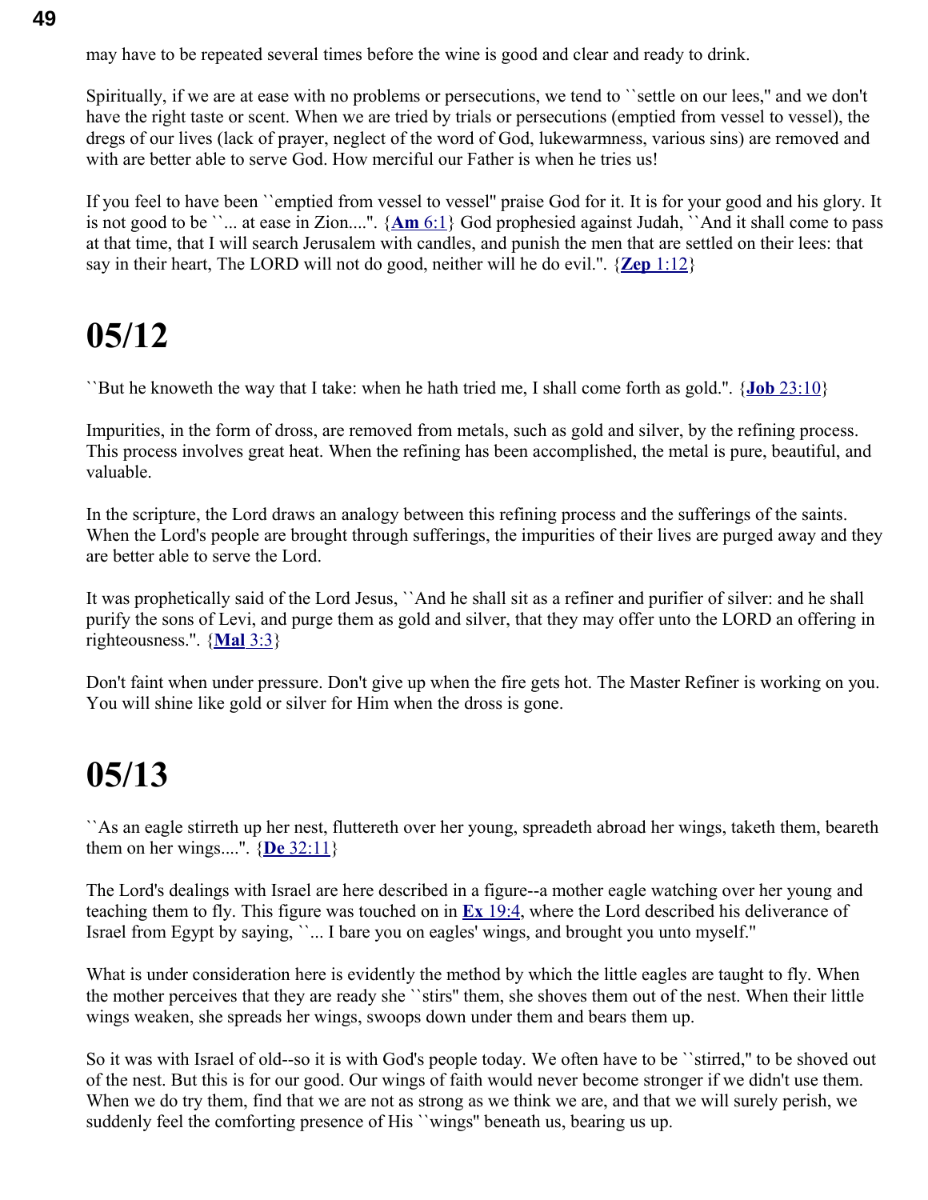may have to be repeated several times before the wine is good and clear and ready to drink.

Spiritually, if we are at ease with no problems or persecutions, we tend to ``settle on our lees,'' and we don't have the right taste or scent. When we are tried by trials or persecutions (emptied from vessel to vessel), the dregs of our lives (lack of prayer, neglect of the word of God, lukewarmness, various sins) are removed and with are better able to serve God. How merciful our Father is when he tries us!

If you feel to have been ``emptied from vessel to vessel'' praise God for it. It is for your good and his glory. It is not good to be ``... at ease in Zion....''. {**Am** 6:1} God prophesied against Judah, ``And it shall come to pass at that time, that I will search Jerusalem with candles, and punish the men that are settled on their lees: that say in their heart, The LORD will not do good, neither will he do evil.''. {**Zep** 1:12}

# 05/12

``But he knoweth the way that I take: when he hath tried me, I shall come forth as gold.''. {**Job** 23:10}

Impurities, in the form of dross, are removed from metals, such as gold and silver, by the refining process. This process involves great heat. When the refining has been accomplished, the metal is pure, beautiful, and valuable.

In the scripture, the Lord draws an analogy between this refining process and the sufferings of the saints. When the Lord's people are brought through sufferings, the impurities of their lives are purged away and they are better able to serve the Lord.

It was prophetically said of the Lord Jesus, ``And he shall sit as a refiner and purifier of silver: and he shall purify the sons of Levi, and purge them as gold and silver, that they may offer unto the LORD an offering in righteousness.''. {**Mal** 3:3}

Don't faint when under pressure. Don't give up when the fire gets hot. The Master Refiner is working on you. You will shine like gold or silver for Him when the dross is gone.

# 05/13

``As an eagle stirreth up her nest, fluttereth over her young, spreadeth abroad her wings, taketh them, beareth them on her wings....''. {**De** 32:11}

The Lord's dealings with Israel are here described in a figure--a mother eagle watching over her young and teaching them to fly. This figure was touched on in **Ex** 19:4, where the Lord described his deliverance of Israel from Egypt by saying, ``... I bare you on eagles' wings, and brought you unto myself.''

What is under consideration here is evidently the method by which the little eagles are taught to fly. When the mother perceives that they are ready she ``stirs'' them, she shoves them out of the nest. When their little wings weaken, she spreads her wings, swoops down under them and bears them up.

So it was with Israel of old--so it is with God's people today. We often have to be ``stirred,'' to be shoved out of the nest. But this is for our good. Our wings of faith would never become stronger if we didn't use them. When we do try them, find that we are not as strong as we think we are, and that we will surely perish, we suddenly feel the comforting presence of His ``wings'' beneath us, bearing us up.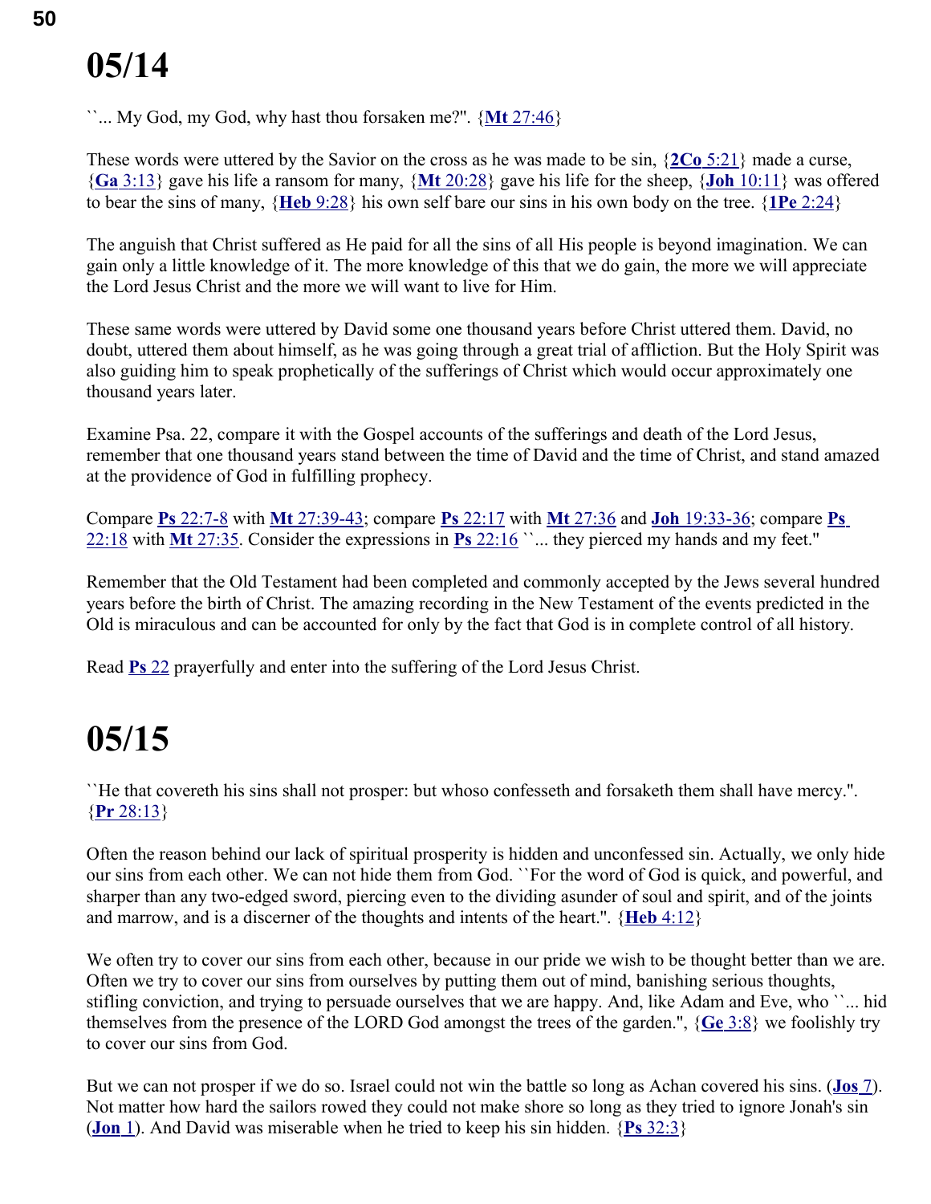# 05/14

``... My God, my God, why hast thou forsaken me?''. {**Mt** 27:46}

These words were uttered by the Savior on the cross as he was made to be sin, {**2Co** 5:21} made a curse, {**Ga** 3:13} gave his life a ransom for many, {**Mt** 20:28} gave his life for the sheep, {**Joh** 10:11} was offered to bear the sins of many, {**Heb** 9:28} his own self bare our sins in his own body on the tree. {**1Pe** 2:24}

The anguish that Christ suffered as He paid for all the sins of all His people is beyond imagination. We can gain only a little knowledge of it. The more knowledge of this that we do gain, the more we will appreciate the Lord Jesus Christ and the more we will want to live for Him.

These same words were uttered by David some one thousand years before Christ uttered them. David, no doubt, uttered them about himself, as he was going through a great trial of affliction. But the Holy Spirit was also guiding him to speak prophetically of the sufferings of Christ which would occur approximately one thousand years later.

Examine Psa. 22, compare it with the Gospel accounts of the sufferings and death of the Lord Jesus, remember that one thousand years stand between the time of David and the time of Christ, and stand amazed at the providence of God in fulfilling prophecy.

Compare **Ps** 22:7-8 with **Mt** 27:39-43; compare **Ps** 22:17 with **Mt** 27:36 and **Joh** 19:33-36; compare **Ps** 22:18 with **Mt** 27:35. Consider the expressions in **Ps** 22:16 ``... they pierced my hands and my feet.''

Remember that the Old Testament had been completed and commonly accepted by the Jews several hundred years before the birth of Christ. The amazing recording in the New Testament of the events predicted in the Old is miraculous and can be accounted for only by the fact that God is in complete control of all history.

Read **Ps** 22 prayerfully and enter into the suffering of the Lord Jesus Christ.

# 05/15

``He that covereth his sins shall not prosper: but whoso confesseth and forsaketh them shall have mercy.''. {**Pr** 28:13}

Often the reason behind our lack of spiritual prosperity is hidden and unconfessed sin. Actually, we only hide our sins from each other. We can not hide them from God. ``For the word of God is quick, and powerful, and sharper than any two-edged sword, piercing even to the dividing asunder of soul and spirit, and of the joints and marrow, and is a discerner of the thoughts and intents of the heart.''. {**Heb** 4:12}

We often try to cover our sins from each other, because in our pride we wish to be thought better than we are. Often we try to cover our sins from ourselves by putting them out of mind, banishing serious thoughts, stifling conviction, and trying to persuade ourselves that we are happy. And, like Adam and Eve, who ``... hid themselves from the presence of the LORD God amongst the trees of the garden.'', {**Ge** 3:8} we foolishly try to cover our sins from God.

But we can not prosper if we do so. Israel could not win the battle so long as Achan covered his sins. (**Jos** 7). Not matter how hard the sailors rowed they could not make shore so long as they tried to ignore Jonah's sin (**Jon** 1). And David was miserable when he tried to keep his sin hidden. {**Ps** 32:3}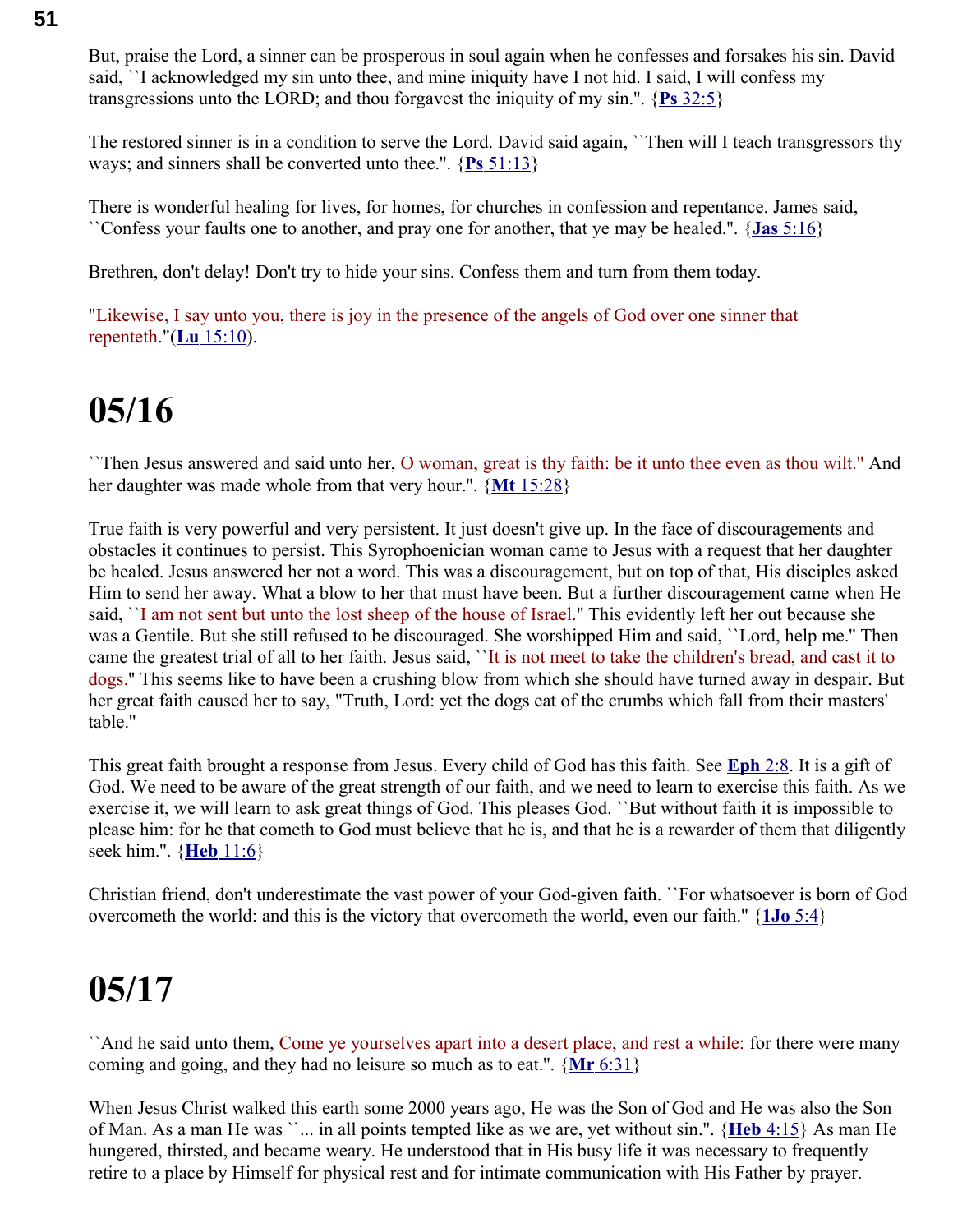But, praise the Lord, a sinner can be prosperous in soul again when he confesses and forsakes his sin. David said, ``I acknowledged my sin unto thee, and mine iniquity have I not hid. I said, I will confess my transgressions unto the LORD; and thou forgavest the iniquity of my sin.". {**Ps** 32:5}

The restored sinner is in a condition to serve the Lord. David said again, ``Then will I teach transgressors thy ways; and sinners shall be converted unto thee.". {**Ps** 51:13}

There is wonderful healing for lives, for homes, for churches in confession and repentance. James said, ``Confess your faults one to another, and pray one for another, that ye may be healed.". {**Jas** 5:16}

Brethren, don't delay! Don't try to hide your sins. Confess them and turn from them today.

"Likewise, I say unto you, there is joy in the presence of the angels of God over one sinner that repenteth."(**Lu** 15:10).

# 05/16

``Then Jesus answered and said unto her, O woman, great is thy faith: be it unto thee even as thou wilt." And her daughter was made whole from that very hour.". {**Mt** 15:28}

True faith is very powerful and very persistent. It just doesn't give up. In the face of discouragements and obstacles it continues to persist. This Syrophoenician woman came to Jesus with a request that her daughter be healed. Jesus answered her not a word. This was a discouragement, but on top of that, His disciples asked Him to send her away. What a blow to her that must have been. But a further discouragement came when He said, ``I am not sent but unto the lost sheep of the house of Israel." This evidently left her out because she was a Gentile. But she still refused to be discouraged. She worshipped Him and said, ``Lord, help me." Then came the greatest trial of all to her faith. Jesus said, ``It is not meet to take the children's bread, and cast it to dogs." This seems like to have been a crushing blow from which she should have turned away in despair. But her great faith caused her to say, "Truth, Lord: yet the dogs eat of the crumbs which fall from their masters' table."

This great faith brought a response from Jesus. Every child of God has this faith. See **Eph** 2:8. It is a gift of God. We need to be aware of the great strength of our faith, and we need to learn to exercise this faith. As we exercise it, we will learn to ask great things of God. This pleases God. ``But without faith it is impossible to please him: for he that cometh to God must believe that he is, and that he is a rewarder of them that diligently seek him.". {**Heb** 11:6}

Christian friend, don't underestimate the vast power of your God-given faith. ``For whatsoever is born of God overcometh the world: and this is the victory that overcometh the world, even our faith." {**1Jo** 5:4}

# 05/17

``And he said unto them, Come ye yourselves apart into a desert place, and rest a while: for there were many coming and going, and they had no leisure so much as to eat.". {**Mr** 6:31}

When Jesus Christ walked this earth some 2000 years ago, He was the Son of God and He was also the Son of Man. As a man He was ``... in all points tempted like as we are, yet without sin.". {**Heb** 4:15} As man He hungered, thirsted, and became weary. He understood that in His busy life it was necessary to frequently retire to a place by Himself for physical rest and for intimate communication with His Father by prayer.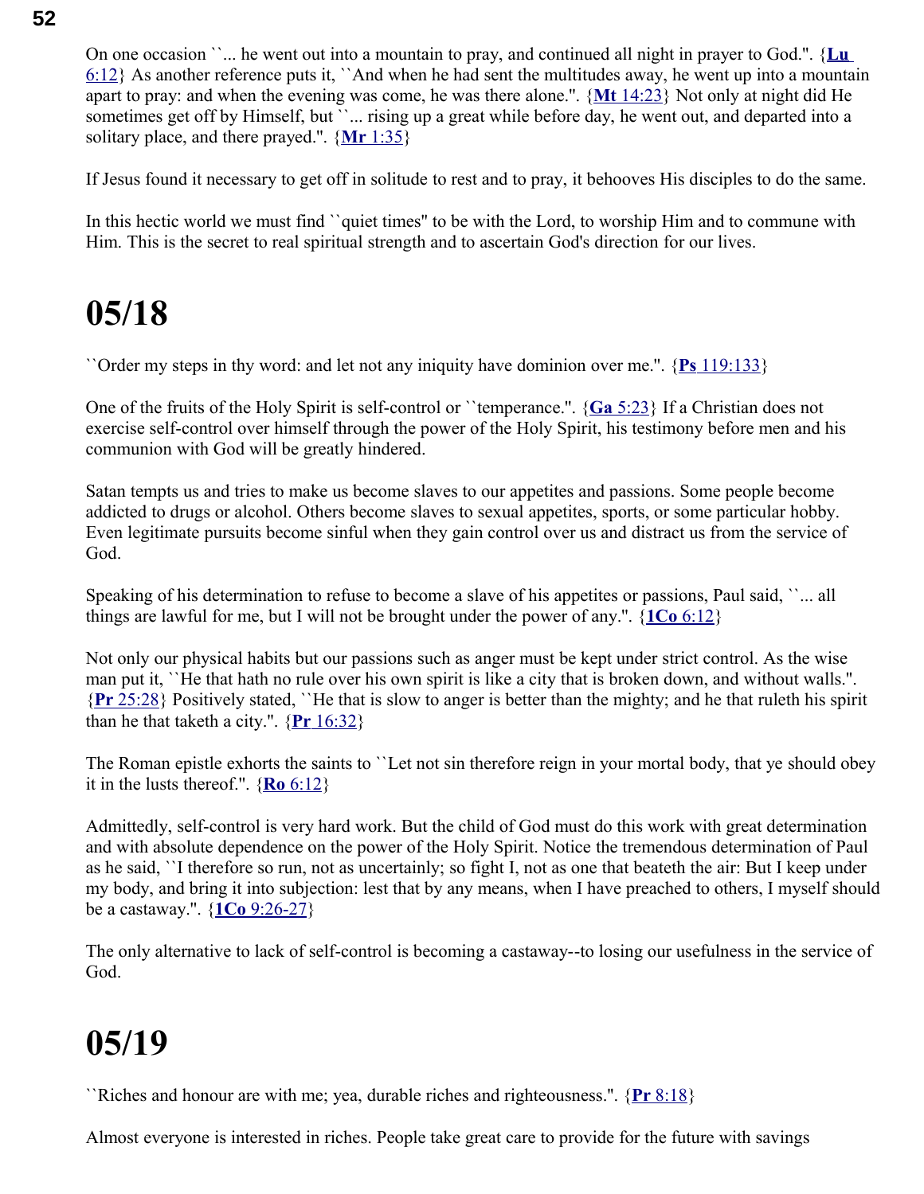On one occasion ``... he went out into a mountain to pray, and continued all night in prayer to God.''. {**Lu** 6:12} As another reference puts it, ``And when he had sent the multitudes away, he went up into a mountain apart to pray: and when the evening was come, he was there alone.''. {**Mt** 14:23} Not only at night did He sometimes get off by Himself, but ``... rising up a great while before day, he went out, and departed into a solitary place, and there prayed.''. {**Mr** 1:35}

If Jesus found it necessary to get off in solitude to rest and to pray, it behooves His disciples to do the same.

In this hectic world we must find ``quiet times'' to be with the Lord, to worship Him and to commune with Him. This is the secret to real spiritual strength and to ascertain God's direction for our lives.

# 05/18

``Order my steps in thy word: and let not any iniquity have dominion over me.''. {**Ps** 119:133}

One of the fruits of the Holy Spirit is self-control or ``temperance.''. {**Ga** 5:23} If a Christian does not exercise self-control over himself through the power of the Holy Spirit, his testimony before men and his communion with God will be greatly hindered.

Satan tempts us and tries to make us become slaves to our appetites and passions. Some people become addicted to drugs or alcohol. Others become slaves to sexual appetites, sports, or some particular hobby. Even legitimate pursuits become sinful when they gain control over us and distract us from the service of God.

Speaking of his determination to refuse to become a slave of his appetites or passions, Paul said, ``... all things are lawful for me, but I will not be brought under the power of any.''. {**1Co** 6:12}

Not only our physical habits but our passions such as anger must be kept under strict control. As the wise man put it, ``He that hath no rule over his own spirit is like a city that is broken down, and without walls.''. {**Pr** 25:28} Positively stated, ``He that is slow to anger is better than the mighty; and he that ruleth his spirit than he that taketh a city.''. {**Pr** 16:32}

The Roman epistle exhorts the saints to ``Let not sin therefore reign in your mortal body, that ye should obey it in the lusts thereof.''. {**Ro** 6:12}

Admittedly, self-control is very hard work. But the child of God must do this work with great determination and with absolute dependence on the power of the Holy Spirit. Notice the tremendous determination of Paul as he said, ``I therefore so run, not as uncertainly; so fight I, not as one that beateth the air: But I keep under my body, and bring it into subjection: lest that by any means, when I have preached to others, I myself should be a castaway.''. {**1Co** 9:26-27}

The only alternative to lack of self-control is becoming a castaway--to losing our usefulness in the service of God.

# 05/19

``Riches and honour are with me; yea, durable riches and righteousness.''. {**Pr** 8:18}

Almost everyone is interested in riches. People take great care to provide for the future with savings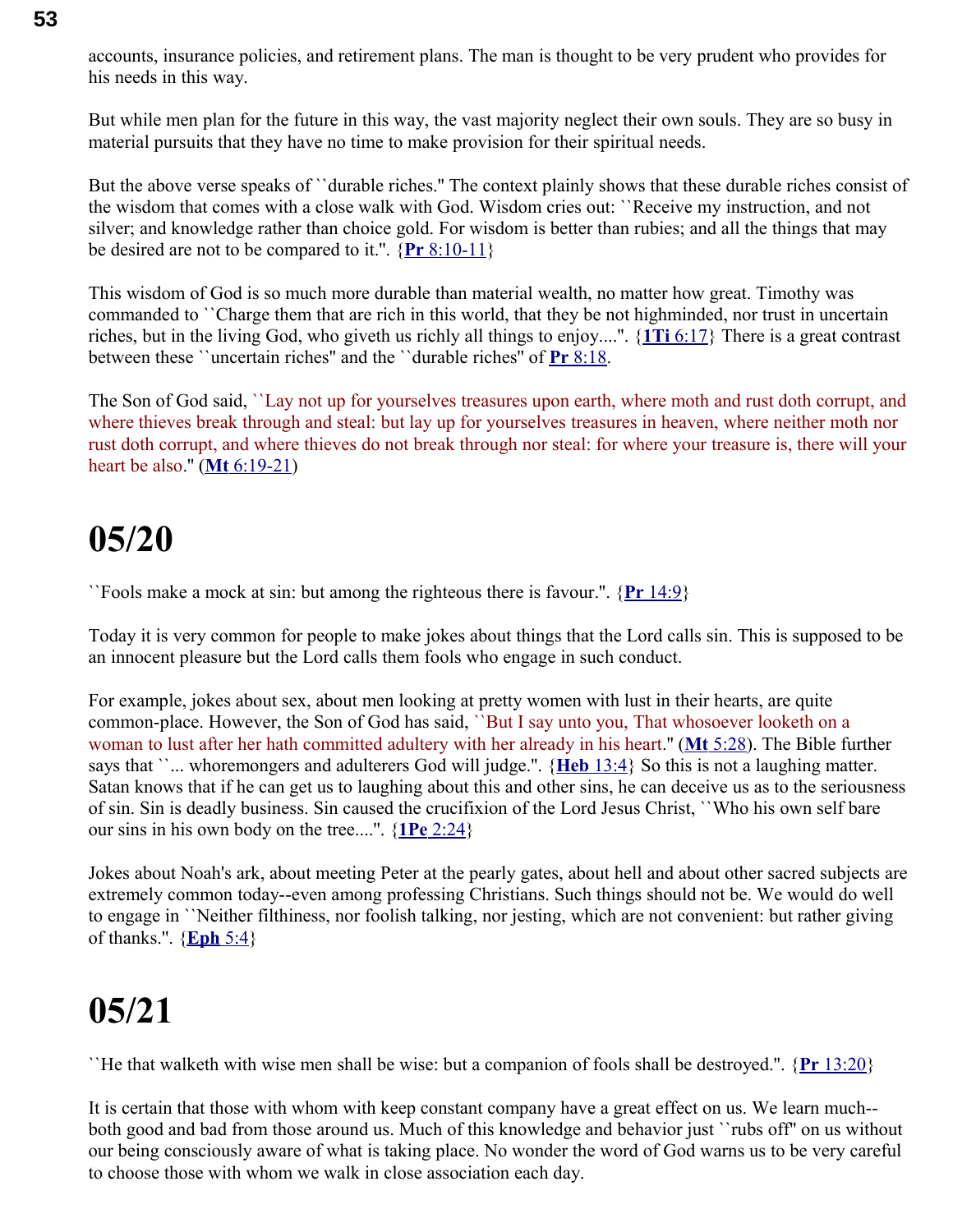accounts, insurance policies, and retirement plans. The man is thought to be very prudent who provides for his needs in this way.

But while men plan for the future in this way, the vast majority neglect their own souls. They are so busy in material pursuits that they have no time to make provision for their spiritual needs.

But the above verse speaks of ``durable riches.'' The context plainly shows that these durable riches consist of the wisdom that comes with a close walk with God. Wisdom cries out: ``Receive my instruction, and not silver; and knowledge rather than choice gold. For wisdom is better than rubies; and all the things that may be desired are not to be compared to it.''. {**Pr** 8:10-11}

This wisdom of God is so much more durable than material wealth, no matter how great. Timothy was commanded to ``Charge them that are rich in this world, that they be not highminded, nor trust in uncertain riches, but in the living God, who giveth us richly all things to enjoy....''. {**1Ti** 6:17} There is a great contrast between these ``uncertain riches'' and the ``durable riches'' of **Pr** 8:18.

The Son of God said, ``Lay not up for yourselves treasures upon earth, where moth and rust doth corrupt, and where thieves break through and steal: but lay up for yourselves treasures in heaven, where neither moth nor rust doth corrupt, and where thieves do not break through nor steal: for where your treasure is, there will your heart be also.'' (**Mt** 6:19-21)

# 05/20

``Fools make a mock at sin: but among the righteous there is favour.''. {**Pr** 14:9}

Today it is very common for people to make jokes about things that the Lord calls sin. This is supposed to be an innocent pleasure but the Lord calls them fools who engage in such conduct.

For example, jokes about sex, about men looking at pretty women with lust in their hearts, are quite common-place. However, the Son of God has said, ``But I say unto you, That whosoever looketh on a woman to lust after her hath committed adultery with her already in his heart.'' (**Mt** 5:28). The Bible further says that ``... whoremongers and adulterers God will judge.''. {**Heb** 13:4} So this is not a laughing matter. Satan knows that if he can get us to laughing about this and other sins, he can deceive us as to the seriousness of sin. Sin is deadly business. Sin caused the crucifixion of the Lord Jesus Christ, ``Who his own self bare our sins in his own body on the tree....''. {**1Pe** 2:24}

Jokes about Noah's ark, about meeting Peter at the pearly gates, about hell and about other sacred subjects are extremely common today--even among professing Christians. Such things should not be. We would do well to engage in ``Neither filthiness, nor foolish talking, nor jesting, which are not convenient: but rather giving of thanks.''. {**Eph** 5:4}

# 05/21

``He that walketh with wise men shall be wise: but a companion of fools shall be destroyed.''. {**Pr** 13:20}

It is certain that those with whom with keep constant company have a great effect on us. We learn much--both good and bad from those around us. Much of this knowledge and behavior just ``rubs off'' on us without our being consciously aware of what is taking place. No wonder the word of God warns us to be very careful to choose those with whom we walk in close association each day.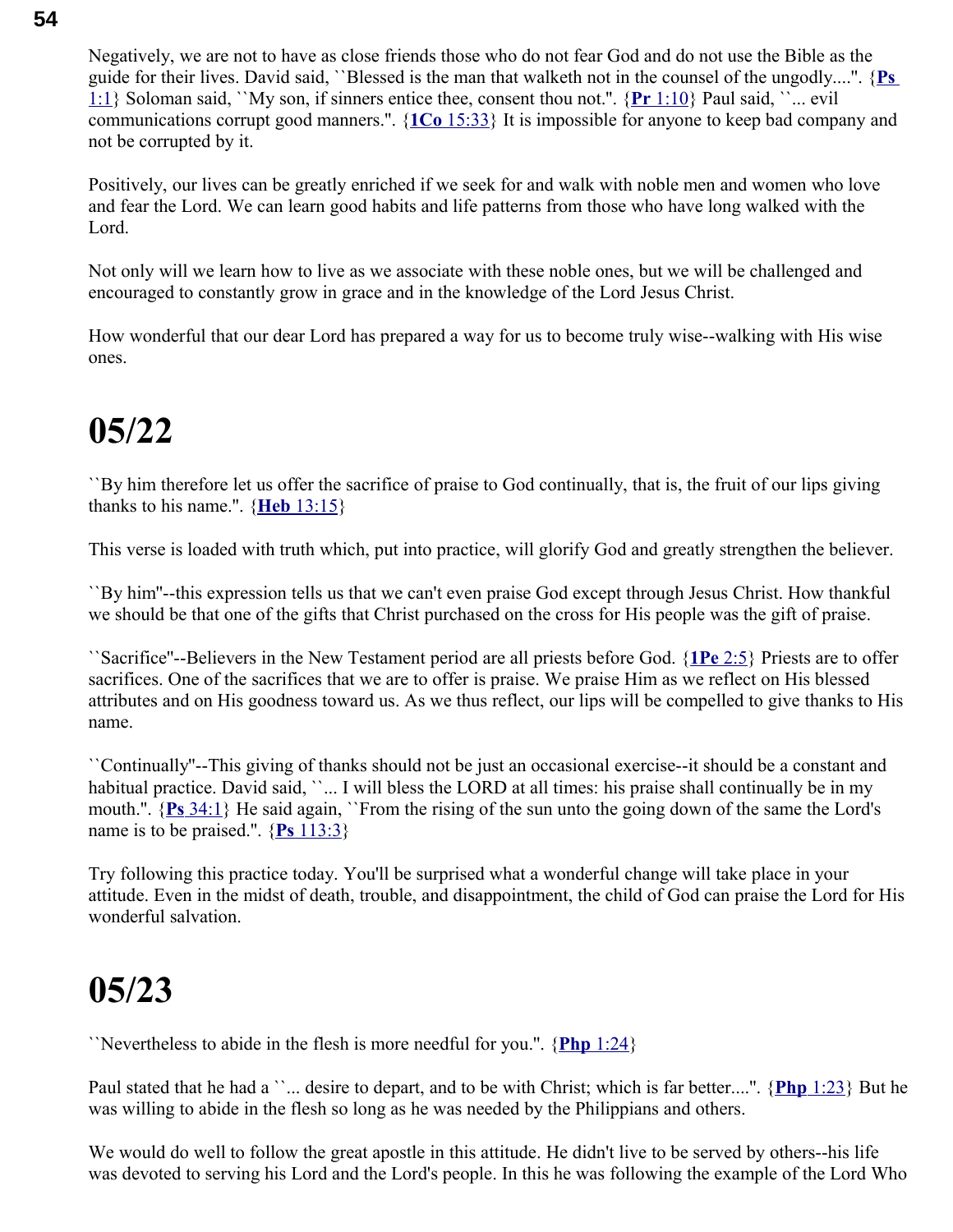Negatively, we are not to have as close friends those who do not fear God and do not use the Bible as the guide for their lives. David said, ``Blessed is the man that walketh not in the counsel of the ungodly....''. {**Ps** 1:1} Soloman said, ``My son, if sinners entice thee, consent thou not.''. {**Pr** 1:10} Paul said, ``... evil communications corrupt good manners.''. {**1Co** 15:33} It is impossible for anyone to keep bad company and not be corrupted by it.

Positively, our lives can be greatly enriched if we seek for and walk with noble men and women who love and fear the Lord. We can learn good habits and life patterns from those who have long walked with the Lord.

Not only will we learn how to live as we associate with these noble ones, but we will be challenged and encouraged to constantly grow in grace and in the knowledge of the Lord Jesus Christ.

How wonderful that our dear Lord has prepared a way for us to become truly wise--walking with His wise ones.

# 05/22

``By him therefore let us offer the sacrifice of praise to God continually, that is, the fruit of our lips giving thanks to his name.''. {**Heb** 13:15}

This verse is loaded with truth which, put into practice, will glorify God and greatly strengthen the believer.

``By him''--this expression tells us that we can't even praise God except through Jesus Christ. How thankful we should be that one of the gifts that Christ purchased on the cross for His people was the gift of praise.

``Sacrifice''--Believers in the New Testament period are all priests before God. {**1Pe** 2:5} Priests are to offer sacrifices. One of the sacrifices that we are to offer is praise. We praise Him as we reflect on His blessed attributes and on His goodness toward us. As we thus reflect, our lips will be compelled to give thanks to His name.

``Continually''--This giving of thanks should not be just an occasional exercise--it should be a constant and habitual practice. David said, ``... I will bless the LORD at all times: his praise shall continually be in my mouth.''. {**Ps** 34:1} He said again, ``From the rising of the sun unto the going down of the same the Lord's name is to be praised.''. {**Ps** 113:3}

Try following this practice today. You'll be surprised what a wonderful change will take place in your attitude. Even in the midst of death, trouble, and disappointment, the child of God can praise the Lord for His wonderful salvation.

# 05/23

``Nevertheless to abide in the flesh is more needful for you.''. {**Php** 1:24}

Paul stated that he had a ``... desire to depart, and to be with Christ; which is far better....''. {**Php** 1:23} But he was willing to abide in the flesh so long as he was needed by the Philippians and others.

We would do well to follow the great apostle in this attitude. He didn't live to be served by others--his life was devoted to serving his Lord and the Lord's people. In this he was following the example of the Lord Who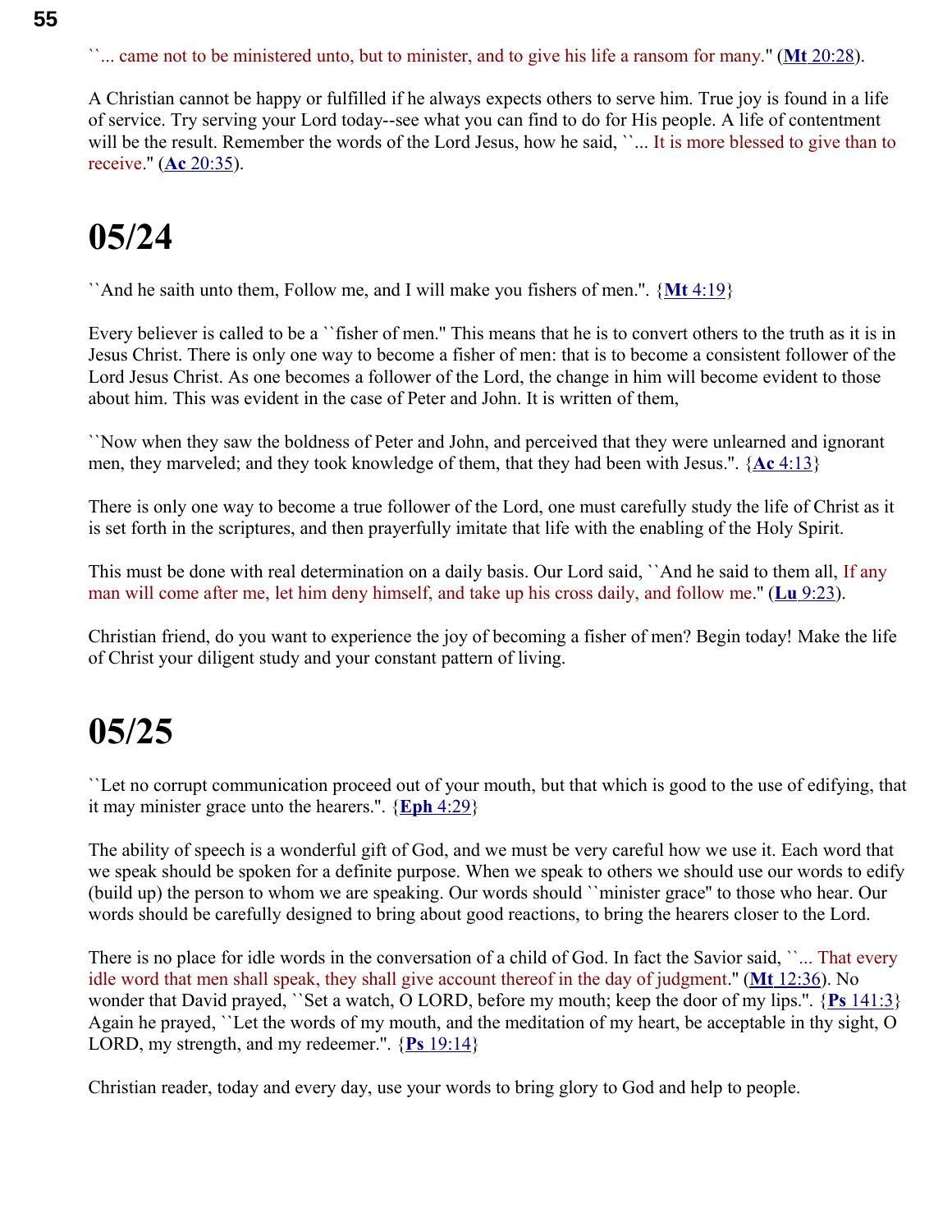``... came not to be ministered unto, but to minister, and to give his life a ransom for many.'' (**Mt** 20:28).

A Christian cannot be happy or fulfilled if he always expects others to serve him. True joy is found in a life of service. Try serving your Lord today--see what you can find to do for His people. A life of contentment will be the result. Remember the words of the Lord Jesus, how he said, ``... It is more blessed to give than to receive.'' (**Ac** 20:35).

# 05/24

``And he saith unto them, Follow me, and I will make you fishers of men.''. {**Mt** 4:19}

Every believer is called to be a ``fisher of men.'' This means that he is to convert others to the truth as it is in Jesus Christ. There is only one way to become a fisher of men: that is to become a consistent follower of the Lord Jesus Christ. As one becomes a follower of the Lord, the change in him will become evident to those about him. This was evident in the case of Peter and John. It is written of them,

``Now when they saw the boldness of Peter and John, and perceived that they were unlearned and ignorant men, they marveled; and they took knowledge of them, that they had been with Jesus.''. {**Ac** 4:13}

There is only one way to become a true follower of the Lord, one must carefully study the life of Christ as it is set forth in the scriptures, and then prayerfully imitate that life with the enabling of the Holy Spirit.

This must be done with real determination on a daily basis. Our Lord said, ``And he said to them all, If any man will come after me, let him deny himself, and take up his cross daily, and follow me.'' (**Lu** 9:23).

Christian friend, do you want to experience the joy of becoming a fisher of men? Begin today! Make the life of Christ your diligent study and your constant pattern of living.

# 05/25

``Let no corrupt communication proceed out of your mouth, but that which is good to the use of edifying, that it may minister grace unto the hearers.''. {**Eph** 4:29}

The ability of speech is a wonderful gift of God, and we must be very careful how we use it. Each word that we speak should be spoken for a definite purpose. When we speak to others we should use our words to edify (build up) the person to whom we are speaking. Our words should ``minister grace'' to those who hear. Our words should be carefully designed to bring about good reactions, to bring the hearers closer to the Lord.

There is no place for idle words in the conversation of a child of God. In fact the Savior said, ``... That every idle word that men shall speak, they shall give account thereof in the day of judgment.'' (**Mt** 12:36). No wonder that David prayed, ``Set a watch, O LORD, before my mouth; keep the door of my lips.''. {**Ps** 141:3} Again he prayed, ``Let the words of my mouth, and the meditation of my heart, be acceptable in thy sight, O LORD, my strength, and my redeemer.''. {**Ps** 19:14}

Christian reader, today and every day, use your words to bring glory to God and help to people.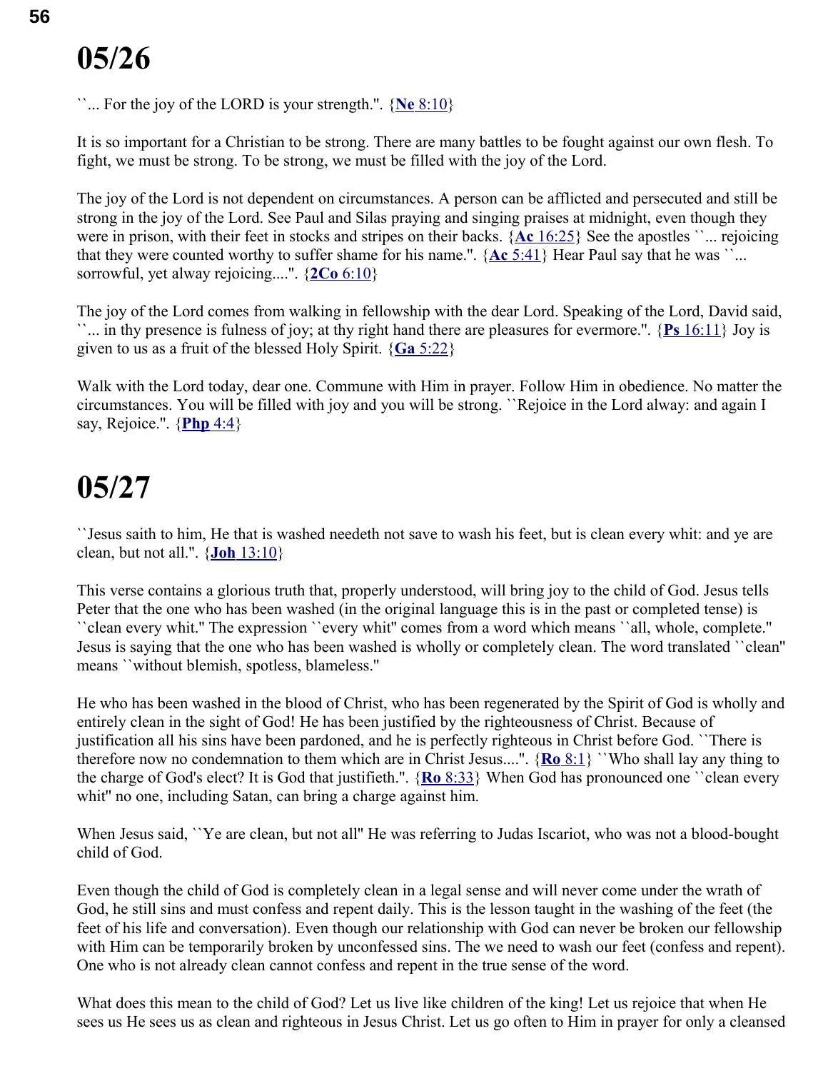# 05/26

``... For the joy of the LORD is your strength.''. {**Ne** 8:10}

It is so important for a Christian to be strong. There are many battles to be fought against our own flesh. To fight, we must be strong. To be strong, we must be filled with the joy of the Lord.

The joy of the Lord is not dependent on circumstances. A person can be afflicted and persecuted and still be strong in the joy of the Lord. See Paul and Silas praying and singing praises at midnight, even though they were in prison, with their feet in stocks and stripes on their backs. {**Ac** 16:25} See the apostles ``... rejoicing that they were counted worthy to suffer shame for his name.''. {**Ac** 5:41} Hear Paul say that he was ``... sorrowful, yet alway rejoicing....''. {**2Co** 6:10}

The joy of the Lord comes from walking in fellowship with the dear Lord. Speaking of the Lord, David said, ``... in thy presence is fulness of joy; at thy right hand there are pleasures for evermore.''. {**Ps** 16:11} Joy is given to us as a fruit of the blessed Holy Spirit. {**Ga** 5:22}

Walk with the Lord today, dear one. Commune with Him in prayer. Follow Him in obedience. No matter the circumstances. You will be filled with joy and you will be strong. ``Rejoice in the Lord alway: and again I say, Rejoice.''. {**Php** 4:4}

# 05/27

``Jesus saith to him, He that is washed needeth not save to wash his feet, but is clean every whit: and ye are clean, but not all.''. {**Joh** 13:10}

This verse contains a glorious truth that, properly understood, will bring joy to the child of God. Jesus tells Peter that the one who has been washed (in the original language this is in the past or completed tense) is ``clean every whit.'' The expression ``every whit'' comes from a word which means ``all, whole, complete.'' Jesus is saying that the one who has been washed is wholly or completely clean. The word translated ``clean'' means ``without blemish, spotless, blameless.''

He who has been washed in the blood of Christ, who has been regenerated by the Spirit of God is wholly and entirely clean in the sight of God! He has been justified by the righteousness of Christ. Because of justification all his sins have been pardoned, and he is perfectly righteous in Christ before God. ``There is therefore now no condemnation to them which are in Christ Jesus....''. {**Ro** 8:1} ``Who shall lay any thing to the charge of God's elect? It is God that justifieth.''. {**Ro** 8:33} When God has pronounced one ``clean every whit'' no one, including Satan, can bring a charge against him.

When Jesus said, ``Ye are clean, but not all'' He was referring to Judas Iscariot, who was not a blood-bought child of God.

Even though the child of God is completely clean in a legal sense and will never come under the wrath of God, he still sins and must confess and repent daily. This is the lesson taught in the washing of the feet (the feet of his life and conversation). Even though our relationship with God can never be broken our fellowship with Him can be temporarily broken by unconfessed sins. The we need to wash our feet (confess and repent). One who is not already clean cannot confess and repent in the true sense of the word.

What does this mean to the child of God? Let us live like children of the king! Let us rejoice that when He sees us He sees us as clean and righteous in Jesus Christ. Let us go often to Him in prayer for only a cleansed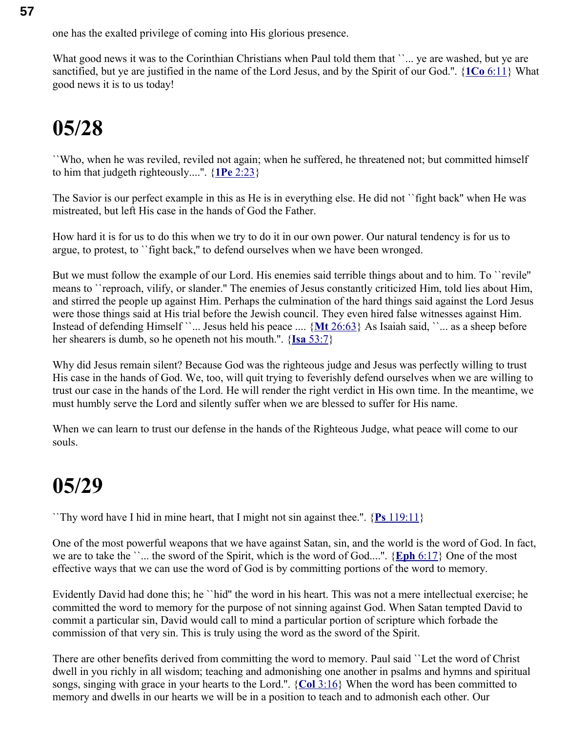one has the exalted privilege of coming into His glorious presence.

What good news it was to the Corinthian Christians when Paul told them that ``... ye are washed, but ye are sanctified, but ye are justified in the name of the Lord Jesus, and by the Spirit of our God.''. {**1Co** 6:11} What good news it is to us today!

# 05/28

``Who, when he was reviled, reviled not again; when he suffered, he threatened not; but committed himself to him that judgeth righteously....''. {**1Pe** 2:23}

The Savior is our perfect example in this as He is in everything else. He did not ``fight back'' when He was mistreated, but left His case in the hands of God the Father.

How hard it is for us to do this when we try to do it in our own power. Our natural tendency is for us to argue, to protest, to ``fight back,'' to defend ourselves when we have been wronged.

But we must follow the example of our Lord. His enemies said terrible things about and to him. To ``revile'' means to ``reproach, vilify, or slander.'' The enemies of Jesus constantly criticized Him, told lies about Him, and stirred the people up against Him. Perhaps the culmination of the hard things said against the Lord Jesus were those things said at His trial before the Jewish council. They even hired false witnesses against Him. Instead of defending Himself ``... Jesus held his peace .... {**Mt** 26:63} As Isaiah said, ``... as a sheep before her shearers is dumb, so he openeth not his mouth.''. {**Isa** 53:7}

Why did Jesus remain silent? Because God was the righteous judge and Jesus was perfectly willing to trust His case in the hands of God. We, too, will quit trying to feverishly defend ourselves when we are willing to trust our case in the hands of the Lord. He will render the right verdict in His own time. In the meantime, we must humbly serve the Lord and silently suffer when we are blessed to suffer for His name.

When we can learn to trust our defense in the hands of the Righteous Judge, what peace will come to our souls.

# 05/29

``Thy word have I hid in mine heart, that I might not sin against thee.''. {**Ps** 119:11}

One of the most powerful weapons that we have against Satan, sin, and the world is the word of God. In fact, we are to take the ``... the sword of the Spirit, which is the word of God....''. {**Eph** 6:17} One of the most effective ways that we can use the word of God is by committing portions of the word to memory.

Evidently David had done this; he ``hid'' the word in his heart. This was not a mere intellectual exercise; he committed the word to memory for the purpose of not sinning against God. When Satan tempted David to commit a particular sin, David would call to mind a particular portion of scripture which forbade the commission of that very sin. This is truly using the word as the sword of the Spirit.

There are other benefits derived from committing the word to memory. Paul said ``Let the word of Christ dwell in you richly in all wisdom; teaching and admonishing one another in psalms and hymns and spiritual songs, singing with grace in your hearts to the Lord.''. {**Col** 3:16} When the word has been committed to memory and dwells in our hearts we will be in a position to teach and to admonish each other. Our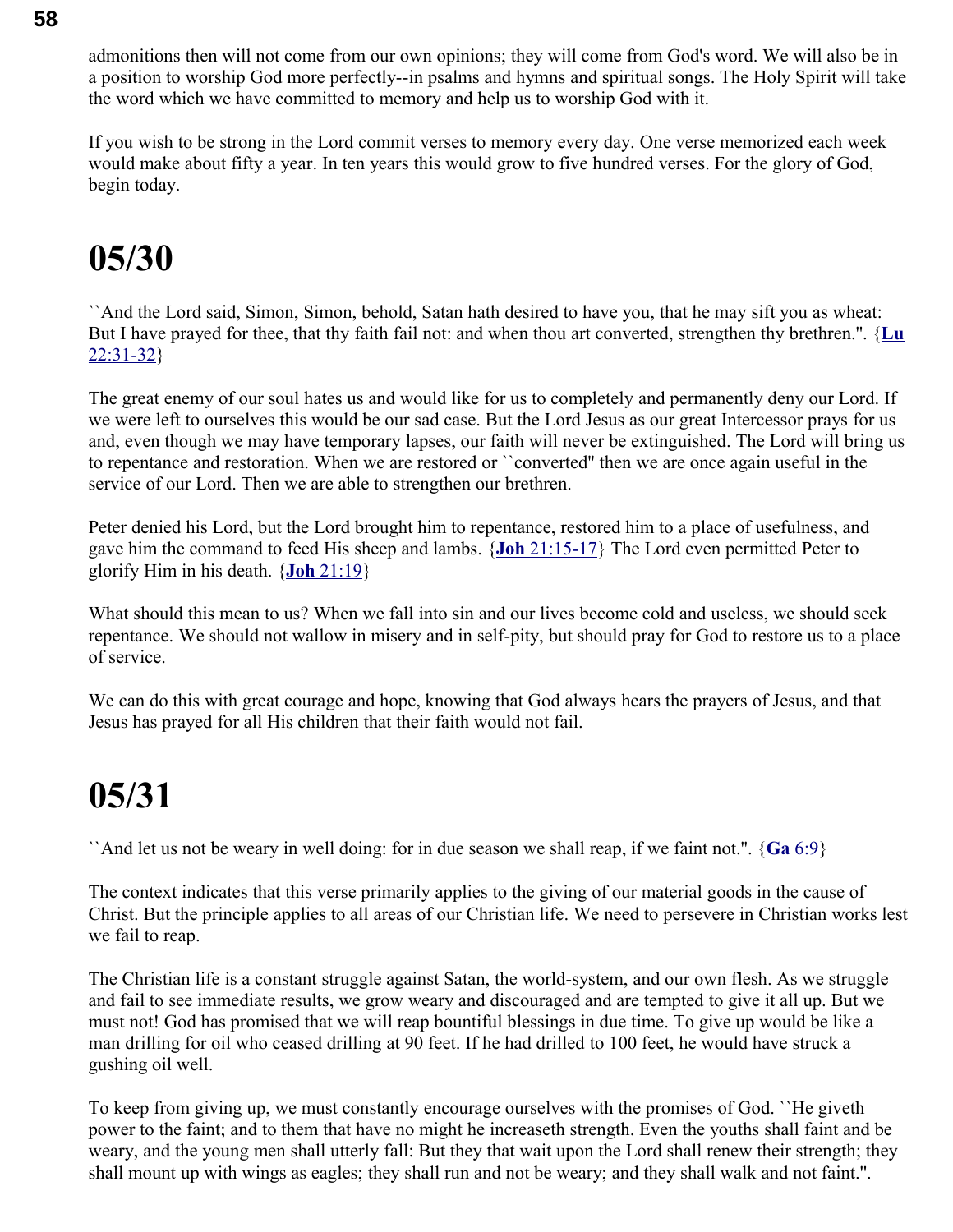admonitions then will not come from our own opinions; they will come from God's word. We will also be in a position to worship God more perfectly--in psalms and hymns and spiritual songs. The Holy Spirit will take the word which we have committed to memory and help us to worship God with it.

If you wish to be strong in the Lord commit verses to memory every day. One verse memorized each week would make about fifty a year. In ten years this would grow to five hundred verses. For the glory of God, begin today.

# 05/30

``And the Lord said, Simon, Simon, behold, Satan hath desired to have you, that he may sift you as wheat: But I have prayed for thee, that thy faith fail not: and when thou art converted, strengthen thy brethren.''. {**Lu** 22:31-32}

The great enemy of our soul hates us and would like for us to completely and permanently deny our Lord. If we were left to ourselves this would be our sad case. But the Lord Jesus as our great Intercessor prays for us and, even though we may have temporary lapses, our faith will never be extinguished. The Lord will bring us to repentance and restoration. When we are restored or ``converted'' then we are once again useful in the service of our Lord. Then we are able to strengthen our brethren.

Peter denied his Lord, but the Lord brought him to repentance, restored him to a place of usefulness, and gave him the command to feed His sheep and lambs. {**Joh** 21:15-17} The Lord even permitted Peter to glorify Him in his death. {**Joh** 21:19}

What should this mean to us? When we fall into sin and our lives become cold and useless, we should seek repentance. We should not wallow in misery and in self-pity, but should pray for God to restore us to a place of service.

We can do this with great courage and hope, knowing that God always hears the prayers of Jesus, and that Jesus has prayed for all His children that their faith would not fail.

# 05/31

``And let us not be weary in well doing: for in due season we shall reap, if we faint not.''. {**Ga** 6:9}

The context indicates that this verse primarily applies to the giving of our material goods in the cause of Christ. But the principle applies to all areas of our Christian life. We need to persevere in Christian works lest we fail to reap.

The Christian life is a constant struggle against Satan, the world-system, and our own flesh. As we struggle and fail to see immediate results, we grow weary and discouraged and are tempted to give it all up. But we must not! God has promised that we will reap bountiful blessings in due time. To give up would be like a man drilling for oil who ceased drilling at 90 feet. If he had drilled to 100 feet, he would have struck a gushing oil well.

To keep from giving up, we must constantly encourage ourselves with the promises of God. ``He giveth power to the faint; and to them that have no might he increaseth strength. Even the youths shall faint and be weary, and the young men shall utterly fall: But they that wait upon the Lord shall renew their strength; they shall mount up with wings as eagles; they shall run and not be weary; and they shall walk and not faint.''.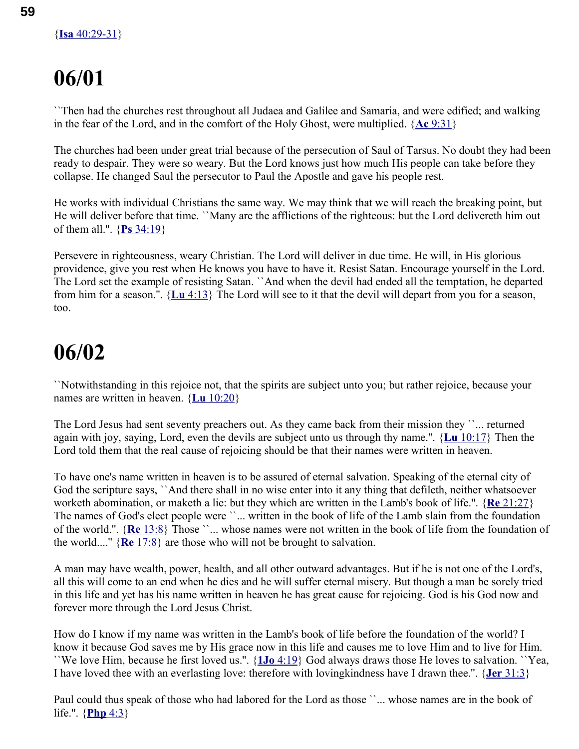{**Isa** 40:29-31}

# 06/01

``Then had the churches rest throughout all Judaea and Galilee and Samaria, and were edified; and walking in the fear of the Lord, and in the comfort of the Holy Ghost, were multiplied. {**Ac** 9:31}

The churches had been under great trial because of the persecution of Saul of Tarsus. No doubt they had been ready to despair. They were so weary. But the Lord knows just how much His people can take before they collapse. He changed Saul the persecutor to Paul the Apostle and gave his people rest.

He works with individual Christians the same way. We may think that we will reach the breaking point, but He will deliver before that time. ``Many are the afflictions of the righteous: but the Lord delivereth him out of them all.". {**Ps** 34:19}

Persevere in righteousness, weary Christian. The Lord will deliver in due time. He will, in His glorious providence, give you rest when He knows you have to have it. Resist Satan. Encourage yourself in the Lord. The Lord set the example of resisting Satan. ``And when the devil had ended all the temptation, he departed from him for a season.". {**Lu** 4:13} The Lord will see to it that the devil will depart from you for a season, too.

# 06/02

``Notwithstanding in this rejoice not, that the spirits are subject unto you; but rather rejoice, because your names are written in heaven. {**Lu** 10:20}

The Lord Jesus had sent seventy preachers out. As they came back from their mission they ``... returned again with joy, saying, Lord, even the devils are subject unto us through thy name.". {**Lu** 10:17} Then the Lord told them that the real cause of rejoicing should be that their names were written in heaven.

To have one's name written in heaven is to be assured of eternal salvation. Speaking of the eternal city of God the scripture says, ``And there shall in no wise enter into it any thing that defileth, neither whatsoever worketh abomination, or maketh a lie: but they which are written in the Lamb's book of life.". {**Re** 21:27} The names of God's elect people were ``... written in the book of life of the Lamb slain from the foundation of the world.". {**Re** 13:8} Those ``... whose names were not written in the book of life from the foundation of the world...." {**Re** 17:8} are those who will not be brought to salvation.

A man may have wealth, power, health, and all other outward advantages. But if he is not one of the Lord's, all this will come to an end when he dies and he will suffer eternal misery. But though a man be sorely tried in this life and yet has his name written in heaven he has great cause for rejoicing. God is his God now and forever more through the Lord Jesus Christ.

How do I know if my name was written in the Lamb's book of life before the foundation of the world? I know it because God saves me by His grace now in this life and causes me to love Him and to live for Him. ``We love Him, because he first loved us.". {**1Jo** 4:19} God always draws those He loves to salvation. ``Yea, I have loved thee with an everlasting love: therefore with lovingkindness have I drawn thee.". {**Jer** 31:3}

Paul could thus speak of those who had labored for the Lord as those ``... whose names are in the book of life.". {**Php** 4:3}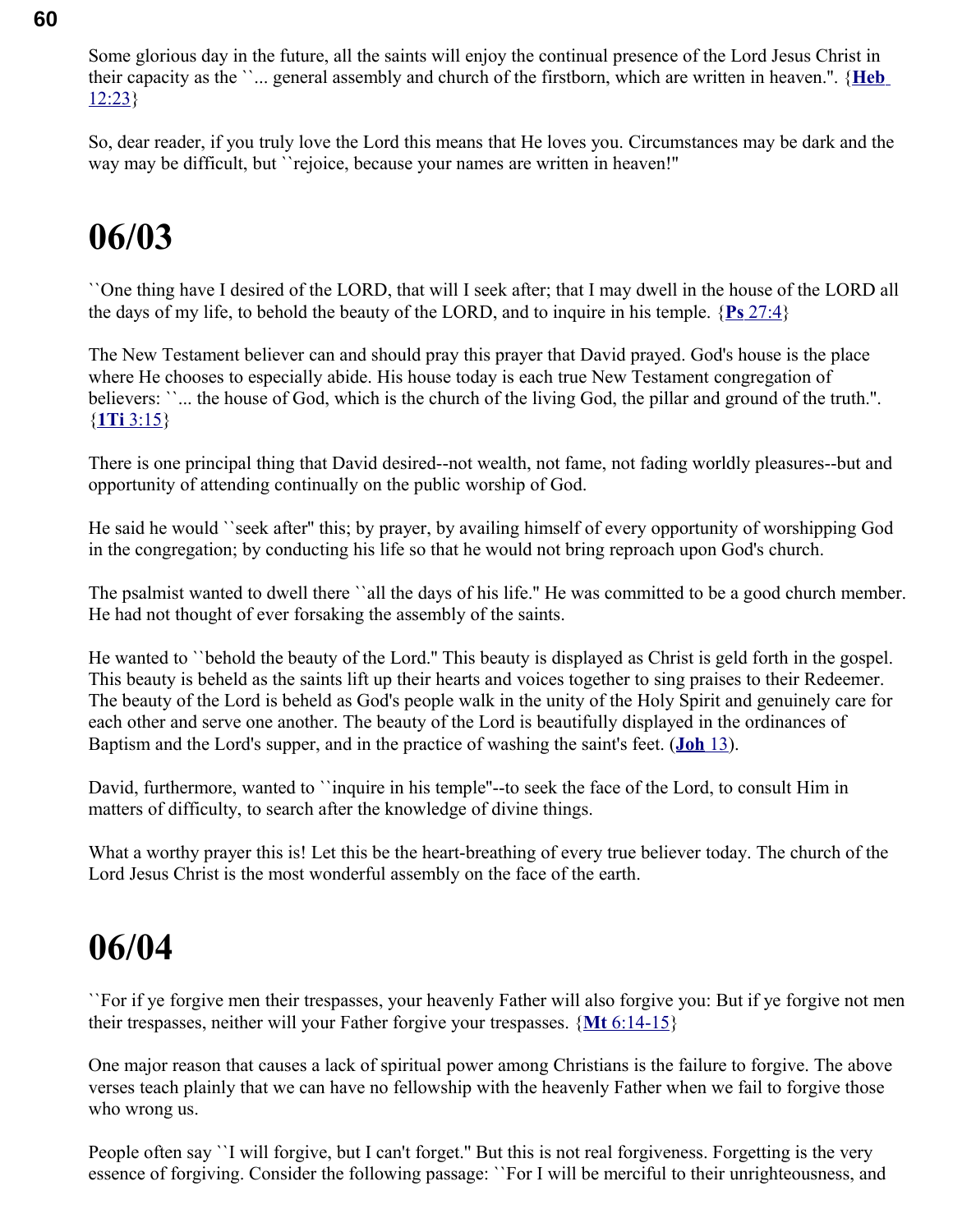Some glorious day in the future, all the saints will enjoy the continual presence of the Lord Jesus Christ in their capacity as the ``... general assembly and church of the firstborn, which are written in heaven.". {**Heb** 12:23}

So, dear reader, if you truly love the Lord this means that He loves you. Circumstances may be dark and the way may be difficult, but ``rejoice, because your names are written in heaven!"

# 06/03

``One thing have I desired of the LORD, that will I seek after; that I may dwell in the house of the LORD all the days of my life, to behold the beauty of the LORD, and to inquire in his temple. {**Ps** 27:4}

The New Testament believer can and should pray this prayer that David prayed. God's house is the place where He chooses to especially abide. His house today is each true New Testament congregation of believers: ``... the house of God, which is the church of the living God, the pillar and ground of the truth.". {**1Ti** 3:15}

There is one principal thing that David desired--not wealth, not fame, not fading worldly pleasures--but and opportunity of attending continually on the public worship of God.

He said he would ``seek after" this; by prayer, by availing himself of every opportunity of worshipping God in the congregation; by conducting his life so that he would not bring reproach upon God's church.

The psalmist wanted to dwell there ``all the days of his life." He was committed to be a good church member. He had not thought of ever forsaking the assembly of the saints.

He wanted to ``behold the beauty of the Lord." This beauty is displayed as Christ is geld forth in the gospel. This beauty is beheld as the saints lift up their hearts and voices together to sing praises to their Redeemer. The beauty of the Lord is beheld as God's people walk in the unity of the Holy Spirit and genuinely care for each other and serve one another. The beauty of the Lord is beautifully displayed in the ordinances of Baptism and the Lord's supper, and in the practice of washing the saint's feet. (**Joh** 13).

David, furthermore, wanted to ``inquire in his temple"--to seek the face of the Lord, to consult Him in matters of difficulty, to search after the knowledge of divine things.

What a worthy prayer this is! Let this be the heart-breathing of every true believer today. The church of the Lord Jesus Christ is the most wonderful assembly on the face of the earth.

# 06/04

``For if ye forgive men their trespasses, your heavenly Father will also forgive you: But if ye forgive not men their trespasses, neither will your Father forgive your trespasses. {**Mt** 6:14-15}

One major reason that causes a lack of spiritual power among Christians is the failure to forgive. The above verses teach plainly that we can have no fellowship with the heavenly Father when we fail to forgive those who wrong us.

People often say ``I will forgive, but I can't forget." But this is not real forgiveness. Forgetting is the very essence of forgiving. Consider the following passage: ``For I will be merciful to their unrighteousness, and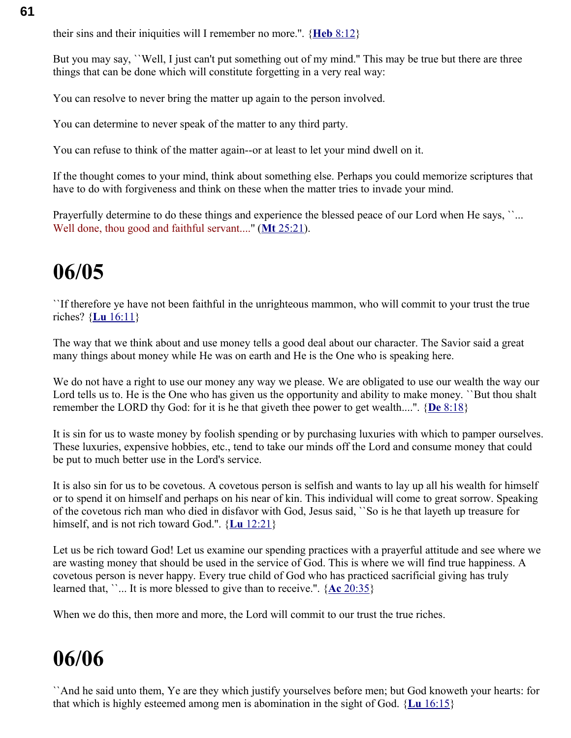their sins and their iniquities will I remember no more.". {**Heb** 8:12}

But you may say, ``Well, I just can't put something out of my mind." This may be true but there are three things that can be done which will constitute forgetting in a very real way:

You can resolve to never bring the matter up again to the person involved.

You can determine to never speak of the matter to any third party.

You can refuse to think of the matter again--or at least to let your mind dwell on it.

If the thought comes to your mind, think about something else. Perhaps you could memorize scriptures that have to do with forgiveness and think on these when the matter tries to invade your mind.

Prayerfully determine to do these things and experience the blessed peace of our Lord when He says, ``... Well done, thou good and faithful servant...." (**Mt** 25:21).

# 06/05

``If therefore ye have not been faithful in the unrighteous mammon, who will commit to your trust the true riches? {**Lu** 16:11}

The way that we think about and use money tells a good deal about our character. The Savior said a great many things about money while He was on earth and He is the One who is speaking here.

We do not have a right to use our money any way we please. We are obligated to use our wealth the way our Lord tells us to. He is the One who has given us the opportunity and ability to make money. ``But thou shalt remember the LORD thy God: for it is he that giveth thee power to get wealth....". {**De** 8:18}

It is sin for us to waste money by foolish spending or by purchasing luxuries with which to pamper ourselves. These luxuries, expensive hobbies, etc., tend to take our minds off the Lord and consume money that could be put to much better use in the Lord's service.

It is also sin for us to be covetous. A covetous person is selfish and wants to lay up all his wealth for himself or to spend it on himself and perhaps on his near of kin. This individual will come to great sorrow. Speaking of the covetous rich man who died in disfavor with God, Jesus said, ``So is he that layeth up treasure for himself, and is not rich toward God.". {**Lu** 12:21}

Let us be rich toward God! Let us examine our spending practices with a prayerful attitude and see where we are wasting money that should be used in the service of God. This is where we will find true happiness. A covetous person is never happy. Every true child of God who has practiced sacrificial giving has truly learned that, ``... It is more blessed to give than to receive.". {**Ac** 20:35}

When we do this, then more and more, the Lord will commit to our trust the true riches.

# 06/06

``And he said unto them, Ye are they which justify yourselves before men; but God knoweth your hearts: for that which is highly esteemed among men is abomination in the sight of God. {**Lu** 16:15}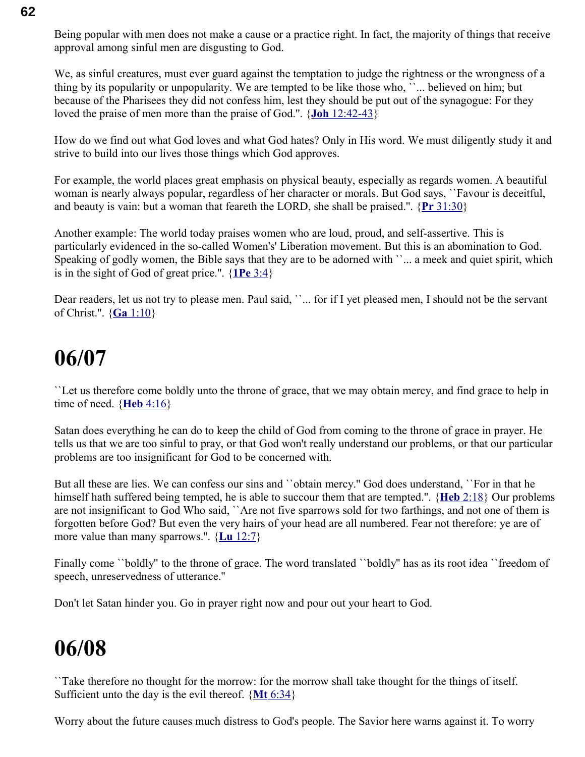Being popular with men does not make a cause or a practice right. In fact, the majority of things that receive approval among sinful men are disgusting to God.

We, as sinful creatures, must ever guard against the temptation to judge the rightness or the wrongness of a thing by its popularity or unpopularity. We are tempted to be like those who, ``... believed on him; but because of the Pharisees they did not confess him, lest they should be put out of the synagogue: For they loved the praise of men more than the praise of God.''. {**Joh** 12:42-43}

How do we find out what God loves and what God hates? Only in His word. We must diligently study it and strive to build into our lives those things which God approves.

For example, the world places great emphasis on physical beauty, especially as regards women. A beautiful woman is nearly always popular, regardless of her character or morals. But God says, ``Favour is deceitful, and beauty is vain: but a woman that feareth the LORD, she shall be praised.''. {**Pr** 31:30}

Another example: The world today praises women who are loud, proud, and self-assertive. This is particularly evidenced in the so-called Women's' Liberation movement. But this is an abomination to God. Speaking of godly women, the Bible says that they are to be adorned with ``... a meek and quiet spirit, which is in the sight of God of great price.''. {**1Pe** 3:4}

Dear readers, let us not try to please men. Paul said, ``... for if I yet pleased men, I should not be the servant of Christ.''. {**Ga** 1:10}

# 06/07

``Let us therefore come boldly unto the throne of grace, that we may obtain mercy, and find grace to help in time of need. {**Heb** 4:16}

Satan does everything he can do to keep the child of God from coming to the throne of grace in prayer. He tells us that we are too sinful to pray, or that God won't really understand our problems, or that our particular problems are too insignificant for God to be concerned with.

But all these are lies. We can confess our sins and ``obtain mercy.'' God does understand, ``For in that he himself hath suffered being tempted, he is able to succour them that are tempted.''. {**Heb** 2:18} Our problems are not insignificant to God Who said, ``Are not five sparrows sold for two farthings, and not one of them is forgotten before God? But even the very hairs of your head are all numbered. Fear not therefore: ye are of more value than many sparrows.''. {**Lu** 12:7}

Finally come ``boldly'' to the throne of grace. The word translated ``boldly'' has as its root idea ``freedom of speech, unreservedness of utterance.''

Don't let Satan hinder you. Go in prayer right now and pour out your heart to God.

# 06/08

``Take therefore no thought for the morrow: for the morrow shall take thought for the things of itself. Sufficient unto the day is the evil thereof. {**Mt** 6:34}

Worry about the future causes much distress to God's people. The Savior here warns against it. To worry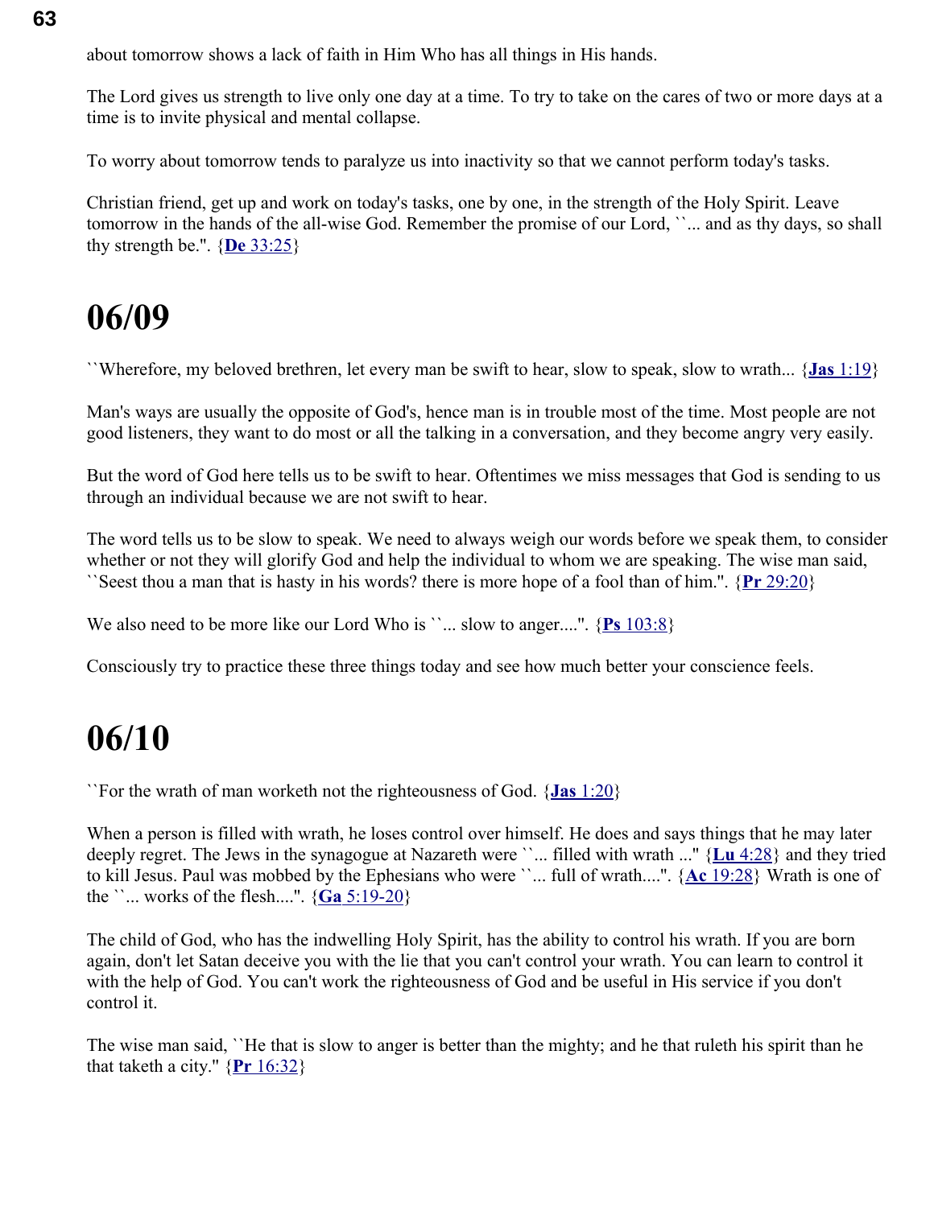about tomorrow shows a lack of faith in Him Who has all things in His hands.

The Lord gives us strength to live only one day at a time. To try to take on the cares of two or more days at a time is to invite physical and mental collapse.

To worry about tomorrow tends to paralyze us into inactivity so that we cannot perform today's tasks.

Christian friend, get up and work on today's tasks, one by one, in the strength of the Holy Spirit. Leave tomorrow in the hands of the all-wise God. Remember the promise of our Lord, ``... and as thy days, so shall thy strength be.". {**De** 33:25}

# 06/09

``Wherefore, my beloved brethren, let every man be swift to hear, slow to speak, slow to wrath... {**Jas** 1:19}

Man's ways are usually the opposite of God's, hence man is in trouble most of the time. Most people are not good listeners, they want to do most or all the talking in a conversation, and they become angry very easily.

But the word of God here tells us to be swift to hear. Oftentimes we miss messages that God is sending to us through an individual because we are not swift to hear.

The word tells us to be slow to speak. We need to always weigh our words before we speak them, to consider whether or not they will glorify God and help the individual to whom we are speaking. The wise man said, ``Seest thou a man that is hasty in his words? there is more hope of a fool than of him.". {**Pr** 29:20}

We also need to be more like our Lord Who is ``... slow to anger....". {**Ps** 103:8}

Consciously try to practice these three things today and see how much better your conscience feels.

# 06/10

``For the wrath of man worketh not the righteousness of God. {**Jas** 1:20}

When a person is filled with wrath, he loses control over himself. He does and says things that he may later deeply regret. The Jews in the synagogue at Nazareth were ``... filled with wrath ..." {**Lu** 4:28} and they tried to kill Jesus. Paul was mobbed by the Ephesians who were ``... full of wrath....". {**Ac** 19:28} Wrath is one of the ``... works of the flesh....". {**Ga** 5:19-20}

The child of God, who has the indwelling Holy Spirit, has the ability to control his wrath. If you are born again, don't let Satan deceive you with the lie that you can't control your wrath. You can learn to control it with the help of God. You can't work the righteousness of God and be useful in His service if you don't control it.

The wise man said, ``He that is slow to anger is better than the mighty; and he that ruleth his spirit than he that taketh a city." {**Pr** 16:32}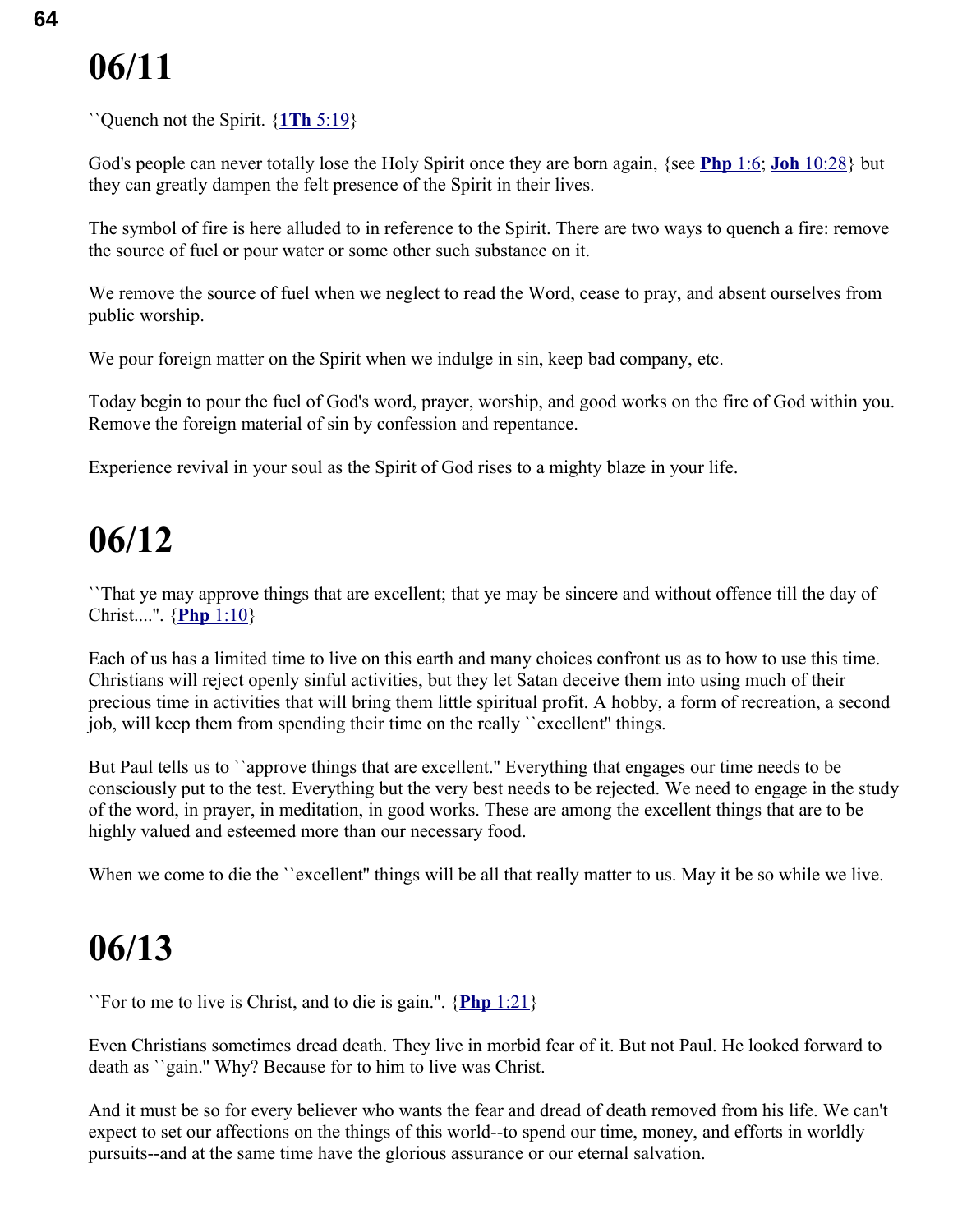# 06/11

``Quench not the Spirit. {**1Th** 5:19}

God's people can never totally lose the Holy Spirit once they are born again, {see **Php** 1:6; **Joh** 10:28} but they can greatly dampen the felt presence of the Spirit in their lives.

The symbol of fire is here alluded to in reference to the Spirit. There are two ways to quench a fire: remove the source of fuel or pour water or some other such substance on it.

We remove the source of fuel when we neglect to read the Word, cease to pray, and absent ourselves from public worship.

We pour foreign matter on the Spirit when we indulge in sin, keep bad company, etc.

Today begin to pour the fuel of God's word, prayer, worship, and good works on the fire of God within you. Remove the foreign material of sin by confession and repentance.

Experience revival in your soul as the Spirit of God rises to a mighty blaze in your life.

# 06/12

``That ye may approve things that are excellent; that ye may be sincere and without offence till the day of Christ....". {**Php** 1:10}

Each of us has a limited time to live on this earth and many choices confront us as to how to use this time. Christians will reject openly sinful activities, but they let Satan deceive them into using much of their precious time in activities that will bring them little spiritual profit. A hobby, a form of recreation, a second job, will keep them from spending their time on the really ``excellent'' things.

But Paul tells us to ``approve things that are excellent." Everything that engages our time needs to be consciously put to the test. Everything but the very best needs to be rejected. We need to engage in the study of the word, in prayer, in meditation, in good works. These are among the excellent things that are to be highly valued and esteemed more than our necessary food.

When we come to die the ``excellent'' things will be all that really matter to us. May it be so while we live.

# 06/13

``For to me to live is Christ, and to die is gain.". {**Php** 1:21}

Even Christians sometimes dread death. They live in morbid fear of it. But not Paul. He looked forward to death as ``gain." Why? Because for to him to live was Christ.

And it must be so for every believer who wants the fear and dread of death removed from his life. We can't expect to set our affections on the things of this world--to spend our time, money, and efforts in worldly pursuits--and at the same time have the glorious assurance or our eternal salvation.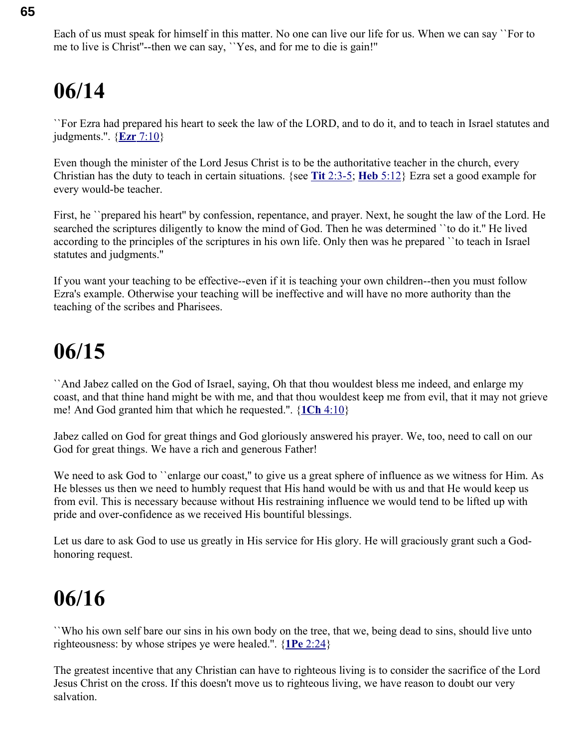Each of us must speak for himself in this matter. No one can live our life for us. When we can say ``For to me to live is Christ''--then we can say, ``Yes, and for me to die is gain!''

# 06/14

``For Ezra had prepared his heart to seek the law of the LORD, and to do it, and to teach in Israel statutes and judgments.''. {**Ezr** 7:10}

Even though the minister of the Lord Jesus Christ is to be the authoritative teacher in the church, every Christian has the duty to teach in certain situations. {see **Tit** 2:3-5; **Heb** 5:12} Ezra set a good example for every would-be teacher.

First, he ``prepared his heart'' by confession, repentance, and prayer. Next, he sought the law of the Lord. He searched the scriptures diligently to know the mind of God. Then he was determined ``to do it.'' He lived according to the principles of the scriptures in his own life. Only then was he prepared ``to teach in Israel statutes and judgments.''

If you want your teaching to be effective--even if it is teaching your own children--then you must follow Ezra's example. Otherwise your teaching will be ineffective and will have no more authority than the teaching of the scribes and Pharisees.

# 06/15

``And Jabez called on the God of Israel, saying, Oh that thou wouldest bless me indeed, and enlarge my coast, and that thine hand might be with me, and that thou wouldest keep me from evil, that it may not grieve me! And God granted him that which he requested.''. {**1Ch** 4:10}

Jabez called on God for great things and God gloriously answered his prayer. We, too, need to call on our God for great things. We have a rich and generous Father!

We need to ask God to ``enlarge our coast,'' to give us a great sphere of influence as we witness for Him. As He blesses us then we need to humbly request that His hand would be with us and that He would keep us from evil. This is necessary because without His restraining influence we would tend to be lifted up with pride and over-confidence as we received His bountiful blessings.

Let us dare to ask God to use us greatly in His service for His glory. He will graciously grant such a God-honoring request.

# 06/16

``Who his own self bare our sins in his own body on the tree, that we, being dead to sins, should live unto righteousness: by whose stripes ye were healed.''. {**1Pe** 2:24}

The greatest incentive that any Christian can have to righteous living is to consider the sacrifice of the Lord Jesus Christ on the cross. If this doesn't move us to righteous living, we have reason to doubt our very salvation.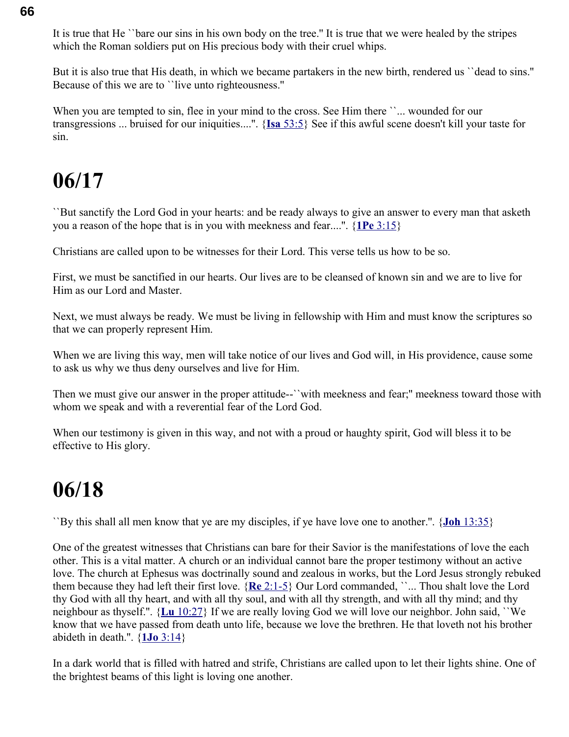It is true that He ``bare our sins in his own body on the tree.'' It is true that we were healed by the stripes which the Roman soldiers put on His precious body with their cruel whips.

But it is also true that His death, in which we became partakers in the new birth, rendered us ``dead to sins.'' Because of this we are to ``live unto righteousness.''

When you are tempted to sin, flee in your mind to the cross. See Him there ``... wounded for our transgressions ... bruised for our iniquities....''. {**Isa** 53:5} See if this awful scene doesn't kill your taste for sin.

# 06/17

``But sanctify the Lord God in your hearts: and be ready always to give an answer to every man that asketh you a reason of the hope that is in you with meekness and fear....''. {**1Pe** 3:15}

Christians are called upon to be witnesses for their Lord. This verse tells us how to be so.

First, we must be sanctified in our hearts. Our lives are to be cleansed of known sin and we are to live for Him as our Lord and Master.

Next, we must always be ready. We must be living in fellowship with Him and must know the scriptures so that we can properly represent Him.

When we are living this way, men will take notice of our lives and God will, in His providence, cause some to ask us why we thus deny ourselves and live for Him.

Then we must give our answer in the proper attitude--``with meekness and fear;'' meekness toward those with whom we speak and with a reverential fear of the Lord God.

When our testimony is given in this way, and not with a proud or haughty spirit, God will bless it to be effective to His glory.

# 06/18

``By this shall all men know that ye are my disciples, if ye have love one to another.''. {**Joh** 13:35}

One of the greatest witnesses that Christians can bare for their Savior is the manifestations of love the each other. This is a vital matter. A church or an individual cannot bare the proper testimony without an active love. The church at Ephesus was doctrinally sound and zealous in works, but the Lord Jesus strongly rebuked them because they had left their first love. {**Re** 2:1-5} Our Lord commanded, ``... Thou shalt love the Lord thy God with all thy heart, and with all thy soul, and with all thy strength, and with all thy mind; and thy neighbour as thyself.''. {**Lu** 10:27} If we are really loving God we will love our neighbor. John said, ``We know that we have passed from death unto life, because we love the brethren. He that loveth not his brother abideth in death.''. {**1Jo** 3:14}

In a dark world that is filled with hatred and strife, Christians are called upon to let their lights shine. One of the brightest beams of this light is loving one another.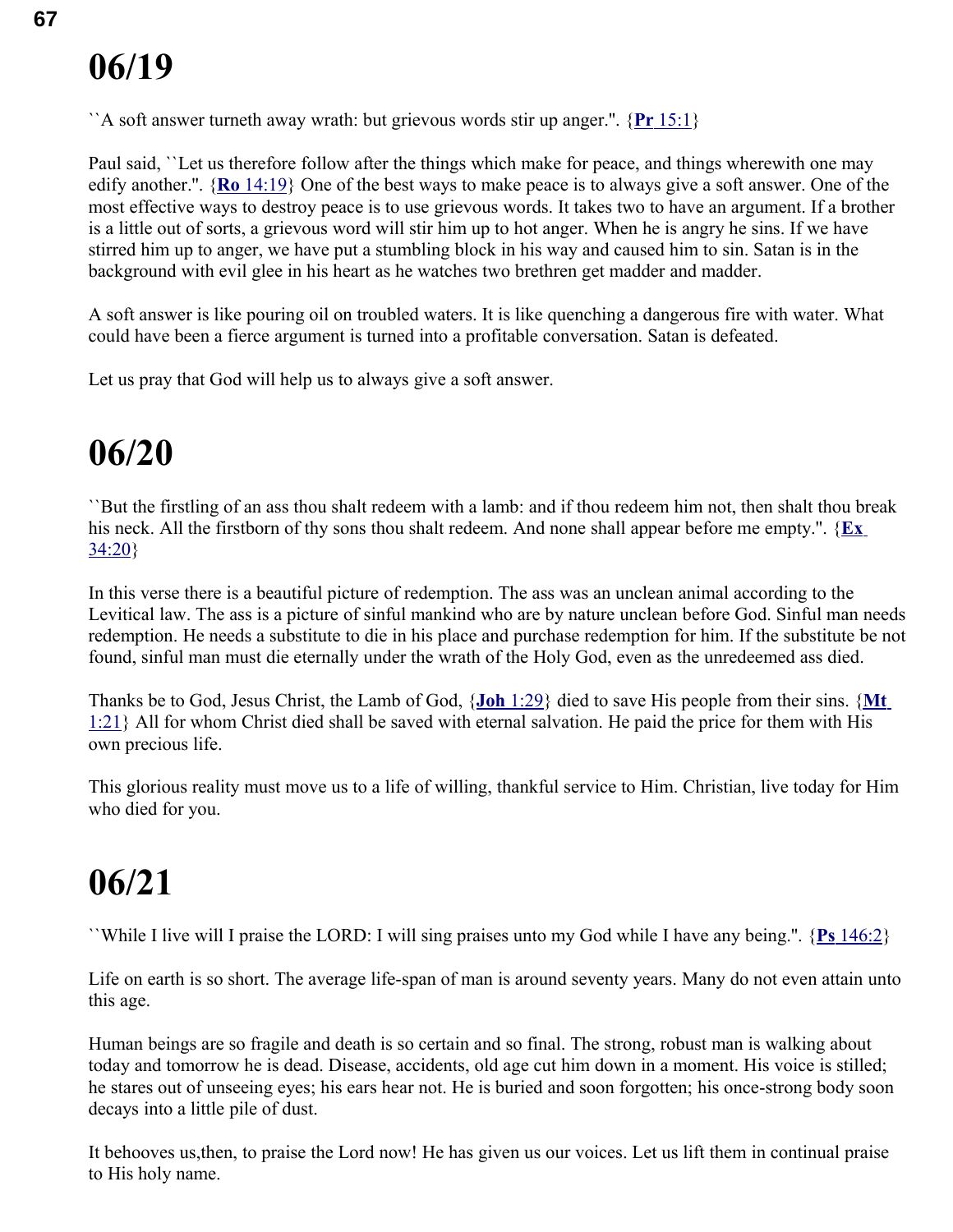# 06/19

``A soft answer turneth away wrath: but grievous words stir up anger.''. {**Pr** 15:1}

Paul said, ``Let us therefore follow after the things which make for peace, and things wherewith one may edify another.''. {**Ro** 14:19} One of the best ways to make peace is to always give a soft answer. One of the most effective ways to destroy peace is to use grievous words. It takes two to have an argument. If a brother is a little out of sorts, a grievous word will stir him up to hot anger. When he is angry he sins. If we have stirred him up to anger, we have put a stumbling block in his way and caused him to sin. Satan is in the background with evil glee in his heart as he watches two brethren get madder and madder.

A soft answer is like pouring oil on troubled waters. It is like quenching a dangerous fire with water. What could have been a fierce argument is turned into a profitable conversation. Satan is defeated.

Let us pray that God will help us to always give a soft answer.

# 06/20

``But the firstling of an ass thou shalt redeem with a lamb: and if thou redeem him not, then shalt thou break his neck. All the firstborn of thy sons thou shalt redeem. And none shall appear before me empty.''. {**Ex** 34:20}

In this verse there is a beautiful picture of redemption. The ass was an unclean animal according to the Levitical law. The ass is a picture of sinful mankind who are by nature unclean before God. Sinful man needs redemption. He needs a substitute to die in his place and purchase redemption for him. If the substitute be not found, sinful man must die eternally under the wrath of the Holy God, even as the unredeemed ass died.

Thanks be to God, Jesus Christ, the Lamb of God, {**Joh** 1:29} died to save His people from their sins. {**Mt** 1:21} All for whom Christ died shall be saved with eternal salvation. He paid the price for them with His own precious life.

This glorious reality must move us to a life of willing, thankful service to Him. Christian, live today for Him who died for you.

# 06/21

``While I live will I praise the LORD: I will sing praises unto my God while I have any being.''. {**Ps** 146:2}

Life on earth is so short. The average life-span of man is around seventy years. Many do not even attain unto this age.

Human beings are so fragile and death is so certain and so final. The strong, robust man is walking about today and tomorrow he is dead. Disease, accidents, old age cut him down in a moment. His voice is stilled; he stares out of unseeing eyes; his ears hear not. He is buried and soon forgotten; his once-strong body soon decays into a little pile of dust.

It behooves us,then, to praise the Lord now! He has given us our voices. Let us lift them in continual praise to His holy name.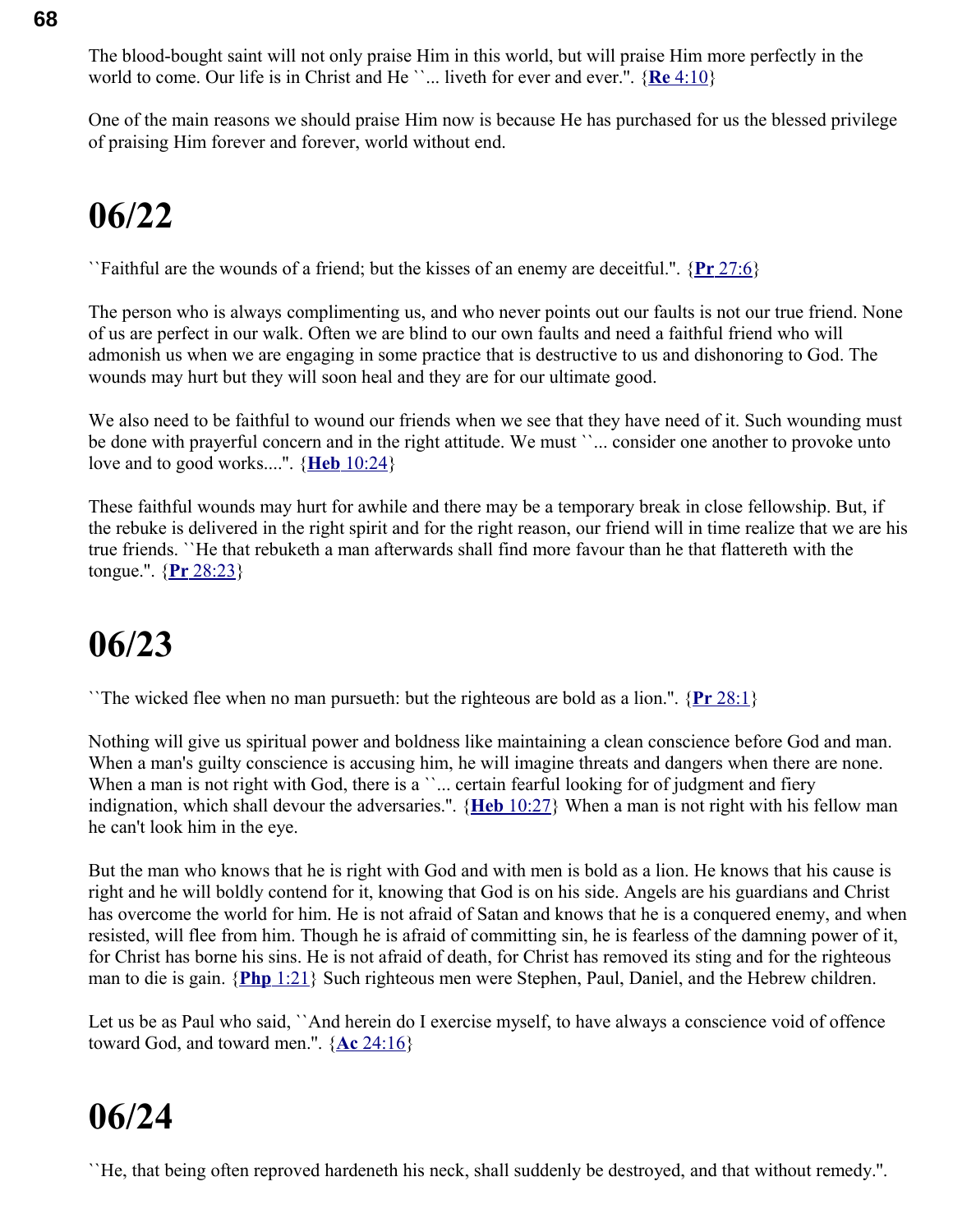The blood-bought saint will not only praise Him in this world, but will praise Him more perfectly in the world to come. Our life is in Christ and He ``... liveth for ever and ever.''. {**Re** 4:10}

One of the main reasons we should praise Him now is because He has purchased for us the blessed privilege of praising Him forever and forever, world without end.

# 06/22

``Faithful are the wounds of a friend; but the kisses of an enemy are deceitful.''. {**Pr** 27:6}

The person who is always complimenting us, and who never points out our faults is not our true friend. None of us are perfect in our walk. Often we are blind to our own faults and need a faithful friend who will admonish us when we are engaging in some practice that is destructive to us and dishonoring to God. The wounds may hurt but they will soon heal and they are for our ultimate good.

We also need to be faithful to wound our friends when we see that they have need of it. Such wounding must be done with prayerful concern and in the right attitude. We must ``... consider one another to provoke unto love and to good works....''. {**Heb** 10:24}

These faithful wounds may hurt for awhile and there may be a temporary break in close fellowship. But, if the rebuke is delivered in the right spirit and for the right reason, our friend will in time realize that we are his true friends. ``He that rebuketh a man afterwards shall find more favour than he that flattereth with the tongue.''. {**Pr** 28:23}

# 06/23

``The wicked flee when no man pursueth: but the righteous are bold as a lion.''. {**Pr** 28:1}

Nothing will give us spiritual power and boldness like maintaining a clean conscience before God and man. When a man's guilty conscience is accusing him, he will imagine threats and dangers when there are none. When a man is not right with God, there is a ``... certain fearful looking for of judgment and fiery indignation, which shall devour the adversaries.''. {**Heb** 10:27} When a man is not right with his fellow man he can't look him in the eye.

But the man who knows that he is right with God and with men is bold as a lion. He knows that his cause is right and he will boldly contend for it, knowing that God is on his side. Angels are his guardians and Christ has overcome the world for him. He is not afraid of Satan and knows that he is a conquered enemy, and when resisted, will flee from him. Though he is afraid of committing sin, he is fearless of the damning power of it, for Christ has borne his sins. He is not afraid of death, for Christ has removed its sting and for the righteous man to die is gain. {**Php** 1:21} Such righteous men were Stephen, Paul, Daniel, and the Hebrew children.

Let us be as Paul who said, ``And herein do I exercise myself, to have always a conscience void of offence toward God, and toward men.''. {**Ac** 24:16}

# 06/24

``He, that being often reproved hardeneth his neck, shall suddenly be destroyed, and that without remedy.''.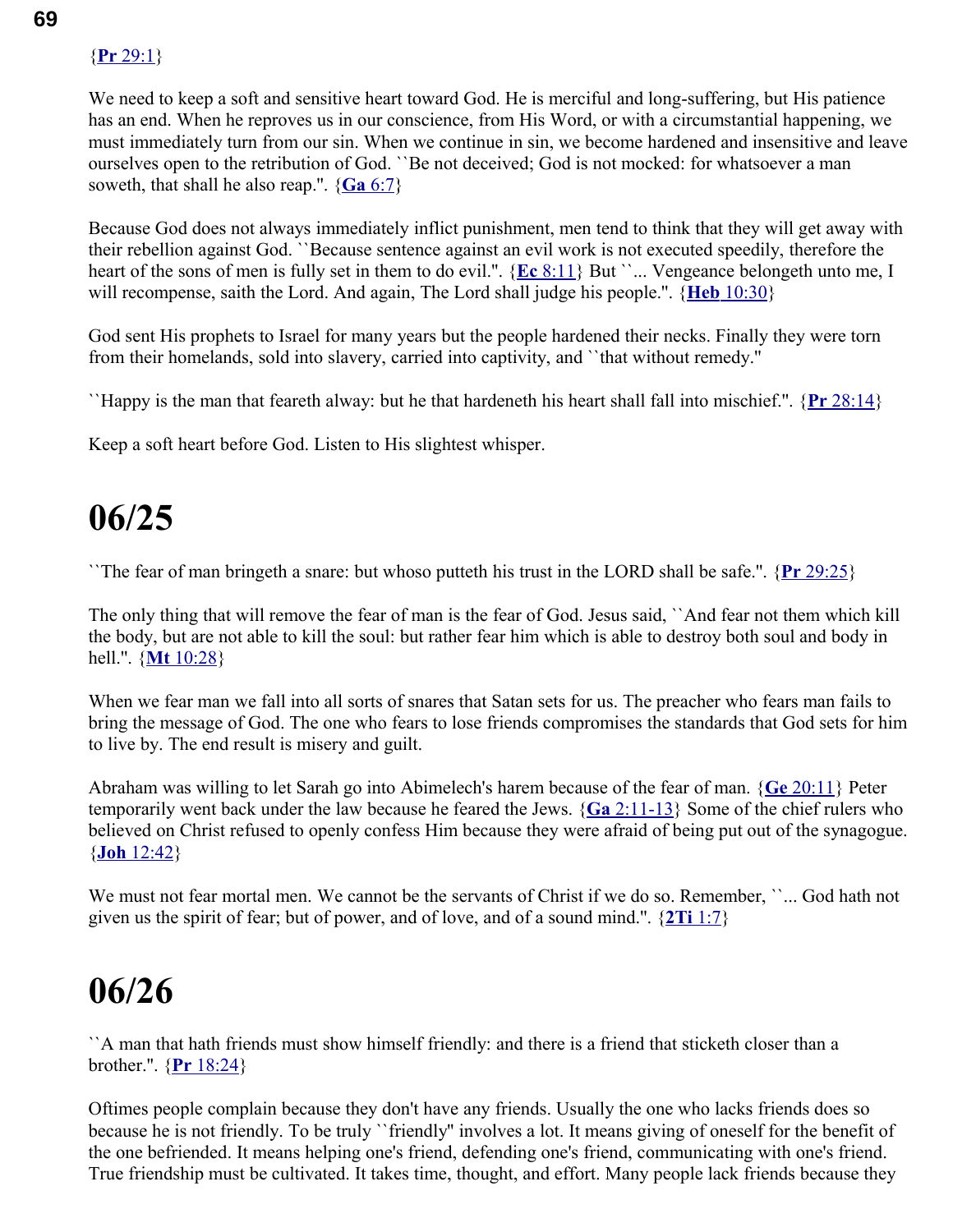{**Pr** 29:1}

We need to keep a soft and sensitive heart toward God. He is merciful and long-suffering, but His patience has an end. When he reproves us in our conscience, from His Word, or with a circumstantial happening, we must immediately turn from our sin. When we continue in sin, we become hardened and insensitive and leave ourselves open to the retribution of God. ``Be not deceived; God is not mocked: for whatsoever a man soweth, that shall he also reap.''. {**Ga** 6:7}

Because God does not always immediately inflict punishment, men tend to think that they will get away with their rebellion against God. ``Because sentence against an evil work is not executed speedily, therefore the heart of the sons of men is fully set in them to do evil.''. {**Ec** 8:11} But ``... Vengeance belongeth unto me, I will recompense, saith the Lord. And again, The Lord shall judge his people.''. {**Heb** 10:30}

God sent His prophets to Israel for many years but the people hardened their necks. Finally they were torn from their homelands, sold into slavery, carried into captivity, and ``that without remedy.''

``Happy is the man that feareth alway: but he that hardeneth his heart shall fall into mischief.''. {**Pr** 28:14}

Keep a soft heart before God. Listen to His slightest whisper.

# 06/25

``The fear of man bringeth a snare: but whoso putteth his trust in the LORD shall be safe.''. {**Pr** 29:25}

The only thing that will remove the fear of man is the fear of God. Jesus said, ``And fear not them which kill the body, but are not able to kill the soul: but rather fear him which is able to destroy both soul and body in hell.''. {**Mt** 10:28}

When we fear man we fall into all sorts of snares that Satan sets for us. The preacher who fears man fails to bring the message of God. The one who fears to lose friends compromises the standards that God sets for him to live by. The end result is misery and guilt.

Abraham was willing to let Sarah go into Abimelech's harem because of the fear of man. {**Ge** 20:11} Peter temporarily went back under the law because he feared the Jews. {**Ga** 2:11-13} Some of the chief rulers who believed on Christ refused to openly confess Him because they were afraid of being put out of the synagogue. {**Joh** 12:42}

We must not fear mortal men. We cannot be the servants of Christ if we do so. Remember, ``... God hath not given us the spirit of fear; but of power, and of love, and of a sound mind.''. {**2Ti** 1:7}

# 06/26

``A man that hath friends must show himself friendly: and there is a friend that sticketh closer than a brother.''. {**Pr** 18:24}

Oftimes people complain because they don't have any friends. Usually the one who lacks friends does so because he is not friendly. To be truly ``friendly'' involves a lot. It means giving of oneself for the benefit of the one befriended. It means helping one's friend, defending one's friend, communicating with one's friend. True friendship must be cultivated. It takes time, thought, and effort. Many people lack friends because they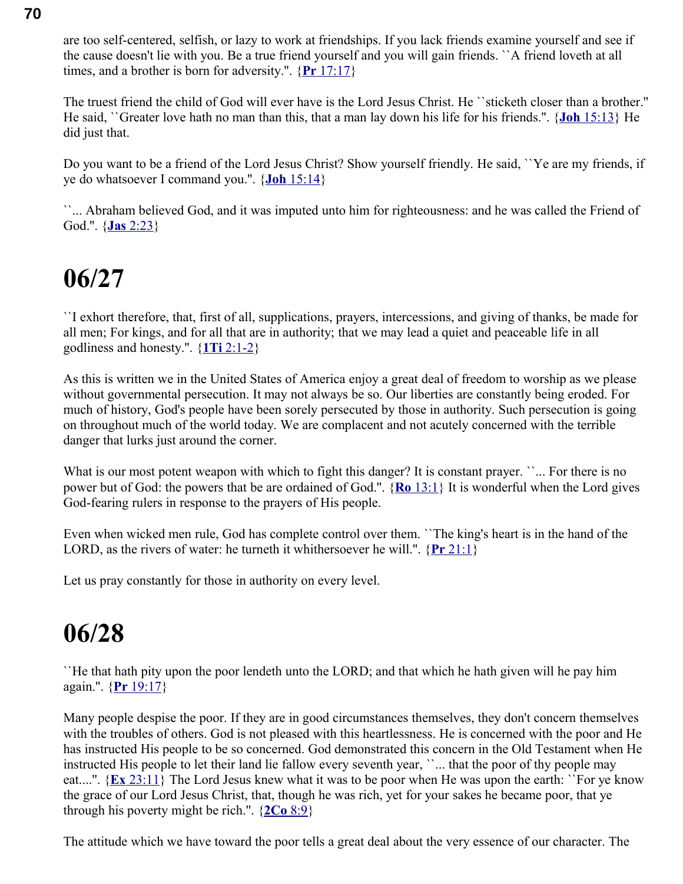are too self-centered, selfish, or lazy to work at friendships. If you lack friends examine yourself and see if the cause doesn't lie with you. Be a true friend yourself and you will gain friends. ``A friend loveth at all times, and a brother is born for adversity.''. {**Pr** 17:17}

The truest friend the child of God will ever have is the Lord Jesus Christ. He ``sticketh closer than a brother.'' He said, ``Greater love hath no man than this, that a man lay down his life for his friends.''. {**Joh** 15:13} He did just that.

Do you want to be a friend of the Lord Jesus Christ? Show yourself friendly. He said, ``Ye are my friends, if ye do whatsoever I command you.''. {**Joh** 15:14}

``... Abraham believed God, and it was imputed unto him for righteousness: and he was called the Friend of God.''. {**Jas** 2:23}

# 06/27

``I exhort therefore, that, first of all, supplications, prayers, intercessions, and giving of thanks, be made for all men; For kings, and for all that are in authority; that we may lead a quiet and peaceable life in all godliness and honesty.''. {**1Ti** 2:1-2}

As this is written we in the United States of America enjoy a great deal of freedom to worship as we please without governmental persecution. It may not always be so. Our liberties are constantly being eroded. For much of history, God's people have been sorely persecuted by those in authority. Such persecution is going on throughout much of the world today. We are complacent and not acutely concerned with the terrible danger that lurks just around the corner.

What is our most potent weapon with which to fight this danger? It is constant prayer. ``... For there is no power but of God: the powers that be are ordained of God.''. {**Ro** 13:1} It is wonderful when the Lord gives God-fearing rulers in response to the prayers of His people.

Even when wicked men rule, God has complete control over them. ``The king's heart is in the hand of the LORD, as the rivers of water: he turneth it whithersoever he will.''. {**Pr** 21:1}

Let us pray constantly for those in authority on every level.

# 06/28

``He that hath pity upon the poor lendeth unto the LORD; and that which he hath given will he pay him again.''. {**Pr** 19:17}

Many people despise the poor. If they are in good circumstances themselves, they don't concern themselves with the troubles of others. God is not pleased with this heartlessness. He is concerned with the poor and He has instructed His people to be so concerned. God demonstrated this concern in the Old Testament when He instructed His people to let their land lie fallow every seventh year, ``... that the poor of thy people may eat....''. {**Ex** 23:11} The Lord Jesus knew what it was to be poor when He was upon the earth: ``For ye know the grace of our Lord Jesus Christ, that, though he was rich, yet for your sakes he became poor, that ye through his poverty might be rich.''. {**2Co** 8:9}

The attitude which we have toward the poor tells a great deal about the very essence of our character. The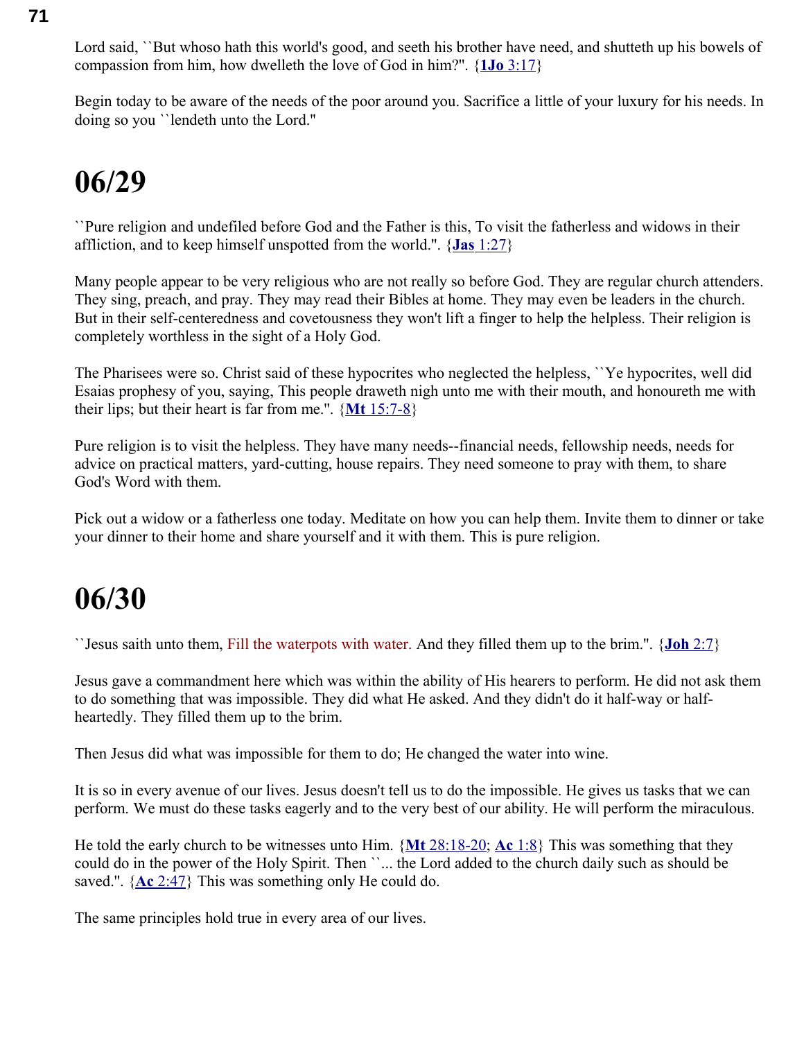Lord said, ``But whoso hath this world's good, and seeth his brother have need, and shutteth up his bowels of compassion from him, how dwelleth the love of God in him?''. {**1Jo** 3:17}

Begin today to be aware of the needs of the poor around you. Sacrifice a little of your luxury for his needs. In doing so you ``lendeth unto the Lord.''

# 06/29

``Pure religion and undefiled before God and the Father is this, To visit the fatherless and widows in their affliction, and to keep himself unspotted from the world.''. {**Jas** 1:27}

Many people appear to be very religious who are not really so before God. They are regular church attenders. They sing, preach, and pray. They may read their Bibles at home. They may even be leaders in the church. But in their self-centeredness and covetousness they won't lift a finger to help the helpless. Their religion is completely worthless in the sight of a Holy God.

The Pharisees were so. Christ said of these hypocrites who neglected the helpless, ``Ye hypocrites, well did Esaias prophesy of you, saying, This people draweth nigh unto me with their mouth, and honoureth me with their lips; but their heart is far from me.''. {**Mt** 15:7-8}

Pure religion is to visit the helpless. They have many needs--financial needs, fellowship needs, needs for advice on practical matters, yard-cutting, house repairs. They need someone to pray with them, to share God's Word with them.

Pick out a widow or a fatherless one today. Meditate on how you can help them. Invite them to dinner or take your dinner to their home and share yourself and it with them. This is pure religion.

# 06/30

``Jesus saith unto them, Fill the waterpots with water. And they filled them up to the brim.''. {**Joh** 2:7}

Jesus gave a commandment here which was within the ability of His hearers to perform. He did not ask them to do something that was impossible. They did what He asked. And they didn't do it half-way or half-heartedly. They filled them up to the brim.

Then Jesus did what was impossible for them to do; He changed the water into wine.

It is so in every avenue of our lives. Jesus doesn't tell us to do the impossible. He gives us tasks that we can perform. We must do these tasks eagerly and to the very best of our ability. He will perform the miraculous.

He told the early church to be witnesses unto Him. {**Mt** 28:18-20; **Ac** 1:8} This was something that they could do in the power of the Holy Spirit. Then ``... the Lord added to the church daily such as should be saved.''. {**Ac** 2:47} This was something only He could do.

The same principles hold true in every area of our lives.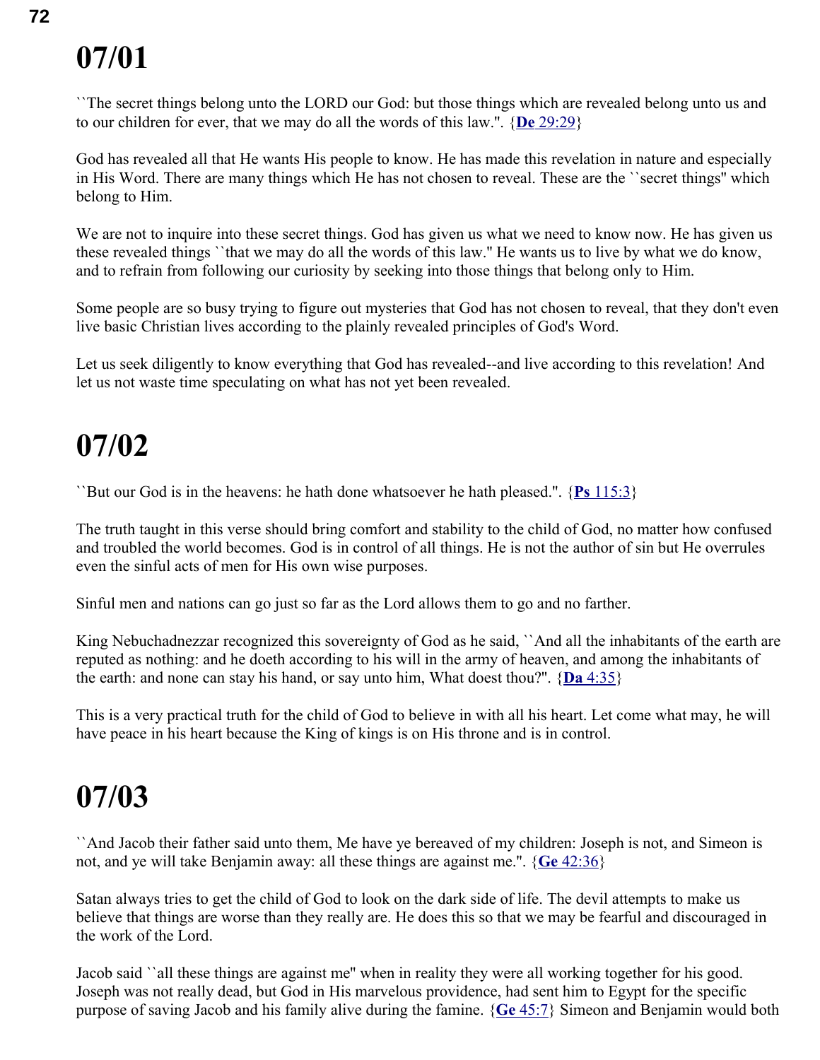# 07/01

``The secret things belong unto the LORD our God: but those things which are revealed belong unto us and to our children for ever, that we may do all the words of this law.''. {**De** 29:29}

God has revealed all that He wants His people to know. He has made this revelation in nature and especially in His Word. There are many things which He has not chosen to reveal. These are the ``secret things'' which belong to Him.

We are not to inquire into these secret things. God has given us what we need to know now. He has given us these revealed things ``that we may do all the words of this law.'' He wants us to live by what we do know, and to refrain from following our curiosity by seeking into those things that belong only to Him.

Some people are so busy trying to figure out mysteries that God has not chosen to reveal, that they don't even live basic Christian lives according to the plainly revealed principles of God's Word.

Let us seek diligently to know everything that God has revealed--and live according to this revelation! And let us not waste time speculating on what has not yet been revealed.

# 07/02

``But our God is in the heavens: he hath done whatsoever he hath pleased.''. {**Ps** 115:3}

The truth taught in this verse should bring comfort and stability to the child of God, no matter how confused and troubled the world becomes. God is in control of all things. He is not the author of sin but He overrules even the sinful acts of men for His own wise purposes.

Sinful men and nations can go just so far as the Lord allows them to go and no farther.

King Nebuchadnezzar recognized this sovereignty of God as he said, ``And all the inhabitants of the earth are reputed as nothing: and he doeth according to his will in the army of heaven, and among the inhabitants of the earth: and none can stay his hand, or say unto him, What doest thou?''. {**Da** 4:35}

This is a very practical truth for the child of God to believe in with all his heart. Let come what may, he will have peace in his heart because the King of kings is on His throne and is in control.

# 07/03

``And Jacob their father said unto them, Me have ye bereaved of my children: Joseph is not, and Simeon is not, and ye will take Benjamin away: all these things are against me.''. {**Ge** 42:36}

Satan always tries to get the child of God to look on the dark side of life. The devil attempts to make us believe that things are worse than they really are. He does this so that we may be fearful and discouraged in the work of the Lord.

Jacob said ``all these things are against me'' when in reality they were all working together for his good. Joseph was not really dead, but God in His marvelous providence, had sent him to Egypt for the specific purpose of saving Jacob and his family alive during the famine. {**Ge** 45:7} Simeon and Benjamin would both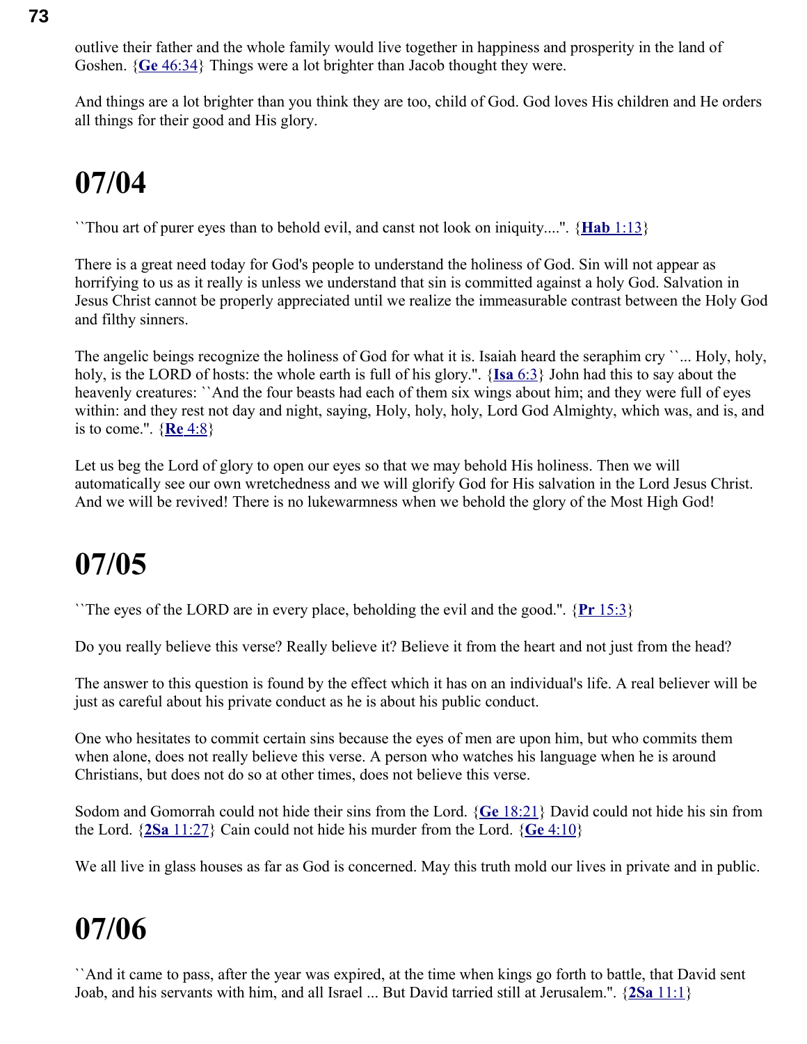outlive their father and the whole family would live together in happiness and prosperity in the land of Goshen. {**Ge** 46:34} Things were a lot brighter than Jacob thought they were.

And things are a lot brighter than you think they are too, child of God. God loves His children and He orders all things for their good and His glory.

# 07/04

``Thou art of purer eyes than to behold evil, and canst not look on iniquity....''. {**Hab** 1:13}

There is a great need today for God's people to understand the holiness of God. Sin will not appear as horrifying to us as it really is unless we understand that sin is committed against a holy God. Salvation in Jesus Christ cannot be properly appreciated until we realize the immeasurable contrast between the Holy God and filthy sinners.

The angelic beings recognize the holiness of God for what it is. Isaiah heard the seraphim cry ``... Holy, holy, holy, is the LORD of hosts: the whole earth is full of his glory.''. {**Isa** 6:3} John had this to say about the heavenly creatures: ``And the four beasts had each of them six wings about him; and they were full of eyes within: and they rest not day and night, saying, Holy, holy, holy, Lord God Almighty, which was, and is, and is to come.''. {**Re** 4:8}

Let us beg the Lord of glory to open our eyes so that we may behold His holiness. Then we will automatically see our own wretchedness and we will glorify God for His salvation in the Lord Jesus Christ. And we will be revived! There is no lukewarmness when we behold the glory of the Most High God!

# 07/05

``The eyes of the LORD are in every place, beholding the evil and the good.''. {**Pr** 15:3}

Do you really believe this verse? Really believe it? Believe it from the heart and not just from the head?

The answer to this question is found by the effect which it has on an individual's life. A real believer will be just as careful about his private conduct as he is about his public conduct.

One who hesitates to commit certain sins because the eyes of men are upon him, but who commits them when alone, does not really believe this verse. A person who watches his language when he is around Christians, but does not do so at other times, does not believe this verse.

Sodom and Gomorrah could not hide their sins from the Lord. {**Ge** 18:21} David could not hide his sin from the Lord. {**2Sa** 11:27} Cain could not hide his murder from the Lord. {**Ge** 4:10}

We all live in glass houses as far as God is concerned. May this truth mold our lives in private and in public.

# 07/06

``And it came to pass, after the year was expired, at the time when kings go forth to battle, that David sent Joab, and his servants with him, and all Israel ... But David tarried still at Jerusalem.''. {**2Sa** 11:1}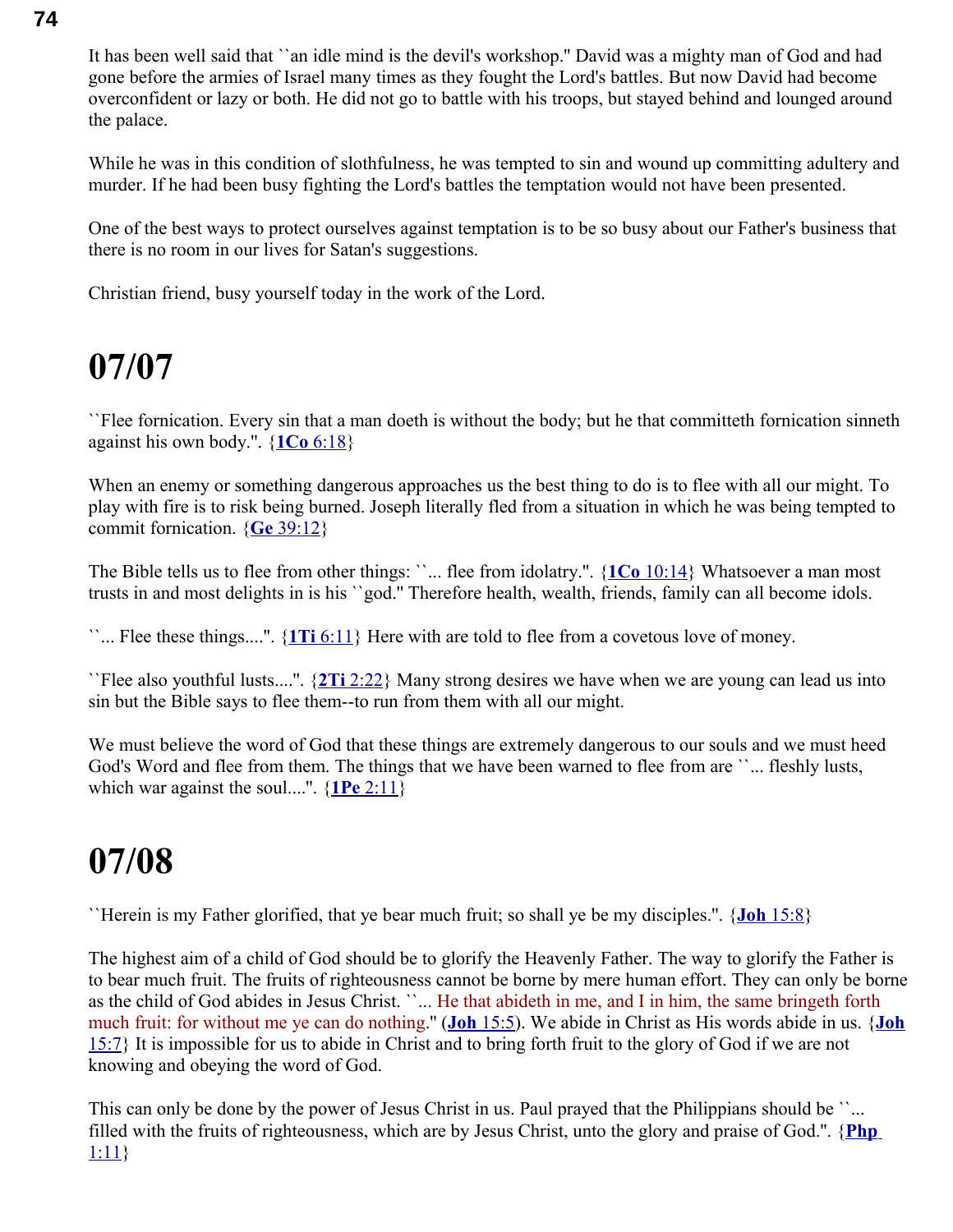It has been well said that ``an idle mind is the devil's workshop." David was a mighty man of God and had gone before the armies of Israel many times as they fought the Lord's battles. But now David had become overconfident or lazy or both. He did not go to battle with his troops, but stayed behind and lounged around the palace.

While he was in this condition of slothfulness, he was tempted to sin and wound up committing adultery and murder. If he had been busy fighting the Lord's battles the temptation would not have been presented.

One of the best ways to protect ourselves against temptation is to be so busy about our Father's business that there is no room in our lives for Satan's suggestions.

Christian friend, busy yourself today in the work of the Lord.

# 07/07

``Flee fornication. Every sin that a man doeth is without the body; but he that committeth fornication sinneth against his own body.". {**1Co** 6:18}

When an enemy or something dangerous approaches us the best thing to do is to flee with all our might. To play with fire is to risk being burned. Joseph literally fled from a situation in which he was being tempted to commit fornication. {**Ge** 39:12}

The Bible tells us to flee from other things: ``... flee from idolatry.". {**1Co** 10:14} Whatsoever a man most trusts in and most delights in is his ``god." Therefore health, wealth, friends, family can all become idols.

``... Flee these things....". {**1Ti** 6:11} Here with are told to flee from a covetous love of money.

``Flee also youthful lusts....". {**2Ti** 2:22} Many strong desires we have when we are young can lead us into sin but the Bible says to flee them--to run from them with all our might.

We must believe the word of God that these things are extremely dangerous to our souls and we must heed God's Word and flee from them. The things that we have been warned to flee from are ``... fleshly lusts, which war against the soul....". {**1Pe** 2:11}

# 07/08

``Herein is my Father glorified, that ye bear much fruit; so shall ye be my disciples.". {**Joh** 15:8}

The highest aim of a child of God should be to glorify the Heavenly Father. The way to glorify the Father is to bear much fruit. The fruits of righteousness cannot be borne by mere human effort. They can only be borne as the child of God abides in Jesus Christ. ``... He that abideth in me, and I in him, the same bringeth forth much fruit: for without me ye can do nothing." (**Joh** 15:5). We abide in Christ as His words abide in us. {**Joh** 15:7} It is impossible for us to abide in Christ and to bring forth fruit to the glory of God if we are not knowing and obeying the word of God.

This can only be done by the power of Jesus Christ in us. Paul prayed that the Philippians should be ``... filled with the fruits of righteousness, which are by Jesus Christ, unto the glory and praise of God.". {**Php** 1:11}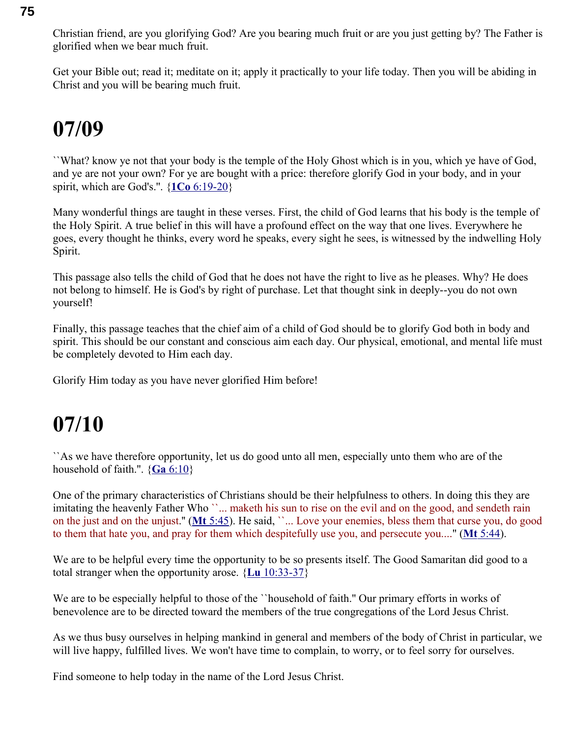Christian friend, are you glorifying God? Are you bearing much fruit or are you just getting by? The Father is glorified when we bear much fruit.

Get your Bible out; read it; meditate on it; apply it practically to your life today. Then you will be abiding in Christ and you will be bearing much fruit.

# 07/09

``What? know ye not that your body is the temple of the Holy Ghost which is in you, which ye have of God, and ye are not your own? For ye are bought with a price: therefore glorify God in your body, and in your spirit, which are God's.". {**1Co** 6:19-20}

Many wonderful things are taught in these verses. First, the child of God learns that his body is the temple of the Holy Spirit. A true belief in this will have a profound effect on the way that one lives. Everywhere he goes, every thought he thinks, every word he speaks, every sight he sees, is witnessed by the indwelling Holy Spirit.

This passage also tells the child of God that he does not have the right to live as he pleases. Why? He does not belong to himself. He is God's by right of purchase. Let that thought sink in deeply--you do not own yourself!

Finally, this passage teaches that the chief aim of a child of God should be to glorify God both in body and spirit. This should be our constant and conscious aim each day. Our physical, emotional, and mental life must be completely devoted to Him each day.

Glorify Him today as you have never glorified Him before!

# 07/10

``As we have therefore opportunity, let us do good unto all men, especially unto them who are of the household of faith.". {**Ga** 6:10}

One of the primary characteristics of Christians should be their helpfulness to others. In doing this they are imitating the heavenly Father Who ``... maketh his sun to rise on the evil and on the good, and sendeth rain on the just and on the unjust." (**Mt** 5:45). He said, ``... Love your enemies, bless them that curse you, do good to them that hate you, and pray for them which despitefully use you, and persecute you...." (**Mt** 5:44).

We are to be helpful every time the opportunity to be so presents itself. The Good Samaritan did good to a total stranger when the opportunity arose. {**Lu** 10:33-37}

We are to be especially helpful to those of the ``household of faith." Our primary efforts in works of benevolence are to be directed toward the members of the true congregations of the Lord Jesus Christ.

As we thus busy ourselves in helping mankind in general and members of the body of Christ in particular, we will live happy, fulfilled lives. We won't have time to complain, to worry, or to feel sorry for ourselves.

Find someone to help today in the name of the Lord Jesus Christ.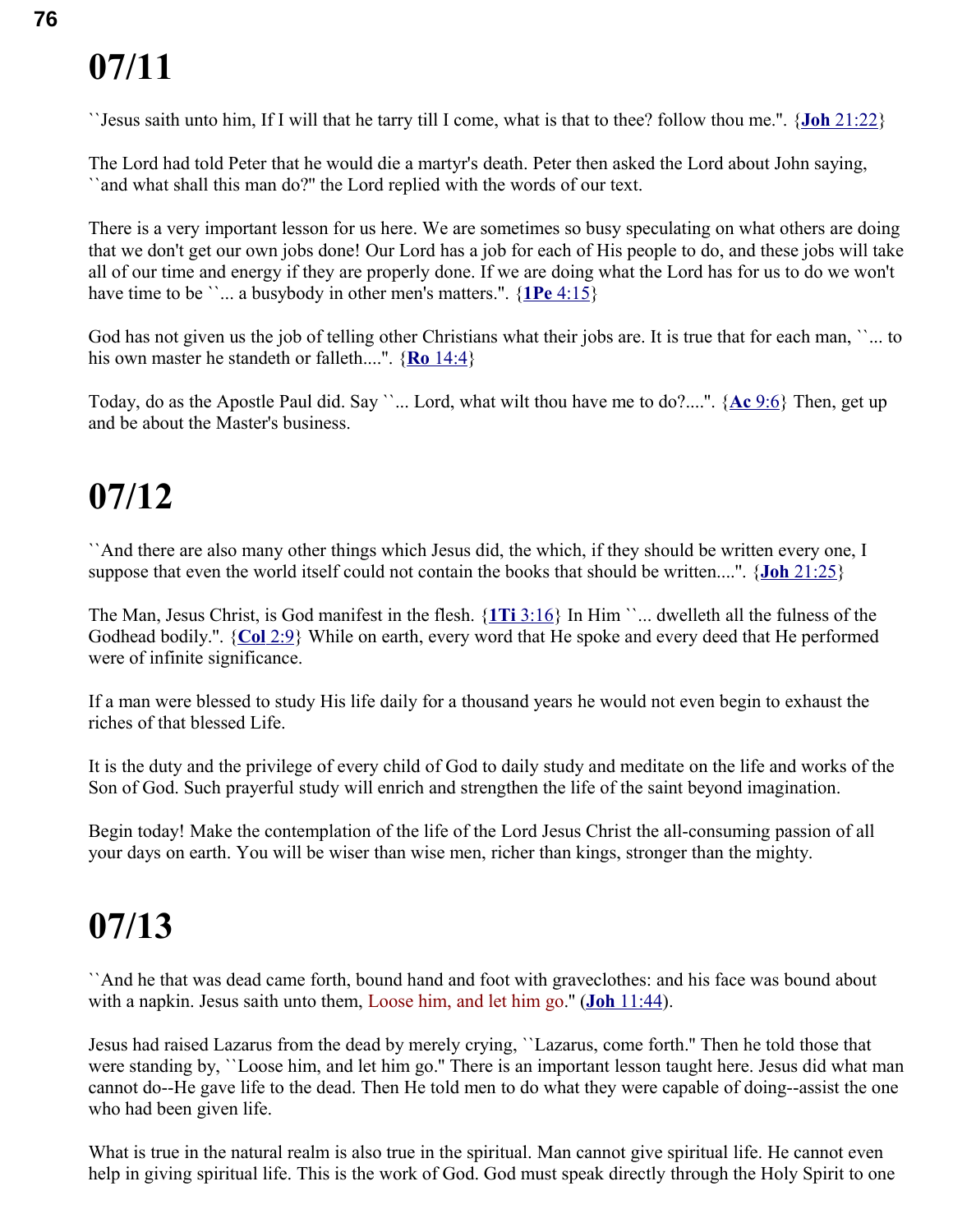# 07/11

``Jesus saith unto him, If I will that he tarry till I come, what is that to thee? follow thou me.''. {**Joh** 21:22}

The Lord had told Peter that he would die a martyr's death. Peter then asked the Lord about John saying, ``and what shall this man do?'' the Lord replied with the words of our text.

There is a very important lesson for us here. We are sometimes so busy speculating on what others are doing that we don't get our own jobs done! Our Lord has a job for each of His people to do, and these jobs will take all of our time and energy if they are properly done. If we are doing what the Lord has for us to do we won't have time to be ``... a busybody in other men's matters.''. {**1Pe** 4:15}

God has not given us the job of telling other Christians what their jobs are. It is true that for each man, ``... to his own master he standeth or falleth....''. {**Ro** 14:4}

Today, do as the Apostle Paul did. Say ``... Lord, what wilt thou have me to do?....''. {**Ac** 9:6} Then, get up and be about the Master's business.

# 07/12

``And there are also many other things which Jesus did, the which, if they should be written every one, I suppose that even the world itself could not contain the books that should be written....''. {**Joh** 21:25}

The Man, Jesus Christ, is God manifest in the flesh. {**1Ti** 3:16} In Him ``... dwelleth all the fulness of the Godhead bodily.''. {**Col** 2:9} While on earth, every word that He spoke and every deed that He performed were of infinite significance.

If a man were blessed to study His life daily for a thousand years he would not even begin to exhaust the riches of that blessed Life.

It is the duty and the privilege of every child of God to daily study and meditate on the life and works of the Son of God. Such prayerful study will enrich and strengthen the life of the saint beyond imagination.

Begin today! Make the contemplation of the life of the Lord Jesus Christ the all-consuming passion of all your days on earth. You will be wiser than wise men, richer than kings, stronger than the mighty.

# 07/13

``And he that was dead came forth, bound hand and foot with graveclothes: and his face was bound about with a napkin. Jesus saith unto them, Loose him, and let him go.'' (**Joh** 11:44).

Jesus had raised Lazarus from the dead by merely crying, ``Lazarus, come forth.'' Then he told those that were standing by, ``Loose him, and let him go.'' There is an important lesson taught here. Jesus did what man cannot do--He gave life to the dead. Then He told men to do what they were capable of doing--assist the one who had been given life.

What is true in the natural realm is also true in the spiritual. Man cannot give spiritual life. He cannot even help in giving spiritual life. This is the work of God. God must speak directly through the Holy Spirit to one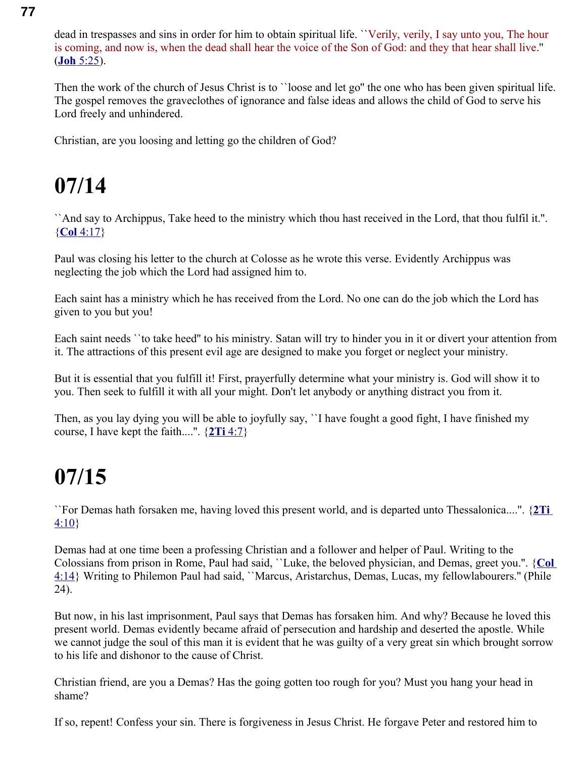dead in trespasses and sins in order for him to obtain spiritual life. ``Verily, verily, I say unto you, The hour is coming, and now is, when the dead shall hear the voice of the Son of God: and they that hear shall live.'' (**Joh** 5:25).

Then the work of the church of Jesus Christ is to ``loose and let go'' the one who has been given spiritual life. The gospel removes the graveclothes of ignorance and false ideas and allows the child of God to serve his Lord freely and unhindered.

Christian, are you loosing and letting go the children of God?

# 07/14

``And say to Archippus, Take heed to the ministry which thou hast received in the Lord, that thou fulfil it.''. {**Col** 4:17}

Paul was closing his letter to the church at Colosse as he wrote this verse. Evidently Archippus was neglecting the job which the Lord had assigned him to.

Each saint has a ministry which he has received from the Lord. No one can do the job which the Lord has given to you but you!

Each saint needs ``to take heed'' to his ministry. Satan will try to hinder you in it or divert your attention from it. The attractions of this present evil age are designed to make you forget or neglect your ministry.

But it is essential that you fulfill it! First, prayerfully determine what your ministry is. God will show it to you. Then seek to fulfill it with all your might. Don't let anybody or anything distract you from it.

Then, as you lay dying you will be able to joyfully say, ``I have fought a good fight, I have finished my course, I have kept the faith....''. {**2Ti** 4:7}

# 07/15

``For Demas hath forsaken me, having loved this present world, and is departed unto Thessalonica....''. {**2Ti** 4:10}

Demas had at one time been a professing Christian and a follower and helper of Paul. Writing to the Colossians from prison in Rome, Paul had said, ``Luke, the beloved physician, and Demas, greet you.''. {**Col** 4:14} Writing to Philemon Paul had said, ``Marcus, Aristarchus, Demas, Lucas, my fellowlabourers.'' (Phile 24).

But now, in his last imprisonment, Paul says that Demas has forsaken him. And why? Because he loved this present world. Demas evidently became afraid of persecution and hardship and deserted the apostle. While we cannot judge the soul of this man it is evident that he was guilty of a very great sin which brought sorrow to his life and dishonor to the cause of Christ.

Christian friend, are you a Demas? Has the going gotten too rough for you? Must you hang your head in shame?

If so, repent! Confess your sin. There is forgiveness in Jesus Christ. He forgave Peter and restored him to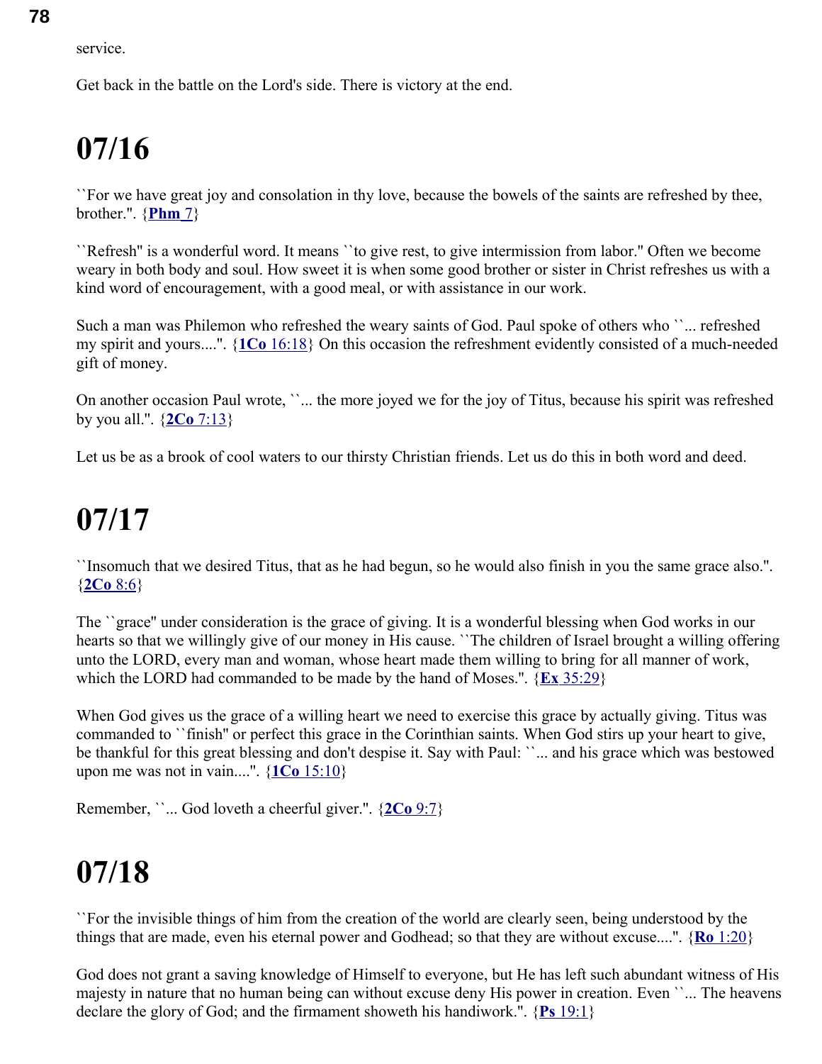service.

Get back in the battle on the Lord's side. There is victory at the end.

# 07/16

``For we have great joy and consolation in thy love, because the bowels of the saints are refreshed by thee, brother.''. {**Phm 7**}

``Refresh'' is a wonderful word. It means ``to give rest, to give intermission from labor.'' Often we become weary in both body and soul. How sweet it is when some good brother or sister in Christ refreshes us with a kind word of encouragement, with a good meal, or with assistance in our work.

Such a man was Philemon who refreshed the weary saints of God. Paul spoke of others who ``... refreshed my spirit and yours....''. {**1Co** 16:18} On this occasion the refreshment evidently consisted of a much-needed gift of money.

On another occasion Paul wrote, ``... the more joyed we for the joy of Titus, because his spirit was refreshed by you all.''. {**2Co** 7:13}

Let us be as a brook of cool waters to our thirsty Christian friends. Let us do this in both word and deed.

# 07/17

``Insomuch that we desired Titus, that as he had begun, so he would also finish in you the same grace also.''. {**2Co** 8:6}

The ``grace'' under consideration is the grace of giving. It is a wonderful blessing when God works in our hearts so that we willingly give of our money in His cause. ``The children of Israel brought a willing offering unto the LORD, every man and woman, whose heart made them willing to bring for all manner of work, which the LORD had commanded to be made by the hand of Moses.''. {**Ex** 35:29}

When God gives us the grace of a willing heart we need to exercise this grace by actually giving. Titus was commanded to ``finish'' or perfect this grace in the Corinthian saints. When God stirs up your heart to give, be thankful for this great blessing and don't despise it. Say with Paul: ``... and his grace which was bestowed upon me was not in vain....''. {**1Co** 15:10}

Remember, ``... God loveth a cheerful giver.''. {**2Co** 9:7}

# 07/18

``For the invisible things of him from the creation of the world are clearly seen, being understood by the things that are made, even his eternal power and Godhead; so that they are without excuse....''. {**Ro** 1:20}

God does not grant a saving knowledge of Himself to everyone, but He has left such abundant witness of His majesty in nature that no human being can without excuse deny His power in creation. Even ``... The heavens declare the glory of God; and the firmament showeth his handiwork.''. {**Ps** 19:1}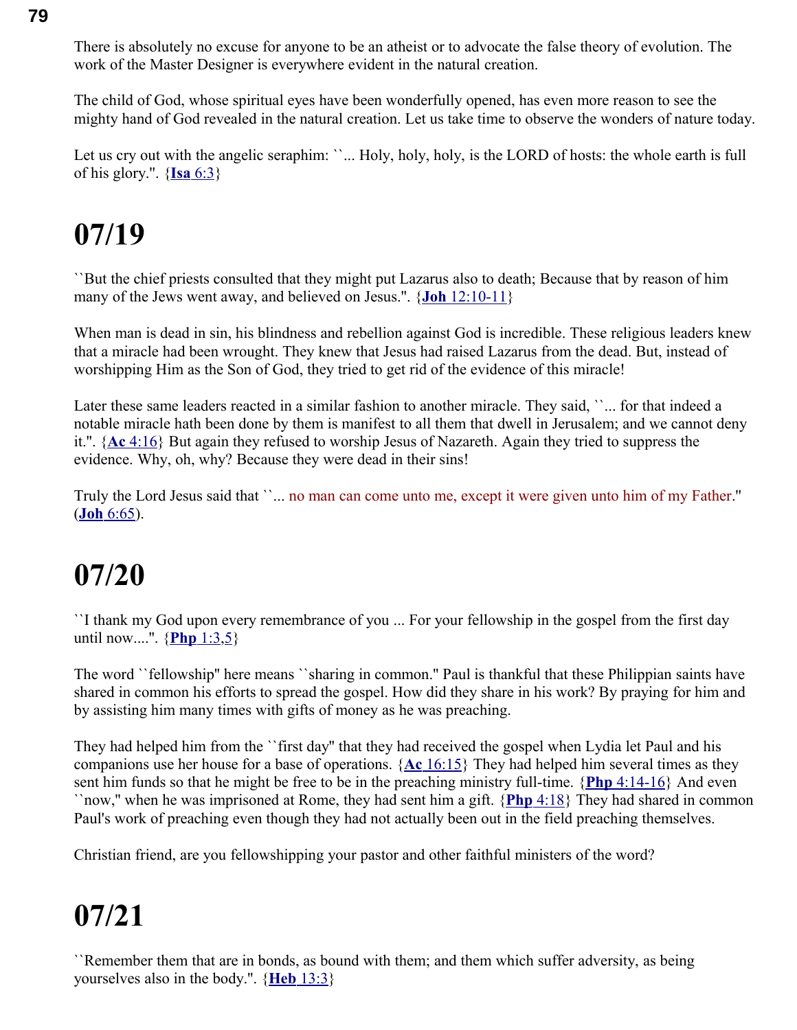There is absolutely no excuse for anyone to be an atheist or to advocate the false theory of evolution. The work of the Master Designer is everywhere evident in the natural creation.

The child of God, whose spiritual eyes have been wonderfully opened, has even more reason to see the mighty hand of God revealed in the natural creation. Let us take time to observe the wonders of nature today.

Let us cry out with the angelic seraphim: ``... Holy, holy, holy, is the LORD of hosts: the whole earth is full of his glory.''. {**Isa** 6:3}

# 07/19

``But the chief priests consulted that they might put Lazarus also to death; Because that by reason of him many of the Jews went away, and believed on Jesus.''. {**Joh** 12:10-11}

When man is dead in sin, his blindness and rebellion against God is incredible. These religious leaders knew that a miracle had been wrought. They knew that Jesus had raised Lazarus from the dead. But, instead of worshipping Him as the Son of God, they tried to get rid of the evidence of this miracle!

Later these same leaders reacted in a similar fashion to another miracle. They said, ``... for that indeed a notable miracle hath been done by them is manifest to all them that dwell in Jerusalem; and we cannot deny it.''. {**Ac** 4:16} But again they refused to worship Jesus of Nazareth. Again they tried to suppress the evidence. Why, oh, why? Because they were dead in their sins!

Truly the Lord Jesus said that ``... no man can come unto me, except it were given unto him of my Father.'' (**Joh** 6:65).

# 07/20

``I thank my God upon every remembrance of you ... For your fellowship in the gospel from the first day until now....''. {**Php** 1:3,5}

The word ``fellowship'' here means ``sharing in common.'' Paul is thankful that these Philippian saints have shared in common his efforts to spread the gospel. How did they share in his work? By praying for him and by assisting him many times with gifts of money as he was preaching.

They had helped him from the ``first day'' that they had received the gospel when Lydia let Paul and his companions use her house for a base of operations. {**Ac** 16:15} They had helped him several times as they sent him funds so that he might be free to be in the preaching ministry full-time. {**Php** 4:14-16} And even ``now,'' when he was imprisoned at Rome, they had sent him a gift. {**Php** 4:18} They had shared in common Paul's work of preaching even though they had not actually been out in the field preaching themselves.

Christian friend, are you fellowshipping your pastor and other faithful ministers of the word?

# 07/21

``Remember them that are in bonds, as bound with them; and them which suffer adversity, as being yourselves also in the body.''. {**Heb** 13:3}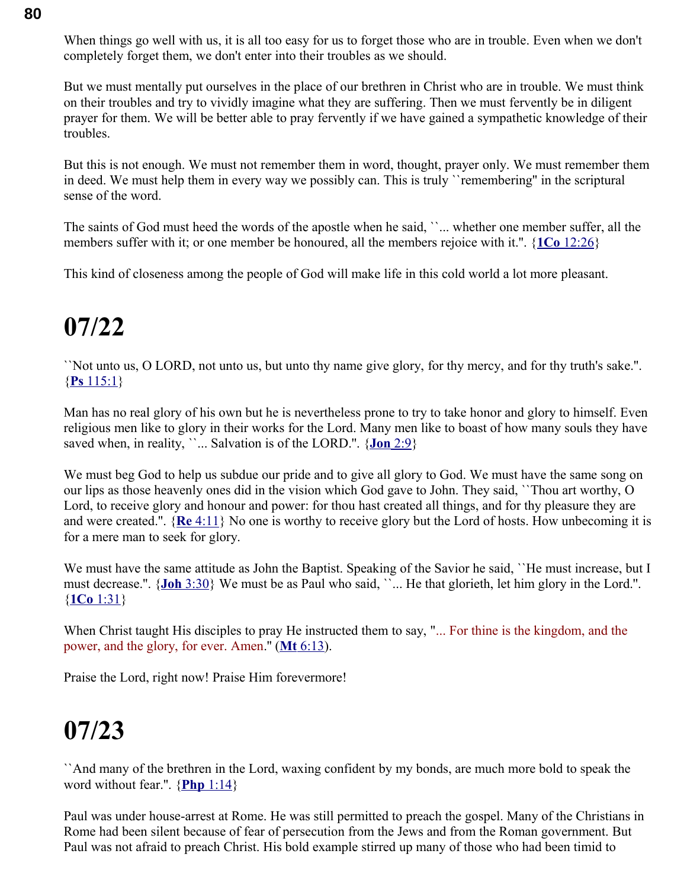When things go well with us, it is all too easy for us to forget those who are in trouble. Even when we don't completely forget them, we don't enter into their troubles as we should.

But we must mentally put ourselves in the place of our brethren in Christ who are in trouble. We must think on their troubles and try to vividly imagine what they are suffering. Then we must fervently be in diligent prayer for them. We will be better able to pray fervently if we have gained a sympathetic knowledge of their troubles.

But this is not enough. We must not remember them in word, thought, prayer only. We must remember them in deed. We must help them in every way we possibly can. This is truly ``remembering'' in the scriptural sense of the word.

The saints of God must heed the words of the apostle when he said, ``... whether one member suffer, all the members suffer with it; or one member be honoured, all the members rejoice with it.''. {**1Co** 12:26}

This kind of closeness among the people of God will make life in this cold world a lot more pleasant.

# 07/22

``Not unto us, O LORD, not unto us, but unto thy name give glory, for thy mercy, and for thy truth's sake.''. {**Ps** 115:1}

Man has no real glory of his own but he is nevertheless prone to try to take honor and glory to himself. Even religious men like to glory in their works for the Lord. Many men like to boast of how many souls they have saved when, in reality, ``... Salvation is of the LORD.''. {**Jon** 2:9}

We must beg God to help us subdue our pride and to give all glory to God. We must have the same song on our lips as those heavenly ones did in the vision which God gave to John. They said, ``Thou art worthy, O Lord, to receive glory and honour and power: for thou hast created all things, and for thy pleasure they are and were created.''. {**Re** 4:11} No one is worthy to receive glory but the Lord of hosts. How unbecoming it is for a mere man to seek for glory.

We must have the same attitude as John the Baptist. Speaking of the Savior he said, ``He must increase, but I must decrease.''. {**Joh** 3:30} We must be as Paul who said, ``... He that glorieth, let him glory in the Lord.''. {**1Co** 1:31}

When Christ taught His disciples to pray He instructed them to say, "... For thine is the kingdom, and the power, and the glory, for ever. Amen." (**Mt** 6:13).

Praise the Lord, right now! Praise Him forevermore!

# 07/23

``And many of the brethren in the Lord, waxing confident by my bonds, are much more bold to speak the word without fear.''. {**Php** 1:14}

Paul was under house-arrest at Rome. He was still permitted to preach the gospel. Many of the Christians in Rome had been silent because of fear of persecution from the Jews and from the Roman government. But Paul was not afraid to preach Christ. His bold example stirred up many of those who had been timid to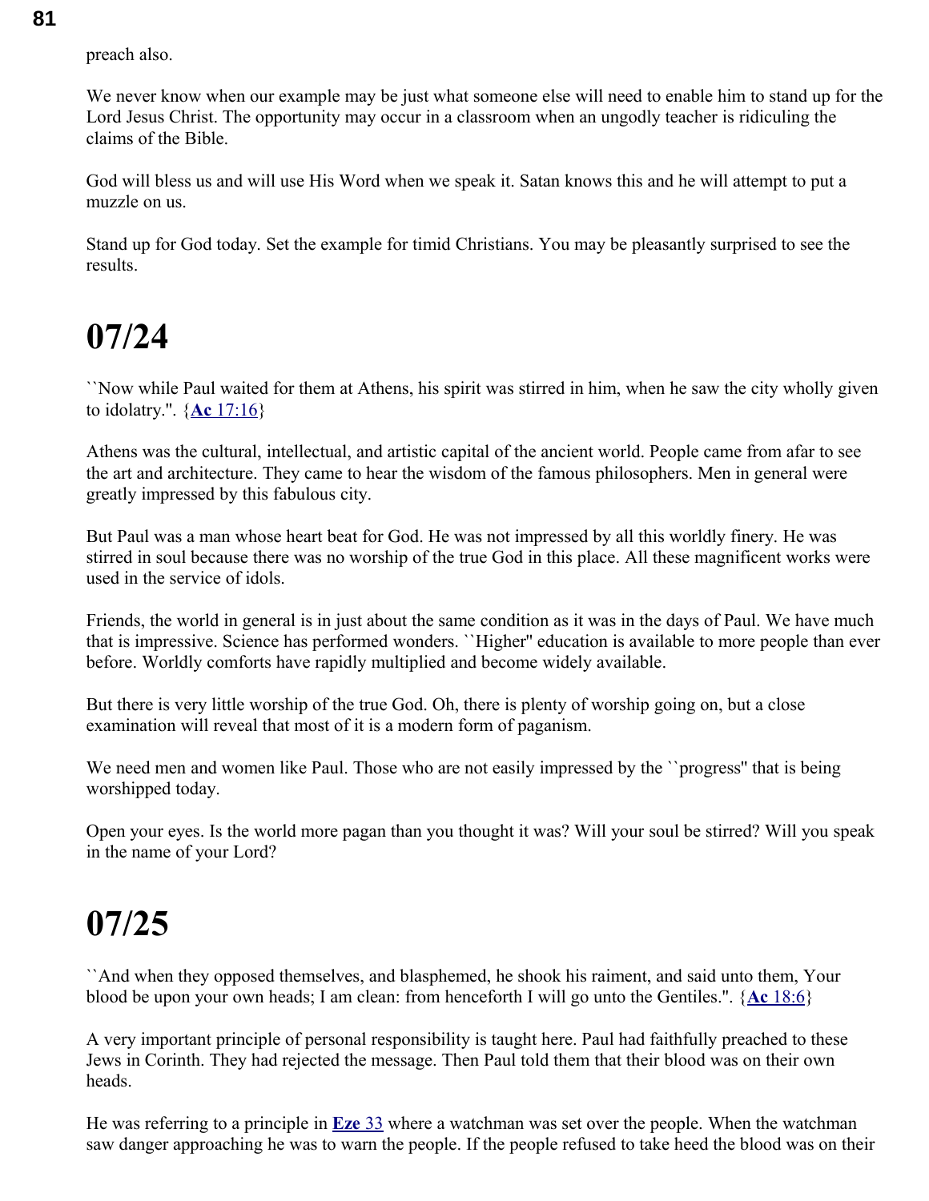preach also.

We never know when our example may be just what someone else will need to enable him to stand up for the Lord Jesus Christ. The opportunity may occur in a classroom when an ungodly teacher is ridiculing the claims of the Bible.

God will bless us and will use His Word when we speak it. Satan knows this and he will attempt to put a muzzle on us.

Stand up for God today. Set the example for timid Christians. You may be pleasantly surprised to see the results.

# 07/24

``Now while Paul waited for them at Athens, his spirit was stirred in him, when he saw the city wholly given to idolatry.''. {**Ac** 17:16}

Athens was the cultural, intellectual, and artistic capital of the ancient world. People came from afar to see the art and architecture. They came to hear the wisdom of the famous philosophers. Men in general were greatly impressed by this fabulous city.

But Paul was a man whose heart beat for God. He was not impressed by all this worldly finery. He was stirred in soul because there was no worship of the true God in this place. All these magnificent works were used in the service of idols.

Friends, the world in general is in just about the same condition as it was in the days of Paul. We have much that is impressive. Science has performed wonders. ``Higher'' education is available to more people than ever before. Worldly comforts have rapidly multiplied and become widely available.

But there is very little worship of the true God. Oh, there is plenty of worship going on, but a close examination will reveal that most of it is a modern form of paganism.

We need men and women like Paul. Those who are not easily impressed by the ``progress'' that is being worshipped today.

Open your eyes. Is the world more pagan than you thought it was? Will your soul be stirred? Will you speak in the name of your Lord?

# 07/25

``And when they opposed themselves, and blasphemed, he shook his raiment, and said unto them, Your blood be upon your own heads; I am clean: from henceforth I will go unto the Gentiles.''. {**Ac** 18:6}

A very important principle of personal responsibility is taught here. Paul had faithfully preached to these Jews in Corinth. They had rejected the message. Then Paul told them that their blood was on their own heads.

He was referring to a principle in **Eze** 33 where a watchman was set over the people. When the watchman saw danger approaching he was to warn the people. If the people refused to take heed the blood was on their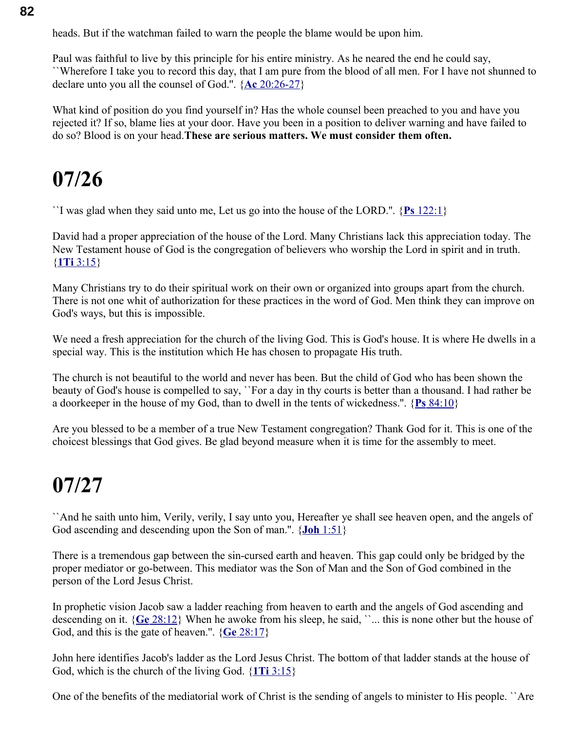heads. But if the watchman failed to warn the people the blame would be upon him.

Paul was faithful to live by this principle for his entire ministry. As he neared the end he could say, ``Wherefore I take you to record this day, that I am pure from the blood of all men. For I have not shunned to declare unto you all the counsel of God.''. {**Ac** 20:26-27}

What kind of position do you find yourself in? Has the whole counsel been preached to you and have you rejected it? If so, blame lies at your door. Have you been in a position to deliver warning and have failed to do so? Blood is on your head.**These are serious matters. We must consider them often.**

# 07/26

``I was glad when they said unto me, Let us go into the house of the LORD.''. {**Ps** 122:1}

David had a proper appreciation of the house of the Lord. Many Christians lack this appreciation today. The New Testament house of God is the congregation of believers who worship the Lord in spirit and in truth. {**1Ti** 3:15}

Many Christians try to do their spiritual work on their own or organized into groups apart from the church. There is not one whit of authorization for these practices in the word of God. Men think they can improve on God's ways, but this is impossible.

We need a fresh appreciation for the church of the living God. This is God's house. It is where He dwells in a special way. This is the institution which He has chosen to propagate His truth.

The church is not beautiful to the world and never has been. But the child of God who has been shown the beauty of God's house is compelled to say, ``For a day in thy courts is better than a thousand. I had rather be a doorkeeper in the house of my God, than to dwell in the tents of wickedness.''. {**Ps** 84:10}

Are you blessed to be a member of a true New Testament congregation? Thank God for it. This is one of the choicest blessings that God gives. Be glad beyond measure when it is time for the assembly to meet.

# 07/27

``And he saith unto him, Verily, verily, I say unto you, Hereafter ye shall see heaven open, and the angels of God ascending and descending upon the Son of man.''. {**Joh** 1:51}

There is a tremendous gap between the sin-cursed earth and heaven. This gap could only be bridged by the proper mediator or go-between. This mediator was the Son of Man and the Son of God combined in the person of the Lord Jesus Christ.

In prophetic vision Jacob saw a ladder reaching from heaven to earth and the angels of God ascending and descending on it. {**Ge** 28:12} When he awoke from his sleep, he said, ``... this is none other but the house of God, and this is the gate of heaven.''. {**Ge** 28:17}

John here identifies Jacob's ladder as the Lord Jesus Christ. The bottom of that ladder stands at the house of God, which is the church of the living God. {**1Ti** 3:15}

One of the benefits of the mediatorial work of Christ is the sending of angels to minister to His people. ``Are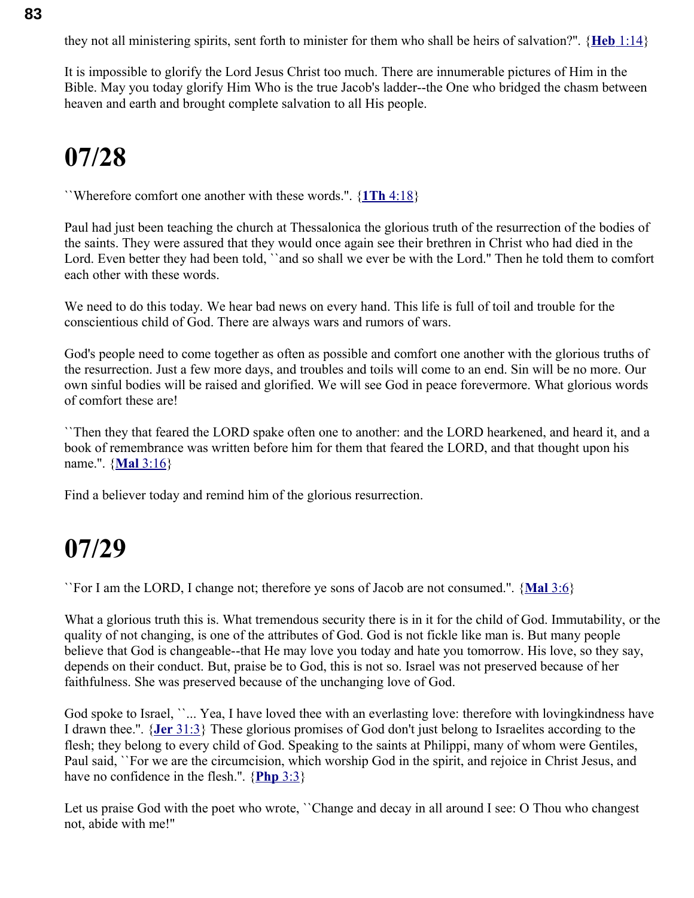they not all ministering spirits, sent forth to minister for them who shall be heirs of salvation?". {**Heb** 1:14}

It is impossible to glorify the Lord Jesus Christ too much. There are innumerable pictures of Him in the Bible. May you today glorify Him Who is the true Jacob's ladder--the One who bridged the chasm between heaven and earth and brought complete salvation to all His people.

# 07/28

``Wherefore comfort one another with these words.". {**1Th** 4:18}

Paul had just been teaching the church at Thessalonica the glorious truth of the resurrection of the bodies of the saints. They were assured that they would once again see their brethren in Christ who had died in the Lord. Even better they had been told, ``and so shall we ever be with the Lord." Then he told them to comfort each other with these words.

We need to do this today. We hear bad news on every hand. This life is full of toil and trouble for the conscientious child of God. There are always wars and rumors of wars.

God's people need to come together as often as possible and comfort one another with the glorious truths of the resurrection. Just a few more days, and troubles and toils will come to an end. Sin will be no more. Our own sinful bodies will be raised and glorified. We will see God in peace forevermore. What glorious words of comfort these are!

``Then they that feared the LORD spake often one to another: and the LORD hearkened, and heard it, and a book of remembrance was written before him for them that feared the LORD, and that thought upon his name.". {**Mal** 3:16}

Find a believer today and remind him of the glorious resurrection.

# 07/29

``For I am the LORD, I change not; therefore ye sons of Jacob are not consumed.". {**Mal** 3:6}

What a glorious truth this is. What tremendous security there is in it for the child of God. Immutability, or the quality of not changing, is one of the attributes of God. God is not fickle like man is. But many people believe that God is changeable--that He may love you today and hate you tomorrow. His love, so they say, depends on their conduct. But, praise be to God, this is not so. Israel was not preserved because of her faithfulness. She was preserved because of the unchanging love of God.

God spoke to Israel, ``... Yea, I have loved thee with an everlasting love: therefore with lovingkindness have I drawn thee.". {**Jer** 31:3} These glorious promises of God don't just belong to Israelites according to the flesh; they belong to every child of God. Speaking to the saints at Philippi, many of whom were Gentiles, Paul said, ``For we are the circumcision, which worship God in the spirit, and rejoice in Christ Jesus, and have no confidence in the flesh.". {**Php** 3:3}

Let us praise God with the poet who wrote, ``Change and decay in all around I see: O Thou who changest not, abide with me!"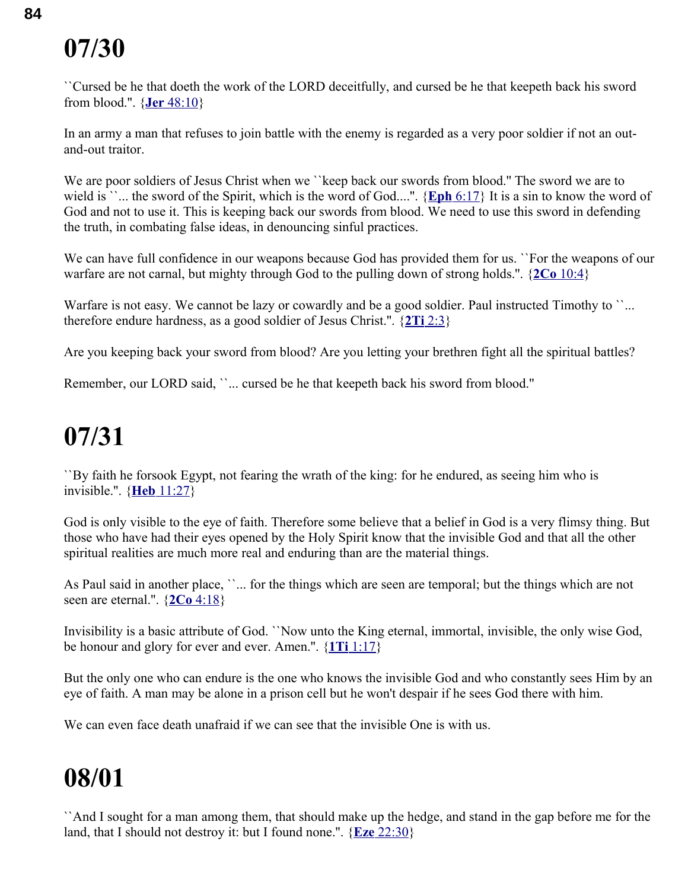# 07/30

``Cursed be he that doeth the work of the LORD deceitfully, and cursed be he that keepeth back his sword from blood.". {**Jer** 48:10}

In an army a man that refuses to join battle with the enemy is regarded as a very poor soldier if not an out-and-out traitor.

We are poor soldiers of Jesus Christ when we ``keep back our swords from blood.'' The sword we are to wield is ``... the sword of the Spirit, which is the word of God....". {**Eph** 6:17} It is a sin to know the word of God and not to use it. This is keeping back our swords from blood. We need to use this sword in defending the truth, in combating false ideas, in denouncing sinful practices.

We can have full confidence in our weapons because God has provided them for us. ``For the weapons of our warfare are not carnal, but mighty through God to the pulling down of strong holds.". {**2Co** 10:4}

Warfare is not easy. We cannot be lazy or cowardly and be a good soldier. Paul instructed Timothy to ``... therefore endure hardness, as a good soldier of Jesus Christ.". {**2Ti** 2:3}

Are you keeping back your sword from blood? Are you letting your brethren fight all the spiritual battles?

Remember, our LORD said, ``... cursed be he that keepeth back his sword from blood.''

# 07/31

``By faith he forsook Egypt, not fearing the wrath of the king: for he endured, as seeing him who is invisible.". {**Heb** 11:27}

God is only visible to the eye of faith. Therefore some believe that a belief in God is a very flimsy thing. But those who have had their eyes opened by the Holy Spirit know that the invisible God and that all the other spiritual realities are much more real and enduring than are the material things.

As Paul said in another place, ``... for the things which are seen are temporal; but the things which are not seen are eternal.". {**2Co** 4:18}

Invisibility is a basic attribute of God. ``Now unto the King eternal, immortal, invisible, the only wise God, be honour and glory for ever and ever. Amen.". {**1Ti** 1:17}

But the only one who can endure is the one who knows the invisible God and who constantly sees Him by an eye of faith. A man may be alone in a prison cell but he won't despair if he sees God there with him.

We can even face death unafraid if we can see that the invisible One is with us.

# 08/01

``And I sought for a man among them, that should make up the hedge, and stand in the gap before me for the land, that I should not destroy it: but I found none.". {**Eze** 22:30}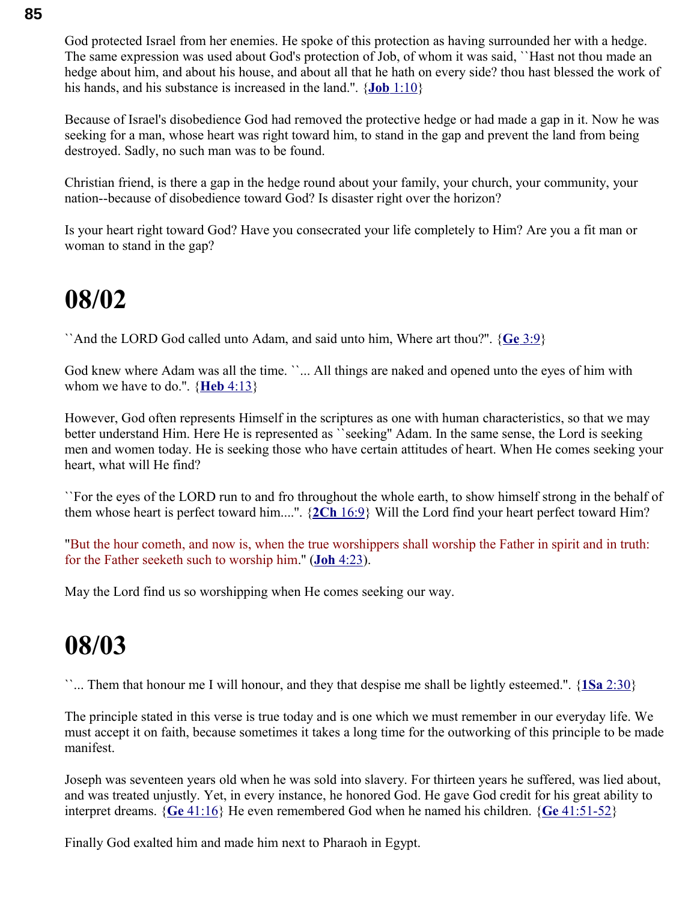God protected Israel from her enemies. He spoke of this protection as having surrounded her with a hedge. The same expression was used about God's protection of Job, of whom it was said, ``Hast not thou made an hedge about him, and about his house, and about all that he hath on every side? thou hast blessed the work of his hands, and his substance is increased in the land.". {**Job** 1:10}

Because of Israel's disobedience God had removed the protective hedge or had made a gap in it. Now he was seeking for a man, whose heart was right toward him, to stand in the gap and prevent the land from being destroyed. Sadly, no such man was to be found.

Christian friend, is there a gap in the hedge round about your family, your church, your community, your nation--because of disobedience toward God? Is disaster right over the horizon?

Is your heart right toward God? Have you consecrated your life completely to Him? Are you a fit man or woman to stand in the gap?

# 08/02

``And the LORD God called unto Adam, and said unto him, Where art thou?". {**Ge** 3:9}

God knew where Adam was all the time. ``... All things are naked and opened unto the eyes of him with whom we have to do.". {**Heb** 4:13}

However, God often represents Himself in the scriptures as one with human characteristics, so that we may better understand Him. Here He is represented as ``seeking" Adam. In the same sense, the Lord is seeking men and women today. He is seeking those who have certain attitudes of heart. When He comes seeking your heart, what will He find?

``For the eyes of the LORD run to and fro throughout the whole earth, to show himself strong in the behalf of them whose heart is perfect toward him....". {**2Ch** 16:9} Will the Lord find your heart perfect toward Him?

"But the hour cometh, and now is, when the true worshippers shall worship the Father in spirit and in truth: for the Father seeketh such to worship him." (**Joh** 4:23).

May the Lord find us so worshipping when He comes seeking our way.

# 08/03

``... Them that honour me I will honour, and they that despise me shall be lightly esteemed.". {**1Sa** 2:30}

The principle stated in this verse is true today and is one which we must remember in our everyday life. We must accept it on faith, because sometimes it takes a long time for the outworking of this principle to be made manifest.

Joseph was seventeen years old when he was sold into slavery. For thirteen years he suffered, was lied about, and was treated unjustly. Yet, in every instance, he honored God. He gave God credit for his great ability to interpret dreams. {**Ge** 41:16} He even remembered God when he named his children. {**Ge** 41:51-52}

Finally God exalted him and made him next to Pharaoh in Egypt.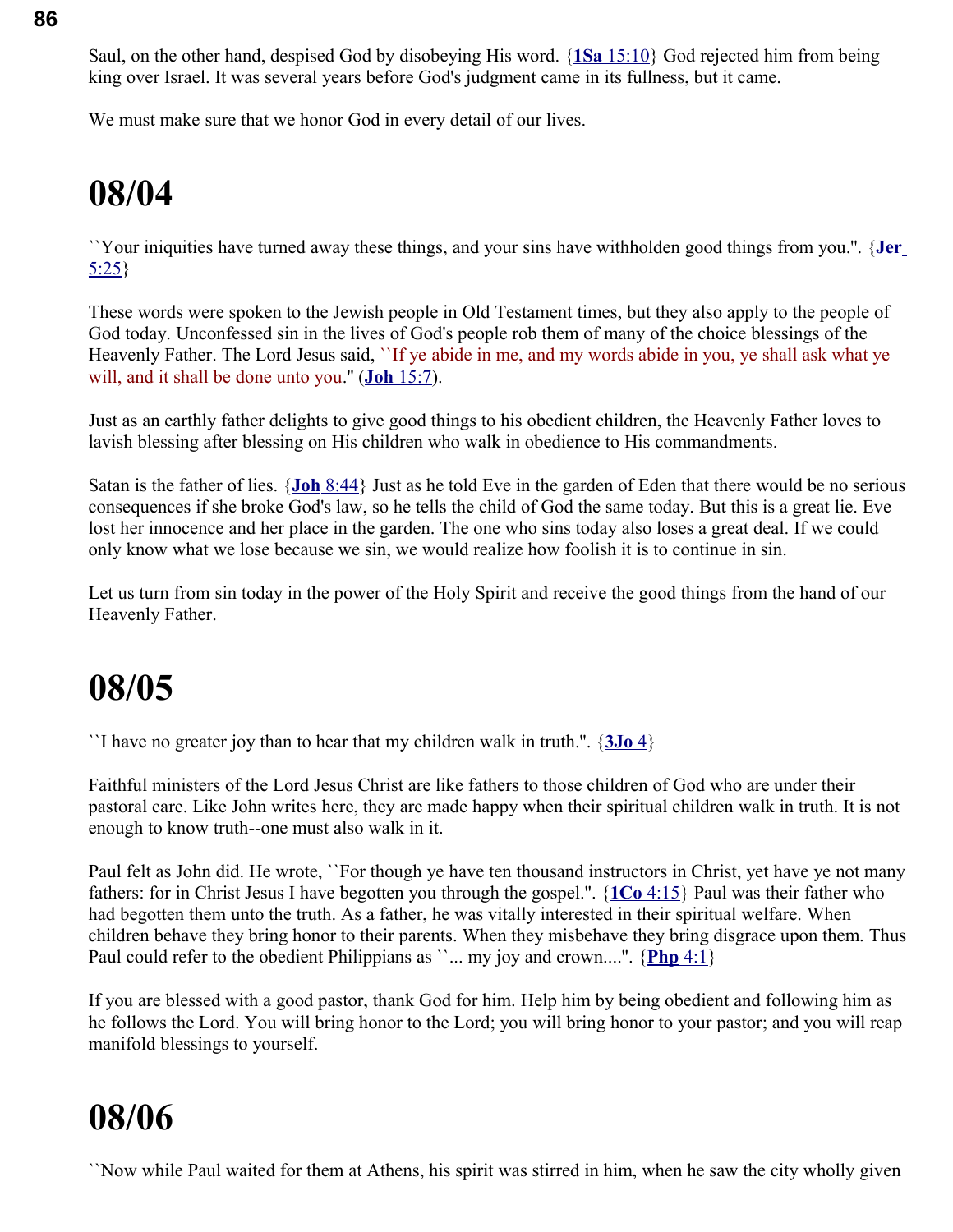Saul, on the other hand, despised God by disobeying His word. {**1Sa** 15:10} God rejected him from being king over Israel. It was several years before God's judgment came in its fullness, but it came.

We must make sure that we honor God in every detail of our lives.

# 08/04

``Your iniquities have turned away these things, and your sins have withholden good things from you.''. {**Jer** 5:25}

These words were spoken to the Jewish people in Old Testament times, but they also apply to the people of God today. Unconfessed sin in the lives of God's people rob them of many of the choice blessings of the Heavenly Father. The Lord Jesus said, ``If ye abide in me, and my words abide in you, ye shall ask what ye will, and it shall be done unto you.'' (**Joh** 15:7).

Just as an earthly father delights to give good things to his obedient children, the Heavenly Father loves to lavish blessing after blessing on His children who walk in obedience to His commandments.

Satan is the father of lies. {**Joh** 8:44} Just as he told Eve in the garden of Eden that there would be no serious consequences if she broke God's law, so he tells the child of God the same today. But this is a great lie. Eve lost her innocence and her place in the garden. The one who sins today also loses a great deal. If we could only know what we lose because we sin, we would realize how foolish it is to continue in sin.

Let us turn from sin today in the power of the Holy Spirit and receive the good things from the hand of our Heavenly Father.

# 08/05

``I have no greater joy than to hear that my children walk in truth.''. {**3Jo** 4}

Faithful ministers of the Lord Jesus Christ are like fathers to those children of God who are under their pastoral care. Like John writes here, they are made happy when their spiritual children walk in truth. It is not enough to know truth--one must also walk in it.

Paul felt as John did. He wrote, ``For though ye have ten thousand instructors in Christ, yet have ye not many fathers: for in Christ Jesus I have begotten you through the gospel.''. {**1Co** 4:15} Paul was their father who had begotten them unto the truth. As a father, he was vitally interested in their spiritual welfare. When children behave they bring honor to their parents. When they misbehave they bring disgrace upon them. Thus Paul could refer to the obedient Philippians as ``... my joy and crown....''. {**Php** 4:1}

If you are blessed with a good pastor, thank God for him. Help him by being obedient and following him as he follows the Lord. You will bring honor to the Lord; you will bring honor to your pastor; and you will reap manifold blessings to yourself.

# 08/06

``Now while Paul waited for them at Athens, his spirit was stirred in him, when he saw the city wholly given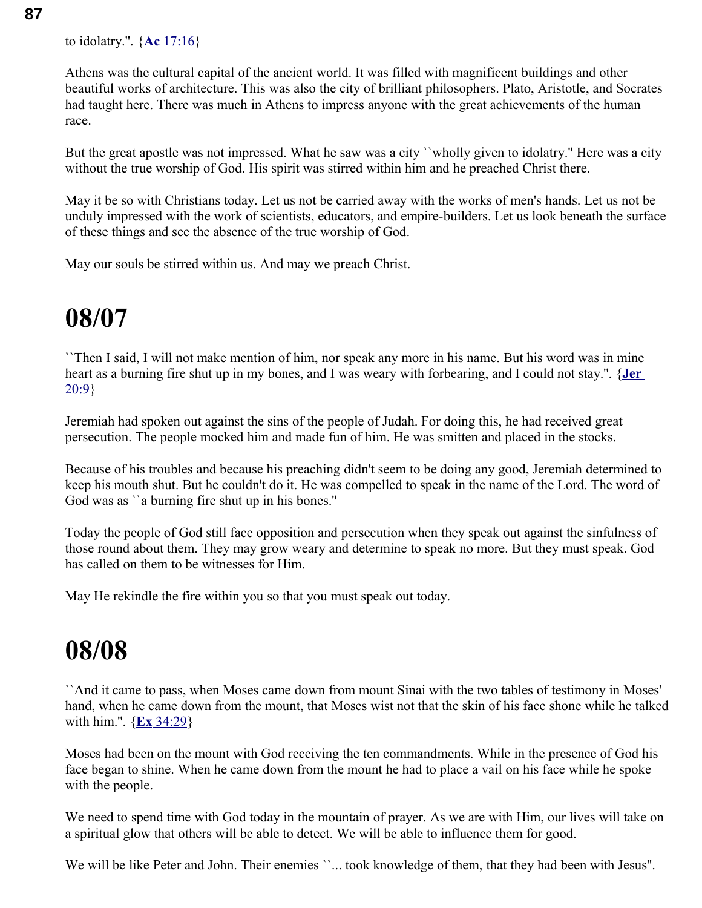to idolatry.". {**Ac** 17:16}

Athens was the cultural capital of the ancient world. It was filled with magnificent buildings and other beautiful works of architecture. This was also the city of brilliant philosophers. Plato, Aristotle, and Socrates had taught here. There was much in Athens to impress anyone with the great achievements of the human race.

But the great apostle was not impressed. What he saw was a city ``wholly given to idolatry.'' Here was a city without the true worship of God. His spirit was stirred within him and he preached Christ there.

May it be so with Christians today. Let us not be carried away with the works of men's hands. Let us not be unduly impressed with the work of scientists, educators, and empire-builders. Let us look beneath the surface of these things and see the absence of the true worship of God.

May our souls be stirred within us. And may we preach Christ.

# 08/07

``Then I said, I will not make mention of him, nor speak any more in his name. But his word was in mine heart as a burning fire shut up in my bones, and I was weary with forbearing, and I could not stay.". {**Jer** 20:9}

Jeremiah had spoken out against the sins of the people of Judah. For doing this, he had received great persecution. The people mocked him and made fun of him. He was smitten and placed in the stocks.

Because of his troubles and because his preaching didn't seem to be doing any good, Jeremiah determined to keep his mouth shut. But he couldn't do it. He was compelled to speak in the name of the Lord. The word of God was as ``a burning fire shut up in his bones.''

Today the people of God still face opposition and persecution when they speak out against the sinfulness of those round about them. They may grow weary and determine to speak no more. But they must speak. God has called on them to be witnesses for Him.

May He rekindle the fire within you so that you must speak out today.

# 08/08

``And it came to pass, when Moses came down from mount Sinai with the two tables of testimony in Moses' hand, when he came down from the mount, that Moses wist not that the skin of his face shone while he talked with him.". {**Ex** 34:29}

Moses had been on the mount with God receiving the ten commandments. While in the presence of God his face began to shine. When he came down from the mount he had to place a vail on his face while he spoke with the people.

We need to spend time with God today in the mountain of prayer. As we are with Him, our lives will take on a spiritual glow that others will be able to detect. We will be able to influence them for good.

We will be like Peter and John. Their enemies ``... took knowledge of them, that they had been with Jesus''.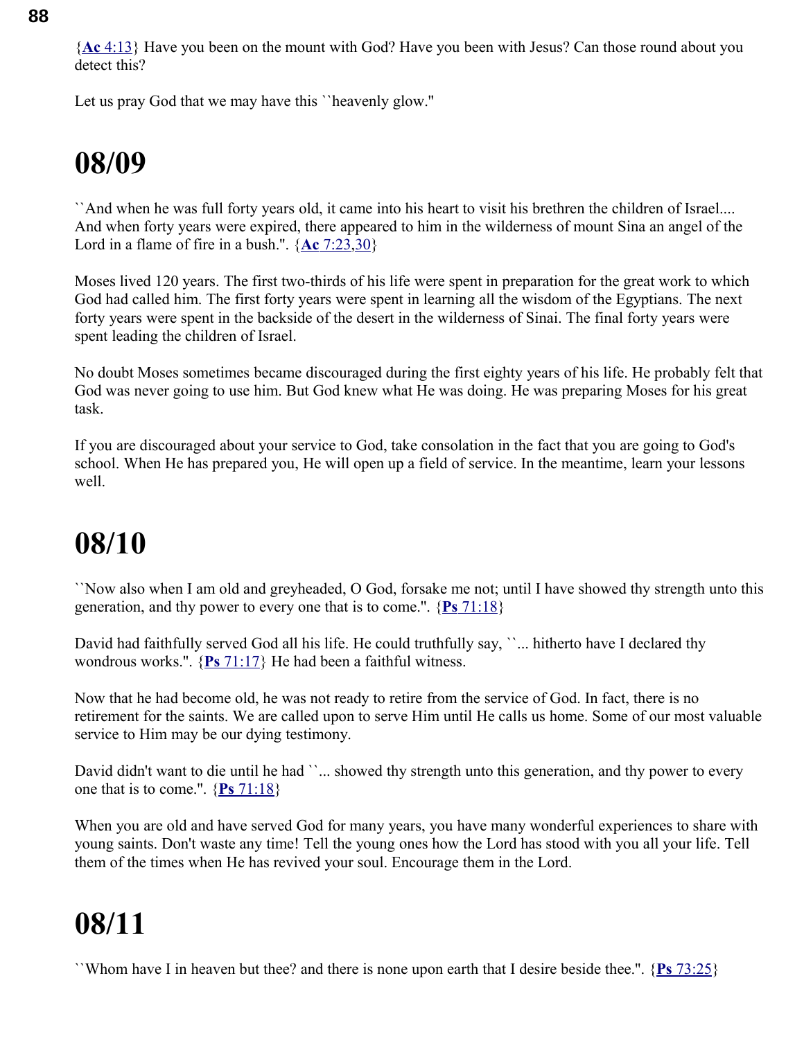{**Ac** 4:13} Have you been on the mount with God? Have you been with Jesus? Can those round about you detect this?

Let us pray God that we may have this ``heavenly glow.''

# 08/09

``And when he was full forty years old, it came into his heart to visit his brethren the children of Israel.... And when forty years were expired, there appeared to him in the wilderness of mount Sina an angel of the Lord in a flame of fire in a bush.''. {**Ac** 7:23,30}

Moses lived 120 years. The first two-thirds of his life were spent in preparation for the great work to which God had called him. The first forty years were spent in learning all the wisdom of the Egyptians. The next forty years were spent in the backside of the desert in the wilderness of Sinai. The final forty years were spent leading the children of Israel.

No doubt Moses sometimes became discouraged during the first eighty years of his life. He probably felt that God was never going to use him. But God knew what He was doing. He was preparing Moses for his great task.

If you are discouraged about your service to God, take consolation in the fact that you are going to God's school. When He has prepared you, He will open up a field of service. In the meantime, learn your lessons well.

# 08/10

``Now also when I am old and greyheaded, O God, forsake me not; until I have showed thy strength unto this generation, and thy power to every one that is to come.''. {**Ps** 71:18}

David had faithfully served God all his life. He could truthfully say, ``... hitherto have I declared thy wondrous works.''. {**Ps** 71:17} He had been a faithful witness.

Now that he had become old, he was not ready to retire from the service of God. In fact, there is no retirement for the saints. We are called upon to serve Him until He calls us home. Some of our most valuable service to Him may be our dying testimony.

David didn't want to die until he had ``... showed thy strength unto this generation, and thy power to every one that is to come.''. {**Ps** 71:18}

When you are old and have served God for many years, you have many wonderful experiences to share with young saints. Don't waste any time! Tell the young ones how the Lord has stood with you all your life. Tell them of the times when He has revived your soul. Encourage them in the Lord.

# 08/11

``Whom have I in heaven but thee? and there is none upon earth that I desire beside thee.''. {**Ps** 73:25}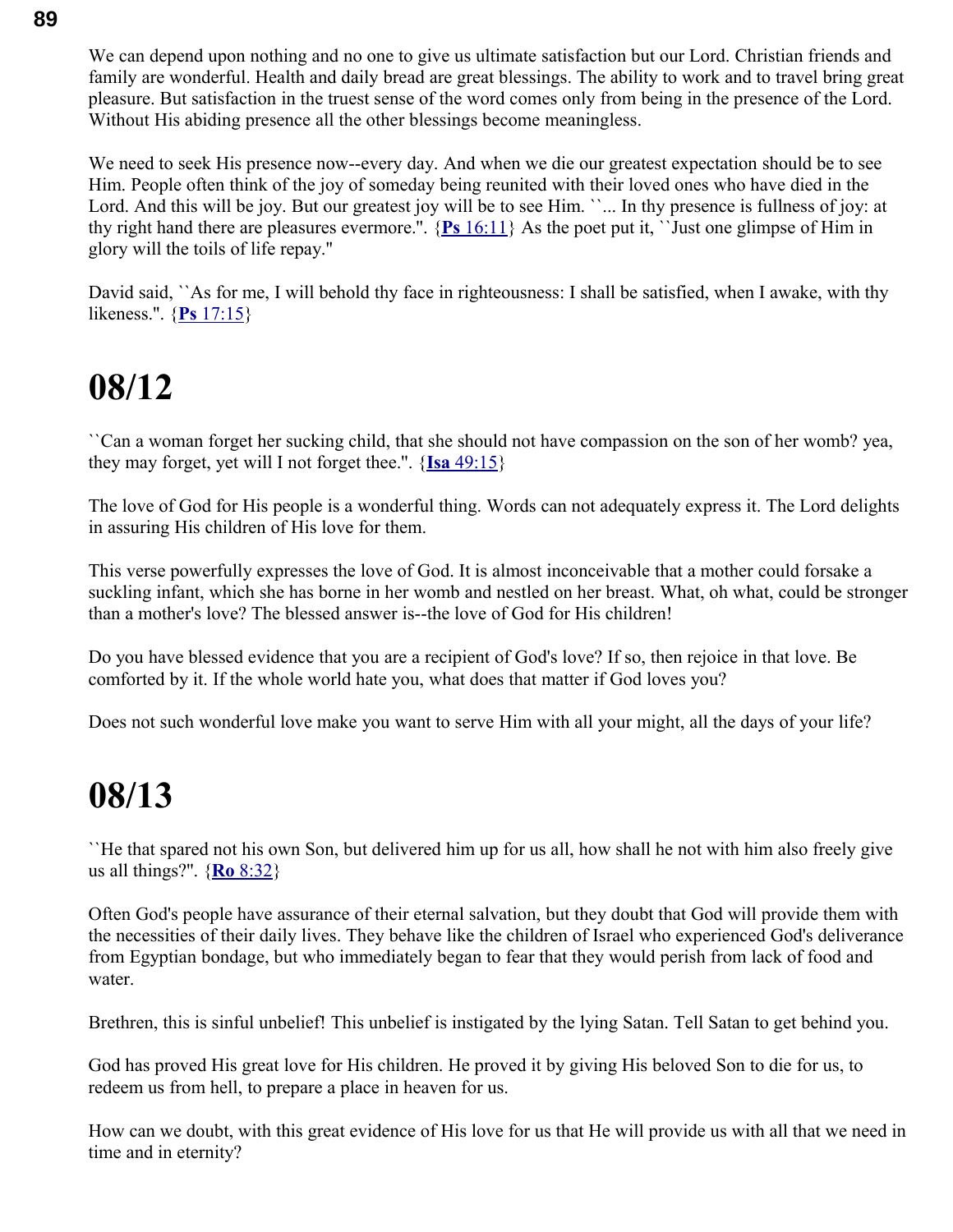We can depend upon nothing and no one to give us ultimate satisfaction but our Lord. Christian friends and family are wonderful. Health and daily bread are great blessings. The ability to work and to travel bring great pleasure. But satisfaction in the truest sense of the word comes only from being in the presence of the Lord. Without His abiding presence all the other blessings become meaningless.

We need to seek His presence now--every day. And when we die our greatest expectation should be to see Him. People often think of the joy of someday being reunited with their loved ones who have died in the Lord. And this will be joy. But our greatest joy will be to see Him. ``... In thy presence is fullness of joy: at thy right hand there are pleasures evermore.''. {**Ps** 16:11} As the poet put it, ``Just one glimpse of Him in glory will the toils of life repay.''

David said, ``As for me, I will behold thy face in righteousness: I shall be satisfied, when I awake, with thy likeness.''. {**Ps** 17:15}

# 08/12

``Can a woman forget her sucking child, that she should not have compassion on the son of her womb? yea, they may forget, yet will I not forget thee.''. {**Isa** 49:15}

The love of God for His people is a wonderful thing. Words can not adequately express it. The Lord delights in assuring His children of His love for them.

This verse powerfully expresses the love of God. It is almost inconceivable that a mother could forsake a suckling infant, which she has borne in her womb and nestled on her breast. What, oh what, could be stronger than a mother's love? The blessed answer is--the love of God for His children!

Do you have blessed evidence that you are a recipient of God's love? If so, then rejoice in that love. Be comforted by it. If the whole world hate you, what does that matter if God loves you?

Does not such wonderful love make you want to serve Him with all your might, all the days of your life?

# 08/13

``He that spared not his own Son, but delivered him up for us all, how shall he not with him also freely give us all things?''. {**Ro** 8:32}

Often God's people have assurance of their eternal salvation, but they doubt that God will provide them with the necessities of their daily lives. They behave like the children of Israel who experienced God's deliverance from Egyptian bondage, but who immediately began to fear that they would perish from lack of food and water.

Brethren, this is sinful unbelief! This unbelief is instigated by the lying Satan. Tell Satan to get behind you.

God has proved His great love for His children. He proved it by giving His beloved Son to die for us, to redeem us from hell, to prepare a place in heaven for us.

How can we doubt, with this great evidence of His love for us that He will provide us with all that we need in time and in eternity?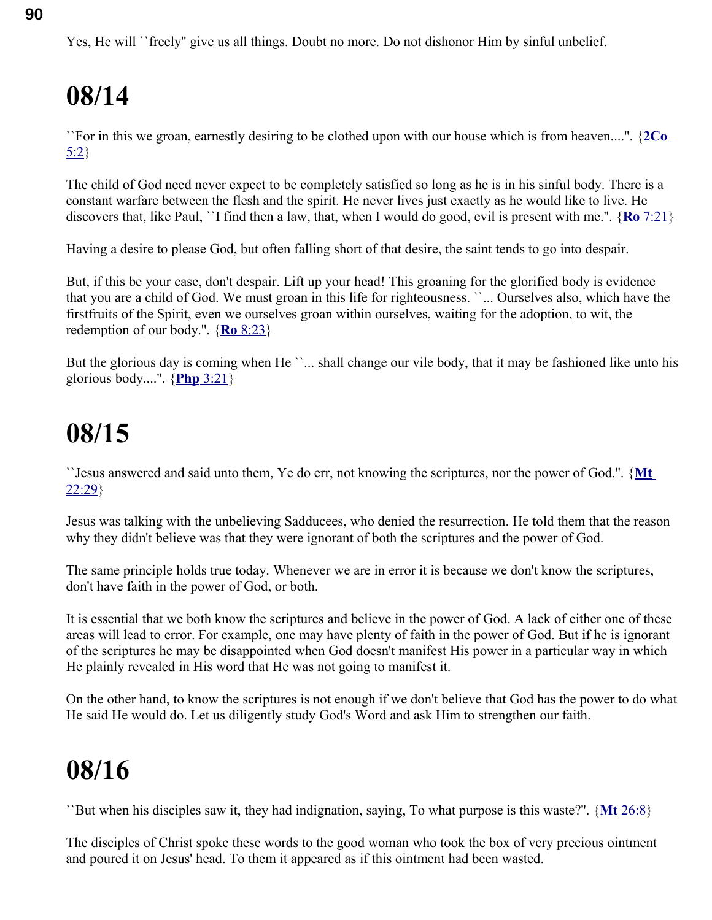Yes, He will ``freely'' give us all things. Doubt no more. Do not dishonor Him by sinful unbelief.

# 08/14

``For in this we groan, earnestly desiring to be clothed upon with our house which is from heaven....". {**2Co** 5:2}

The child of God need never expect to be completely satisfied so long as he is in his sinful body. There is a constant warfare between the flesh and the spirit. He never lives just exactly as he would like to live. He discovers that, like Paul, ``I find then a law, that, when I would do good, evil is present with me.". {**Ro** 7:21}

Having a desire to please God, but often falling short of that desire, the saint tends to go into despair.

But, if this be your case, don't despair. Lift up your head! This groaning for the glorified body is evidence that you are a child of God. We must groan in this life for righteousness. ``... Ourselves also, which have the firstfruits of the Spirit, even we ourselves groan within ourselves, waiting for the adoption, to wit, the redemption of our body.". {**Ro** 8:23}

But the glorious day is coming when He ``... shall change our vile body, that it may be fashioned like unto his glorious body....". {**Php** 3:21}

# 08/15

``Jesus answered and said unto them, Ye do err, not knowing the scriptures, nor the power of God.". {**Mt** 22:29}

Jesus was talking with the unbelieving Sadducees, who denied the resurrection. He told them that the reason why they didn't believe was that they were ignorant of both the scriptures and the power of God.

The same principle holds true today. Whenever we are in error it is because we don't know the scriptures, don't have faith in the power of God, or both.

It is essential that we both know the scriptures and believe in the power of God. A lack of either one of these areas will lead to error. For example, one may have plenty of faith in the power of God. But if he is ignorant of the scriptures he may be disappointed when God doesn't manifest His power in a particular way in which He plainly revealed in His word that He was not going to manifest it.

On the other hand, to know the scriptures is not enough if we don't believe that God has the power to do what He said He would do. Let us diligently study God's Word and ask Him to strengthen our faith.

# 08/16

``But when his disciples saw it, they had indignation, saying, To what purpose is this waste?". {**Mt** 26:8}

The disciples of Christ spoke these words to the good woman who took the box of very precious ointment and poured it on Jesus' head. To them it appeared as if this ointment had been wasted.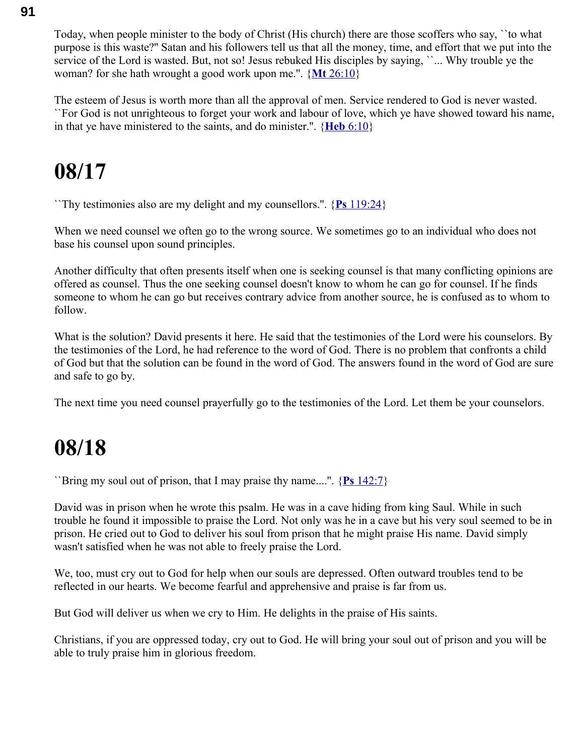Today, when people minister to the body of Christ (His church) there are those scoffers who say, ``to what purpose is this waste?'' Satan and his followers tell us that all the money, time, and effort that we put into the service of the Lord is wasted. But, not so! Jesus rebuked His disciples by saying, ``... Why trouble ye the woman? for she hath wrought a good work upon me.''. {**Mt** 26:10}

The esteem of Jesus is worth more than all the approval of men. Service rendered to God is never wasted. ``For God is not unrighteous to forget your work and labour of love, which ye have showed toward his name, in that ye have ministered to the saints, and do minister.''. {**Heb** 6:10}

# 08/17

``Thy testimonies also are my delight and my counsellors.''. {**Ps** 119:24}

When we need counsel we often go to the wrong source. We sometimes go to an individual who does not base his counsel upon sound principles.

Another difficulty that often presents itself when one is seeking counsel is that many conflicting opinions are offered as counsel. Thus the one seeking counsel doesn't know to whom he can go for counsel. If he finds someone to whom he can go but receives contrary advice from another source, he is confused as to whom to follow.

What is the solution? David presents it here. He said that the testimonies of the Lord were his counselors. By the testimonies of the Lord, he had reference to the word of God. There is no problem that confronts a child of God but that the solution can be found in the word of God. The answers found in the word of God are sure and safe to go by.

The next time you need counsel prayerfully go to the testimonies of the Lord. Let them be your counselors.

# 08/18

``Bring my soul out of prison, that I may praise thy name....''. {**Ps** 142:7}

David was in prison when he wrote this psalm. He was in a cave hiding from king Saul. While in such trouble he found it impossible to praise the Lord. Not only was he in a cave but his very soul seemed to be in prison. He cried out to God to deliver his soul from prison that he might praise His name. David simply wasn't satisfied when he was not able to freely praise the Lord.

We, too, must cry out to God for help when our souls are depressed. Often outward troubles tend to be reflected in our hearts. We become fearful and apprehensive and praise is far from us.

But God will deliver us when we cry to Him. He delights in the praise of His saints.

Christians, if you are oppressed today, cry out to God. He will bring your soul out of prison and you will be able to truly praise him in glorious freedom.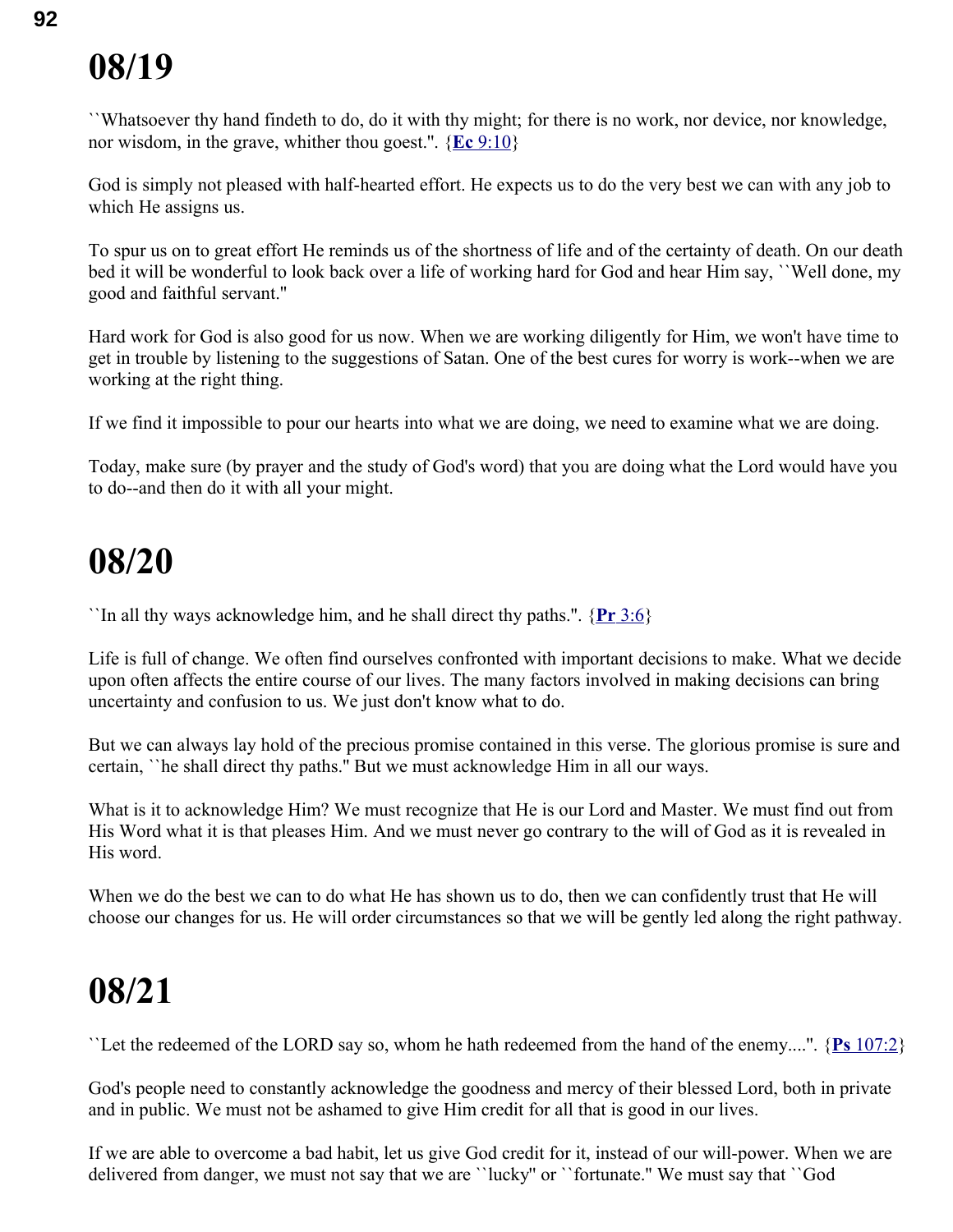# 08/19

``Whatsoever thy hand findeth to do, do it with thy might; for there is no work, nor device, nor knowledge, nor wisdom, in the grave, whither thou goest.''. {**Ec** 9:10}

God is simply not pleased with half-hearted effort. He expects us to do the very best we can with any job to which He assigns us.

To spur us on to great effort He reminds us of the shortness of life and of the certainty of death. On our death bed it will be wonderful to look back over a life of working hard for God and hear Him say, ``Well done, my good and faithful servant.''

Hard work for God is also good for us now. When we are working diligently for Him, we won't have time to get in trouble by listening to the suggestions of Satan. One of the best cures for worry is work--when we are working at the right thing.

If we find it impossible to pour our hearts into what we are doing, we need to examine what we are doing.

Today, make sure (by prayer and the study of God's word) that you are doing what the Lord would have you to do--and then do it with all your might.

# 08/20

``In all thy ways acknowledge him, and he shall direct thy paths.''. {**Pr** 3:6}

Life is full of change. We often find ourselves confronted with important decisions to make. What we decide upon often affects the entire course of our lives. The many factors involved in making decisions can bring uncertainty and confusion to us. We just don't know what to do.

But we can always lay hold of the precious promise contained in this verse. The glorious promise is sure and certain, ``he shall direct thy paths.'' But we must acknowledge Him in all our ways.

What is it to acknowledge Him? We must recognize that He is our Lord and Master. We must find out from His Word what it is that pleases Him. And we must never go contrary to the will of God as it is revealed in His word.

When we do the best we can to do what He has shown us to do, then we can confidently trust that He will choose our changes for us. He will order circumstances so that we will be gently led along the right pathway.

# 08/21

``Let the redeemed of the LORD say so, whom he hath redeemed from the hand of the enemy....''. {**Ps** 107:2}

God's people need to constantly acknowledge the goodness and mercy of their blessed Lord, both in private and in public. We must not be ashamed to give Him credit for all that is good in our lives.

If we are able to overcome a bad habit, let us give God credit for it, instead of our will-power. When we are delivered from danger, we must not say that we are ``lucky'' or ``fortunate.'' We must say that ``God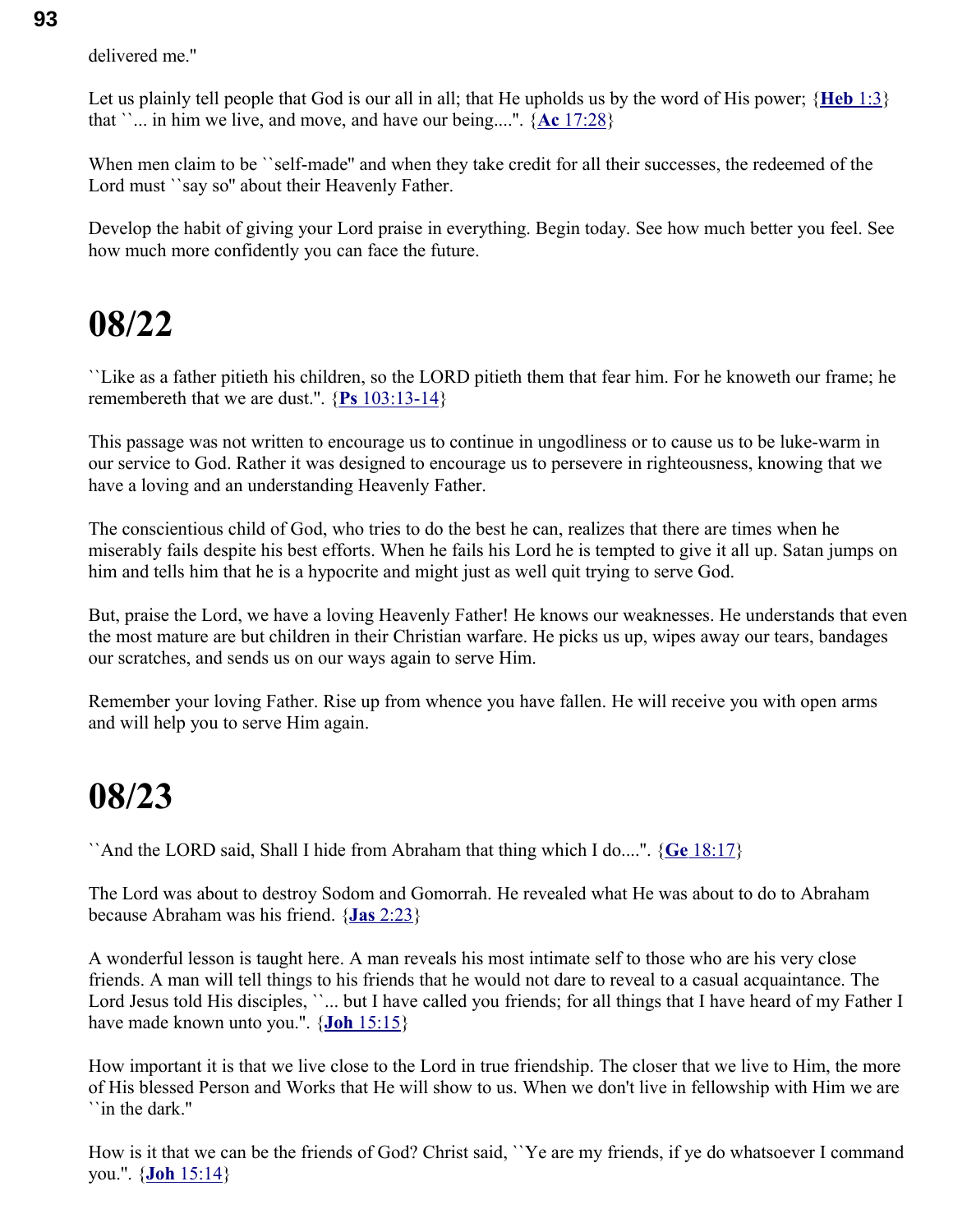delivered me."

Let us plainly tell people that God is our all in all; that He upholds us by the word of His power; {**Heb** 1:3} that ``... in him we live, and move, and have our being....". {**Ac** 17:28}

When men claim to be ``self-made'' and when they take credit for all their successes, the redeemed of the Lord must ``say so'' about their Heavenly Father.

Develop the habit of giving your Lord praise in everything. Begin today. See how much better you feel. See how much more confidently you can face the future.

# 08/22

``Like as a father pitieth his children, so the LORD pitieth them that fear him. For he knoweth our frame; he remembereth that we are dust.". {**Ps** 103:13-14}

This passage was not written to encourage us to continue in ungodliness or to cause us to be luke-warm in our service to God. Rather it was designed to encourage us to persevere in righteousness, knowing that we have a loving and an understanding Heavenly Father.

The conscientious child of God, who tries to do the best he can, realizes that there are times when he miserably fails despite his best efforts. When he fails his Lord he is tempted to give it all up. Satan jumps on him and tells him that he is a hypocrite and might just as well quit trying to serve God.

But, praise the Lord, we have a loving Heavenly Father! He knows our weaknesses. He understands that even the most mature are but children in their Christian warfare. He picks us up, wipes away our tears, bandages our scratches, and sends us on our ways again to serve Him.

Remember your loving Father. Rise up from whence you have fallen. He will receive you with open arms and will help you to serve Him again.

# 08/23

``And the LORD said, Shall I hide from Abraham that thing which I do....". {**Ge** 18:17}

The Lord was about to destroy Sodom and Gomorrah. He revealed what He was about to do to Abraham because Abraham was his friend. {**Jas** 2:23}

A wonderful lesson is taught here. A man reveals his most intimate self to those who are his very close friends. A man will tell things to his friends that he would not dare to reveal to a casual acquaintance. The Lord Jesus told His disciples, ``... but I have called you friends; for all things that I have heard of my Father I have made known unto you.". {**Joh** 15:15}

How important it is that we live close to the Lord in true friendship. The closer that we live to Him, the more of His blessed Person and Works that He will show to us. When we don't live in fellowship with Him we are ``in the dark.''

How is it that we can be the friends of God? Christ said, ``Ye are my friends, if ye do whatsoever I command you.". {**Joh** 15:14}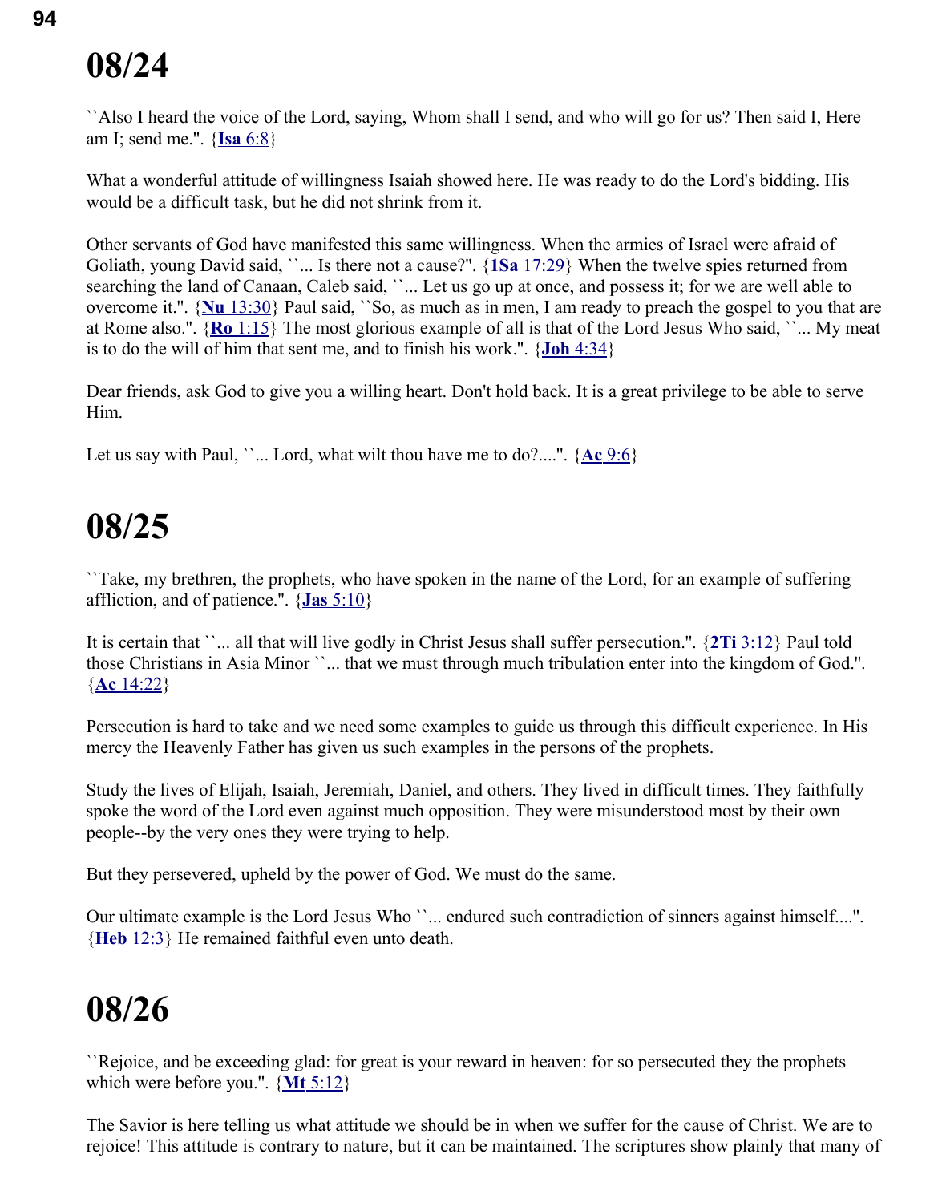# 08/24

``Also I heard the voice of the Lord, saying, Whom shall I send, and who will go for us? Then said I, Here am I; send me.". {**Isa** 6:8}

What a wonderful attitude of willingness Isaiah showed here. He was ready to do the Lord's bidding. His would be a difficult task, but he did not shrink from it.

Other servants of God have manifested this same willingness. When the armies of Israel were afraid of Goliath, young David said, ``... Is there not a cause?". {**1Sa** 17:29} When the twelve spies returned from searching the land of Canaan, Caleb said, ``... Let us go up at once, and possess it; for we are well able to overcome it.". {**Nu** 13:30} Paul said, ``So, as much as in men, I am ready to preach the gospel to you that are at Rome also.". {**Ro** 1:15} The most glorious example of all is that of the Lord Jesus Who said, ``... My meat is to do the will of him that sent me, and to finish his work.". {**Joh** 4:34}

Dear friends, ask God to give you a willing heart. Don't hold back. It is a great privilege to be able to serve Him.

Let us say with Paul, ``... Lord, what wilt thou have me to do?....". {**Ac** 9:6}

# 08/25

``Take, my brethren, the prophets, who have spoken in the name of the Lord, for an example of suffering affliction, and of patience.". {**Jas** 5:10}

It is certain that ``... all that will live godly in Christ Jesus shall suffer persecution.". {**2Ti** 3:12} Paul told those Christians in Asia Minor ``... that we must through much tribulation enter into the kingdom of God.". {**Ac** 14:22}

Persecution is hard to take and we need some examples to guide us through this difficult experience. In His mercy the Heavenly Father has given us such examples in the persons of the prophets.

Study the lives of Elijah, Isaiah, Jeremiah, Daniel, and others. They lived in difficult times. They faithfully spoke the word of the Lord even against much opposition. They were misunderstood most by their own people--by the very ones they were trying to help.

But they persevered, upheld by the power of God. We must do the same.

Our ultimate example is the Lord Jesus Who ``... endured such contradiction of sinners against himself....". {**Heb** 12:3} He remained faithful even unto death.

# 08/26

``Rejoice, and be exceeding glad: for great is your reward in heaven: for so persecuted they the prophets which were before you.". {**Mt** 5:12}

The Savior is here telling us what attitude we should be in when we suffer for the cause of Christ. We are to rejoice! This attitude is contrary to nature, but it can be maintained. The scriptures show plainly that many of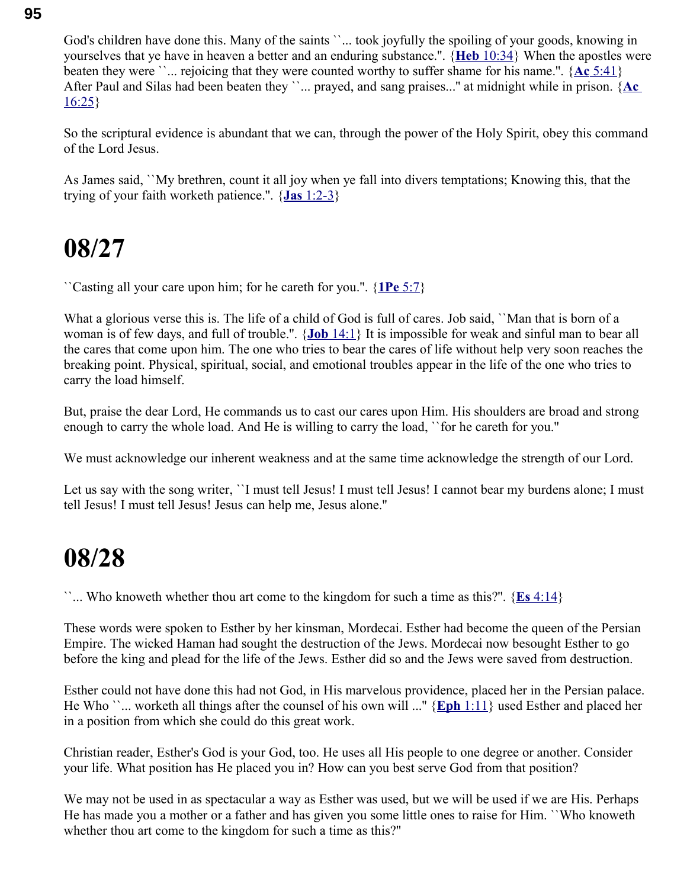God's children have done this. Many of the saints ``... took joyfully the spoiling of your goods, knowing in yourselves that ye have in heaven a better and an enduring substance.''. {**Heb** 10:34} When the apostles were beaten they were ``... rejoicing that they were counted worthy to suffer shame for his name.''. {**Ac** 5:41} After Paul and Silas had been beaten they ``... prayed, and sang praises...'' at midnight while in prison. {**Ac** 16:25}

So the scriptural evidence is abundant that we can, through the power of the Holy Spirit, obey this command of the Lord Jesus.

As James said, ``My brethren, count it all joy when ye fall into divers temptations; Knowing this, that the trying of your faith worketh patience.''. {**Jas** 1:2-3}

# 08/27

``Casting all your care upon him; for he careth for you.''. {**1Pe** 5:7}

What a glorious verse this is. The life of a child of God is full of cares. Job said, ``Man that is born of a woman is of few days, and full of trouble.''. {**Job** 14:1} It is impossible for weak and sinful man to bear all the cares that come upon him. The one who tries to bear the cares of life without help very soon reaches the breaking point. Physical, spiritual, social, and emotional troubles appear in the life of the one who tries to carry the load himself.

But, praise the dear Lord, He commands us to cast our cares upon Him. His shoulders are broad and strong enough to carry the whole load. And He is willing to carry the load, ``for he careth for you.''

We must acknowledge our inherent weakness and at the same time acknowledge the strength of our Lord.

Let us say with the song writer, ``I must tell Jesus! I must tell Jesus! I cannot bear my burdens alone; I must tell Jesus! I must tell Jesus! Jesus can help me, Jesus alone.''

# 08/28

``... Who knoweth whether thou art come to the kingdom for such a time as this?''. {**Es** 4:14}

These words were spoken to Esther by her kinsman, Mordecai. Esther had become the queen of the Persian Empire. The wicked Haman had sought the destruction of the Jews. Mordecai now besought Esther to go before the king and plead for the life of the Jews. Esther did so and the Jews were saved from destruction.

Esther could not have done this had not God, in His marvelous providence, placed her in the Persian palace. He Who ``... worketh all things after the counsel of his own will ...'' {**Eph** 1:11} used Esther and placed her in a position from which she could do this great work.

Christian reader, Esther's God is your God, too. He uses all His people to one degree or another. Consider your life. What position has He placed you in? How can you best serve God from that position?

We may not be used in as spectacular a way as Esther was used, but we will be used if we are His. Perhaps He has made you a mother or a father and has given you some little ones to raise for Him. ``Who knoweth whether thou art come to the kingdom for such a time as this?''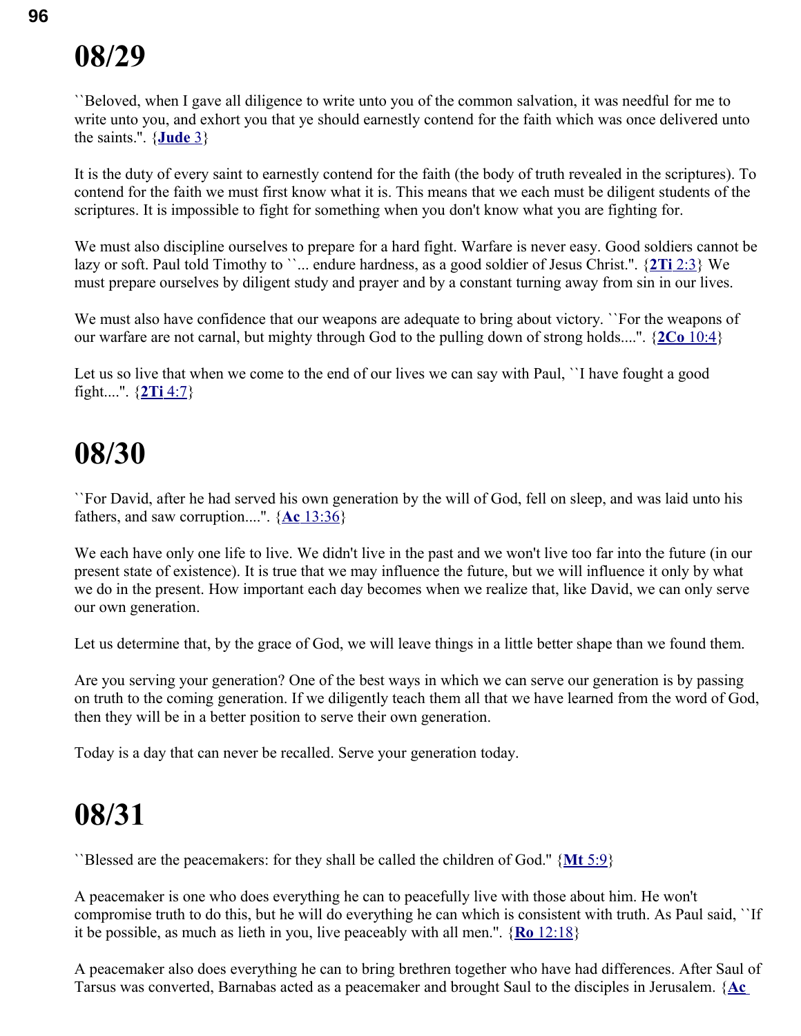# 08/29

``Beloved, when I gave all diligence to write unto you of the common salvation, it was needful for me to write unto you, and exhort you that ye should earnestly contend for the faith which was once delivered unto the saints.''. {**Jude** 3}

It is the duty of every saint to earnestly contend for the faith (the body of truth revealed in the scriptures). To contend for the faith we must first know what it is. This means that we each must be diligent students of the scriptures. It is impossible to fight for something when you don't know what you are fighting for.

We must also discipline ourselves to prepare for a hard fight. Warfare is never easy. Good soldiers cannot be lazy or soft. Paul told Timothy to ``... endure hardness, as a good soldier of Jesus Christ.''. {**2Ti** 2:3} We must prepare ourselves by diligent study and prayer and by a constant turning away from sin in our lives.

We must also have confidence that our weapons are adequate to bring about victory. ``For the weapons of our warfare are not carnal, but mighty through God to the pulling down of strong holds....''. {**2Co** 10:4}

Let us so live that when we come to the end of our lives we can say with Paul, ``I have fought a good fight....''. {**2Ti** 4:7}

# 08/30

``For David, after he had served his own generation by the will of God, fell on sleep, and was laid unto his fathers, and saw corruption....''. {**Ac** 13:36}

We each have only one life to live. We didn't live in the past and we won't live too far into the future (in our present state of existence). It is true that we may influence the future, but we will influence it only by what we do in the present. How important each day becomes when we realize that, like David, we can only serve our own generation.

Let us determine that, by the grace of God, we will leave things in a little better shape than we found them.

Are you serving your generation? One of the best ways in which we can serve our generation is by passing on truth to the coming generation. If we diligently teach them all that we have learned from the word of God, then they will be in a better position to serve their own generation.

Today is a day that can never be recalled. Serve your generation today.

# 08/31

``Blessed are the peacemakers: for they shall be called the children of God.'' {**Mt** 5:9}

A peacemaker is one who does everything he can to peacefully live with those about him. He won't compromise truth to do this, but he will do everything he can which is consistent with truth. As Paul said, ``If it be possible, as much as lieth in you, live peaceably with all men.''. {**Ro** 12:18}

A peacemaker also does everything he can to bring brethren together who have had differences. After Saul of Tarsus was converted, Barnabas acted as a peacemaker and brought Saul to the disciples in Jerusalem. {**Ac**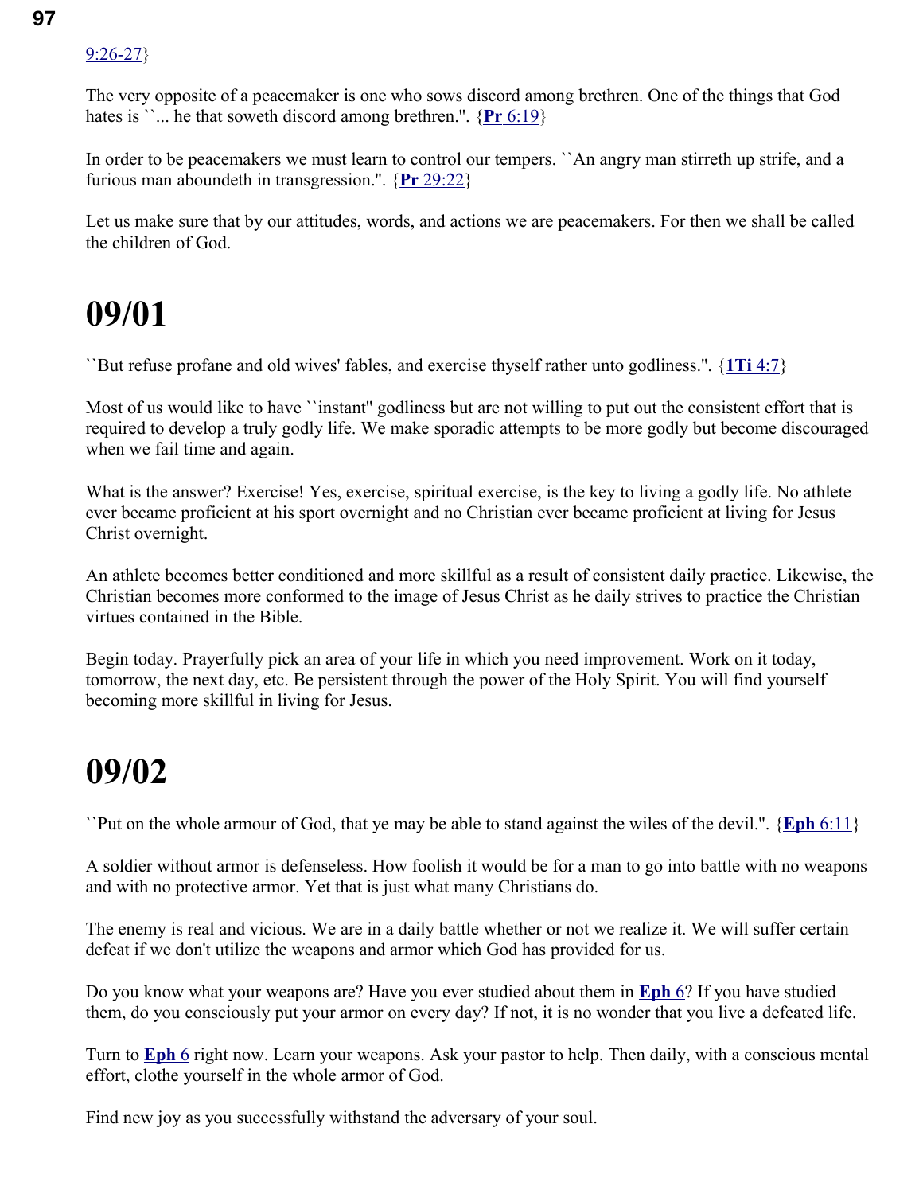9:26-27}

The very opposite of a peacemaker is one who sows discord among brethren. One of the things that God hates is ``... he that soweth discord among brethren.''. {**Pr** 6:19}

In order to be peacemakers we must learn to control our tempers. ``An angry man stirreth up strife, and a furious man aboundeth in transgression.''. {**Pr** 29:22}

Let us make sure that by our attitudes, words, and actions we are peacemakers. For then we shall be called the children of God.

# 09/01

``But refuse profane and old wives' fables, and exercise thyself rather unto godliness.''. {**1Ti** 4:7}

Most of us would like to have ``instant'' godliness but are not willing to put out the consistent effort that is required to develop a truly godly life. We make sporadic attempts to be more godly but become discouraged when we fail time and again.

What is the answer? Exercise! Yes, exercise, spiritual exercise, is the key to living a godly life. No athlete ever became proficient at his sport overnight and no Christian ever became proficient at living for Jesus Christ overnight.

An athlete becomes better conditioned and more skillful as a result of consistent daily practice. Likewise, the Christian becomes more conformed to the image of Jesus Christ as he daily strives to practice the Christian virtues contained in the Bible.

Begin today. Prayerfully pick an area of your life in which you need improvement. Work on it today, tomorrow, the next day, etc. Be persistent through the power of the Holy Spirit. You will find yourself becoming more skillful in living for Jesus.

# 09/02

``Put on the whole armour of God, that ye may be able to stand against the wiles of the devil.''. {**Eph** 6:11}

A soldier without armor is defenseless. How foolish it would be for a man to go into battle with no weapons and with no protective armor. Yet that is just what many Christians do.

The enemy is real and vicious. We are in a daily battle whether or not we realize it. We will suffer certain defeat if we don't utilize the weapons and armor which God has provided for us.

Do you know what your weapons are? Have you ever studied about them in **Eph** 6? If you have studied them, do you consciously put your armor on every day? If not, it is no wonder that you live a defeated life.

Turn to **Eph** 6 right now. Learn your weapons. Ask your pastor to help. Then daily, with a conscious mental effort, clothe yourself in the whole armor of God.

Find new joy as you successfully withstand the adversary of your soul.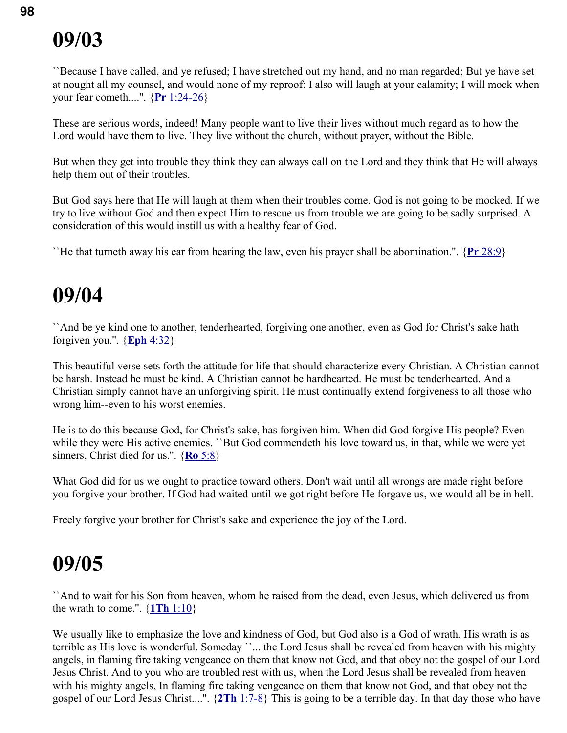# 09/03

``Because I have called, and ye refused; I have stretched out my hand, and no man regarded; But ye have set at nought all my counsel, and would none of my reproof: I also will laugh at your calamity; I will mock when your fear cometh....". {**Pr** 1:24-26}

These are serious words, indeed! Many people want to live their lives without much regard as to how the Lord would have them to live. They live without the church, without prayer, without the Bible.

But when they get into trouble they think they can always call on the Lord and they think that He will always help them out of their troubles.

But God says here that He will laugh at them when their troubles come. God is not going to be mocked. If we try to live without God and then expect Him to rescue us from trouble we are going to be sadly surprised. A consideration of this would instill us with a healthy fear of God.

``He that turneth away his ear from hearing the law, even his prayer shall be abomination.". {**Pr** 28:9}

# 09/04

``And be ye kind one to another, tenderhearted, forgiving one another, even as God for Christ's sake hath forgiven you.". {**Eph** 4:32}

This beautiful verse sets forth the attitude for life that should characterize every Christian. A Christian cannot be harsh. Instead he must be kind. A Christian cannot be hardhearted. He must be tenderhearted. And a Christian simply cannot have an unforgiving spirit. He must continually extend forgiveness to all those who wrong him--even to his worst enemies.

He is to do this because God, for Christ's sake, has forgiven him. When did God forgive His people? Even while they were His active enemies. ``But God commendeth his love toward us, in that, while we were yet sinners, Christ died for us.". {**Ro** 5:8}

What God did for us we ought to practice toward others. Don't wait until all wrongs are made right before you forgive your brother. If God had waited until we got right before He forgave us, we would all be in hell.

Freely forgive your brother for Christ's sake and experience the joy of the Lord.

# 09/05

``And to wait for his Son from heaven, whom he raised from the dead, even Jesus, which delivered us from the wrath to come.". {**1Th** 1:10}

We usually like to emphasize the love and kindness of God, but God also is a God of wrath. His wrath is as terrible as His love is wonderful. Someday ``... the Lord Jesus shall be revealed from heaven with his mighty angels, in flaming fire taking vengeance on them that know not God, and that obey not the gospel of our Lord Jesus Christ. And to you who are troubled rest with us, when the Lord Jesus shall be revealed from heaven with his mighty angels, In flaming fire taking vengeance on them that know not God, and that obey not the gospel of our Lord Jesus Christ....". {**2Th** 1:7-8} This is going to be a terrible day. In that day those who have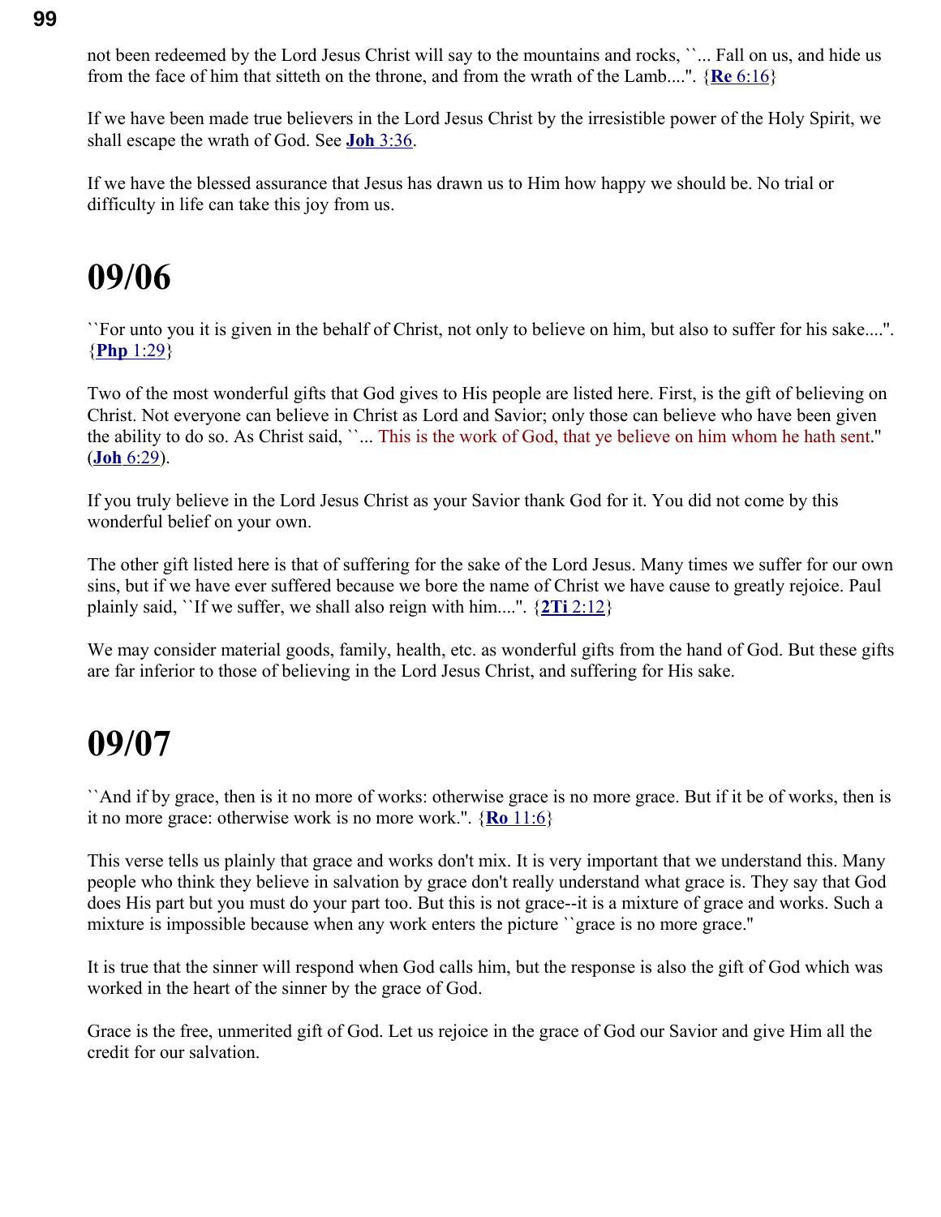not been redeemed by the Lord Jesus Christ will say to the mountains and rocks, ``... Fall on us, and hide us from the face of him that sitteth on the throne, and from the wrath of the Lamb....". {**Re** 6:16}

If we have been made true believers in the Lord Jesus Christ by the irresistible power of the Holy Spirit, we shall escape the wrath of God. See **Joh** 3:36.

If we have the blessed assurance that Jesus has drawn us to Him how happy we should be. No trial or difficulty in life can take this joy from us.

# 09/06

``For unto you it is given in the behalf of Christ, not only to believe on him, but also to suffer for his sake....". {**Php** 1:29}

Two of the most wonderful gifts that God gives to His people are listed here. First, is the gift of believing on Christ. Not everyone can believe in Christ as Lord and Savior; only those can believe who have been given the ability to do so. As Christ said, ``... This is the work of God, that ye believe on him whom he hath sent." (**Joh** 6:29).

If you truly believe in the Lord Jesus Christ as your Savior thank God for it. You did not come by this wonderful belief on your own.

The other gift listed here is that of suffering for the sake of the Lord Jesus. Many times we suffer for our own sins, but if we have ever suffered because we bore the name of Christ we have cause to greatly rejoice. Paul plainly said, ``If we suffer, we shall also reign with him....". {**2Ti** 2:12}

We may consider material goods, family, health, etc. as wonderful gifts from the hand of God. But these gifts are far inferior to those of believing in the Lord Jesus Christ, and suffering for His sake.

# 09/07

``And if by grace, then is it no more of works: otherwise grace is no more grace. But if it be of works, then is it no more grace: otherwise work is no more work.". {**Ro** 11:6}

This verse tells us plainly that grace and works don't mix. It is very important that we understand this. Many people who think they believe in salvation by grace don't really understand what grace is. They say that God does His part but you must do your part too. But this is not grace--it is a mixture of grace and works. Such a mixture is impossible because when any work enters the picture ``grace is no more grace."

It is true that the sinner will respond when God calls him, but the response is also the gift of God which was worked in the heart of the sinner by the grace of God.

Grace is the free, unmerited gift of God. Let us rejoice in the grace of God our Savior and give Him all the credit for our salvation.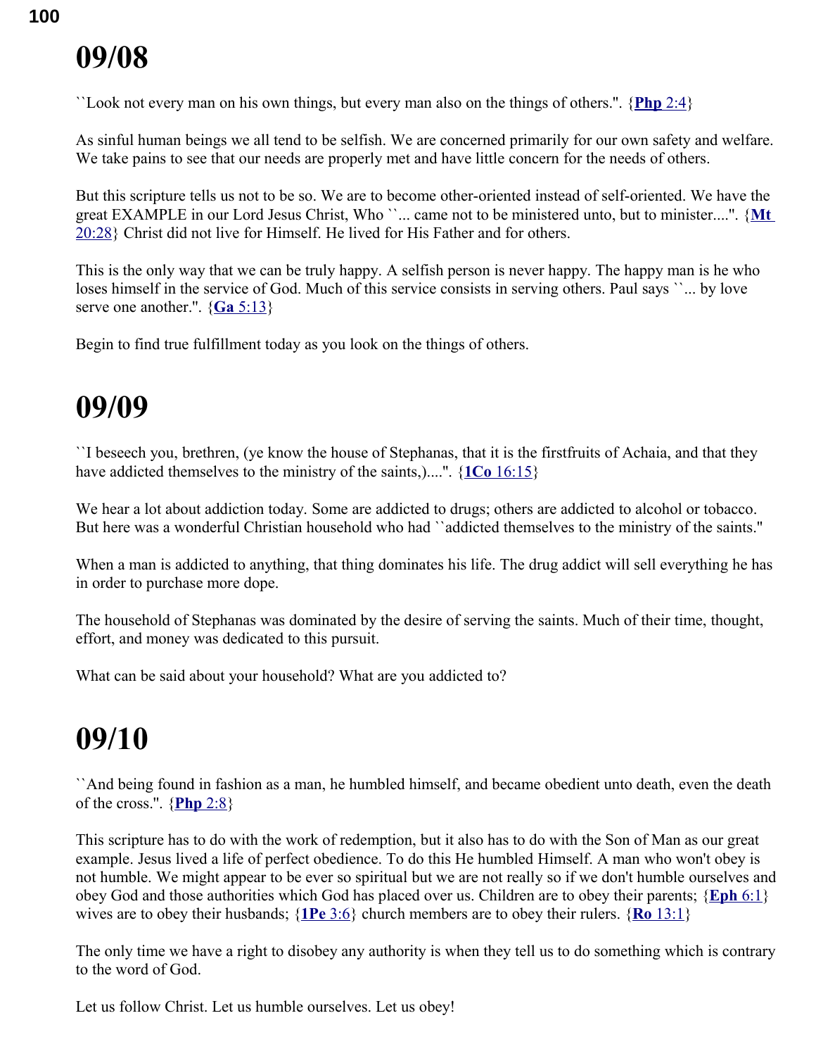# 09/08

``Look not every man on his own things, but every man also on the things of others.''. {**Php** 2:4}

As sinful human beings we all tend to be selfish. We are concerned primarily for our own safety and welfare. We take pains to see that our needs are properly met and have little concern for the needs of others.

But this scripture tells us not to be so. We are to become other-oriented instead of self-oriented. We have the great EXAMPLE in our Lord Jesus Christ, Who ``... came not to be ministered unto, but to minister....''. {**Mt** 20:28} Christ did not live for Himself. He lived for His Father and for others.

This is the only way that we can be truly happy. A selfish person is never happy. The happy man is he who loses himself in the service of God. Much of this service consists in serving others. Paul says ``... by love serve one another.''. {**Ga** 5:13}

Begin to find true fulfillment today as you look on the things of others.

# 09/09

``I beseech you, brethren, (ye know the house of Stephanas, that it is the firstfruits of Achaia, and that they have addicted themselves to the ministry of the saints,)....''. {**1Co** 16:15}

We hear a lot about addiction today. Some are addicted to drugs; others are addicted to alcohol or tobacco. But here was a wonderful Christian household who had ``addicted themselves to the ministry of the saints.''

When a man is addicted to anything, that thing dominates his life. The drug addict will sell everything he has in order to purchase more dope.

The household of Stephanas was dominated by the desire of serving the saints. Much of their time, thought, effort, and money was dedicated to this pursuit.

What can be said about your household? What are you addicted to?

# 09/10

``And being found in fashion as a man, he humbled himself, and became obedient unto death, even the death of the cross.''. {**Php** 2:8}

This scripture has to do with the work of redemption, but it also has to do with the Son of Man as our great example. Jesus lived a life of perfect obedience. To do this He humbled Himself. A man who won't obey is not humble. We might appear to be ever so spiritual but we are not really so if we don't humble ourselves and obey God and those authorities which God has placed over us. Children are to obey their parents; {**Eph** 6:1} wives are to obey their husbands; {**1Pe** 3:6} church members are to obey their rulers. {**Ro** 13:1}

The only time we have a right to disobey any authority is when they tell us to do something which is contrary to the word of God.

Let us follow Christ. Let us humble ourselves. Let us obey!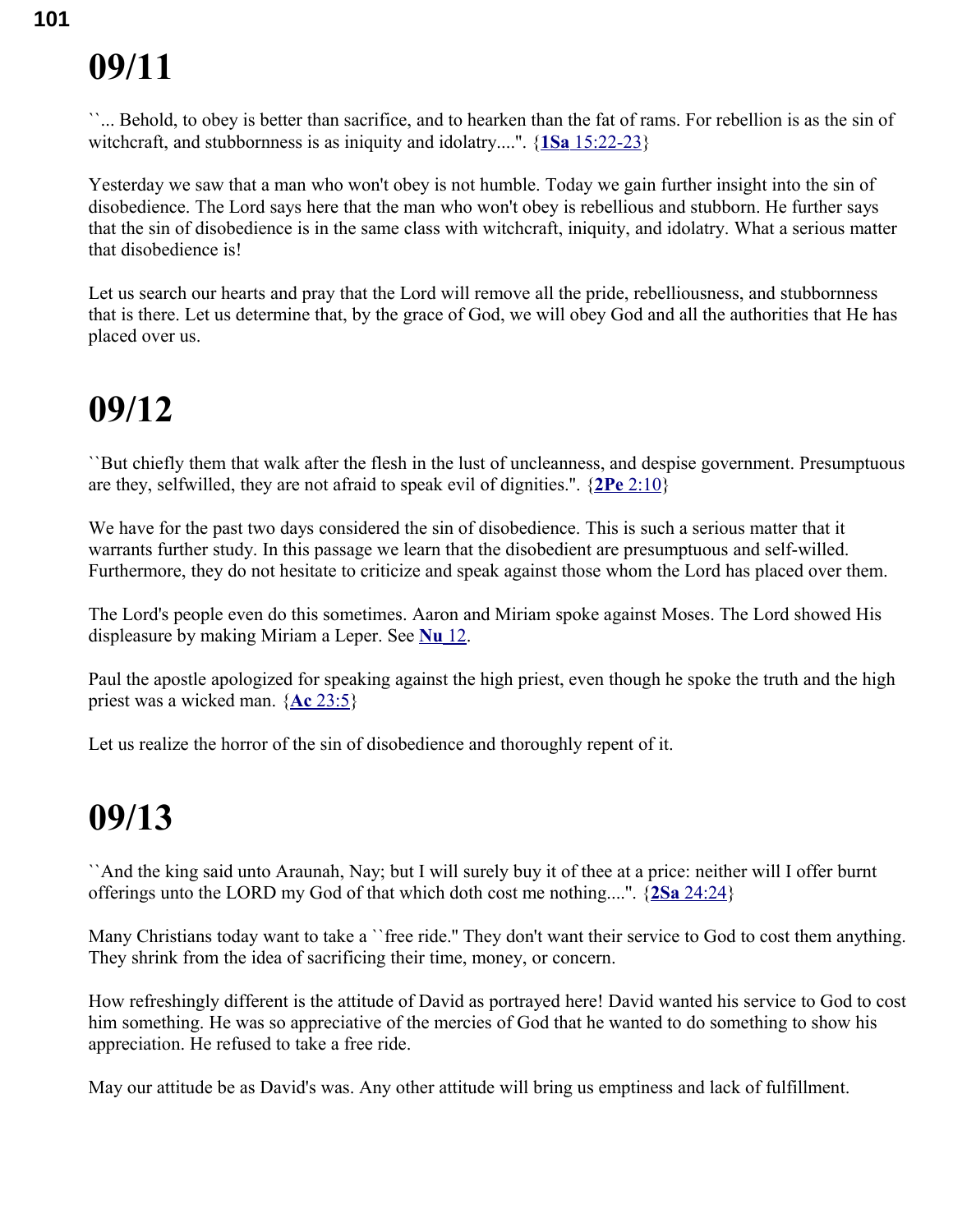# 09/11

``... Behold, to obey is better than sacrifice, and to hearken than the fat of rams. For rebellion is as the sin of witchcraft, and stubbornness is as iniquity and idolatry....". {**1Sa** 15:22-23}

Yesterday we saw that a man who won't obey is not humble. Today we gain further insight into the sin of disobedience. The Lord says here that the man who won't obey is rebellious and stubborn. He further says that the sin of disobedience is in the same class with witchcraft, iniquity, and idolatry. What a serious matter that disobedience is!

Let us search our hearts and pray that the Lord will remove all the pride, rebelliousness, and stubbornness that is there. Let us determine that, by the grace of God, we will obey God and all the authorities that He has placed over us.

# 09/12

``But chiefly them that walk after the flesh in the lust of uncleanness, and despise government. Presumptuous are they, selfwilled, they are not afraid to speak evil of dignities.". {**2Pe** 2:10}

We have for the past two days considered the sin of disobedience. This is such a serious matter that it warrants further study. In this passage we learn that the disobedient are presumptuous and self-willed. Furthermore, they do not hesitate to criticize and speak against those whom the Lord has placed over them.

The Lord's people even do this sometimes. Aaron and Miriam spoke against Moses. The Lord showed His displeasure by making Miriam a Leper. See **Nu** 12.

Paul the apostle apologized for speaking against the high priest, even though he spoke the truth and the high priest was a wicked man. {**Ac** 23:5}

Let us realize the horror of the sin of disobedience and thoroughly repent of it.

# 09/13

``And the king said unto Araunah, Nay; but I will surely buy it of thee at a price: neither will I offer burnt offerings unto the LORD my God of that which doth cost me nothing....". {**2Sa** 24:24}

Many Christians today want to take a ``free ride.'' They don't want their service to God to cost them anything. They shrink from the idea of sacrificing their time, money, or concern.

How refreshingly different is the attitude of David as portrayed here! David wanted his service to God to cost him something. He was so appreciative of the mercies of God that he wanted to do something to show his appreciation. He refused to take a free ride.

May our attitude be as David's was. Any other attitude will bring us emptiness and lack of fulfillment.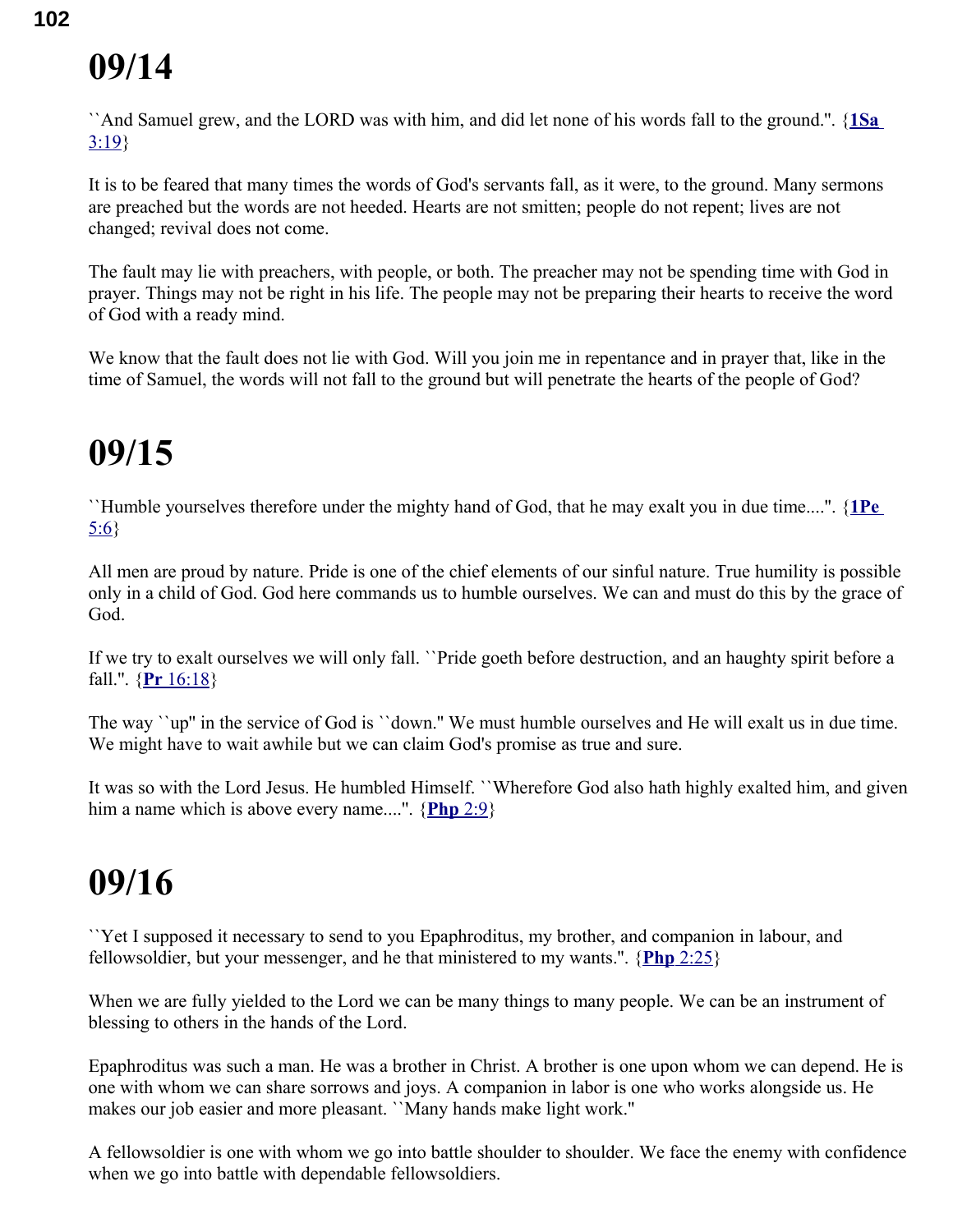# 09/14

``And Samuel grew, and the LORD was with him, and did let none of his words fall to the ground.''. {**1Sa** 3:19}

It is to be feared that many times the words of God's servants fall, as it were, to the ground. Many sermons are preached but the words are not heeded. Hearts are not smitten; people do not repent; lives are not changed; revival does not come.

The fault may lie with preachers, with people, or both. The preacher may not be spending time with God in prayer. Things may not be right in his life. The people may not be preparing their hearts to receive the word of God with a ready mind.

We know that the fault does not lie with God. Will you join me in repentance and in prayer that, like in the time of Samuel, the words will not fall to the ground but will penetrate the hearts of the people of God?

# 09/15

``Humble yourselves therefore under the mighty hand of God, that he may exalt you in due time....''. {**1Pe** 5:6}

All men are proud by nature. Pride is one of the chief elements of our sinful nature. True humility is possible only in a child of God. God here commands us to humble ourselves. We can and must do this by the grace of God.

If we try to exalt ourselves we will only fall. ``Pride goeth before destruction, and an haughty spirit before a fall.''. {**Pr** 16:18}

The way ``up'' in the service of God is ``down.'' We must humble ourselves and He will exalt us in due time. We might have to wait awhile but we can claim God's promise as true and sure.

It was so with the Lord Jesus. He humbled Himself. ``Wherefore God also hath highly exalted him, and given him a name which is above every name....''. {**Php** 2:9}

# 09/16

``Yet I supposed it necessary to send to you Epaphroditus, my brother, and companion in labour, and fellowsoldier, but your messenger, and he that ministered to my wants.''. {**Php** 2:25}

When we are fully yielded to the Lord we can be many things to many people. We can be an instrument of blessing to others in the hands of the Lord.

Epaphroditus was such a man. He was a brother in Christ. A brother is one upon whom we can depend. He is one with whom we can share sorrows and joys. A companion in labor is one who works alongside us. He makes our job easier and more pleasant. ``Many hands make light work.''

A fellowsoldier is one with whom we go into battle shoulder to shoulder. We face the enemy with confidence when we go into battle with dependable fellowsoldiers.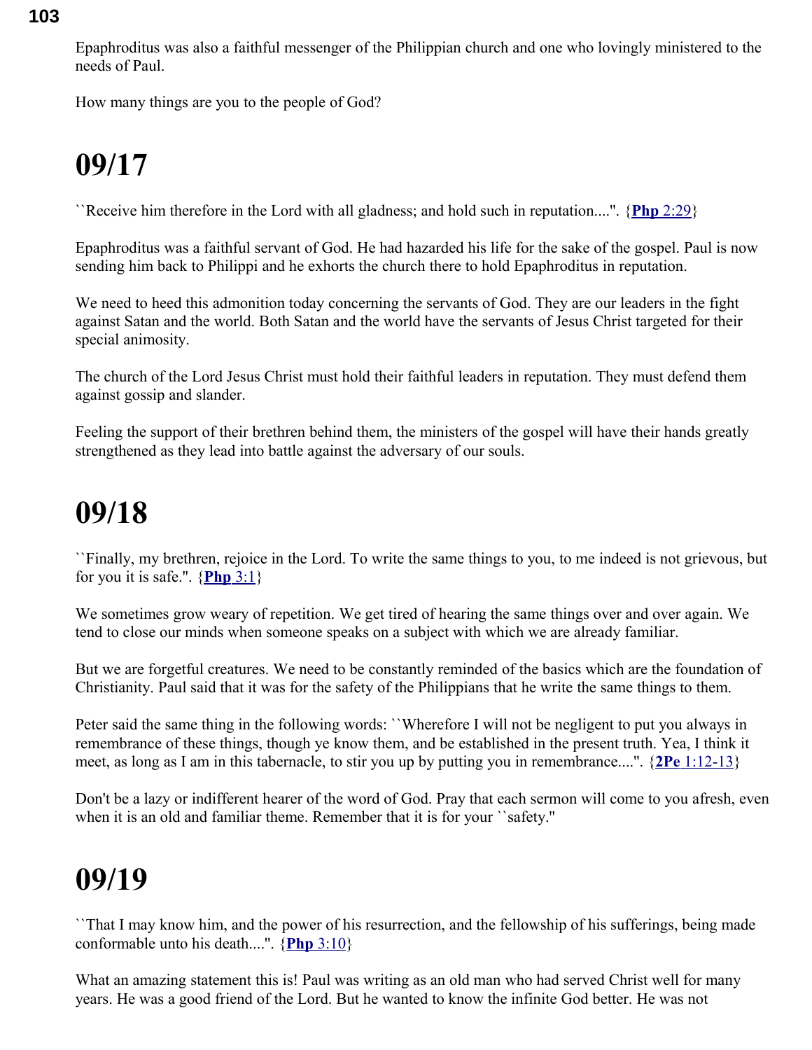Epaphroditus was also a faithful messenger of the Philippian church and one who lovingly ministered to the needs of Paul.

How many things are you to the people of God?

# 09/17

``Receive him therefore in the Lord with all gladness; and hold such in reputation....''. {**Php** 2:29}

Epaphroditus was a faithful servant of God. He had hazarded his life for the sake of the gospel. Paul is now sending him back to Philippi and he exhorts the church there to hold Epaphroditus in reputation.

We need to heed this admonition today concerning the servants of God. They are our leaders in the fight against Satan and the world. Both Satan and the world have the servants of Jesus Christ targeted for their special animosity.

The church of the Lord Jesus Christ must hold their faithful leaders in reputation. They must defend them against gossip and slander.

Feeling the support of their brethren behind them, the ministers of the gospel will have their hands greatly strengthened as they lead into battle against the adversary of our souls.

# 09/18

``Finally, my brethren, rejoice in the Lord. To write the same things to you, to me indeed is not grievous, but for you it is safe.''. {**Php** 3:1}

We sometimes grow weary of repetition. We get tired of hearing the same things over and over again. We tend to close our minds when someone speaks on a subject with which we are already familiar.

But we are forgetful creatures. We need to be constantly reminded of the basics which are the foundation of Christianity. Paul said that it was for the safety of the Philippians that he write the same things to them.

Peter said the same thing in the following words: ``Wherefore I will not be negligent to put you always in remembrance of these things, though ye know them, and be established in the present truth. Yea, I think it meet, as long as I am in this tabernacle, to stir you up by putting you in remembrance....''. {**2Pe** 1:12-13}

Don't be a lazy or indifferent hearer of the word of God. Pray that each sermon will come to you afresh, even when it is an old and familiar theme. Remember that it is for your ``safety.''

# 09/19

``That I may know him, and the power of his resurrection, and the fellowship of his sufferings, being made conformable unto his death....''. {**Php** 3:10}

What an amazing statement this is! Paul was writing as an old man who had served Christ well for many years. He was a good friend of the Lord. But he wanted to know the infinite God better. He was not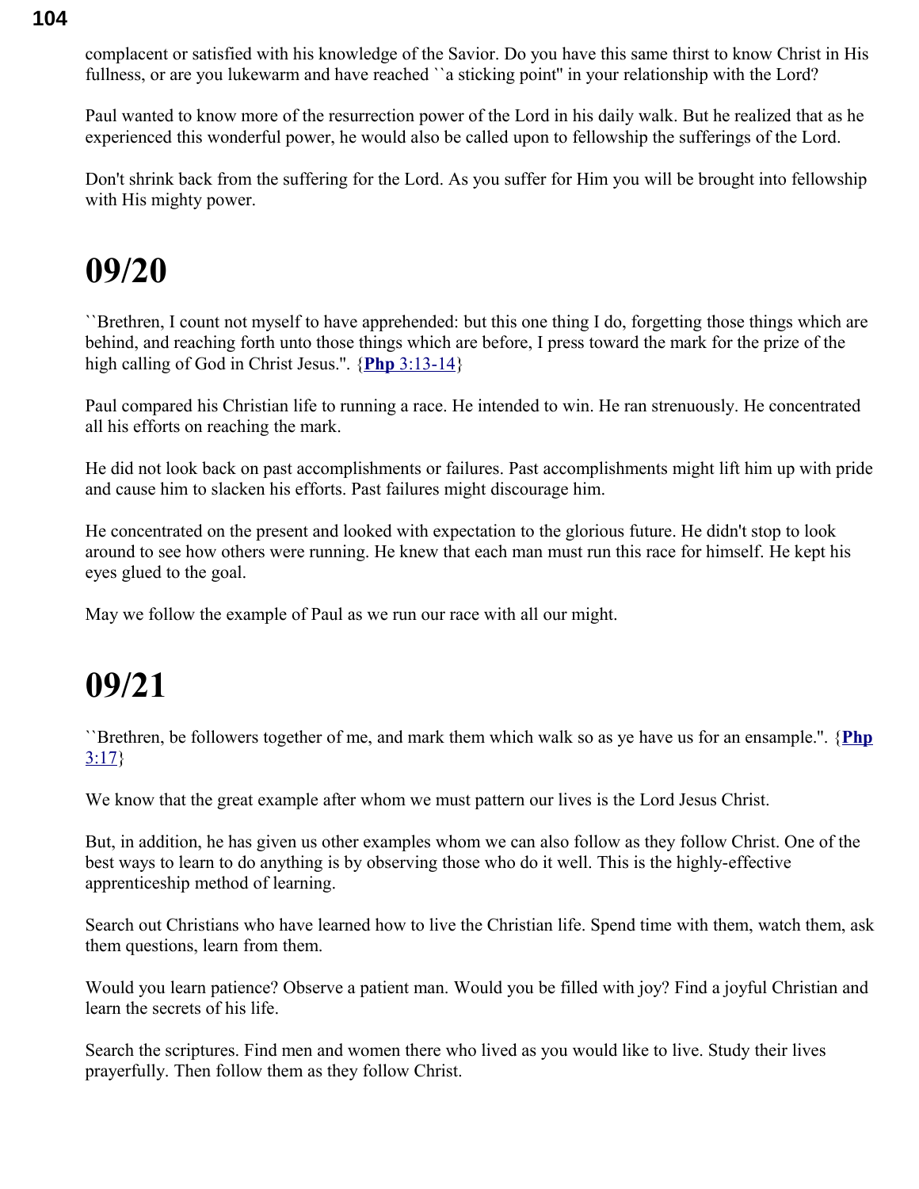complacent or satisfied with his knowledge of the Savior. Do you have this same thirst to know Christ in His fullness, or are you lukewarm and have reached ``a sticking point'' in your relationship with the Lord?

Paul wanted to know more of the resurrection power of the Lord in his daily walk. But he realized that as he experienced this wonderful power, he would also be called upon to fellowship the sufferings of the Lord.

Don't shrink back from the suffering for the Lord. As you suffer for Him you will be brought into fellowship with His mighty power.

# 09/20

``Brethren, I count not myself to have apprehended: but this one thing I do, forgetting those things which are behind, and reaching forth unto those things which are before, I press toward the mark for the prize of the high calling of God in Christ Jesus.''. {**Php** 3:13-14}

Paul compared his Christian life to running a race. He intended to win. He ran strenuously. He concentrated all his efforts on reaching the mark.

He did not look back on past accomplishments or failures. Past accomplishments might lift him up with pride and cause him to slacken his efforts. Past failures might discourage him.

He concentrated on the present and looked with expectation to the glorious future. He didn't stop to look around to see how others were running. He knew that each man must run this race for himself. He kept his eyes glued to the goal.

May we follow the example of Paul as we run our race with all our might.

# 09/21

``Brethren, be followers together of me, and mark them which walk so as ye have us for an ensample.''. {**Php** 3:17}

We know that the great example after whom we must pattern our lives is the Lord Jesus Christ.

But, in addition, he has given us other examples whom we can also follow as they follow Christ. One of the best ways to learn to do anything is by observing those who do it well. This is the highly-effective apprenticeship method of learning.

Search out Christians who have learned how to live the Christian life. Spend time with them, watch them, ask them questions, learn from them.

Would you learn patience? Observe a patient man. Would you be filled with joy? Find a joyful Christian and learn the secrets of his life.

Search the scriptures. Find men and women there who lived as you would like to live. Study their lives prayerfully. Then follow them as they follow Christ.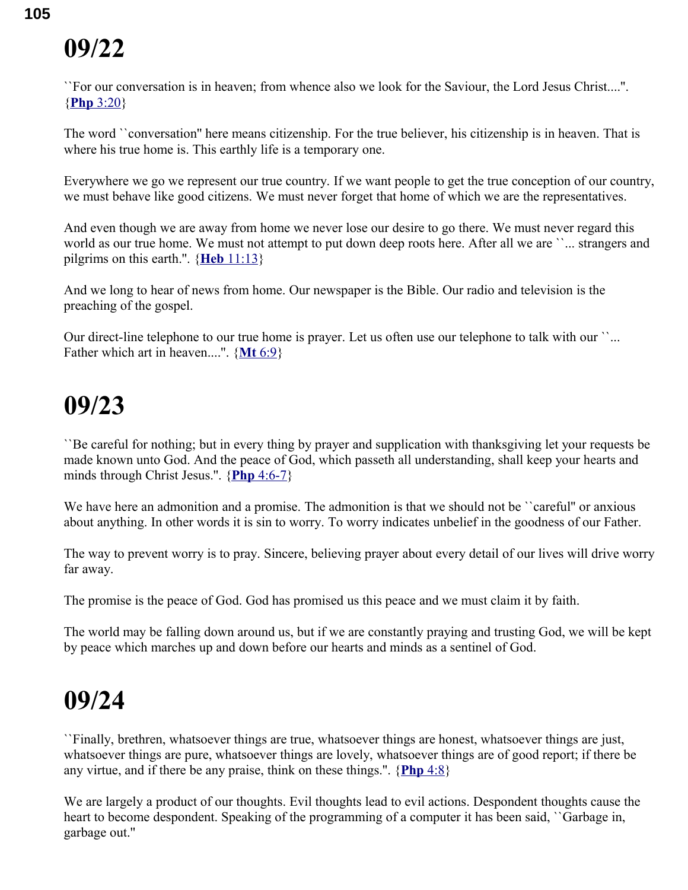# 09/22

``For our conversation is in heaven; from whence also we look for the Saviour, the Lord Jesus Christ....". {**Php** 3:20}

The word ``conversation'' here means citizenship. For the true believer, his citizenship is in heaven. That is where his true home is. This earthly life is a temporary one.

Everywhere we go we represent our true country. If we want people to get the true conception of our country, we must behave like good citizens. We must never forget that home of which we are the representatives.

And even though we are away from home we never lose our desire to go there. We must never regard this world as our true home. We must not attempt to put down deep roots here. After all we are ``... strangers and pilgrims on this earth.". {**Heb** 11:13}

And we long to hear of news from home. Our newspaper is the Bible. Our radio and television is the preaching of the gospel.

Our direct-line telephone to our true home is prayer. Let us often use our telephone to talk with our ``... Father which art in heaven....". {**Mt** 6:9}

# 09/23

``Be careful for nothing; but in every thing by prayer and supplication with thanksgiving let your requests be made known unto God. And the peace of God, which passeth all understanding, shall keep your hearts and minds through Christ Jesus.". {**Php** 4:6-7}

We have here an admonition and a promise. The admonition is that we should not be ``careful'' or anxious about anything. In other words it is sin to worry. To worry indicates unbelief in the goodness of our Father.

The way to prevent worry is to pray. Sincere, believing prayer about every detail of our lives will drive worry far away.

The promise is the peace of God. God has promised us this peace and we must claim it by faith.

The world may be falling down around us, but if we are constantly praying and trusting God, we will be kept by peace which marches up and down before our hearts and minds as a sentinel of God.

# 09/24

``Finally, brethren, whatsoever things are true, whatsoever things are honest, whatsoever things are just, whatsoever things are pure, whatsoever things are lovely, whatsoever things are of good report; if there be any virtue, and if there be any praise, think on these things.". {**Php** 4:8}

We are largely a product of our thoughts. Evil thoughts lead to evil actions. Despondent thoughts cause the heart to become despondent. Speaking of the programming of a computer it has been said, ``Garbage in, garbage out.''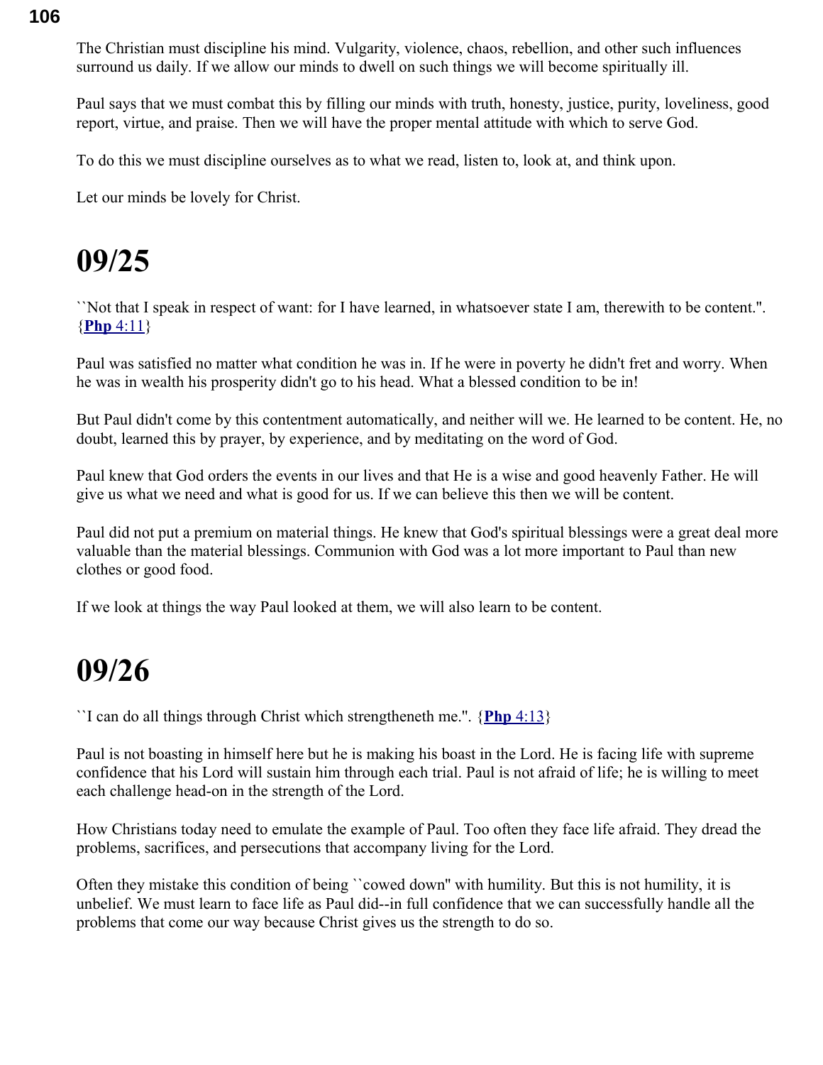The Christian must discipline his mind. Vulgarity, violence, chaos, rebellion, and other such influences surround us daily. If we allow our minds to dwell on such things we will become spiritually ill.

Paul says that we must combat this by filling our minds with truth, honesty, justice, purity, loveliness, good report, virtue, and praise. Then we will have the proper mental attitude with which to serve God.

To do this we must discipline ourselves as to what we read, listen to, look at, and think upon.

Let our minds be lovely for Christ.

# 09/25

``Not that I speak in respect of want: for I have learned, in whatsoever state I am, therewith to be content.''. {**Php** 4:11}

Paul was satisfied no matter what condition he was in. If he were in poverty he didn't fret and worry. When he was in wealth his prosperity didn't go to his head. What a blessed condition to be in!

But Paul didn't come by this contentment automatically, and neither will we. He learned to be content. He, no doubt, learned this by prayer, by experience, and by meditating on the word of God.

Paul knew that God orders the events in our lives and that He is a wise and good heavenly Father. He will give us what we need and what is good for us. If we can believe this then we will be content.

Paul did not put a premium on material things. He knew that God's spiritual blessings were a great deal more valuable than the material blessings. Communion with God was a lot more important to Paul than new clothes or good food.

If we look at things the way Paul looked at them, we will also learn to be content.

# 09/26

``I can do all things through Christ which strengtheneth me.''. {**Php** 4:13}

Paul is not boasting in himself here but he is making his boast in the Lord. He is facing life with supreme confidence that his Lord will sustain him through each trial. Paul is not afraid of life; he is willing to meet each challenge head-on in the strength of the Lord.

How Christians today need to emulate the example of Paul. Too often they face life afraid. They dread the problems, sacrifices, and persecutions that accompany living for the Lord.

Often they mistake this condition of being ``cowed down'' with humility. But this is not humility, it is unbelief. We must learn to face life as Paul did--in full confidence that we can successfully handle all the problems that come our way because Christ gives us the strength to do so.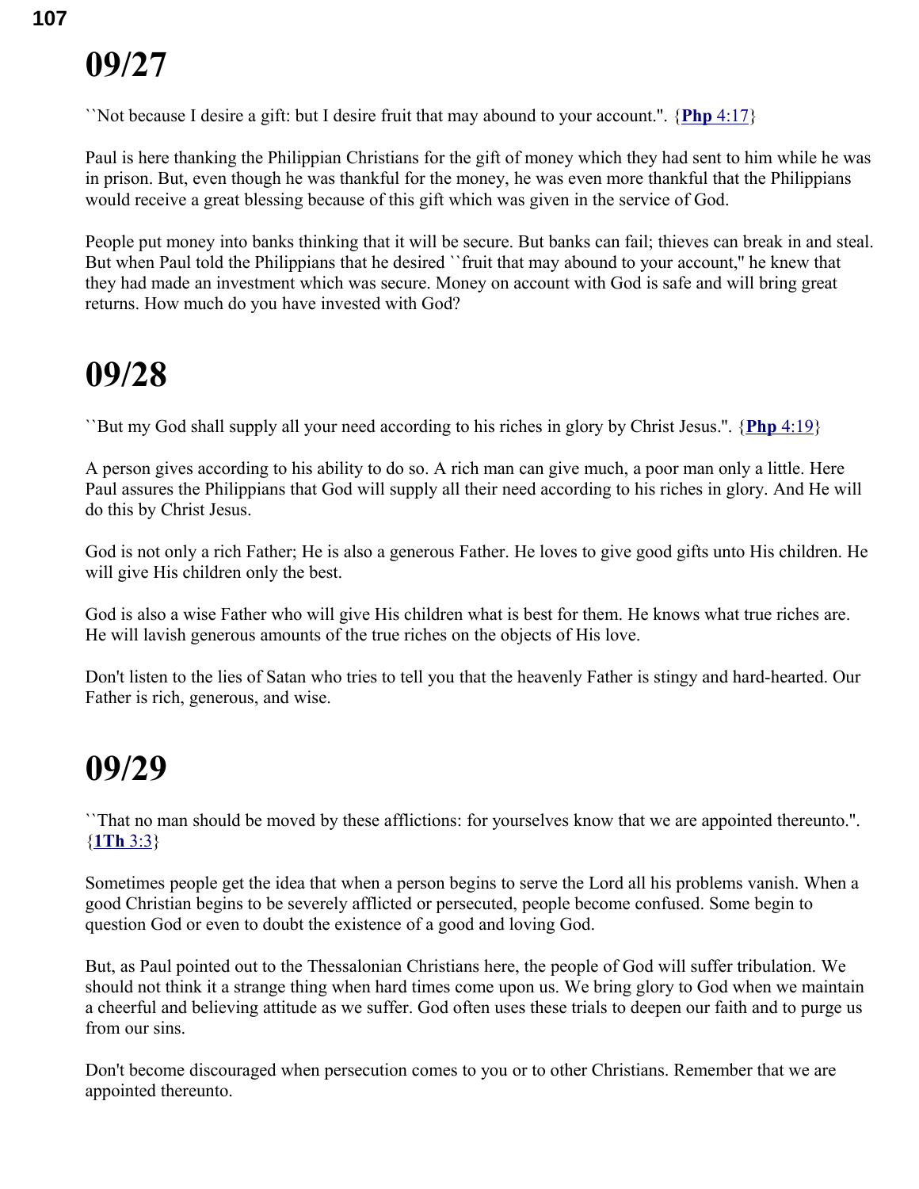# 09/27

``Not because I desire a gift: but I desire fruit that may abound to your account.''. {**Php** 4:17}

Paul is here thanking the Philippian Christians for the gift of money which they had sent to him while he was in prison. But, even though he was thankful for the money, he was even more thankful that the Philippians would receive a great blessing because of this gift which was given in the service of God.

People put money into banks thinking that it will be secure. But banks can fail; thieves can break in and steal. But when Paul told the Philippians that he desired ``fruit that may abound to your account,'' he knew that they had made an investment which was secure. Money on account with God is safe and will bring great returns. How much do you have invested with God?

# 09/28

``But my God shall supply all your need according to his riches in glory by Christ Jesus.''. {**Php** 4:19}

A person gives according to his ability to do so. A rich man can give much, a poor man only a little. Here Paul assures the Philippians that God will supply all their need according to his riches in glory. And He will do this by Christ Jesus.

God is not only a rich Father; He is also a generous Father. He loves to give good gifts unto His children. He will give His children only the best.

God is also a wise Father who will give His children what is best for them. He knows what true riches are. He will lavish generous amounts of the true riches on the objects of His love.

Don't listen to the lies of Satan who tries to tell you that the heavenly Father is stingy and hard-hearted. Our Father is rich, generous, and wise.

# 09/29

``That no man should be moved by these afflictions: for yourselves know that we are appointed thereunto.''. {**1Th** 3:3}

Sometimes people get the idea that when a person begins to serve the Lord all his problems vanish. When a good Christian begins to be severely afflicted or persecuted, people become confused. Some begin to question God or even to doubt the existence of a good and loving God.

But, as Paul pointed out to the Thessalonian Christians here, the people of God will suffer tribulation. We should not think it a strange thing when hard times come upon us. We bring glory to God when we maintain a cheerful and believing attitude as we suffer. God often uses these trials to deepen our faith and to purge us from our sins.

Don't become discouraged when persecution comes to you or to other Christians. Remember that we are appointed thereunto.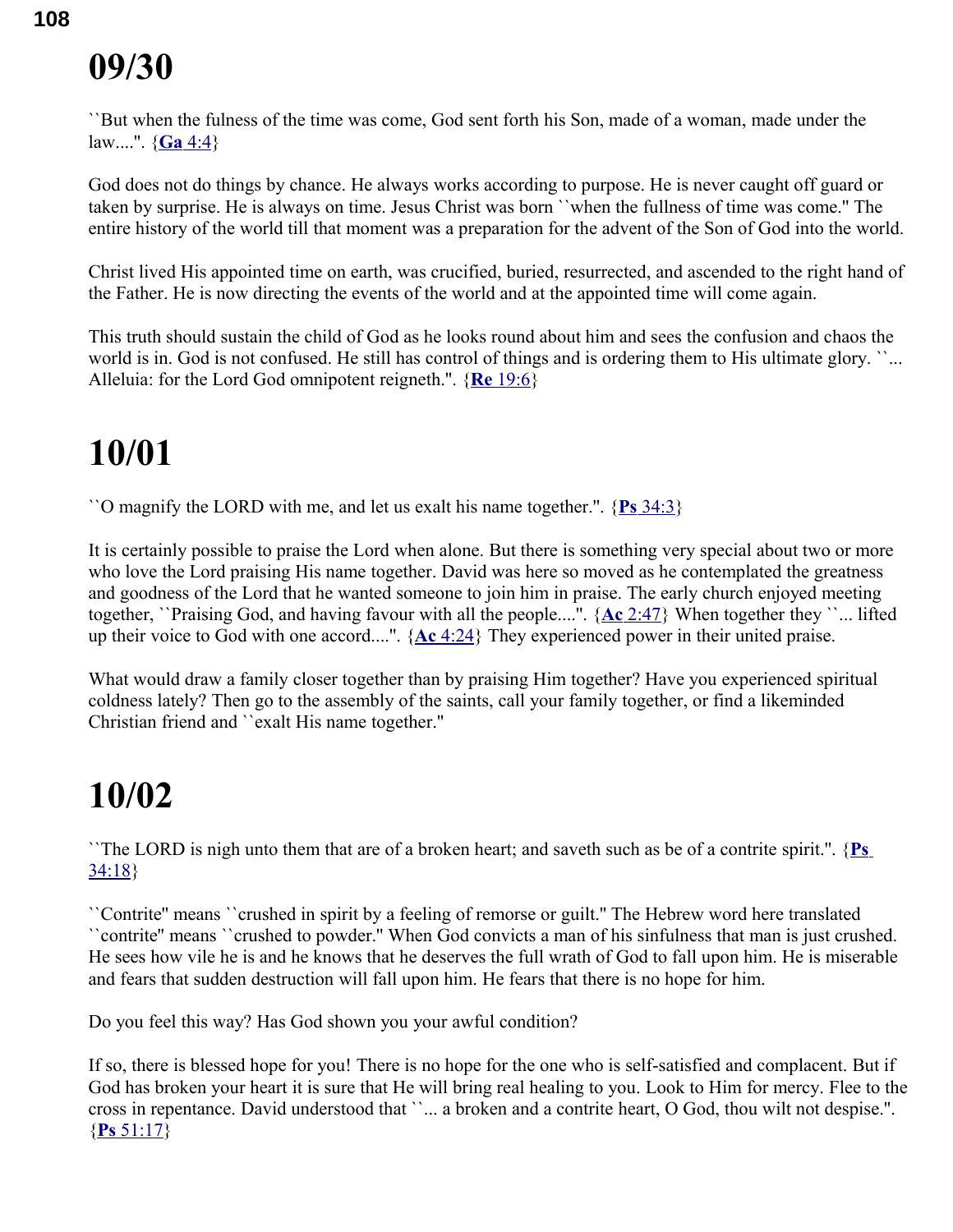# 09/30

``But when the fulness of the time was come, God sent forth his Son, made of a woman, made under the law....''. {**Ga** 4:4}

God does not do things by chance. He always works according to purpose. He is never caught off guard or taken by surprise. He is always on time. Jesus Christ was born ``when the fullness of time was come.'' The entire history of the world till that moment was a preparation for the advent of the Son of God into the world.

Christ lived His appointed time on earth, was crucified, buried, resurrected, and ascended to the right hand of the Father. He is now directing the events of the world and at the appointed time will come again.

This truth should sustain the child of God as he looks round about him and sees the confusion and chaos the world is in. God is not confused. He still has control of things and is ordering them to His ultimate glory. ``... Alleluia: for the Lord God omnipotent reigneth.''. {**Re** 19:6}

# 10/01

``O magnify the LORD with me, and let us exalt his name together.''. {**Ps** 34:3}

It is certainly possible to praise the Lord when alone. But there is something very special about two or more who love the Lord praising His name together. David was here so moved as he contemplated the greatness and goodness of the Lord that he wanted someone to join him in praise. The early church enjoyed meeting together, ``Praising God, and having favour with all the people....''. {**Ac** 2:47} When together they ``... lifted up their voice to God with one accord....''. {**Ac** 4:24} They experienced power in their united praise.

What would draw a family closer together than by praising Him together? Have you experienced spiritual coldness lately? Then go to the assembly of the saints, call your family together, or find a likeminded Christian friend and ``exalt His name together.''

# 10/02

``The LORD is nigh unto them that are of a broken heart; and saveth such as be of a contrite spirit.''. {**Ps** 34:18}

``Contrite'' means ``crushed in spirit by a feeling of remorse or guilt.'' The Hebrew word here translated ``contrite'' means ``crushed to powder.'' When God convicts a man of his sinfulness that man is just crushed. He sees how vile he is and he knows that he deserves the full wrath of God to fall upon him. He is miserable and fears that sudden destruction will fall upon him. He fears that there is no hope for him.

Do you feel this way? Has God shown you your awful condition?

If so, there is blessed hope for you! There is no hope for the one who is self-satisfied and complacent. But if God has broken your heart it is sure that He will bring real healing to you. Look to Him for mercy. Flee to the cross in repentance. David understood that ``... a broken and a contrite heart, O God, thou wilt not despise.''. {**Ps** 51:17}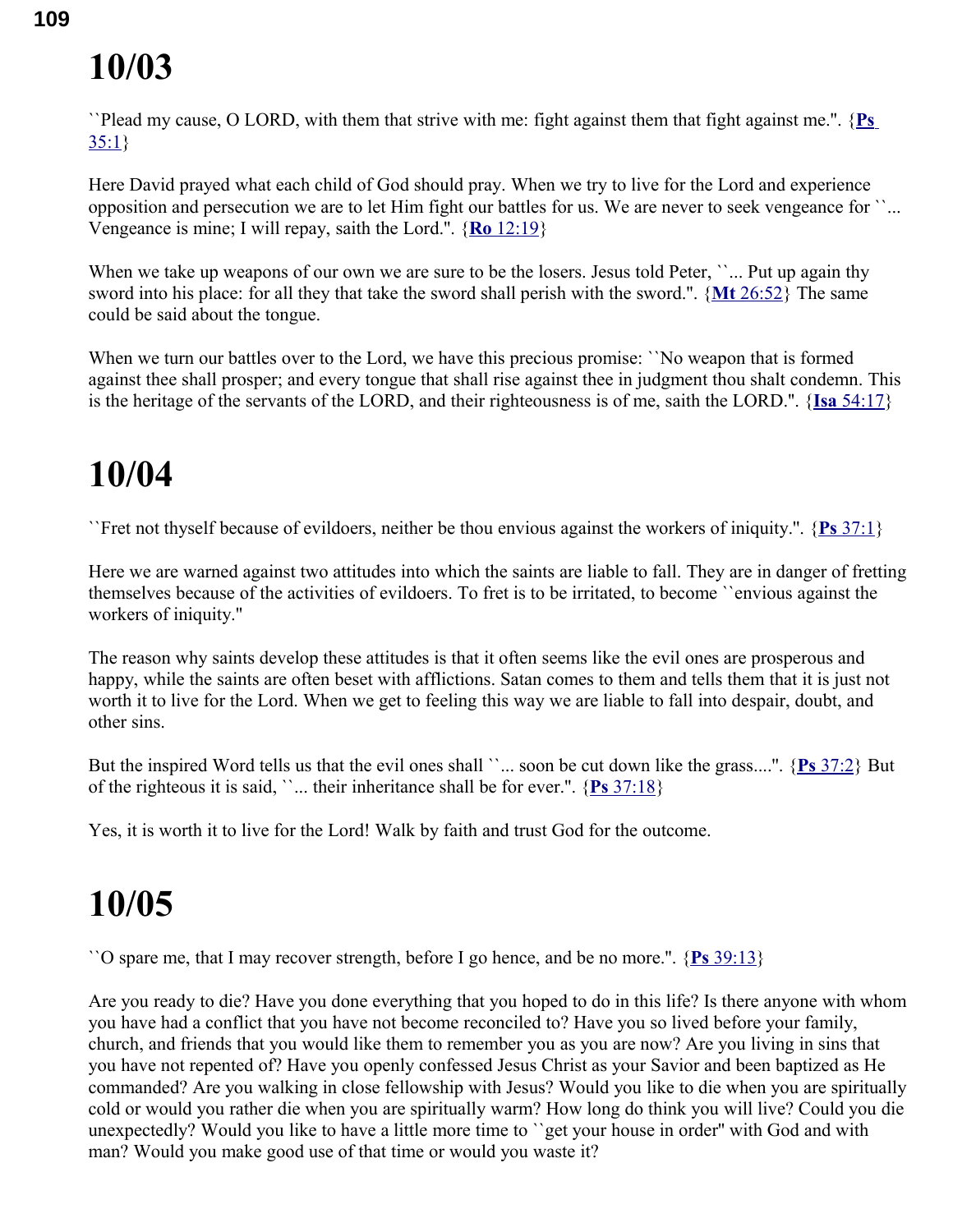# 10/03

``Plead my cause, O LORD, with them that strive with me: fight against them that fight against me.''. {**Ps** 35:1}

Here David prayed what each child of God should pray. When we try to live for the Lord and experience opposition and persecution we are to let Him fight our battles for us. We are never to seek vengeance for ``... Vengeance is mine; I will repay, saith the Lord.''. {**Ro** 12:19}

When we take up weapons of our own we are sure to be the losers. Jesus told Peter, ``... Put up again thy sword into his place: for all they that take the sword shall perish with the sword.''. {**Mt** 26:52} The same could be said about the tongue.

When we turn our battles over to the Lord, we have this precious promise: ``No weapon that is formed against thee shall prosper; and every tongue that shall rise against thee in judgment thou shalt condemn. This is the heritage of the servants of the LORD, and their righteousness is of me, saith the LORD.''. {**Isa** 54:17}

# 10/04

``Fret not thyself because of evildoers, neither be thou envious against the workers of iniquity.''. {**Ps** 37:1}

Here we are warned against two attitudes into which the saints are liable to fall. They are in danger of fretting themselves because of the activities of evildoers. To fret is to be irritated, to become ``envious against the workers of iniquity.''

The reason why saints develop these attitudes is that it often seems like the evil ones are prosperous and happy, while the saints are often beset with afflictions. Satan comes to them and tells them that it is just not worth it to live for the Lord. When we get to feeling this way we are liable to fall into despair, doubt, and other sins.

But the inspired Word tells us that the evil ones shall ``... soon be cut down like the grass....''. {**Ps** 37:2} But of the righteous it is said, ``... their inheritance shall be for ever.''. {**Ps** 37:18}

Yes, it is worth it to live for the Lord! Walk by faith and trust God for the outcome.

# 10/05

``O spare me, that I may recover strength, before I go hence, and be no more.''. {**Ps** 39:13}

Are you ready to die? Have you done everything that you hoped to do in this life? Is there anyone with whom you have had a conflict that you have not become reconciled to? Have you so lived before your family, church, and friends that you would like them to remember you as you are now? Are you living in sins that you have not repented of? Have you openly confessed Jesus Christ as your Savior and been baptized as He commanded? Are you walking in close fellowship with Jesus? Would you like to die when you are spiritually cold or would you rather die when you are spiritually warm? How long do think you will live? Could you die unexpectedly? Would you like to have a little more time to ``get your house in order'' with God and with man? Would you make good use of that time or would you waste it?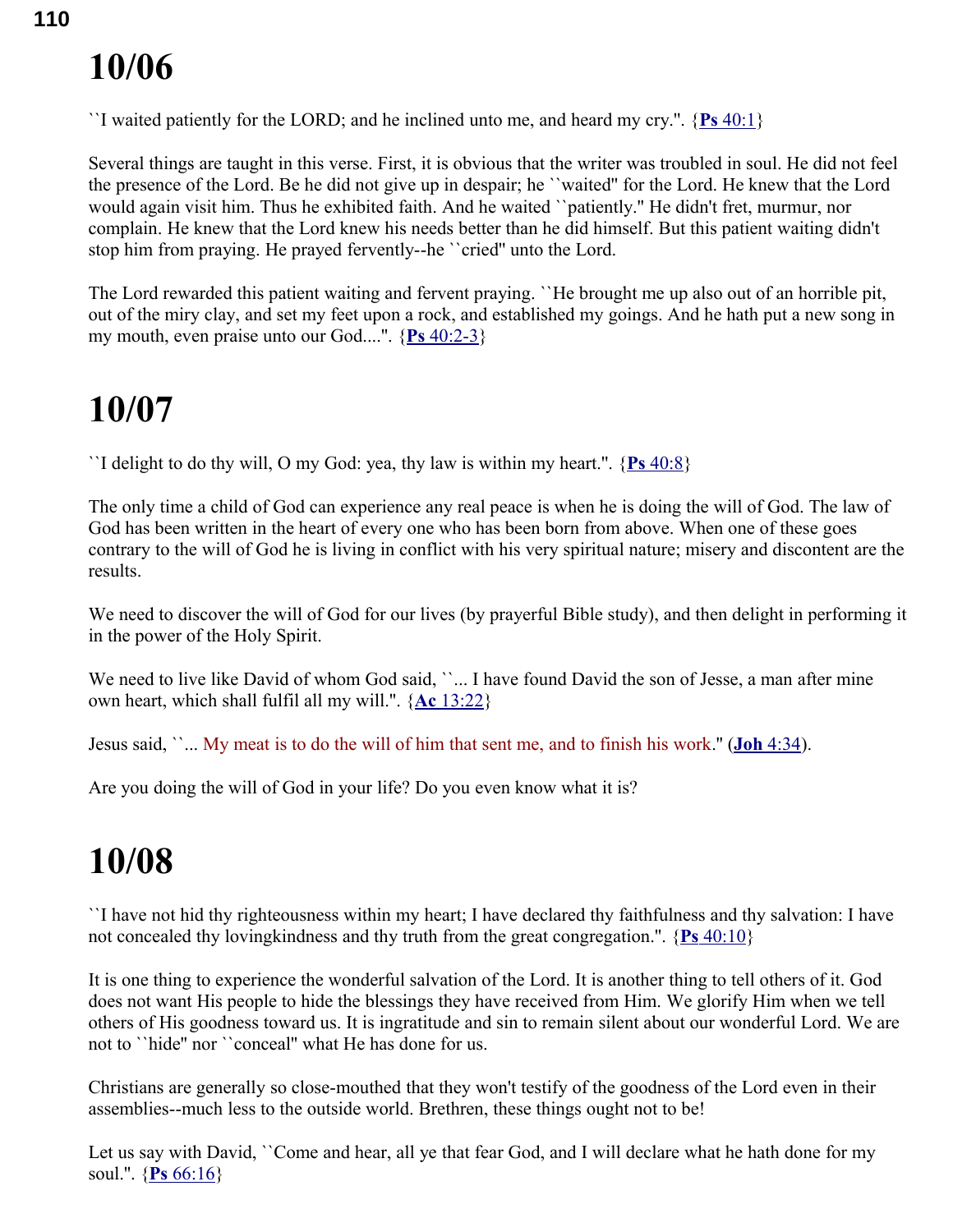# 10/06

``I waited patiently for the LORD; and he inclined unto me, and heard my cry.''. {**Ps** 40:1}

Several things are taught in this verse. First, it is obvious that the writer was troubled in soul. He did not feel the presence of the Lord. Be he did not give up in despair; he ``waited'' for the Lord. He knew that the Lord would again visit him. Thus he exhibited faith. And he waited ``patiently.'' He didn't fret, murmur, nor complain. He knew that the Lord knew his needs better than he did himself. But this patient waiting didn't stop him from praying. He prayed fervently--he ``cried'' unto the Lord.

The Lord rewarded this patient waiting and fervent praying. ``He brought me up also out of an horrible pit, out of the miry clay, and set my feet upon a rock, and established my goings. And he hath put a new song in my mouth, even praise unto our God....''. {**Ps** 40:2-3}

# 10/07

``I delight to do thy will, O my God: yea, thy law is within my heart.''. {**Ps** 40:8}

The only time a child of God can experience any real peace is when he is doing the will of God. The law of God has been written in the heart of every one who has been born from above. When one of these goes contrary to the will of God he is living in conflict with his very spiritual nature; misery and discontent are the results.

We need to discover the will of God for our lives (by prayerful Bible study), and then delight in performing it in the power of the Holy Spirit.

We need to live like David of whom God said, ``... I have found David the son of Jesse, a man after mine own heart, which shall fulfil all my will.''. {**Ac** 13:22}

Jesus said, ``... My meat is to do the will of him that sent me, and to finish his work.'' (**Joh** 4:34).

Are you doing the will of God in your life? Do you even know what it is?

# 10/08

``I have not hid thy righteousness within my heart; I have declared thy faithfulness and thy salvation: I have not concealed thy lovingkindness and thy truth from the great congregation.''. {**Ps** 40:10}

It is one thing to experience the wonderful salvation of the Lord. It is another thing to tell others of it. God does not want His people to hide the blessings they have received from Him. We glorify Him when we tell others of His goodness toward us. It is ingratitude and sin to remain silent about our wonderful Lord. We are not to ``hide'' nor ``conceal'' what He has done for us.

Christians are generally so close-mouthed that they won't testify of the goodness of the Lord even in their assemblies--much less to the outside world. Brethren, these things ought not to be!

Let us say with David, ``Come and hear, all ye that fear God, and I will declare what he hath done for my soul.''. {**Ps** 66:16}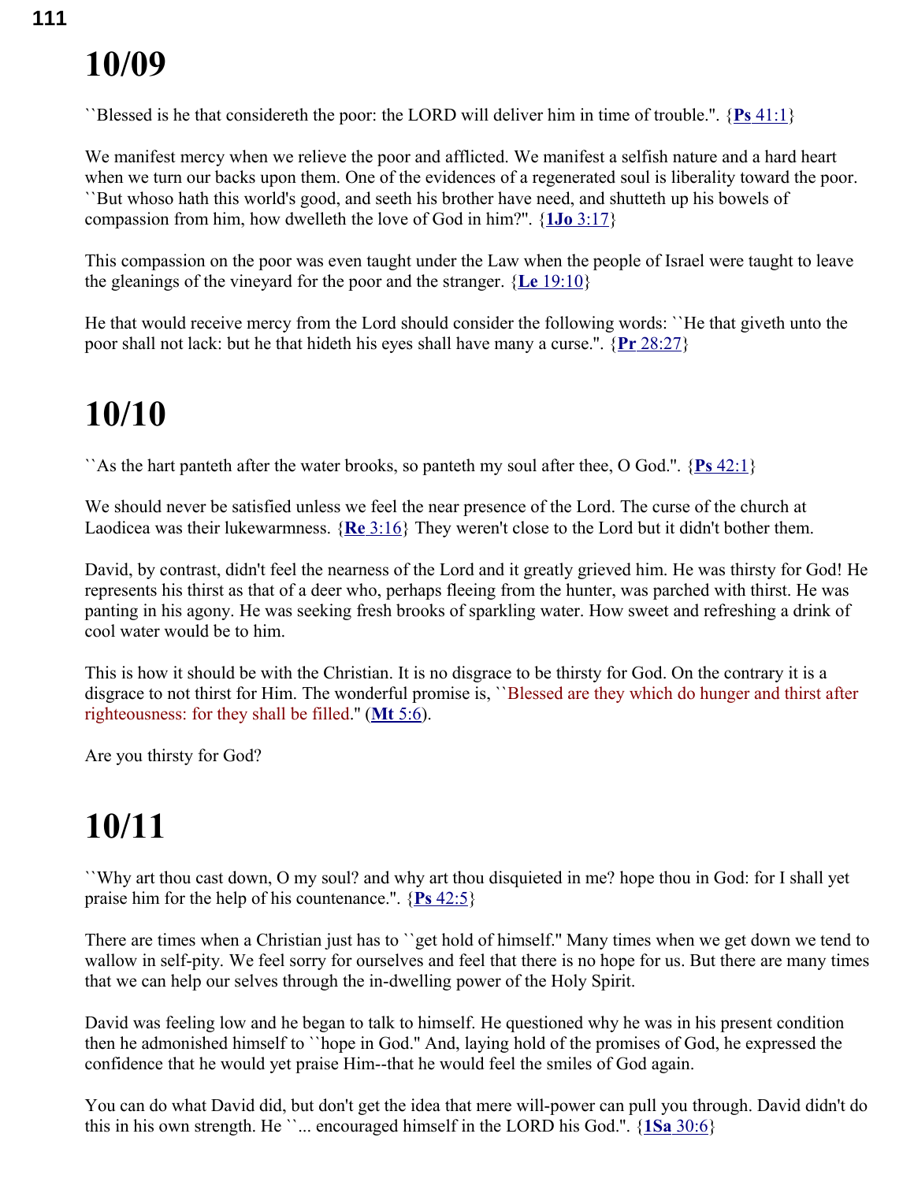# 10/09

``Blessed is he that considereth the poor: the LORD will deliver him in time of trouble.''. {**Ps** 41:1}

We manifest mercy when we relieve the poor and afflicted. We manifest a selfish nature and a hard heart when we turn our backs upon them. One of the evidences of a regenerated soul is liberality toward the poor. ``But whoso hath this world's good, and seeth his brother have need, and shutteth up his bowels of compassion from him, how dwelleth the love of God in him?''. {**1Jo** 3:17}

This compassion on the poor was even taught under the Law when the people of Israel were taught to leave the gleanings of the vineyard for the poor and the stranger. {**Le** 19:10}

He that would receive mercy from the Lord should consider the following words: ``He that giveth unto the poor shall not lack: but he that hideth his eyes shall have many a curse.''. {**Pr** 28:27}

# 10/10

``As the hart panteth after the water brooks, so panteth my soul after thee, O God.''. {**Ps** 42:1}

We should never be satisfied unless we feel the near presence of the Lord. The curse of the church at Laodicea was their lukewarmness. {**Re** 3:16} They weren't close to the Lord but it didn't bother them.

David, by contrast, didn't feel the nearness of the Lord and it greatly grieved him. He was thirsty for God! He represents his thirst as that of a deer who, perhaps fleeing from the hunter, was parched with thirst. He was panting in his agony. He was seeking fresh brooks of sparkling water. How sweet and refreshing a drink of cool water would be to him.

This is how it should be with the Christian. It is no disgrace to be thirsty for God. On the contrary it is a disgrace to not thirst for Him. The wonderful promise is, ``Blessed are they which do hunger and thirst after righteousness: for they shall be filled.'' (**Mt** 5:6).

Are you thirsty for God?

# 10/11

``Why art thou cast down, O my soul? and why art thou disquieted in me? hope thou in God: for I shall yet praise him for the help of his countenance.''. {**Ps** 42:5}

There are times when a Christian just has to ``get hold of himself.'' Many times when we get down we tend to wallow in self-pity. We feel sorry for ourselves and feel that there is no hope for us. But there are many times that we can help our selves through the in-dwelling power of the Holy Spirit.

David was feeling low and he began to talk to himself. He questioned why he was in his present condition then he admonished himself to ``hope in God.'' And, laying hold of the promises of God, he expressed the confidence that he would yet praise Him--that he would feel the smiles of God again.

You can do what David did, but don't get the idea that mere will-power can pull you through. David didn't do this in his own strength. He ``... encouraged himself in the LORD his God.''. {**1Sa** 30:6}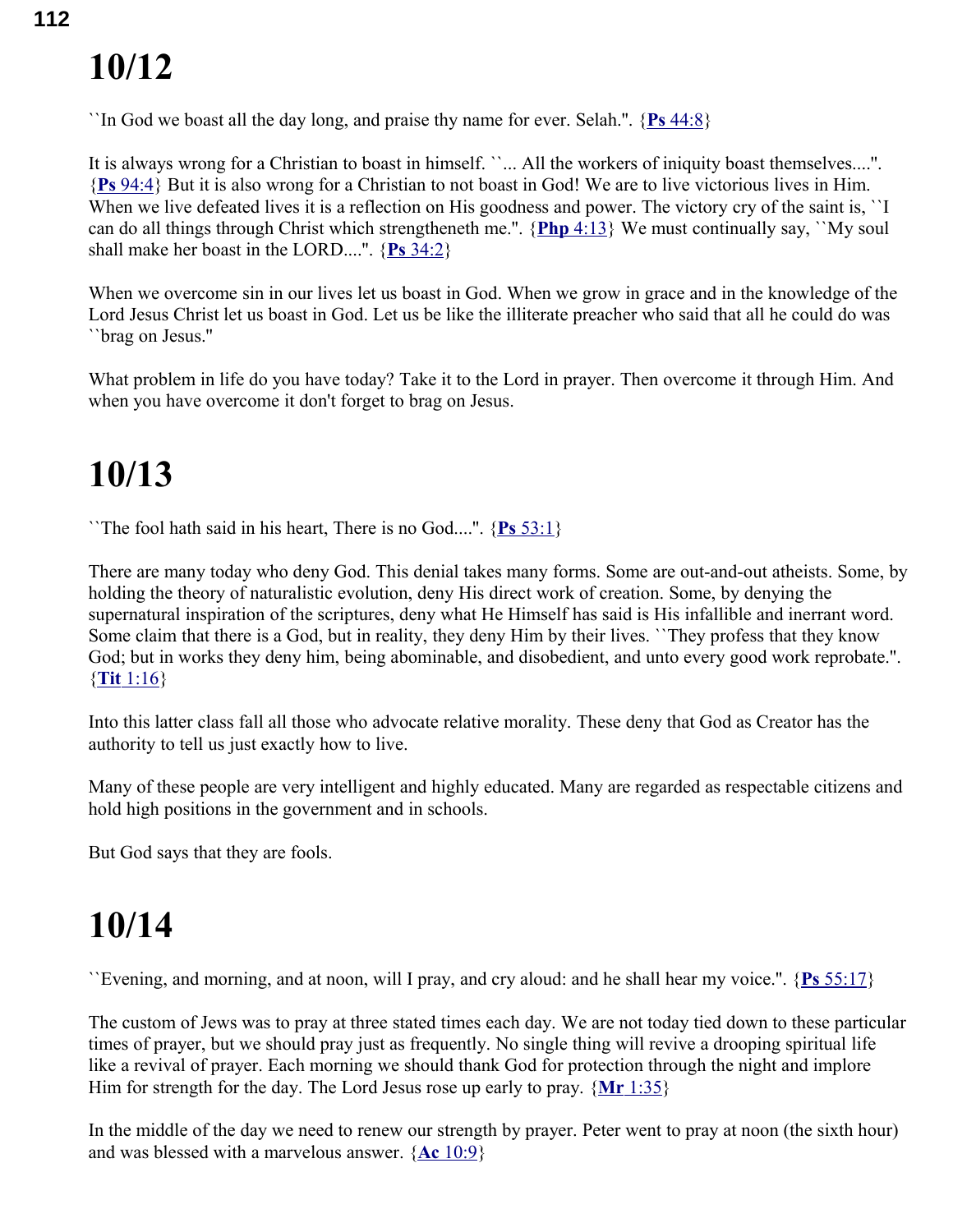# 10/12

``In God we boast all the day long, and praise thy name for ever. Selah.''. {**Ps** 44:8}

It is always wrong for a Christian to boast in himself. ``... All the workers of iniquity boast themselves....''. {**Ps** 94:4} But it is also wrong for a Christian to not boast in God! We are to live victorious lives in Him. When we live defeated lives it is a reflection on His goodness and power. The victory cry of the saint is, ``I can do all things through Christ which strengtheneth me.''. {**Php** 4:13} We must continually say, ``My soul shall make her boast in the LORD....''. {**Ps** 34:2}

When we overcome sin in our lives let us boast in God. When we grow in grace and in the knowledge of the Lord Jesus Christ let us boast in God. Let us be like the illiterate preacher who said that all he could do was ``brag on Jesus.''

What problem in life do you have today? Take it to the Lord in prayer. Then overcome it through Him. And when you have overcome it don't forget to brag on Jesus.

# 10/13

``The fool hath said in his heart, There is no God....''. {**Ps** 53:1}

There are many today who deny God. This denial takes many forms. Some are out-and-out atheists. Some, by holding the theory of naturalistic evolution, deny His direct work of creation. Some, by denying the supernatural inspiration of the scriptures, deny what He Himself has said is His infallible and inerrant word. Some claim that there is a God, but in reality, they deny Him by their lives. ``They profess that they know God; but in works they deny him, being abominable, and disobedient, and unto every good work reprobate.''. {**Tit** 1:16}

Into this latter class fall all those who advocate relative morality. These deny that God as Creator has the authority to tell us just exactly how to live.

Many of these people are very intelligent and highly educated. Many are regarded as respectable citizens and hold high positions in the government and in schools.

But God says that they are fools.

# 10/14

``Evening, and morning, and at noon, will I pray, and cry aloud: and he shall hear my voice.''. {**Ps** 55:17}

The custom of Jews was to pray at three stated times each day. We are not today tied down to these particular times of prayer, but we should pray just as frequently. No single thing will revive a drooping spiritual life like a revival of prayer. Each morning we should thank God for protection through the night and implore Him for strength for the day. The Lord Jesus rose up early to pray. {**Mr** 1:35}

In the middle of the day we need to renew our strength by prayer. Peter went to pray at noon (the sixth hour) and was blessed with a marvelous answer. {**Ac** 10:9}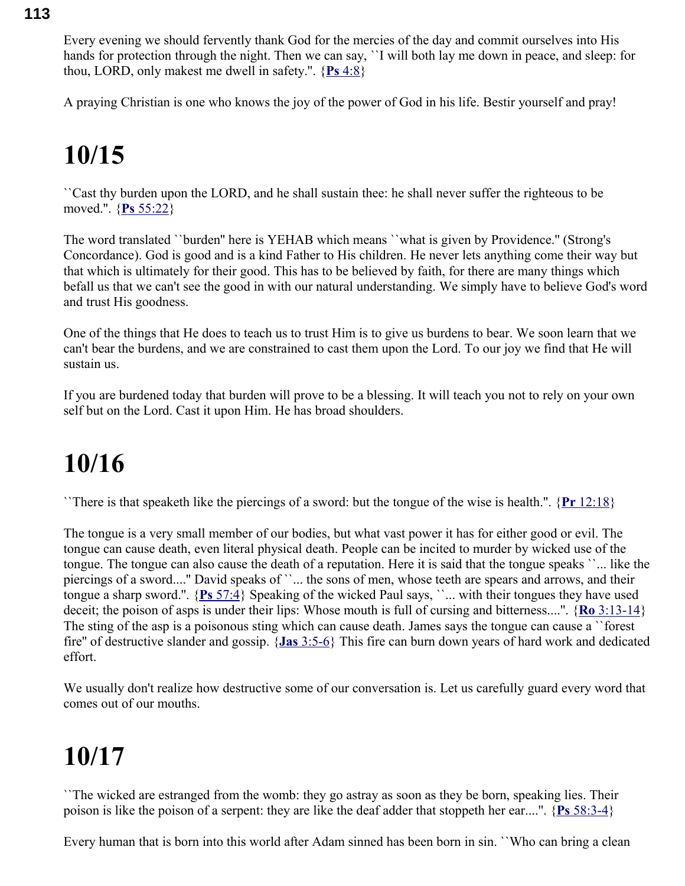Every evening we should fervently thank God for the mercies of the day and commit ourselves into His hands for protection through the night. Then we can say, ``I will both lay me down in peace, and sleep: for thou, LORD, only makest me dwell in safety.''. {**Ps** 4:8}

A praying Christian is one who knows the joy of the power of God in his life. Bestir yourself and pray!

# 10/15

``Cast thy burden upon the LORD, and he shall sustain thee: he shall never suffer the righteous to be moved.''. {**Ps** 55:22}

The word translated ``burden'' here is YEHAB which means ``what is given by Providence.'' (Strong's Concordance). God is good and is a kind Father to His children. He never lets anything come their way but that which is ultimately for their good. This has to be believed by faith, for there are many things which befall us that we can't see the good in with our natural understanding. We simply have to believe God's word and trust His goodness.

One of the things that He does to teach us to trust Him is to give us burdens to bear. We soon learn that we can't bear the burdens, and we are constrained to cast them upon the Lord. To our joy we find that He will sustain us.

If you are burdened today that burden will prove to be a blessing. It will teach you not to rely on your own self but on the Lord. Cast it upon Him. He has broad shoulders.

# 10/16

``There is that speaketh like the piercings of a sword: but the tongue of the wise is health.''. {**Pr** 12:18}

The tongue is a very small member of our bodies, but what vast power it has for either good or evil. The tongue can cause death, even literal physical death. People can be incited to murder by wicked use of the tongue. The tongue can also cause the death of a reputation. Here it is said that the tongue speaks ``... like the piercings of a sword....'' David speaks of ``... the sons of men, whose teeth are spears and arrows, and their tongue a sharp sword.''. {**Ps** 57:4} Speaking of the wicked Paul says, ``... with their tongues they have used deceit; the poison of asps is under their lips: Whose mouth is full of cursing and bitterness....''. {**Ro** 3:13-14} The sting of the asp is a poisonous sting which can cause death. James says the tongue can cause a ``forest fire'' of destructive slander and gossip. {**Jas** 3:5-6} This fire can burn down years of hard work and dedicated effort.

We usually don't realize how destructive some of our conversation is. Let us carefully guard every word that comes out of our mouths.

# 10/17

``The wicked are estranged from the womb: they go astray as soon as they be born, speaking lies. Their poison is like the poison of a serpent: they are like the deaf adder that stoppeth her ear....''. {**Ps** 58:3-4}

Every human that is born into this world after Adam sinned has been born in sin. ``Who can bring a clean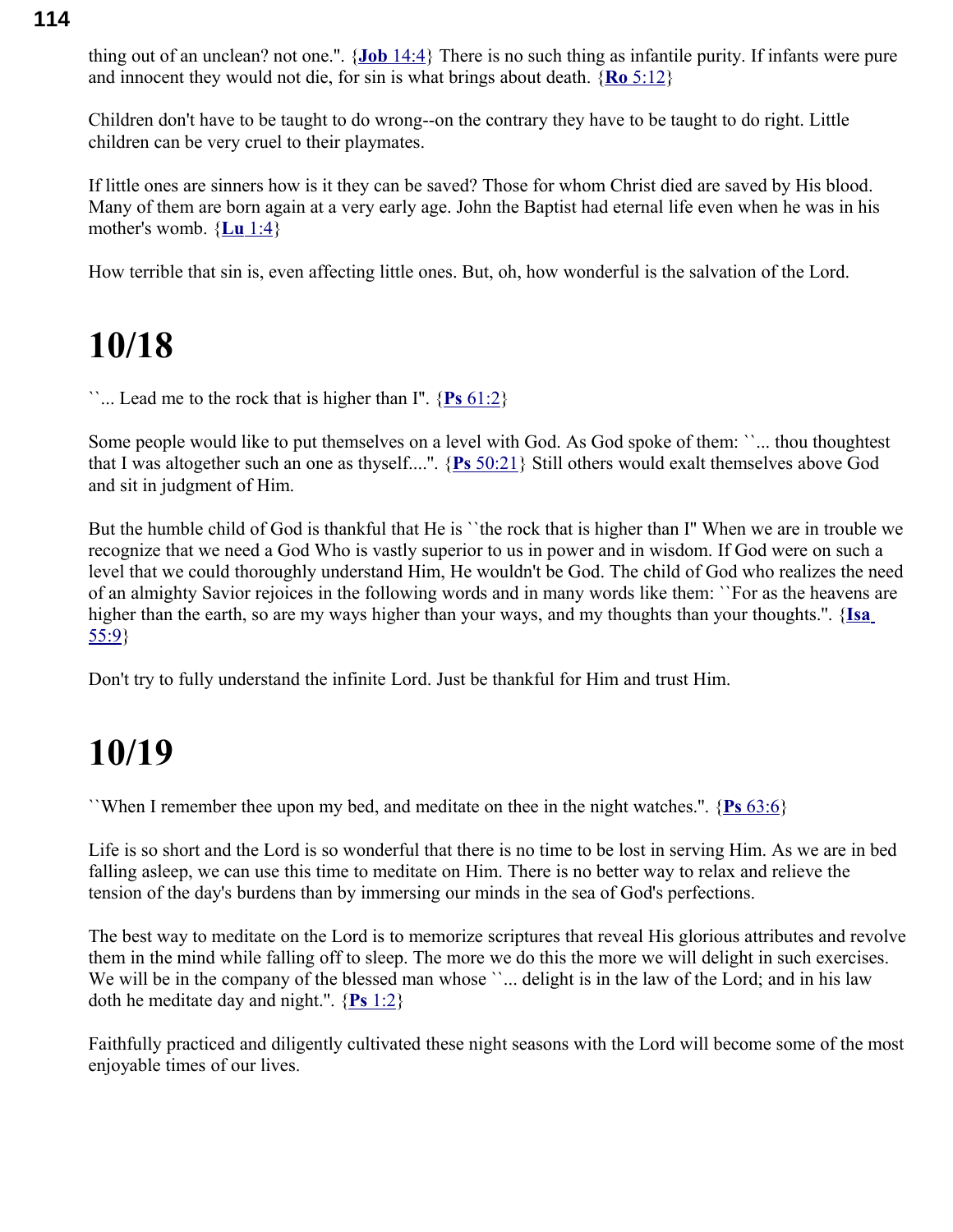thing out of an unclean? not one.". {**Job** 14:4} There is no such thing as infantile purity. If infants were pure and innocent they would not die, for sin is what brings about death. {**Ro** 5:12}

Children don't have to be taught to do wrong--on the contrary they have to be taught to do right. Little children can be very cruel to their playmates.

If little ones are sinners how is it they can be saved? Those for whom Christ died are saved by His blood. Many of them are born again at a very early age. John the Baptist had eternal life even when he was in his mother's womb. {**Lu** 1:4}

How terrible that sin is, even affecting little ones. But, oh, how wonderful is the salvation of the Lord.

# 10/18

``... Lead me to the rock that is higher than I". {**Ps** 61:2}

Some people would like to put themselves on a level with God. As God spoke of them: ``... thou thoughtest that I was altogether such an one as thyself....". {**Ps** 50:21} Still others would exalt themselves above God and sit in judgment of Him.

But the humble child of God is thankful that He is ``the rock that is higher than I" When we are in trouble we recognize that we need a God Who is vastly superior to us in power and in wisdom. If God were on such a level that we could thoroughly understand Him, He wouldn't be God. The child of God who realizes the need of an almighty Savior rejoices in the following words and in many words like them: ``For as the heavens are higher than the earth, so are my ways higher than your ways, and my thoughts than your thoughts.". {**Isa** 55:9}

Don't try to fully understand the infinite Lord. Just be thankful for Him and trust Him.

# 10/19

``When I remember thee upon my bed, and meditate on thee in the night watches.". {**Ps** 63:6}

Life is so short and the Lord is so wonderful that there is no time to be lost in serving Him. As we are in bed falling asleep, we can use this time to meditate on Him. There is no better way to relax and relieve the tension of the day's burdens than by immersing our minds in the sea of God's perfections.

The best way to meditate on the Lord is to memorize scriptures that reveal His glorious attributes and revolve them in the mind while falling off to sleep. The more we do this the more we will delight in such exercises. We will be in the company of the blessed man whose ``... delight is in the law of the Lord; and in his law doth he meditate day and night.". {**Ps** 1:2}

Faithfully practiced and diligently cultivated these night seasons with the Lord will become some of the most enjoyable times of our lives.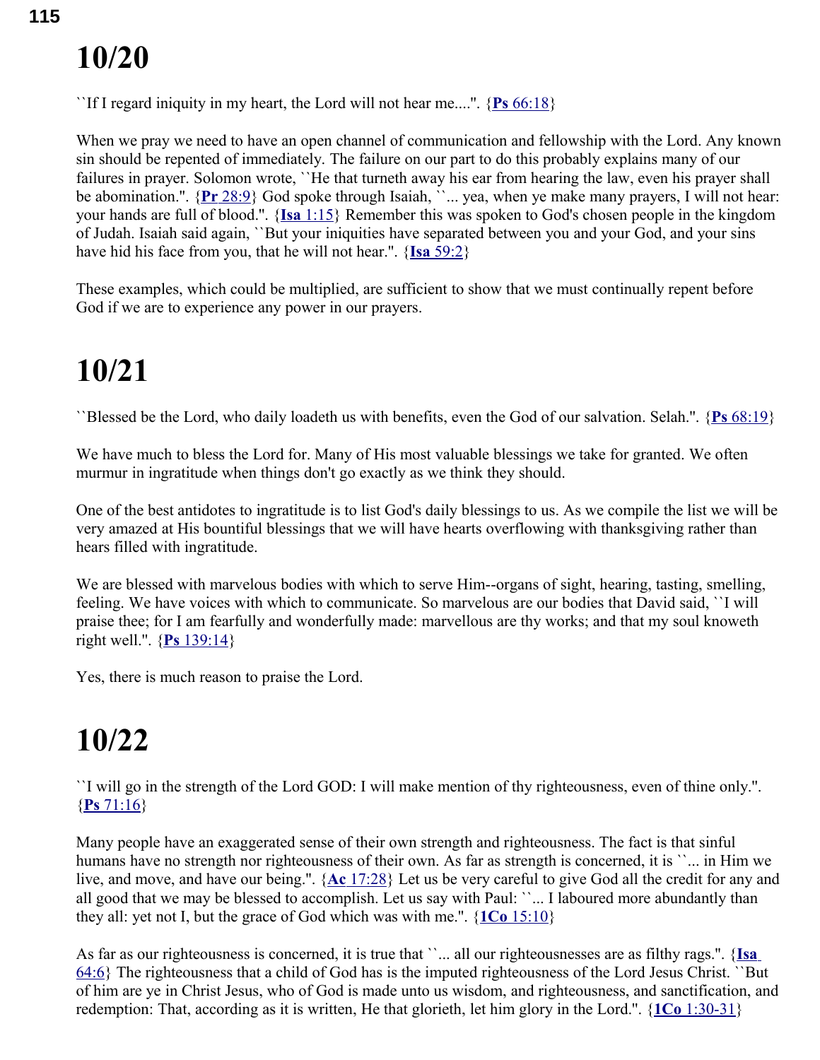# 10/20

``If I regard iniquity in my heart, the Lord will not hear me....''. {**Ps** 66:18}

When we pray we need to have an open channel of communication and fellowship with the Lord. Any known sin should be repented of immediately. The failure on our part to do this probably explains many of our failures in prayer. Solomon wrote, ``He that turneth away his ear from hearing the law, even his prayer shall be abomination.''. {**Pr** 28:9} God spoke through Isaiah, ``... yea, when ye make many prayers, I will not hear: your hands are full of blood.''. {**Isa** 1:15} Remember this was spoken to God's chosen people in the kingdom of Judah. Isaiah said again, ``But your iniquities have separated between you and your God, and your sins have hid his face from you, that he will not hear.''. {**Isa** 59:2}

These examples, which could be multiplied, are sufficient to show that we must continually repent before God if we are to experience any power in our prayers.

# 10/21

``Blessed be the Lord, who daily loadeth us with benefits, even the God of our salvation. Selah.''. {**Ps** 68:19}

We have much to bless the Lord for. Many of His most valuable blessings we take for granted. We often murmur in ingratitude when things don't go exactly as we think they should.

One of the best antidotes to ingratitude is to list God's daily blessings to us. As we compile the list we will be very amazed at His bountiful blessings that we will have hearts overflowing with thanksgiving rather than hears filled with ingratitude.

We are blessed with marvelous bodies with which to serve Him--organs of sight, hearing, tasting, smelling, feeling. We have voices with which to communicate. So marvelous are our bodies that David said, ``I will praise thee; for I am fearfully and wonderfully made: marvellous are thy works; and that my soul knoweth right well.''. {**Ps** 139:14}

Yes, there is much reason to praise the Lord.

# 10/22

``I will go in the strength of the Lord GOD: I will make mention of thy righteousness, even of thine only.''. {**Ps** 71:16}

Many people have an exaggerated sense of their own strength and righteousness. The fact is that sinful humans have no strength nor righteousness of their own. As far as strength is concerned, it is ``... in Him we live, and move, and have our being.''. {**Ac** 17:28} Let us be very careful to give God all the credit for any and all good that we may be blessed to accomplish. Let us say with Paul: ``... I laboured more abundantly than they all: yet not I, but the grace of God which was with me.''. {**1Co** 15:10}

As far as our righteousness is concerned, it is true that ``... all our righteousnesses are as filthy rags.''. {**Isa** 64:6} The righteousness that a child of God has is the imputed righteousness of the Lord Jesus Christ. ``But of him are ye in Christ Jesus, who of God is made unto us wisdom, and righteousness, and sanctification, and redemption: That, according as it is written, He that glorieth, let him glory in the Lord.''. {**1Co** 1:30-31}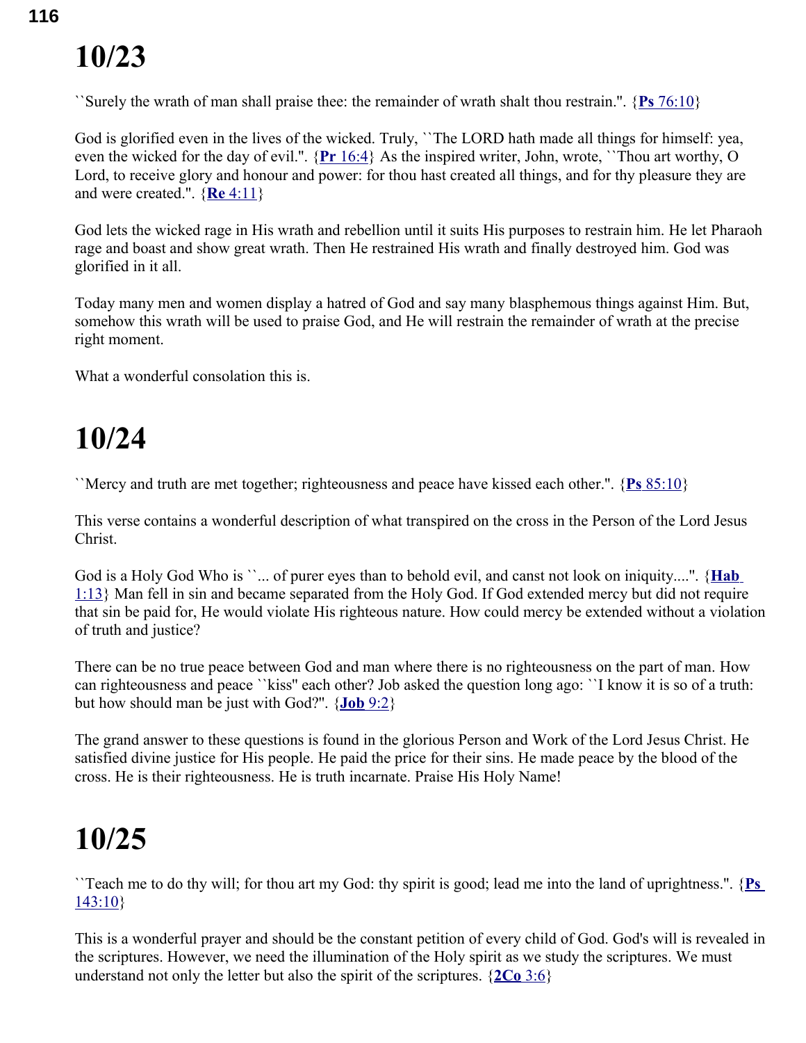# 10/23

``Surely the wrath of man shall praise thee: the remainder of wrath shalt thou restrain.''. {**Ps** 76:10}

God is glorified even in the lives of the wicked. Truly, ``The LORD hath made all things for himself: yea, even the wicked for the day of evil.''. {**Pr** 16:4} As the inspired writer, John, wrote, ``Thou art worthy, O Lord, to receive glory and honour and power: for thou hast created all things, and for thy pleasure they are and were created.''. {**Re** 4:11}

God lets the wicked rage in His wrath and rebellion until it suits His purposes to restrain him. He let Pharaoh rage and boast and show great wrath. Then He restrained His wrath and finally destroyed him. God was glorified in it all.

Today many men and women display a hatred of God and say many blasphemous things against Him. But, somehow this wrath will be used to praise God, and He will restrain the remainder of wrath at the precise right moment.

What a wonderful consolation this is.

# 10/24

``Mercy and truth are met together; righteousness and peace have kissed each other.''. {**Ps** 85:10}

This verse contains a wonderful description of what transpired on the cross in the Person of the Lord Jesus Christ.

God is a Holy God Who is ``... of purer eyes than to behold evil, and canst not look on iniquity....''. {**Hab** 1:13} Man fell in sin and became separated from the Holy God. If God extended mercy but did not require that sin be paid for, He would violate His righteous nature. How could mercy be extended without a violation of truth and justice?

There can be no true peace between God and man where there is no righteousness on the part of man. How can righteousness and peace ``kiss'' each other? Job asked the question long ago: ``I know it is so of a truth: but how should man be just with God?''. {**Job** 9:2}

The grand answer to these questions is found in the glorious Person and Work of the Lord Jesus Christ. He satisfied divine justice for His people. He paid the price for their sins. He made peace by the blood of the cross. He is their righteousness. He is truth incarnate. Praise His Holy Name!

# 10/25

``Teach me to do thy will; for thou art my God: thy spirit is good; lead me into the land of uprightness.''. {**Ps** 143:10}

This is a wonderful prayer and should be the constant petition of every child of God. God's will is revealed in the scriptures. However, we need the illumination of the Holy spirit as we study the scriptures. We must understand not only the letter but also the spirit of the scriptures. {**2Co** 3:6}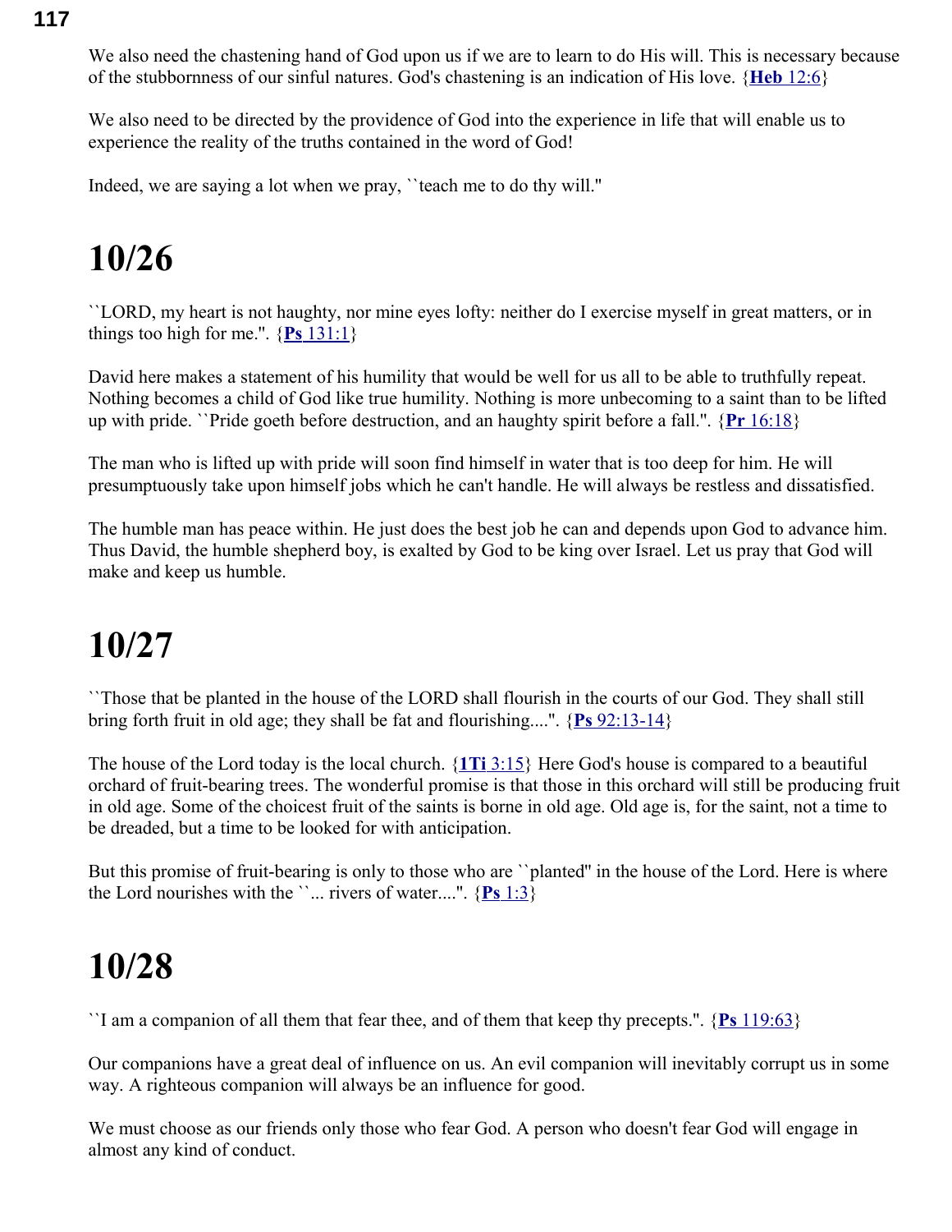We also need the chastening hand of God upon us if we are to learn to do His will. This is necessary because of the stubbornness of our sinful natures. God's chastening is an indication of His love. {**Heb** 12:6}

We also need to be directed by the providence of God into the experience in life that will enable us to experience the reality of the truths contained in the word of God!

Indeed, we are saying a lot when we pray, ``teach me to do thy will.''

# 10/26

``LORD, my heart is not haughty, nor mine eyes lofty: neither do I exercise myself in great matters, or in things too high for me.''. {**Ps** 131:1}

David here makes a statement of his humility that would be well for us all to be able to truthfully repeat. Nothing becomes a child of God like true humility. Nothing is more unbecoming to a saint than to be lifted up with pride. ``Pride goeth before destruction, and an haughty spirit before a fall.''. {**Pr** 16:18}

The man who is lifted up with pride will soon find himself in water that is too deep for him. He will presumptuously take upon himself jobs which he can't handle. He will always be restless and dissatisfied.

The humble man has peace within. He just does the best job he can and depends upon God to advance him. Thus David, the humble shepherd boy, is exalted by God to be king over Israel. Let us pray that God will make and keep us humble.

# 10/27

``Those that be planted in the house of the LORD shall flourish in the courts of our God. They shall still bring forth fruit in old age; they shall be fat and flourishing....''. {**Ps** 92:13-14}

The house of the Lord today is the local church. {**1Ti** 3:15} Here God's house is compared to a beautiful orchard of fruit-bearing trees. The wonderful promise is that those in this orchard will still be producing fruit in old age. Some of the choicest fruit of the saints is borne in old age. Old age is, for the saint, not a time to be dreaded, but a time to be looked for with anticipation.

But this promise of fruit-bearing is only to those who are ``planted'' in the house of the Lord. Here is where the Lord nourishes with the ``... rivers of water....''. {**Ps** 1:3}

# 10/28

``I am a companion of all them that fear thee, and of them that keep thy precepts.''. {**Ps** 119:63}

Our companions have a great deal of influence on us. An evil companion will inevitably corrupt us in some way. A righteous companion will always be an influence for good.

We must choose as our friends only those who fear God. A person who doesn't fear God will engage in almost any kind of conduct.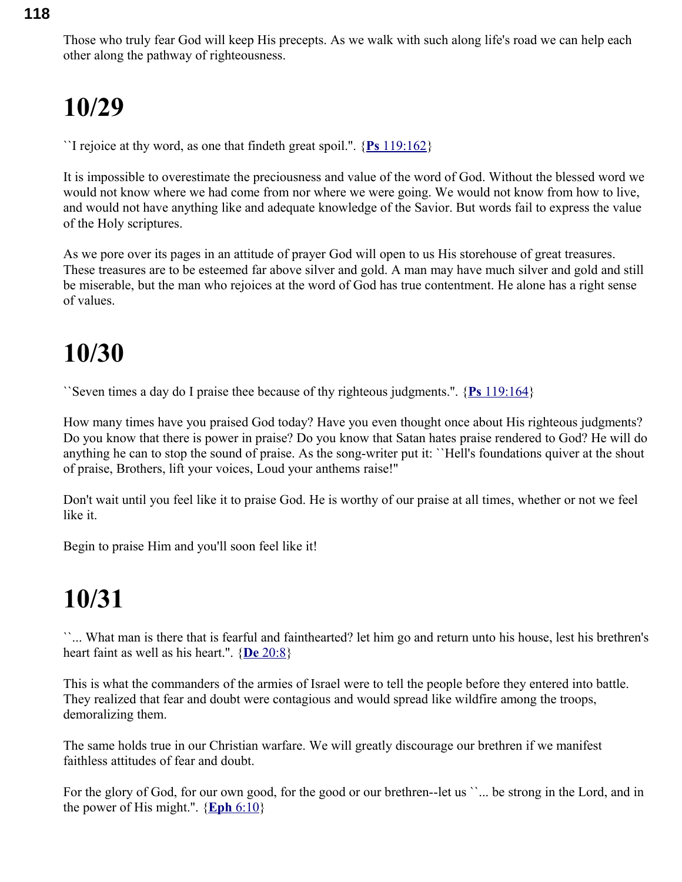Those who truly fear God will keep His precepts. As we walk with such along life's road we can help each other along the pathway of righteousness.

# 10/29

``I rejoice at thy word, as one that findeth great spoil.". {**Ps** 119:162}

It is impossible to overestimate the preciousness and value of the word of God. Without the blessed word we would not know where we had come from nor where we were going. We would not know from how to live, and would not have anything like and adequate knowledge of the Savior. But words fail to express the value of the Holy scriptures.

As we pore over its pages in an attitude of prayer God will open to us His storehouse of great treasures. These treasures are to be esteemed far above silver and gold. A man may have much silver and gold and still be miserable, but the man who rejoices at the word of God has true contentment. He alone has a right sense of values.

# 10/30

``Seven times a day do I praise thee because of thy righteous judgments.". {**Ps** 119:164}

How many times have you praised God today? Have you even thought once about His righteous judgments? Do you know that there is power in praise? Do you know that Satan hates praise rendered to God? He will do anything he can to stop the sound of praise. As the song-writer put it: ``Hell's foundations quiver at the shout of praise, Brothers, lift your voices, Loud your anthems raise!"

Don't wait until you feel like it to praise God. He is worthy of our praise at all times, whether or not we feel like it.

Begin to praise Him and you'll soon feel like it!

# 10/31

``... What man is there that is fearful and fainthearted? let him go and return unto his house, lest his brethren's heart faint as well as his heart.". {**De** 20:8}

This is what the commanders of the armies of Israel were to tell the people before they entered into battle. They realized that fear and doubt were contagious and would spread like wildfire among the troops, demoralizing them.

The same holds true in our Christian warfare. We will greatly discourage our brethren if we manifest faithless attitudes of fear and doubt.

For the glory of God, for our own good, for the good or our brethren--let us ``... be strong in the Lord, and in the power of His might.". {**Eph** 6:10}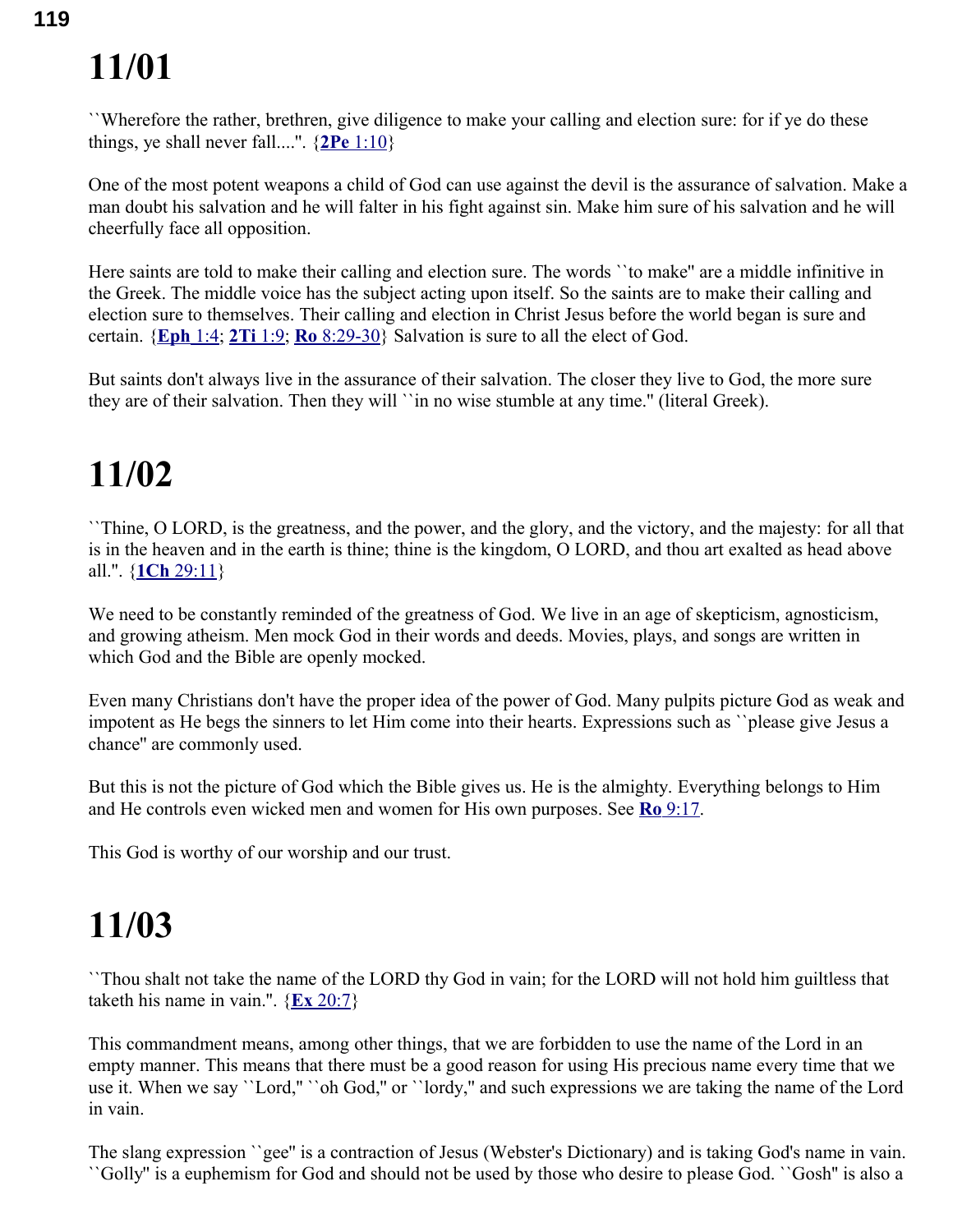# 11/01

``Wherefore the rather, brethren, give diligence to make your calling and election sure: for if ye do these things, ye shall never fall....''. {**2Pe** 1:10}

One of the most potent weapons a child of God can use against the devil is the assurance of salvation. Make a man doubt his salvation and he will falter in his fight against sin. Make him sure of his salvation and he will cheerfully face all opposition.

Here saints are told to make their calling and election sure. The words ``to make'' are a middle infinitive in the Greek. The middle voice has the subject acting upon itself. So the saints are to make their calling and election sure to themselves. Their calling and election in Christ Jesus before the world began is sure and certain. {**Eph** 1:4; **2Ti** 1:9; **Ro** 8:29-30} Salvation is sure to all the elect of God.

But saints don't always live in the assurance of their salvation. The closer they live to God, the more sure they are of their salvation. Then they will ``in no wise stumble at any time.'' (literal Greek).

# 11/02

``Thine, O LORD, is the greatness, and the power, and the glory, and the victory, and the majesty: for all that is in the heaven and in the earth is thine; thine is the kingdom, O LORD, and thou art exalted as head above all.''. {**1Ch** 29:11}

We need to be constantly reminded of the greatness of God. We live in an age of skepticism, agnosticism, and growing atheism. Men mock God in their words and deeds. Movies, plays, and songs are written in which God and the Bible are openly mocked.

Even many Christians don't have the proper idea of the power of God. Many pulpits picture God as weak and impotent as He begs the sinners to let Him come into their hearts. Expressions such as ``please give Jesus a chance'' are commonly used.

But this is not the picture of God which the Bible gives us. He is the almighty. Everything belongs to Him and He controls even wicked men and women for His own purposes. See **Ro** 9:17.

This God is worthy of our worship and our trust.

# 11/03

``Thou shalt not take the name of the LORD thy God in vain; for the LORD will not hold him guiltless that taketh his name in vain.''. {**Ex** 20:7}

This commandment means, among other things, that we are forbidden to use the name of the Lord in an empty manner. This means that there must be a good reason for using His precious name every time that we use it. When we say ``Lord,'' ``oh God,'' or ``lordy,'' and such expressions we are taking the name of the Lord in vain.

The slang expression ``gee'' is a contraction of Jesus (Webster's Dictionary) and is taking God's name in vain. ``Golly'' is a euphemism for God and should not be used by those who desire to please God. ``Gosh'' is also a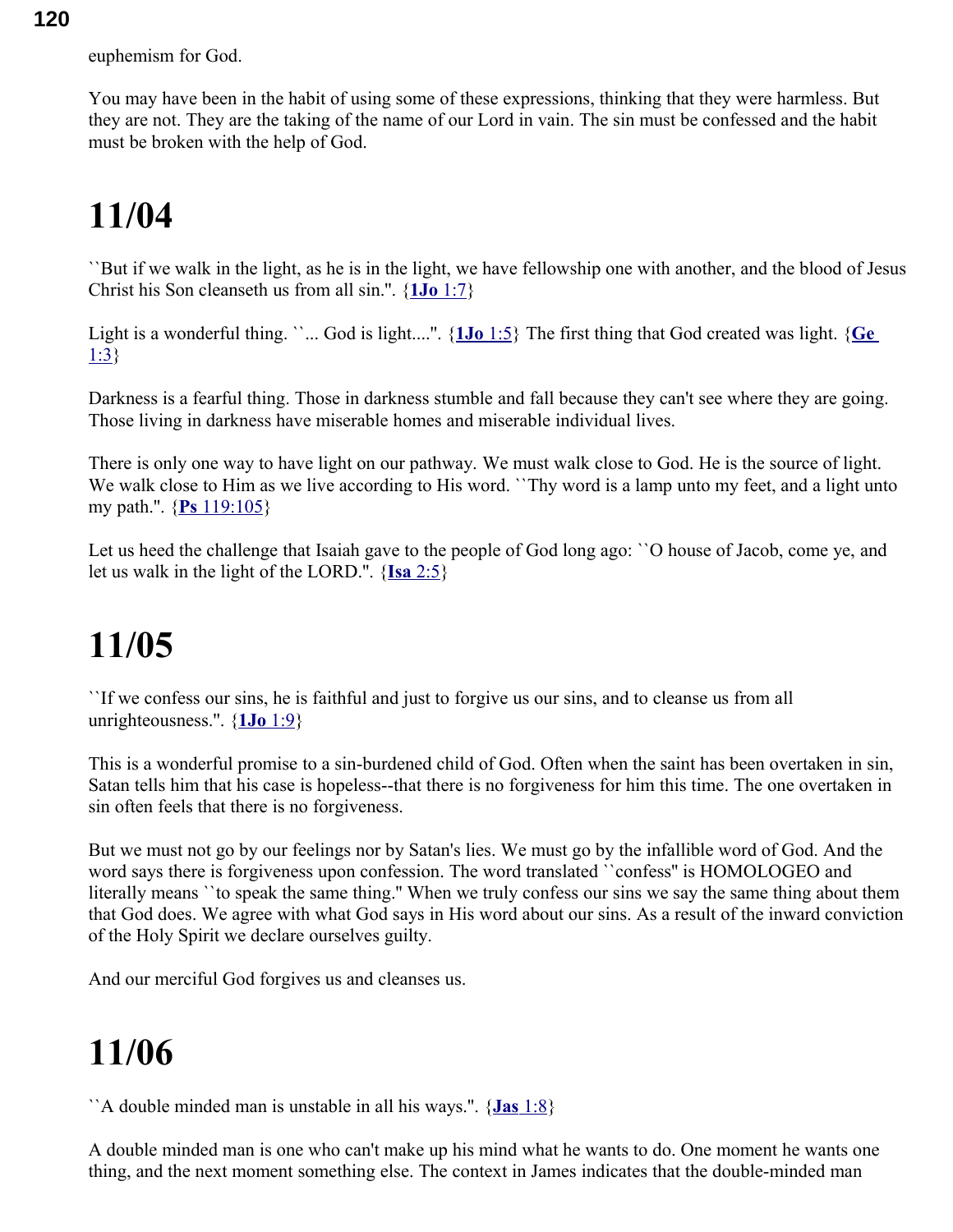euphemism for God.

You may have been in the habit of using some of these expressions, thinking that they were harmless. But they are not. They are the taking of the name of our Lord in vain. The sin must be confessed and the habit must be broken with the help of God.

# 11/04

``But if we walk in the light, as he is in the light, we have fellowship one with another, and the blood of Jesus Christ his Son cleanseth us from all sin.''. {**1Jo** 1:7}

Light is a wonderful thing. ``... God is light....''. {**1Jo** 1:5} The first thing that God created was light. {**Ge** 1:3}

Darkness is a fearful thing. Those in darkness stumble and fall because they can't see where they are going. Those living in darkness have miserable homes and miserable individual lives.

There is only one way to have light on our pathway. We must walk close to God. He is the source of light. We walk close to Him as we live according to His word. ``Thy word is a lamp unto my feet, and a light unto my path.''. {**Ps** 119:105}

Let us heed the challenge that Isaiah gave to the people of God long ago: ``O house of Jacob, come ye, and let us walk in the light of the LORD.''. {**Isa** 2:5}

# 11/05

``If we confess our sins, he is faithful and just to forgive us our sins, and to cleanse us from all unrighteousness.''. {**1Jo** 1:9}

This is a wonderful promise to a sin-burdened child of God. Often when the saint has been overtaken in sin, Satan tells him that his case is hopeless--that there is no forgiveness for him this time. The one overtaken in sin often feels that there is no forgiveness.

But we must not go by our feelings nor by Satan's lies. We must go by the infallible word of God. And the word says there is forgiveness upon confession. The word translated ``confess'' is HOMOLOGEO and literally means ``to speak the same thing.'' When we truly confess our sins we say the same thing about them that God does. We agree with what God says in His word about our sins. As a result of the inward conviction of the Holy Spirit we declare ourselves guilty.

And our merciful God forgives us and cleanses us.

# 11/06

``A double minded man is unstable in all his ways.''. {**Jas** 1:8}

A double minded man is one who can't make up his mind what he wants to do. One moment he wants one thing, and the next moment something else. The context in James indicates that the double-minded man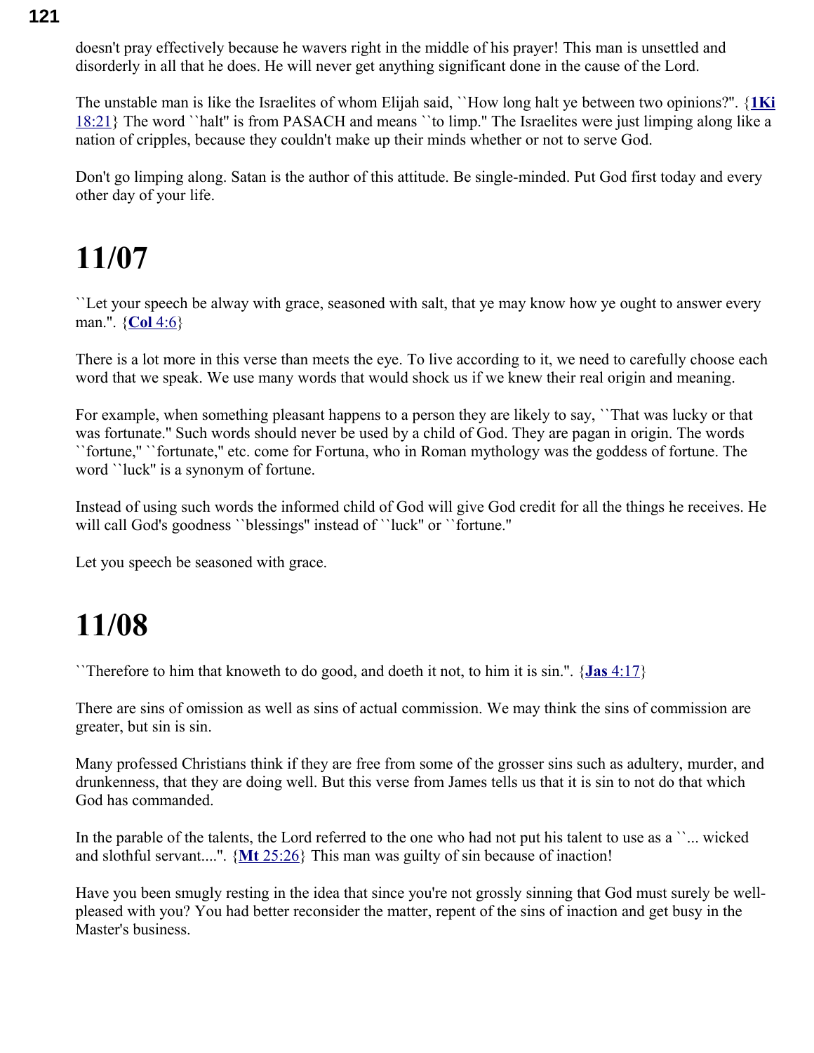doesn't pray effectively because he wavers right in the middle of his prayer! This man is unsettled and disorderly in all that he does. He will never get anything significant done in the cause of the Lord.

The unstable man is like the Israelites of whom Elijah said, ``How long halt ye between two opinions?''. {**1Ki** 18:21} The word ``halt'' is from PASACH and means ``to limp.'' The Israelites were just limping along like a nation of cripples, because they couldn't make up their minds whether or not to serve God.

Don't go limping along. Satan is the author of this attitude. Be single-minded. Put God first today and every other day of your life.

# 11/07

``Let your speech be alway with grace, seasoned with salt, that ye may know how ye ought to answer every man.''. {**Col** 4:6}

There is a lot more in this verse than meets the eye. To live according to it, we need to carefully choose each word that we speak. We use many words that would shock us if we knew their real origin and meaning.

For example, when something pleasant happens to a person they are likely to say, ``That was lucky or that was fortunate.'' Such words should never be used by a child of God. They are pagan in origin. The words ``fortune,'' ``fortunate,'' etc. come for Fortuna, who in Roman mythology was the goddess of fortune. The word ``luck'' is a synonym of fortune.

Instead of using such words the informed child of God will give God credit for all the things he receives. He will call God's goodness ``blessings'' instead of ``luck'' or ``fortune.''

Let you speech be seasoned with grace.

# 11/08

``Therefore to him that knoweth to do good, and doeth it not, to him it is sin.''. {**Jas** 4:17}

There are sins of omission as well as sins of actual commission. We may think the sins of commission are greater, but sin is sin.

Many professed Christians think if they are free from some of the grosser sins such as adultery, murder, and drunkenness, that they are doing well. But this verse from James tells us that it is sin to not do that which God has commanded.

In the parable of the talents, the Lord referred to the one who had not put his talent to use as a ``... wicked and slothful servant....''. {**Mt** 25:26} This man was guilty of sin because of inaction!

Have you been smugly resting in the idea that since you're not grossly sinning that God must surely be well-pleased with you? You had better reconsider the matter, repent of the sins of inaction and get busy in the Master's business.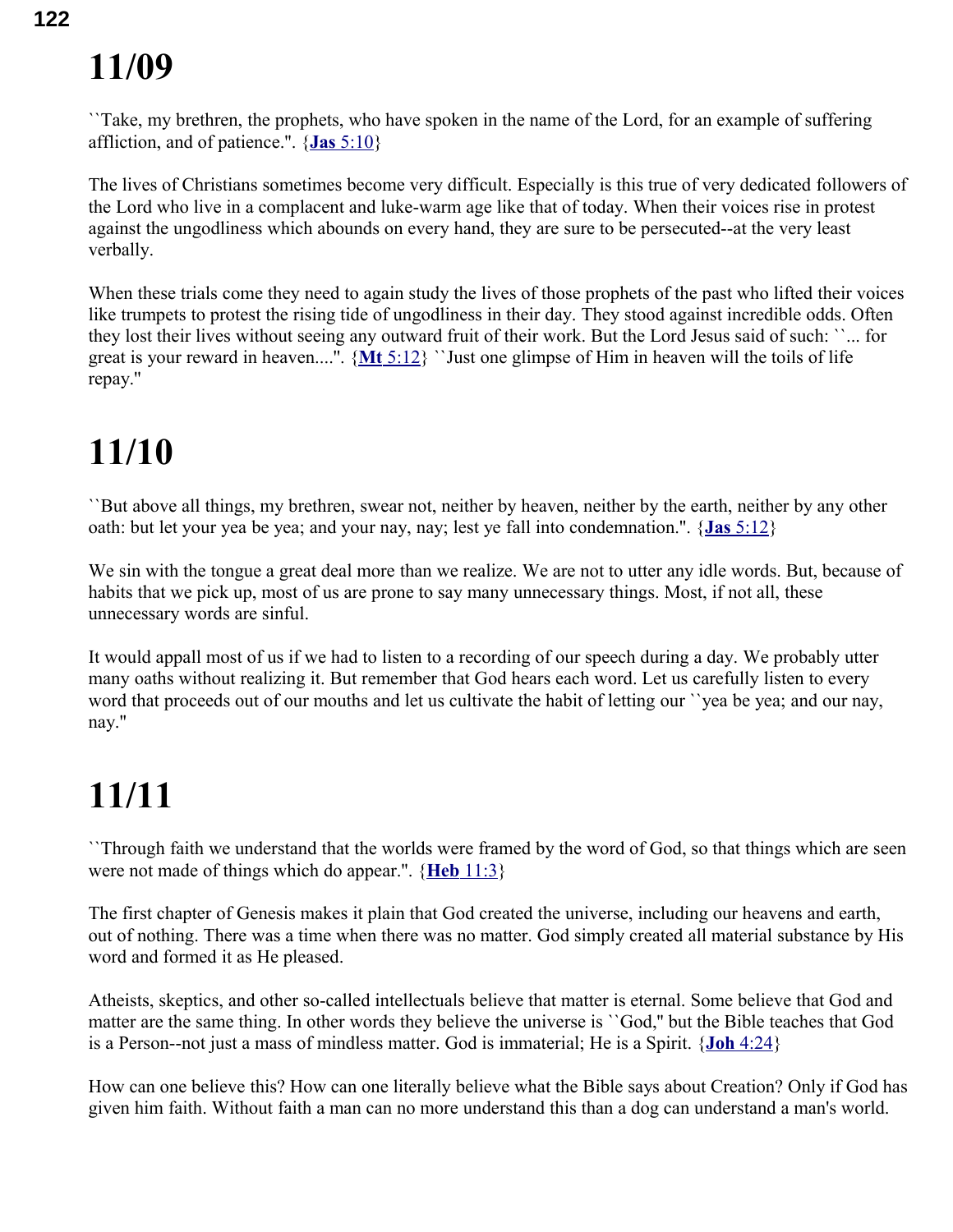# 11/09

``Take, my brethren, the prophets, who have spoken in the name of the Lord, for an example of suffering affliction, and of patience.". {**Jas** 5:10}

The lives of Christians sometimes become very difficult. Especially is this true of very dedicated followers of the Lord who live in a complacent and luke-warm age like that of today. When their voices rise in protest against the ungodliness which abounds on every hand, they are sure to be persecuted--at the very least verbally.

When these trials come they need to again study the lives of those prophets of the past who lifted their voices like trumpets to protest the rising tide of ungodliness in their day. They stood against incredible odds. Often they lost their lives without seeing any outward fruit of their work. But the Lord Jesus said of such: ``... for great is your reward in heaven....". {**Mt** 5:12} ``Just one glimpse of Him in heaven will the toils of life repay.''

# 11/10

``But above all things, my brethren, swear not, neither by heaven, neither by the earth, neither by any other oath: but let your yea be yea; and your nay, nay; lest ye fall into condemnation.". {**Jas** 5:12}

We sin with the tongue a great deal more than we realize. We are not to utter any idle words. But, because of habits that we pick up, most of us are prone to say many unnecessary things. Most, if not all, these unnecessary words are sinful.

It would appall most of us if we had to listen to a recording of our speech during a day. We probably utter many oaths without realizing it. But remember that God hears each word. Let us carefully listen to every word that proceeds out of our mouths and let us cultivate the habit of letting our ``yea be yea; and our nay, nay.''

# 11/11

``Through faith we understand that the worlds were framed by the word of God, so that things which are seen were not made of things which do appear.". {**Heb** 11:3}

The first chapter of Genesis makes it plain that God created the universe, including our heavens and earth, out of nothing. There was a time when there was no matter. God simply created all material substance by His word and formed it as He pleased.

Atheists, skeptics, and other so-called intellectuals believe that matter is eternal. Some believe that God and matter are the same thing. In other words they believe the universe is ``God,'' but the Bible teaches that God is a Person--not just a mass of mindless matter. God is immaterial; He is a Spirit. {**Joh** 4:24}

How can one believe this? How can one literally believe what the Bible says about Creation? Only if God has given him faith. Without faith a man can no more understand this than a dog can understand a man's world.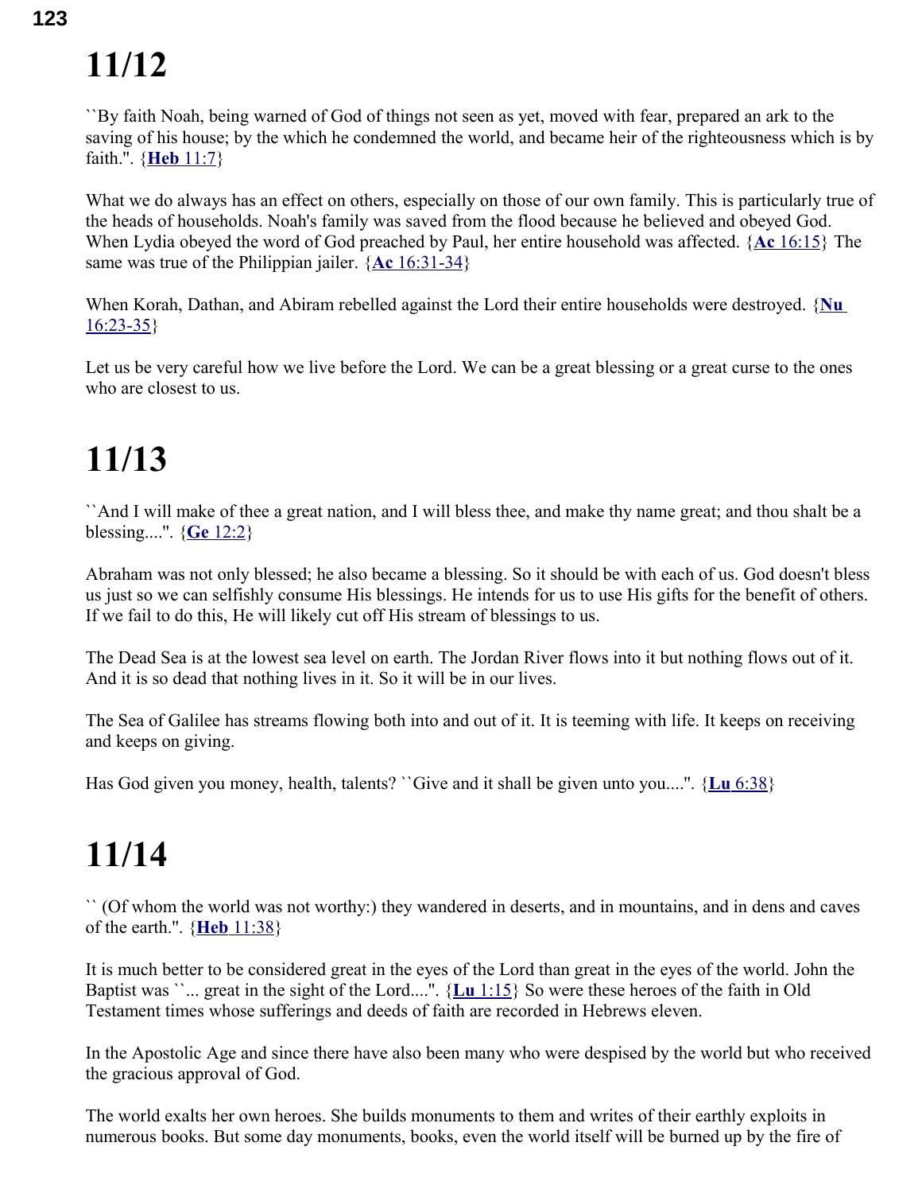# 11/12

``By faith Noah, being warned of God of things not seen as yet, moved with fear, prepared an ark to the saving of his house; by the which he condemned the world, and became heir of the righteousness which is by faith.''. {**Heb** 11:7}

What we do always has an effect on others, especially on those of our own family. This is particularly true of the heads of households. Noah's family was saved from the flood because he believed and obeyed God. When Lydia obeyed the word of God preached by Paul, her entire household was affected. {**Ac** 16:15} The same was true of the Philippian jailer. {**Ac** 16:31-34}

When Korah, Dathan, and Abiram rebelled against the Lord their entire households were destroyed. {**Nu** 16:23-35}

Let us be very careful how we live before the Lord. We can be a great blessing or a great curse to the ones who are closest to us.

# 11/13

``And I will make of thee a great nation, and I will bless thee, and make thy name great; and thou shalt be a blessing....''. {**Ge** 12:2}

Abraham was not only blessed; he also became a blessing. So it should be with each of us. God doesn't bless us just so we can selfishly consume His blessings. He intends for us to use His gifts for the benefit of others. If we fail to do this, He will likely cut off His stream of blessings to us.

The Dead Sea is at the lowest sea level on earth. The Jordan River flows into it but nothing flows out of it. And it is so dead that nothing lives in it. So it will be in our lives.

The Sea of Galilee has streams flowing both into and out of it. It is teeming with life. It keeps on receiving and keeps on giving.

Has God given you money, health, talents? ``Give and it shall be given unto you....''. {**Lu** 6:38}

# 11/14

`` (Of whom the world was not worthy:) they wandered in deserts, and in mountains, and in dens and caves of the earth.''. {**Heb** 11:38}

It is much better to be considered great in the eyes of the Lord than great in the eyes of the world. John the Baptist was ``... great in the sight of the Lord....''. {**Lu** 1:15} So were these heroes of the faith in Old Testament times whose sufferings and deeds of faith are recorded in Hebrews eleven.

In the Apostolic Age and since there have also been many who were despised by the world but who received the gracious approval of God.

The world exalts her own heroes. She builds monuments to them and writes of their earthly exploits in numerous books. But some day monuments, books, even the world itself will be burned up by the fire of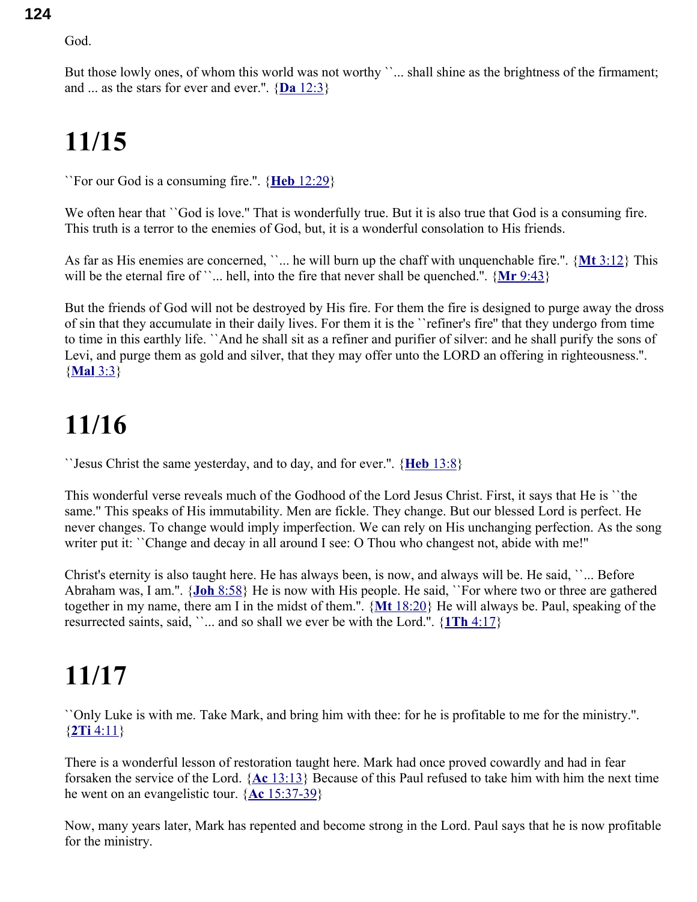God.

But those lowly ones, of whom this world was not worthy ``... shall shine as the brightness of the firmament; and ... as the stars for ever and ever.". {**Da** 12:3}

# 11/15

``For our God is a consuming fire.". {**Heb** 12:29}

We often hear that ``God is love." That is wonderfully true. But it is also true that God is a consuming fire. This truth is a terror to the enemies of God, but, it is a wonderful consolation to His friends.

As far as His enemies are concerned, ``... he will burn up the chaff with unquenchable fire.". {**Mt** 3:12} This will be the eternal fire of ``... hell, into the fire that never shall be quenched.". {**Mr** 9:43}

But the friends of God will not be destroyed by His fire. For them the fire is designed to purge away the dross of sin that they accumulate in their daily lives. For them it is the ``refiner's fire" that they undergo from time to time in this earthly life. ``And he shall sit as a refiner and purifier of silver: and he shall purify the sons of Levi, and purge them as gold and silver, that they may offer unto the LORD an offering in righteousness.". {**Mal** 3:3}

# 11/16

``Jesus Christ the same yesterday, and to day, and for ever.". {**Heb** 13:8}

This wonderful verse reveals much of the Godhood of the Lord Jesus Christ. First, it says that He is ``the same." This speaks of His immutability. Men are fickle. They change. But our blessed Lord is perfect. He never changes. To change would imply imperfection. We can rely on His unchanging perfection. As the song writer put it: ``Change and decay in all around I see: O Thou who changest not, abide with me!"

Christ's eternity is also taught here. He has always been, is now, and always will be. He said, ``... Before Abraham was, I am.". {**Joh** 8:58} He is now with His people. He said, ``For where two or three are gathered together in my name, there am I in the midst of them.". {**Mt** 18:20} He will always be. Paul, speaking of the resurrected saints, said, ``... and so shall we ever be with the Lord.". {**1Th** 4:17}

# 11/17

``Only Luke is with me. Take Mark, and bring him with thee: for he is profitable to me for the ministry.". {**2Ti** 4:11}

There is a wonderful lesson of restoration taught here. Mark had once proved cowardly and had in fear forsaken the service of the Lord. {**Ac** 13:13} Because of this Paul refused to take him with him the next time he went on an evangelistic tour. {**Ac** 15:37-39}

Now, many years later, Mark has repented and become strong in the Lord. Paul says that he is now profitable for the ministry.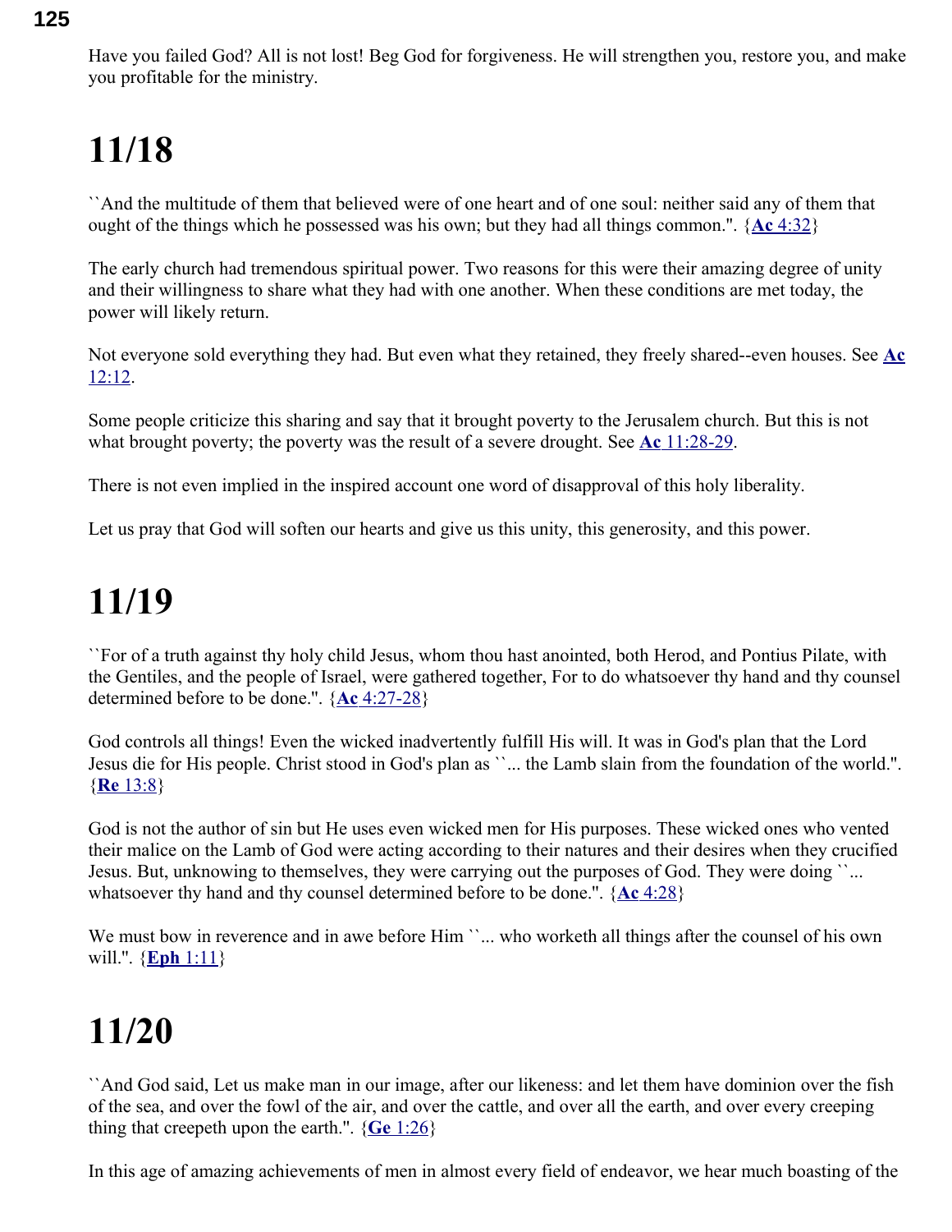Have you failed God? All is not lost! Beg God for forgiveness. He will strengthen you, restore you, and make you profitable for the ministry.

# 11/18

``And the multitude of them that believed were of one heart and of one soul: neither said any of them that ought of the things which he possessed was his own; but they had all things common.''. {**Ac** 4:32}

The early church had tremendous spiritual power. Two reasons for this were their amazing degree of unity and their willingness to share what they had with one another. When these conditions are met today, the power will likely return.

Not everyone sold everything they had. But even what they retained, they freely shared--even houses. See **Ac** 12:12.

Some people criticize this sharing and say that it brought poverty to the Jerusalem church. But this is not what brought poverty; the poverty was the result of a severe drought. See **Ac** 11:28-29.

There is not even implied in the inspired account one word of disapproval of this holy liberality.

Let us pray that God will soften our hearts and give us this unity, this generosity, and this power.

# 11/19

``For of a truth against thy holy child Jesus, whom thou hast anointed, both Herod, and Pontius Pilate, with the Gentiles, and the people of Israel, were gathered together, For to do whatsoever thy hand and thy counsel determined before to be done.''. {**Ac** 4:27-28}

God controls all things! Even the wicked inadvertently fulfill His will. It was in God's plan that the Lord Jesus die for His people. Christ stood in God's plan as ``... the Lamb slain from the foundation of the world.''. {**Re** 13:8}

God is not the author of sin but He uses even wicked men for His purposes. These wicked ones who vented their malice on the Lamb of God were acting according to their natures and their desires when they crucified Jesus. But, unknowing to themselves, they were carrying out the purposes of God. They were doing ``... whatsoever thy hand and thy counsel determined before to be done.''. {**Ac** 4:28}

We must bow in reverence and in awe before Him ``... who worketh all things after the counsel of his own will.''. {**Eph** 1:11}

# 11/20

``And God said, Let us make man in our image, after our likeness: and let them have dominion over the fish of the sea, and over the fowl of the air, and over the cattle, and over all the earth, and over every creeping thing that creepeth upon the earth.''. {**Ge** 1:26}

In this age of amazing achievements of men in almost every field of endeavor, we hear much boasting of the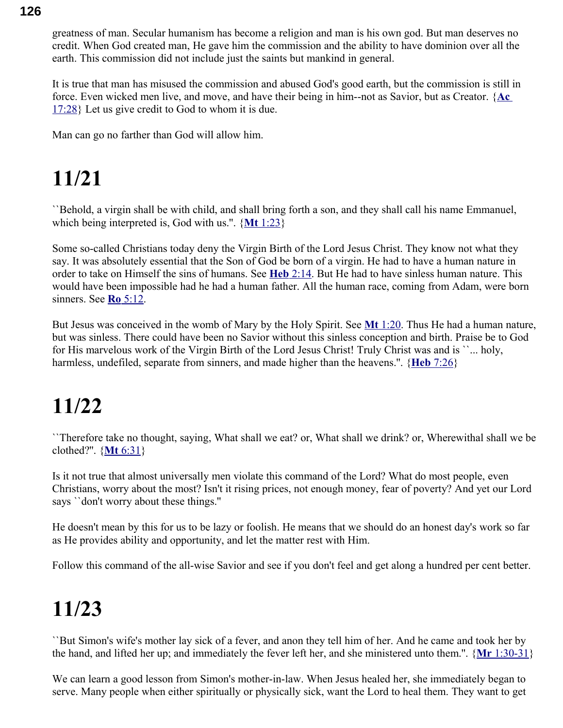greatness of man. Secular humanism has become a religion and man is his own god. But man deserves no credit. When God created man, He gave him the commission and the ability to have dominion over all the earth. This commission did not include just the saints but mankind in general.

It is true that man has misused the commission and abused God's good earth, but the commission is still in force. Even wicked men live, and move, and have their being in him--not as Savior, but as Creator. {**Ac** 17:28} Let us give credit to God to whom it is due.

Man can go no farther than God will allow him.

# 11/21

``Behold, a virgin shall be with child, and shall bring forth a son, and they shall call his name Emmanuel, which being interpreted is, God with us.''. {**Mt** 1:23}

Some so-called Christians today deny the Virgin Birth of the Lord Jesus Christ. They know not what they say. It was absolutely essential that the Son of God be born of a virgin. He had to have a human nature in order to take on Himself the sins of humans. See **Heb** 2:14. But He had to have sinless human nature. This would have been impossible had he had a human father. All the human race, coming from Adam, were born sinners. See **Ro** 5:12.

But Jesus was conceived in the womb of Mary by the Holy Spirit. See **Mt** 1:20. Thus He had a human nature, but was sinless. There could have been no Savior without this sinless conception and birth. Praise be to God for His marvelous work of the Virgin Birth of the Lord Jesus Christ! Truly Christ was and is ``... holy, harmless, undefiled, separate from sinners, and made higher than the heavens.''. {**Heb** 7:26}

# 11/22

``Therefore take no thought, saying, What shall we eat? or, What shall we drink? or, Wherewithal shall we be clothed?''. {**Mt** 6:31}

Is it not true that almost universally men violate this command of the Lord? What do most people, even Christians, worry about the most? Isn't it rising prices, not enough money, fear of poverty? And yet our Lord says ``don't worry about these things.''

He doesn't mean by this for us to be lazy or foolish. He means that we should do an honest day's work so far as He provides ability and opportunity, and let the matter rest with Him.

Follow this command of the all-wise Savior and see if you don't feel and get along a hundred per cent better.

# 11/23

``But Simon's wife's mother lay sick of a fever, and anon they tell him of her. And he came and took her by the hand, and lifted her up; and immediately the fever left her, and she ministered unto them.''. {**Mr** 1:30-31}

We can learn a good lesson from Simon's mother-in-law. When Jesus healed her, she immediately began to serve. Many people when either spiritually or physically sick, want the Lord to heal them. They want to get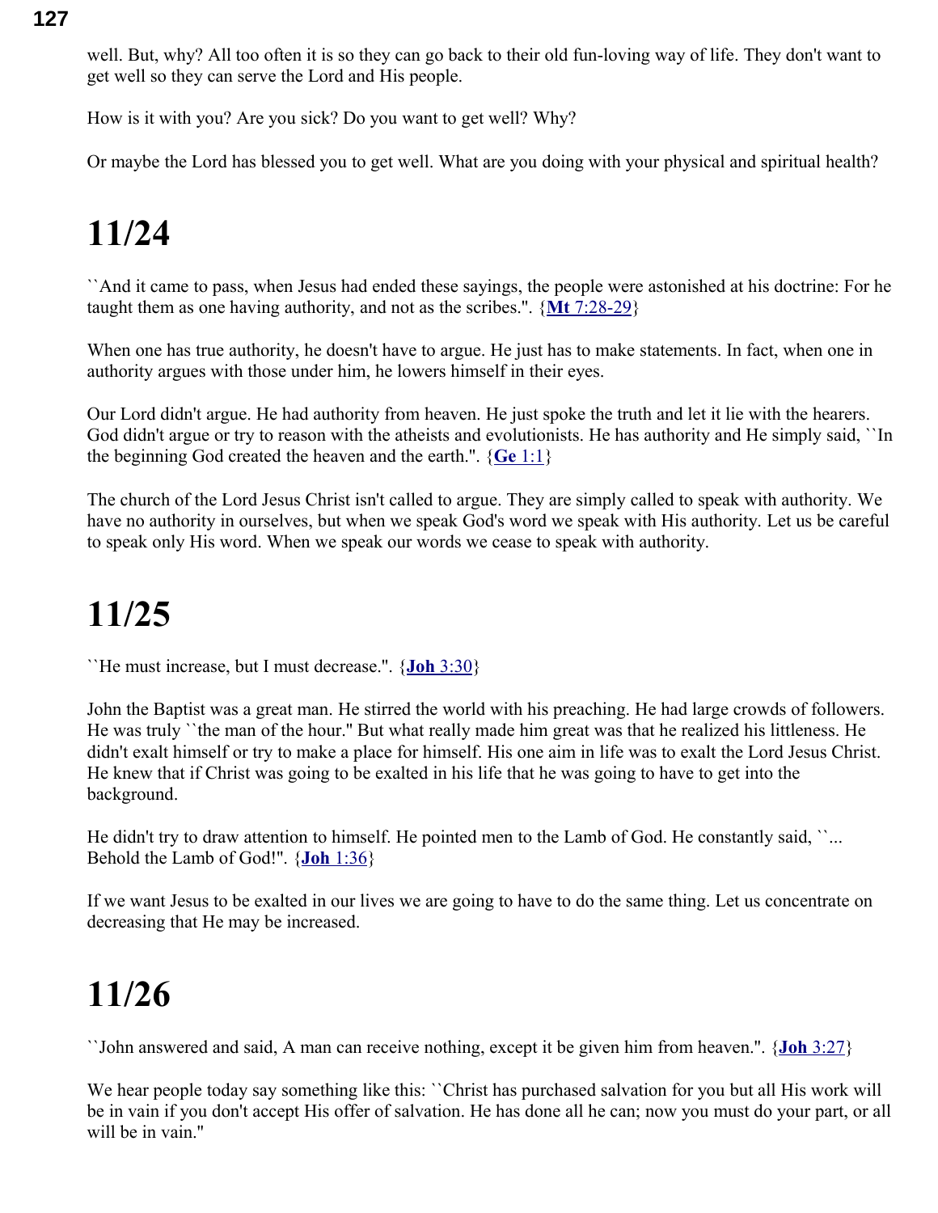well. But, why? All too often it is so they can go back to their old fun-loving way of life. They don't want to get well so they can serve the Lord and His people.

How is it with you? Are you sick? Do you want to get well? Why?

Or maybe the Lord has blessed you to get well. What are you doing with your physical and spiritual health?

# 11/24

``And it came to pass, when Jesus had ended these sayings, the people were astonished at his doctrine: For he taught them as one having authority, and not as the scribes.". {**Mt** 7:28-29}

When one has true authority, he doesn't have to argue. He just has to make statements. In fact, when one in authority argues with those under him, he lowers himself in their eyes.

Our Lord didn't argue. He had authority from heaven. He just spoke the truth and let it lie with the hearers. God didn't argue or try to reason with the atheists and evolutionists. He has authority and He simply said, ``In the beginning God created the heaven and the earth.". {**Ge** 1:1}

The church of the Lord Jesus Christ isn't called to argue. They are simply called to speak with authority. We have no authority in ourselves, but when we speak God's word we speak with His authority. Let us be careful to speak only His word. When we speak our words we cease to speak with authority.

# 11/25

``He must increase, but I must decrease.". {**Joh** 3:30}

John the Baptist was a great man. He stirred the world with his preaching. He had large crowds of followers. He was truly ``the man of the hour." But what really made him great was that he realized his littleness. He didn't exalt himself or try to make a place for himself. His one aim in life was to exalt the Lord Jesus Christ. He knew that if Christ was going to be exalted in his life that he was going to have to get into the background.

He didn't try to draw attention to himself. He pointed men to the Lamb of God. He constantly said, ``... Behold the Lamb of God!". {**Joh** 1:36}

If we want Jesus to be exalted in our lives we are going to have to do the same thing. Let us concentrate on decreasing that He may be increased.

# 11/26

``John answered and said, A man can receive nothing, except it be given him from heaven.". {**Joh** 3:27}

We hear people today say something like this: ``Christ has purchased salvation for you but all His work will be in vain if you don't accept His offer of salvation. He has done all he can; now you must do your part, or all will be in vain."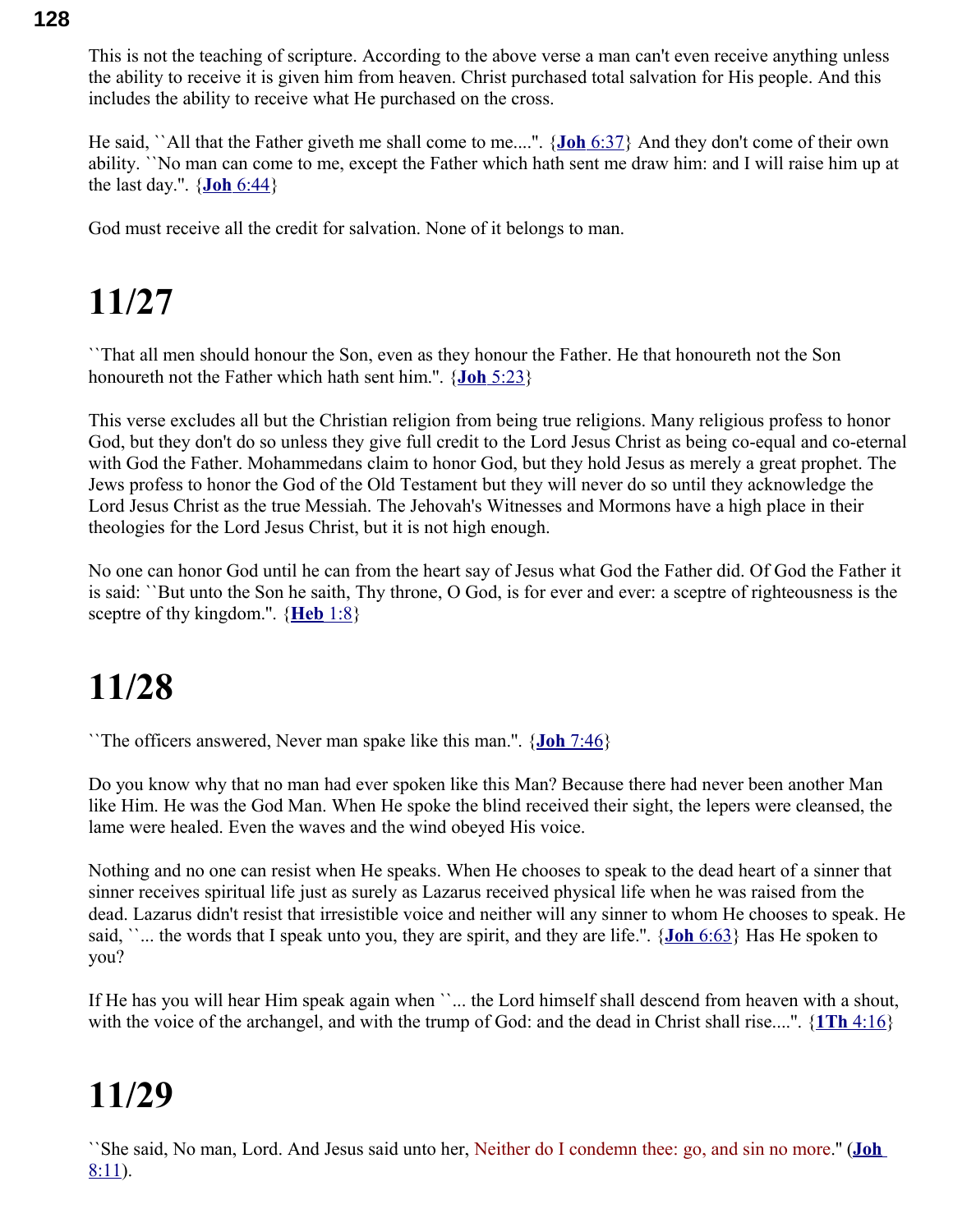This is not the teaching of scripture. According to the above verse a man can't even receive anything unless the ability to receive it is given him from heaven. Christ purchased total salvation for His people. And this includes the ability to receive what He purchased on the cross.

He said, ``All that the Father giveth me shall come to me....''. {**Joh** 6:37} And they don't come of their own ability. ``No man can come to me, except the Father which hath sent me draw him: and I will raise him up at the last day.''. {**Joh** 6:44}

God must receive all the credit for salvation. None of it belongs to man.

# 11/27

``That all men should honour the Son, even as they honour the Father. He that honoureth not the Son honoureth not the Father which hath sent him.''. {**Joh** 5:23}

This verse excludes all but the Christian religion from being true religions. Many religious profess to honor God, but they don't do so unless they give full credit to the Lord Jesus Christ as being co-equal and co-eternal with God the Father. Mohammedans claim to honor God, but they hold Jesus as merely a great prophet. The Jews profess to honor the God of the Old Testament but they will never do so until they acknowledge the Lord Jesus Christ as the true Messiah. The Jehovah's Witnesses and Mormons have a high place in their theologies for the Lord Jesus Christ, but it is not high enough.

No one can honor God until he can from the heart say of Jesus what God the Father did. Of God the Father it is said: ``But unto the Son he saith, Thy throne, O God, is for ever and ever: a sceptre of righteousness is the sceptre of thy kingdom.''. {**Heb** 1:8}

# 11/28

``The officers answered, Never man spake like this man.''. {**Joh** 7:46}

Do you know why that no man had ever spoken like this Man? Because there had never been another Man like Him. He was the God Man. When He spoke the blind received their sight, the lepers were cleansed, the lame were healed. Even the waves and the wind obeyed His voice.

Nothing and no one can resist when He speaks. When He chooses to speak to the dead heart of a sinner that sinner receives spiritual life just as surely as Lazarus received physical life when he was raised from the dead. Lazarus didn't resist that irresistible voice and neither will any sinner to whom He chooses to speak. He said, ``... the words that I speak unto you, they are spirit, and they are life.''. {**Joh** 6:63} Has He spoken to you?

If He has you will hear Him speak again when ``... the Lord himself shall descend from heaven with a shout, with the voice of the archangel, and with the trump of God: and the dead in Christ shall rise....''. {**1Th** 4:16}

# 11/29

``She said, No man, Lord. And Jesus said unto her, Neither do I condemn thee: go, and sin no more.'' (**Joh** 8:11).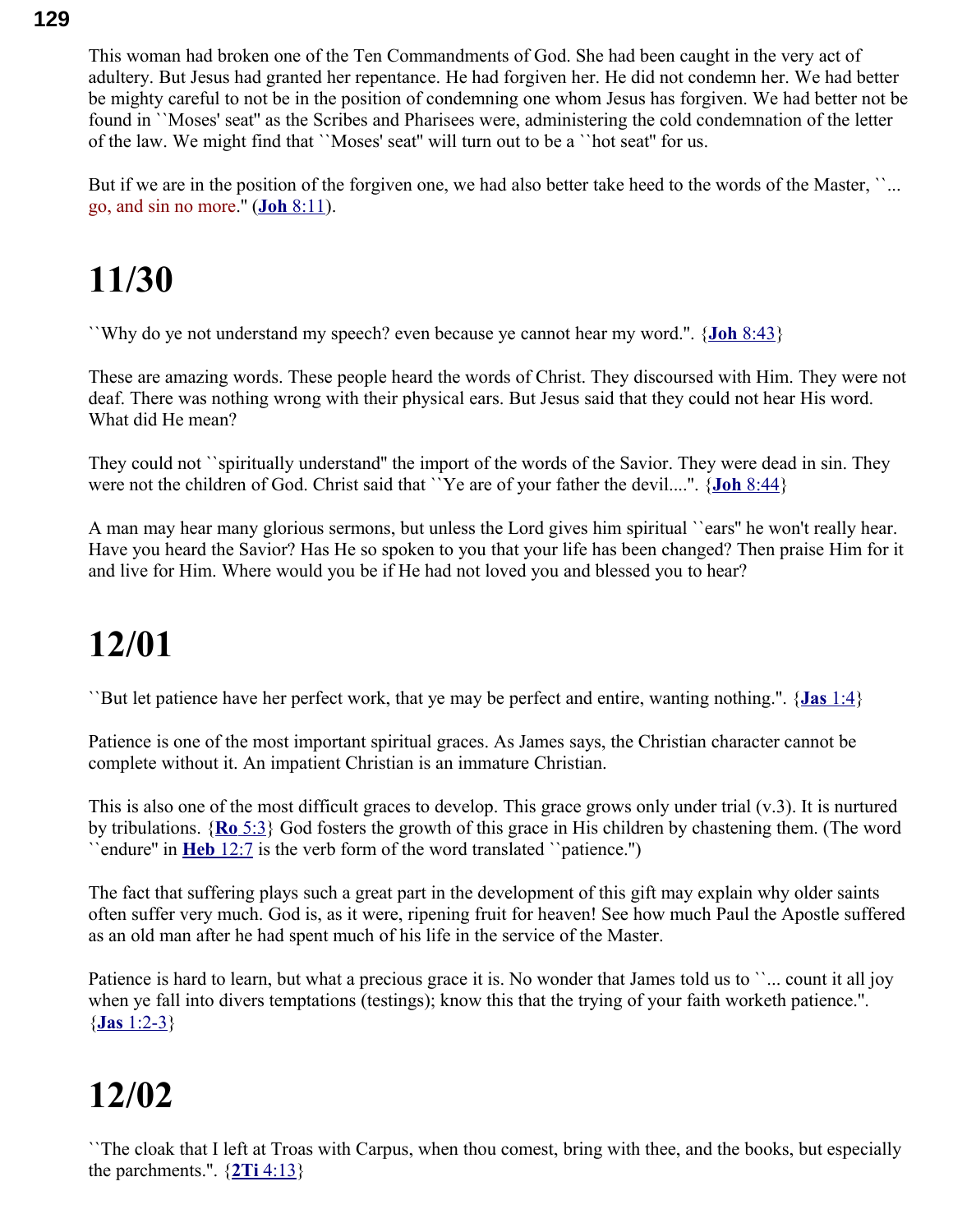This woman had broken one of the Ten Commandments of God. She had been caught in the very act of adultery. But Jesus had granted her repentance. He had forgiven her. He did not condemn her. We had better be mighty careful to not be in the position of condemning one whom Jesus has forgiven. We had better not be found in ``Moses' seat'' as the Scribes and Pharisees were, administering the cold condemnation of the letter of the law. We might find that ``Moses' seat'' will turn out to be a ``hot seat'' for us.

But if we are in the position of the forgiven one, we had also better take heed to the words of the Master, ``... go, and sin no more.'' (**Joh** 8:11).

# 11/30

``Why do ye not understand my speech? even because ye cannot hear my word.''. {**Joh** 8:43}

These are amazing words. These people heard the words of Christ. They discoursed with Him. They were not deaf. There was nothing wrong with their physical ears. But Jesus said that they could not hear His word. What did He mean?

They could not ``spiritually understand'' the import of the words of the Savior. They were dead in sin. They were not the children of God. Christ said that ``Ye are of your father the devil....''. {**Joh** 8:44}

A man may hear many glorious sermons, but unless the Lord gives him spiritual ``ears'' he won't really hear. Have you heard the Savior? Has He so spoken to you that your life has been changed? Then praise Him for it and live for Him. Where would you be if He had not loved you and blessed you to hear?

# 12/01

``But let patience have her perfect work, that ye may be perfect and entire, wanting nothing.''. {**Jas** 1:4}

Patience is one of the most important spiritual graces. As James says, the Christian character cannot be complete without it. An impatient Christian is an immature Christian.

This is also one of the most difficult graces to develop. This grace grows only under trial (v.3). It is nurtured by tribulations. {**Ro** 5:3} God fosters the growth of this grace in His children by chastening them. (The word ``endure'' in **Heb** 12:7 is the verb form of the word translated ``patience.'')

The fact that suffering plays such a great part in the development of this gift may explain why older saints often suffer very much. God is, as it were, ripening fruit for heaven! See how much Paul the Apostle suffered as an old man after he had spent much of his life in the service of the Master.

Patience is hard to learn, but what a precious grace it is. No wonder that James told us to ``... count it all joy when ye fall into divers temptations (testings); know this that the trying of your faith worketh patience.''. {**Jas** 1:2-3}

# 12/02

``The cloak that I left at Troas with Carpus, when thou comest, bring with thee, and the books, but especially the parchments.''. {**2Ti** 4:13}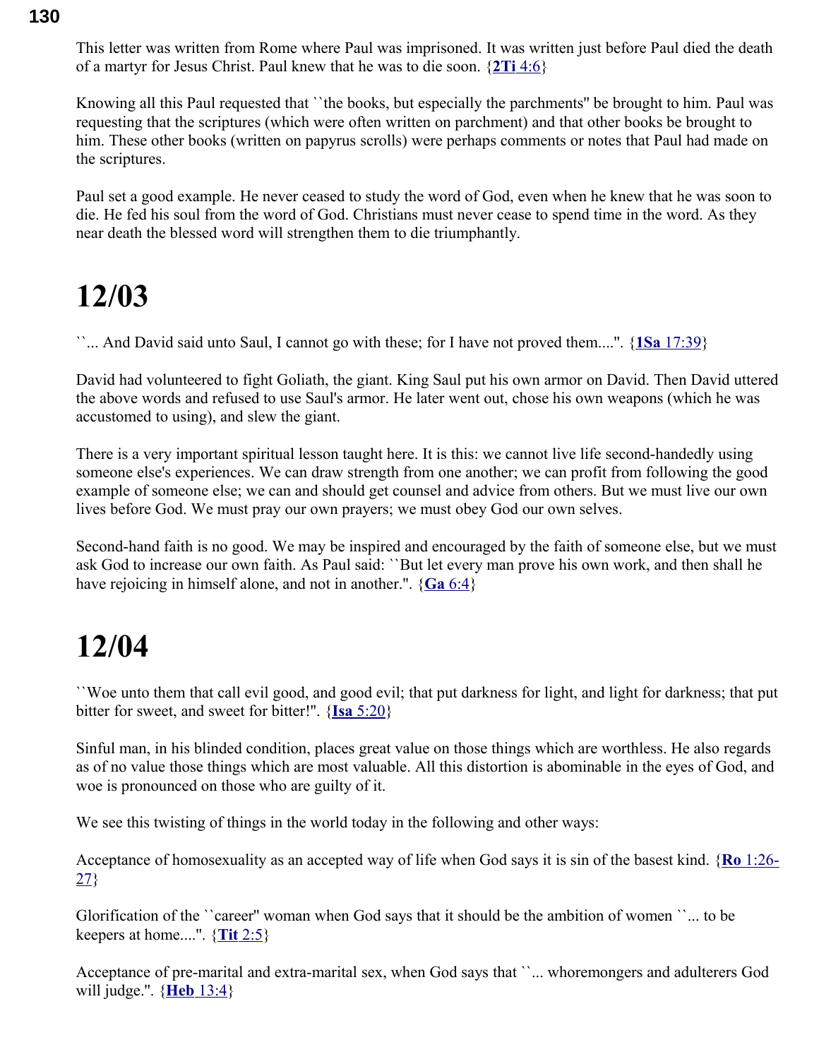This letter was written from Rome where Paul was imprisoned. It was written just before Paul died the death of a martyr for Jesus Christ. Paul knew that he was to die soon. {**2Ti** 4:6}

Knowing all this Paul requested that ``the books, but especially the parchments'' be brought to him. Paul was requesting that the scriptures (which were often written on parchment) and that other books be brought to him. These other books (written on papyrus scrolls) were perhaps comments or notes that Paul had made on the scriptures.

Paul set a good example. He never ceased to study the word of God, even when he knew that he was soon to die. He fed his soul from the word of God. Christians must never cease to spend time in the word. As they near death the blessed word will strengthen them to die triumphantly.

# 12/03

``... And David said unto Saul, I cannot go with these; for I have not proved them....''. {**1Sa** 17:39}

David had volunteered to fight Goliath, the giant. King Saul put his own armor on David. Then David uttered the above words and refused to use Saul's armor. He later went out, chose his own weapons (which he was accustomed to using), and slew the giant.

There is a very important spiritual lesson taught here. It is this: we cannot live life second-handedly using someone else's experiences. We can draw strength from one another; we can profit from following the good example of someone else; we can and should get counsel and advice from others. But we must live our own lives before God. We must pray our own prayers; we must obey God our own selves.

Second-hand faith is no good. We may be inspired and encouraged by the faith of someone else, but we must ask God to increase our own faith. As Paul said: ``But let every man prove his own work, and then shall he have rejoicing in himself alone, and not in another.''. {**Ga** 6:4}

# 12/04

``Woe unto them that call evil good, and good evil; that put darkness for light, and light for darkness; that put bitter for sweet, and sweet for bitter!''. {**Isa** 5:20}

Sinful man, in his blinded condition, places great value on those things which are worthless. He also regards as of no value those things which are most valuable. All this distortion is abominable in the eyes of God, and woe is pronounced on those who are guilty of it.

We see this twisting of things in the world today in the following and other ways:

Acceptance of homosexuality as an accepted way of life when God says it is sin of the basest kind. {**Ro** 1:26-27}

Glorification of the ``career'' woman when God says that it should be the ambition of women ``... to be keepers at home....''. {**Tit** 2:5}

Acceptance of pre-marital and extra-marital sex, when God says that ``... whoremongers and adulterers God will judge.''. {**Heb** 13:4}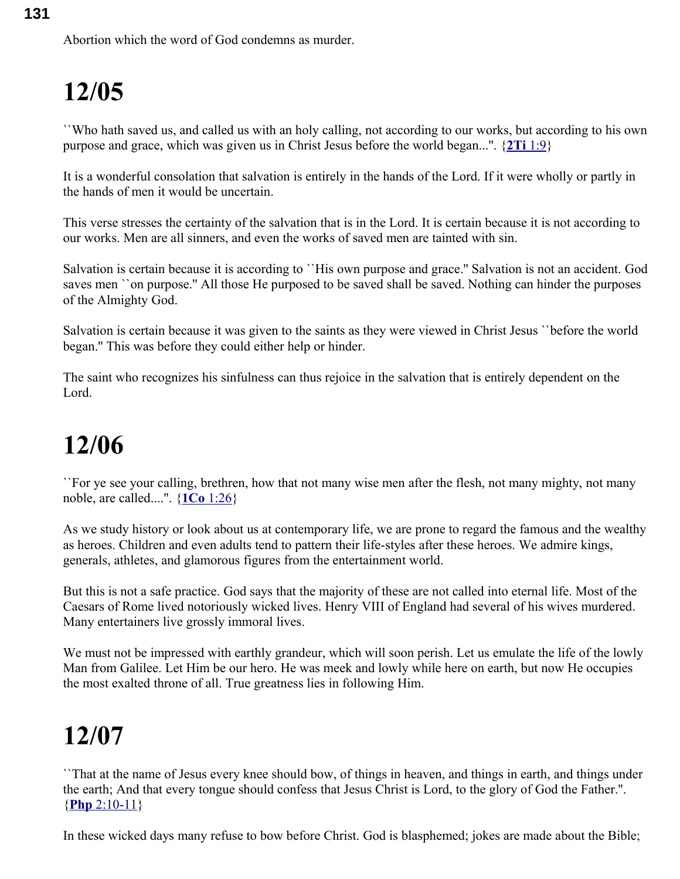Abortion which the word of God condemns as murder.

# 12/05

``Who hath saved us, and called us with an holy calling, not according to our works, but according to his own purpose and grace, which was given us in Christ Jesus before the world began...". {**2Ti** 1:9}

It is a wonderful consolation that salvation is entirely in the hands of the Lord. If it were wholly or partly in the hands of men it would be uncertain.

This verse stresses the certainty of the salvation that is in the Lord. It is certain because it is not according to our works. Men are all sinners, and even the works of saved men are tainted with sin.

Salvation is certain because it is according to ``His own purpose and grace." Salvation is not an accident. God saves men ``on purpose." All those He purposed to be saved shall be saved. Nothing can hinder the purposes of the Almighty God.

Salvation is certain because it was given to the saints as they were viewed in Christ Jesus ``before the world began." This was before they could either help or hinder.

The saint who recognizes his sinfulness can thus rejoice in the salvation that is entirely dependent on the Lord.

# 12/06

``For ye see your calling, brethren, how that not many wise men after the flesh, not many mighty, not many noble, are called....". {**1Co** 1:26}

As we study history or look about us at contemporary life, we are prone to regard the famous and the wealthy as heroes. Children and even adults tend to pattern their life-styles after these heroes. We admire kings, generals, athletes, and glamorous figures from the entertainment world.

But this is not a safe practice. God says that the majority of these are not called into eternal life. Most of the Caesars of Rome lived notoriously wicked lives. Henry VIII of England had several of his wives murdered. Many entertainers live grossly immoral lives.

We must not be impressed with earthly grandeur, which will soon perish. Let us emulate the life of the lowly Man from Galilee. Let Him be our hero. He was meek and lowly while here on earth, but now He occupies the most exalted throne of all. True greatness lies in following Him.

# 12/07

``That at the name of Jesus every knee should bow, of things in heaven, and things in earth, and things under the earth; And that every tongue should confess that Jesus Christ is Lord, to the glory of God the Father.". {**Php** 2:10-11}

In these wicked days many refuse to bow before Christ. God is blasphemed; jokes are made about the Bible;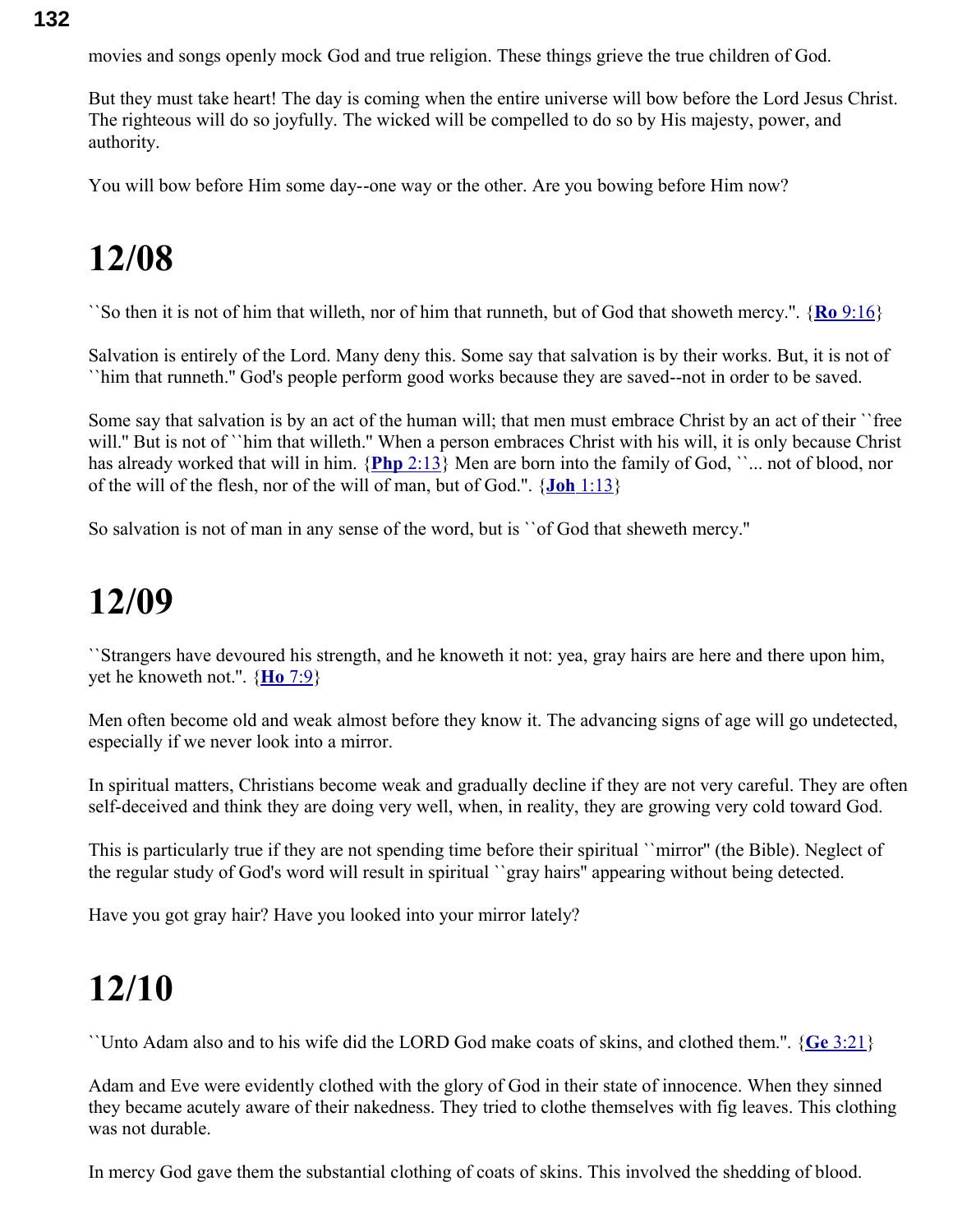movies and songs openly mock God and true religion. These things grieve the true children of God.

But they must take heart! The day is coming when the entire universe will bow before the Lord Jesus Christ. The righteous will do so joyfully. The wicked will be compelled to do so by His majesty, power, and authority.

You will bow before Him some day--one way or the other. Are you bowing before Him now?

# 12/08

``So then it is not of him that willeth, nor of him that runneth, but of God that showeth mercy.''. {**Ro** 9:16}

Salvation is entirely of the Lord. Many deny this. Some say that salvation is by their works. But, it is not of ``him that runneth.'' God's people perform good works because they are saved--not in order to be saved.

Some say that salvation is by an act of the human will; that men must embrace Christ by an act of their ``free will.'' But is not of ``him that willeth.'' When a person embraces Christ with his will, it is only because Christ has already worked that will in him. {**Php** 2:13} Men are born into the family of God, ``... not of blood, nor of the will of the flesh, nor of the will of man, but of God.''. {**Joh** 1:13}

So salvation is not of man in any sense of the word, but is ``of God that sheweth mercy.''

# 12/09

``Strangers have devoured his strength, and he knoweth it not: yea, gray hairs are here and there upon him, yet he knoweth not.''. {**Ho** 7:9}

Men often become old and weak almost before they know it. The advancing signs of age will go undetected, especially if we never look into a mirror.

In spiritual matters, Christians become weak and gradually decline if they are not very careful. They are often self-deceived and think they are doing very well, when, in reality, they are growing very cold toward God.

This is particularly true if they are not spending time before their spiritual ``mirror'' (the Bible). Neglect of the regular study of God's word will result in spiritual ``gray hairs'' appearing without being detected.

Have you got gray hair? Have you looked into your mirror lately?

# 12/10

``Unto Adam also and to his wife did the LORD God make coats of skins, and clothed them.''. {**Ge** 3:21}

Adam and Eve were evidently clothed with the glory of God in their state of innocence. When they sinned they became acutely aware of their nakedness. They tried to clothe themselves with fig leaves. This clothing was not durable.

In mercy God gave them the substantial clothing of coats of skins. This involved the shedding of blood.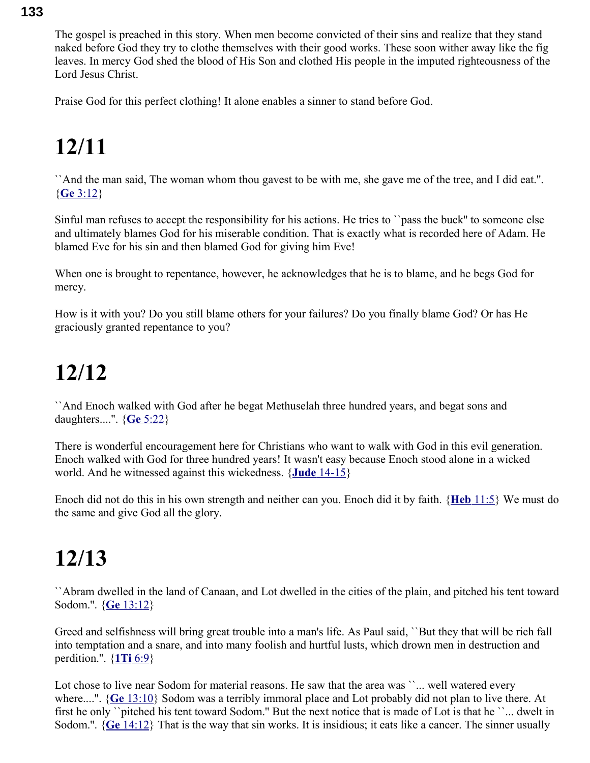The gospel is preached in this story. When men become convicted of their sins and realize that they stand naked before God they try to clothe themselves with their good works. These soon wither away like the fig leaves. In mercy God shed the blood of His Son and clothed His people in the imputed righteousness of the Lord Jesus Christ.

Praise God for this perfect clothing! It alone enables a sinner to stand before God.

# 12/11

``And the man said, The woman whom thou gavest to be with me, she gave me of the tree, and I did eat.''. {**Ge** 3:12}

Sinful man refuses to accept the responsibility for his actions. He tries to ``pass the buck'' to someone else and ultimately blames God for his miserable condition. That is exactly what is recorded here of Adam. He blamed Eve for his sin and then blamed God for giving him Eve!

When one is brought to repentance, however, he acknowledges that he is to blame, and he begs God for mercy.

How is it with you? Do you still blame others for your failures? Do you finally blame God? Or has He graciously granted repentance to you?

# 12/12

``And Enoch walked with God after he begat Methuselah three hundred years, and begat sons and daughters....''. {**Ge** 5:22}

There is wonderful encouragement here for Christians who want to walk with God in this evil generation. Enoch walked with God for three hundred years! It wasn't easy because Enoch stood alone in a wicked world. And he witnessed against this wickedness. {**Jude** 14-15}

Enoch did not do this in his own strength and neither can you. Enoch did it by faith. {**Heb** 11:5} We must do the same and give God all the glory.

# 12/13

``Abram dwelled in the land of Canaan, and Lot dwelled in the cities of the plain, and pitched his tent toward Sodom.''. {**Ge** 13:12}

Greed and selfishness will bring great trouble into a man's life. As Paul said, ``But they that will be rich fall into temptation and a snare, and into many foolish and hurtful lusts, which drown men in destruction and perdition.''. {**1Ti** 6:9}

Lot chose to live near Sodom for material reasons. He saw that the area was ``... well watered every where....''. {**Ge** 13:10} Sodom was a terribly immoral place and Lot probably did not plan to live there. At first he only ``pitched his tent toward Sodom.'' But the next notice that is made of Lot is that he ``... dwelt in Sodom.''. {**Ge** 14:12} That is the way that sin works. It is insidious; it eats like a cancer. The sinner usually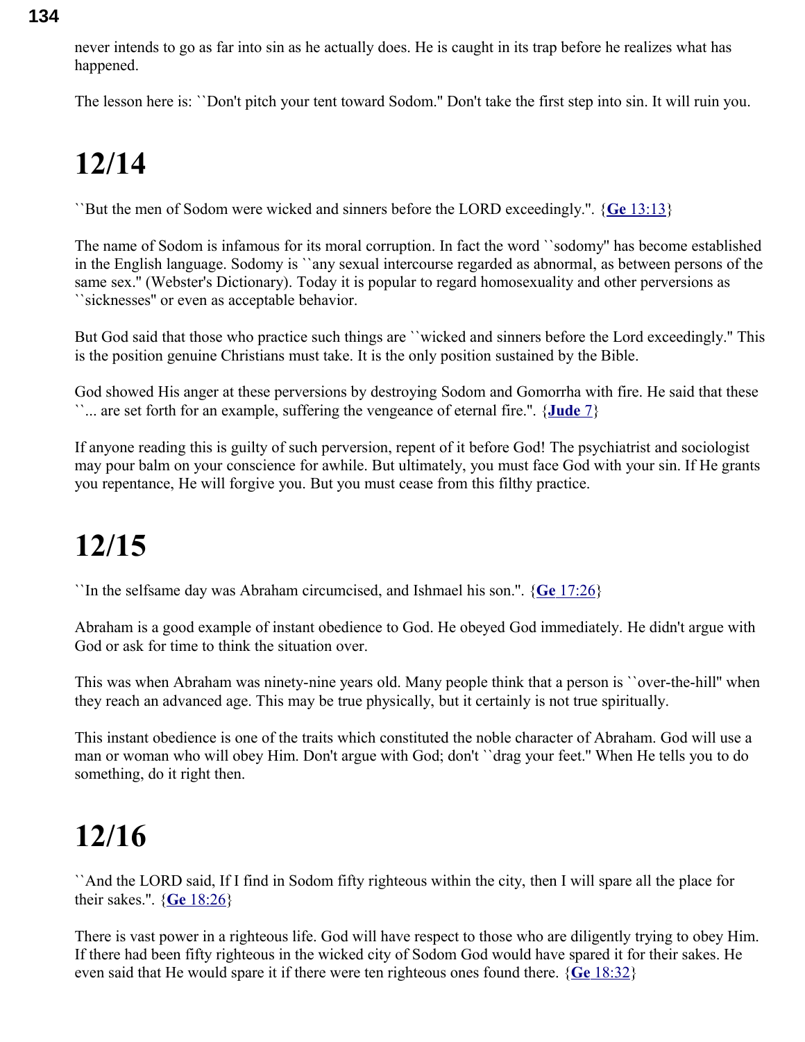never intends to go as far into sin as he actually does. He is caught in its trap before he realizes what has happened.

The lesson here is: ``Don't pitch your tent toward Sodom.'' Don't take the first step into sin. It will ruin you.

# 12/14

``But the men of Sodom were wicked and sinners before the LORD exceedingly.''. {**Ge** 13:13}

The name of Sodom is infamous for its moral corruption. In fact the word ``sodomy'' has become established in the English language. Sodomy is ``any sexual intercourse regarded as abnormal, as between persons of the same sex.'' (Webster's Dictionary). Today it is popular to regard homosexuality and other perversions as ``sicknesses'' or even as acceptable behavior.

But God said that those who practice such things are ``wicked and sinners before the Lord exceedingly.'' This is the position genuine Christians must take. It is the only position sustained by the Bible.

God showed His anger at these perversions by destroying Sodom and Gomorrha with fire. He said that these ``... are set forth for an example, suffering the vengeance of eternal fire.''. {**Jude** 7}

If anyone reading this is guilty of such perversion, repent of it before God! The psychiatrist and sociologist may pour balm on your conscience for awhile. But ultimately, you must face God with your sin. If He grants you repentance, He will forgive you. But you must cease from this filthy practice.

# 12/15

``In the selfsame day was Abraham circumcised, and Ishmael his son.''. {**Ge** 17:26}

Abraham is a good example of instant obedience to God. He obeyed God immediately. He didn't argue with God or ask for time to think the situation over.

This was when Abraham was ninety-nine years old. Many people think that a person is ``over-the-hill'' when they reach an advanced age. This may be true physically, but it certainly is not true spiritually.

This instant obedience is one of the traits which constituted the noble character of Abraham. God will use a man or woman who will obey Him. Don't argue with God; don't ``drag your feet.'' When He tells you to do something, do it right then.

# 12/16

``And the LORD said, If I find in Sodom fifty righteous within the city, then I will spare all the place for their sakes.''. {**Ge** 18:26}

There is vast power in a righteous life. God will have respect to those who are diligently trying to obey Him. If there had been fifty righteous in the wicked city of Sodom God would have spared it for their sakes. He even said that He would spare it if there were ten righteous ones found there. {**Ge** 18:32}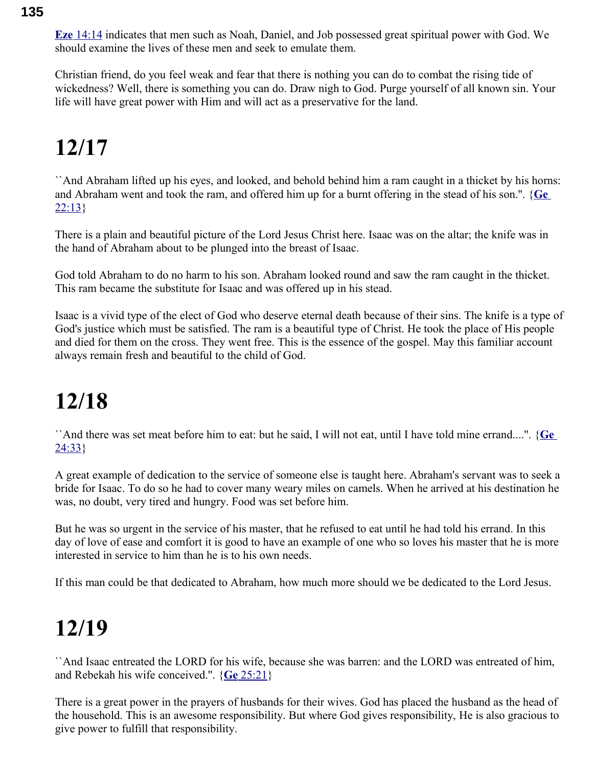**Eze** 14:14 indicates that men such as Noah, Daniel, and Job possessed great spiritual power with God. We should examine the lives of these men and seek to emulate them.

Christian friend, do you feel weak and fear that there is nothing you can do to combat the rising tide of wickedness? Well, there is something you can do. Draw nigh to God. Purge yourself of all known sin. Your life will have great power with Him and will act as a preservative for the land.

# 12/17

``And Abraham lifted up his eyes, and looked, and behold behind him a ram caught in a thicket by his horns: and Abraham went and took the ram, and offered him up for a burnt offering in the stead of his son.''. {**Ge** 22:13}

There is a plain and beautiful picture of the Lord Jesus Christ here. Isaac was on the altar; the knife was in the hand of Abraham about to be plunged into the breast of Isaac.

God told Abraham to do no harm to his son. Abraham looked round and saw the ram caught in the thicket. This ram became the substitute for Isaac and was offered up in his stead.

Isaac is a vivid type of the elect of God who deserve eternal death because of their sins. The knife is a type of God's justice which must be satisfied. The ram is a beautiful type of Christ. He took the place of His people and died for them on the cross. They went free. This is the essence of the gospel. May this familiar account always remain fresh and beautiful to the child of God.

# 12/18

``And there was set meat before him to eat: but he said, I will not eat, until I have told mine errand....''. {**Ge** 24:33}

A great example of dedication to the service of someone else is taught here. Abraham's servant was to seek a bride for Isaac. To do so he had to cover many weary miles on camels. When he arrived at his destination he was, no doubt, very tired and hungry. Food was set before him.

But he was so urgent in the service of his master, that he refused to eat until he had told his errand. In this day of love of ease and comfort it is good to have an example of one who so loves his master that he is more interested in service to him than he is to his own needs.

If this man could be that dedicated to Abraham, how much more should we be dedicated to the Lord Jesus.

# 12/19

``And Isaac entreated the LORD for his wife, because she was barren: and the LORD was entreated of him, and Rebekah his wife conceived.''. {**Ge** 25:21}

There is a great power in the prayers of husbands for their wives. God has placed the husband as the head of the household. This is an awesome responsibility. But where God gives responsibility, He is also gracious to give power to fulfill that responsibility.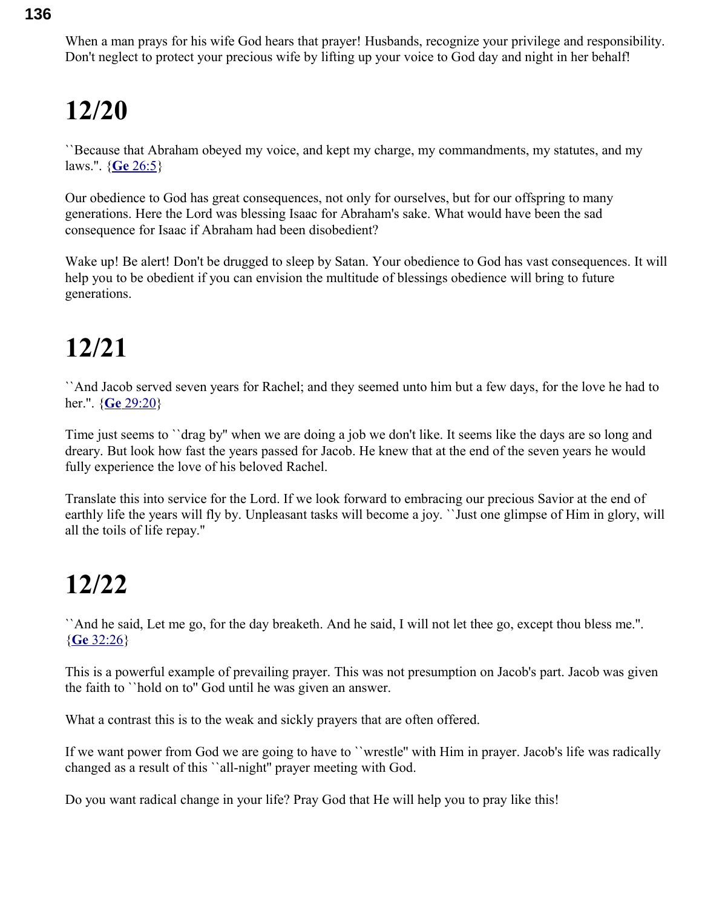When a man prays for his wife God hears that prayer! Husbands, recognize your privilege and responsibility. Don't neglect to protect your precious wife by lifting up your voice to God day and night in her behalf!

# 12/20

``Because that Abraham obeyed my voice, and kept my charge, my commandments, my statutes, and my laws.''. {**Ge** 26:5}

Our obedience to God has great consequences, not only for ourselves, but for our offspring to many generations. Here the Lord was blessing Isaac for Abraham's sake. What would have been the sad consequence for Isaac if Abraham had been disobedient?

Wake up! Be alert! Don't be drugged to sleep by Satan. Your obedience to God has vast consequences. It will help you to be obedient if you can envision the multitude of blessings obedience will bring to future generations.

# 12/21

``And Jacob served seven years for Rachel; and they seemed unto him but a few days, for the love he had to her.''. {**Ge** 29:20}

Time just seems to ``drag by'' when we are doing a job we don't like. It seems like the days are so long and dreary. But look how fast the years passed for Jacob. He knew that at the end of the seven years he would fully experience the love of his beloved Rachel.

Translate this into service for the Lord. If we look forward to embracing our precious Savior at the end of earthly life the years will fly by. Unpleasant tasks will become a joy. ``Just one glimpse of Him in glory, will all the toils of life repay.''

# 12/22

``And he said, Let me go, for the day breaketh. And he said, I will not let thee go, except thou bless me.''. {**Ge** 32:26}

This is a powerful example of prevailing prayer. This was not presumption on Jacob's part. Jacob was given the faith to ``hold on to'' God until he was given an answer.

What a contrast this is to the weak and sickly prayers that are often offered.

If we want power from God we are going to have to ``wrestle'' with Him in prayer. Jacob's life was radically changed as a result of this ``all-night'' prayer meeting with God.

Do you want radical change in your life? Pray God that He will help you to pray like this!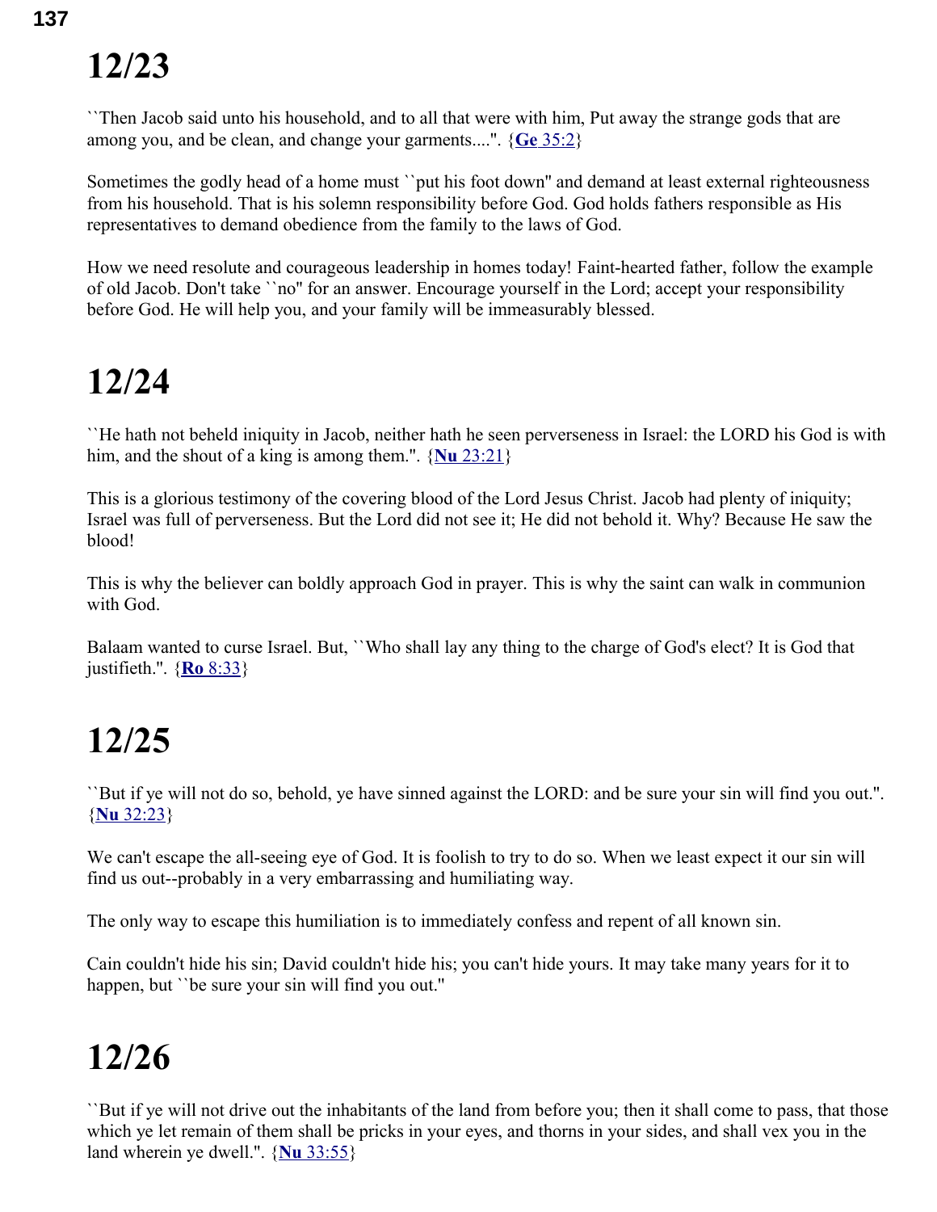# 12/23

``Then Jacob said unto his household, and to all that were with him, Put away the strange gods that are among you, and be clean, and change your garments....". {**Ge** 35:2}

Sometimes the godly head of a home must ``put his foot down'' and demand at least external righteousness from his household. That is his solemn responsibility before God. God holds fathers responsible as His representatives to demand obedience from the family to the laws of God.

How we need resolute and courageous leadership in homes today! Faint-hearted father, follow the example of old Jacob. Don't take ``no'' for an answer. Encourage yourself in the Lord; accept your responsibility before God. He will help you, and your family will be immeasurably blessed.

# 12/24

``He hath not beheld iniquity in Jacob, neither hath he seen perverseness in Israel: the LORD his God is with him, and the shout of a king is among them.". {**Nu** 23:21}

This is a glorious testimony of the covering blood of the Lord Jesus Christ. Jacob had plenty of iniquity; Israel was full of perverseness. But the Lord did not see it; He did not behold it. Why? Because He saw the blood!

This is why the believer can boldly approach God in prayer. This is why the saint can walk in communion with God.

Balaam wanted to curse Israel. But, ``Who shall lay any thing to the charge of God's elect? It is God that justifieth.". {**Ro** 8:33}

# 12/25

``But if ye will not do so, behold, ye have sinned against the LORD: and be sure your sin will find you out.". {**Nu** 32:23}

We can't escape the all-seeing eye of God. It is foolish to try to do so. When we least expect it our sin will find us out--probably in a very embarrassing and humiliating way.

The only way to escape this humiliation is to immediately confess and repent of all known sin.

Cain couldn't hide his sin; David couldn't hide his; you can't hide yours. It may take many years for it to happen, but ``be sure your sin will find you out.''

# 12/26

``But if ye will not drive out the inhabitants of the land from before you; then it shall come to pass, that those which ye let remain of them shall be pricks in your eyes, and thorns in your sides, and shall vex you in the land wherein ye dwell.". {**Nu** 33:55}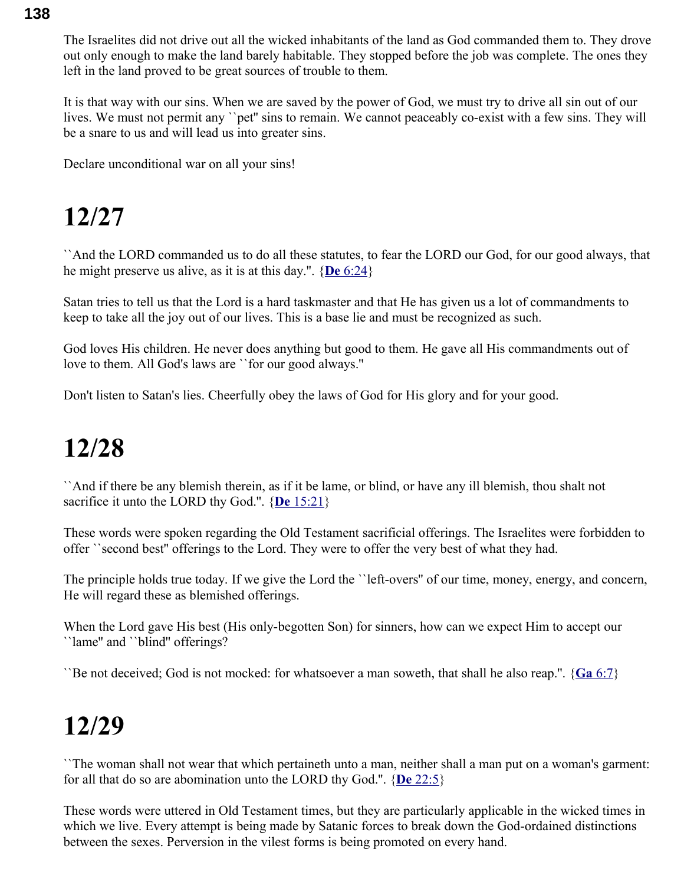The Israelites did not drive out all the wicked inhabitants of the land as God commanded them to. They drove out only enough to make the land barely habitable. They stopped before the job was complete. The ones they left in the land proved to be great sources of trouble to them.

It is that way with our sins. When we are saved by the power of God, we must try to drive all sin out of our lives. We must not permit any ``pet'' sins to remain. We cannot peaceably co-exist with a few sins. They will be a snare to us and will lead us into greater sins.

Declare unconditional war on all your sins!

# 12/27

``And the LORD commanded us to do all these statutes, to fear the LORD our God, for our good always, that he might preserve us alive, as it is at this day.''. {**De** 6:24}

Satan tries to tell us that the Lord is a hard taskmaster and that He has given us a lot of commandments to keep to take all the joy out of our lives. This is a base lie and must be recognized as such.

God loves His children. He never does anything but good to them. He gave all His commandments out of love to them. All God's laws are ``for our good always.''

Don't listen to Satan's lies. Cheerfully obey the laws of God for His glory and for your good.

# 12/28

``And if there be any blemish therein, as if it be lame, or blind, or have any ill blemish, thou shalt not sacrifice it unto the LORD thy God.''. {**De** 15:21}

These words were spoken regarding the Old Testament sacrificial offerings. The Israelites were forbidden to offer ``second best'' offerings to the Lord. They were to offer the very best of what they had.

The principle holds true today. If we give the Lord the ``left-overs'' of our time, money, energy, and concern, He will regard these as blemished offerings.

When the Lord gave His best (His only-begotten Son) for sinners, how can we expect Him to accept our ``lame'' and ``blind'' offerings?

``Be not deceived; God is not mocked: for whatsoever a man soweth, that shall he also reap.''. {**Ga** 6:7}

# 12/29

``The woman shall not wear that which pertaineth unto a man, neither shall a man put on a woman's garment: for all that do so are abomination unto the LORD thy God.''. {**De** 22:5}

These words were uttered in Old Testament times, but they are particularly applicable in the wicked times in which we live. Every attempt is being made by Satanic forces to break down the God-ordained distinctions between the sexes. Perversion in the vilest forms is being promoted on every hand.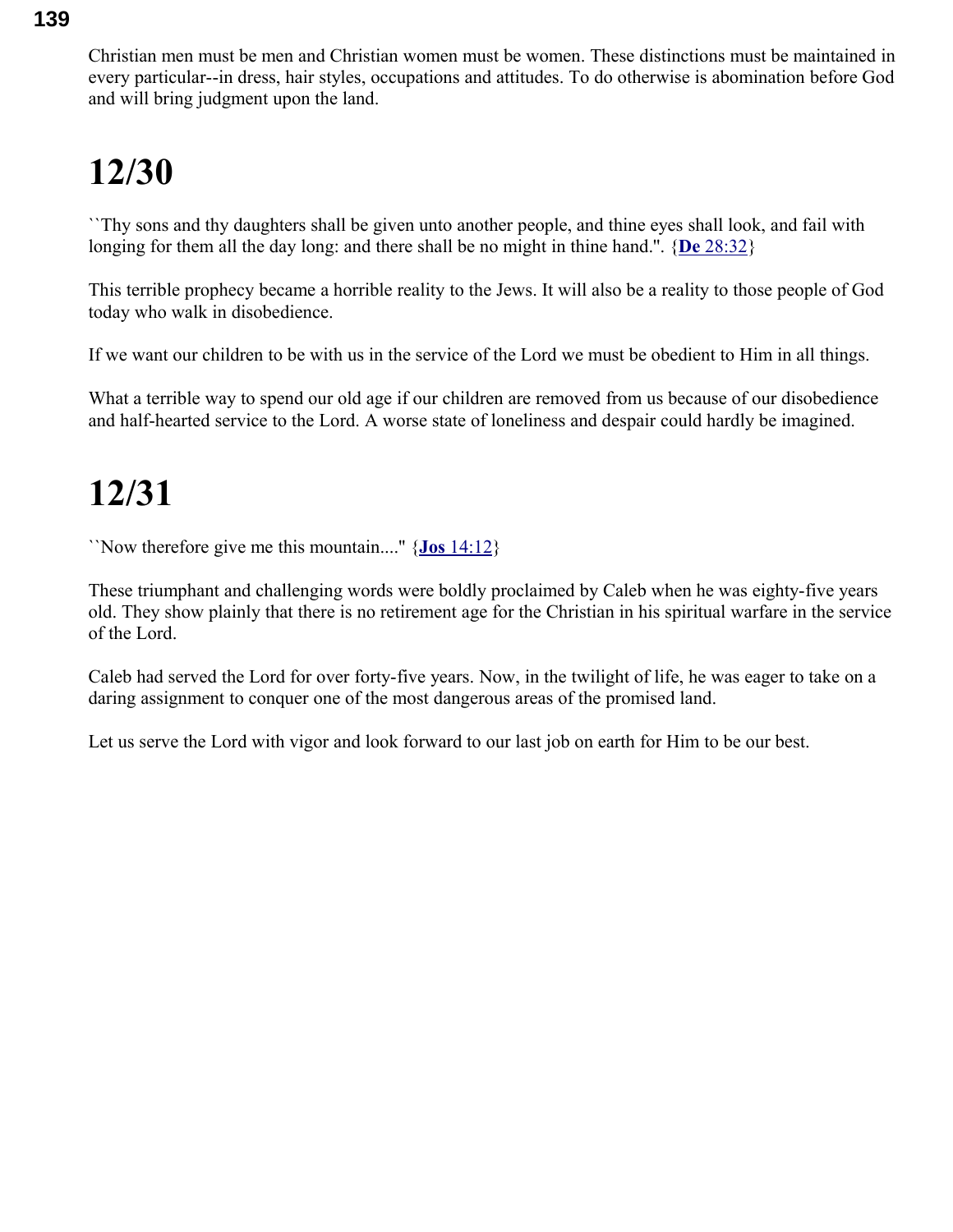Christian men must be men and Christian women must be women. These distinctions must be maintained in every particular--in dress, hair styles, occupations and attitudes. To do otherwise is abomination before God and will bring judgment upon the land.

# 12/30

``Thy sons and thy daughters shall be given unto another people, and thine eyes shall look, and fail with longing for them all the day long: and there shall be no might in thine hand.''. {**De** 28:32}

This terrible prophecy became a horrible reality to the Jews. It will also be a reality to those people of God today who walk in disobedience.

If we want our children to be with us in the service of the Lord we must be obedient to Him in all things.

What a terrible way to spend our old age if our children are removed from us because of our disobedience and half-hearted service to the Lord. A worse state of loneliness and despair could hardly be imagined.

# 12/31

``Now therefore give me this mountain....'' {**Jos** 14:12}

These triumphant and challenging words were boldly proclaimed by Caleb when he was eighty-five years old. They show plainly that there is no retirement age for the Christian in his spiritual warfare in the service of the Lord.

Caleb had served the Lord for over forty-five years. Now, in the twilight of life, he was eager to take on a daring assignment to conquer one of the most dangerous areas of the promised land.

Let us serve the Lord with vigor and look forward to our last job on earth for Him to be our best.